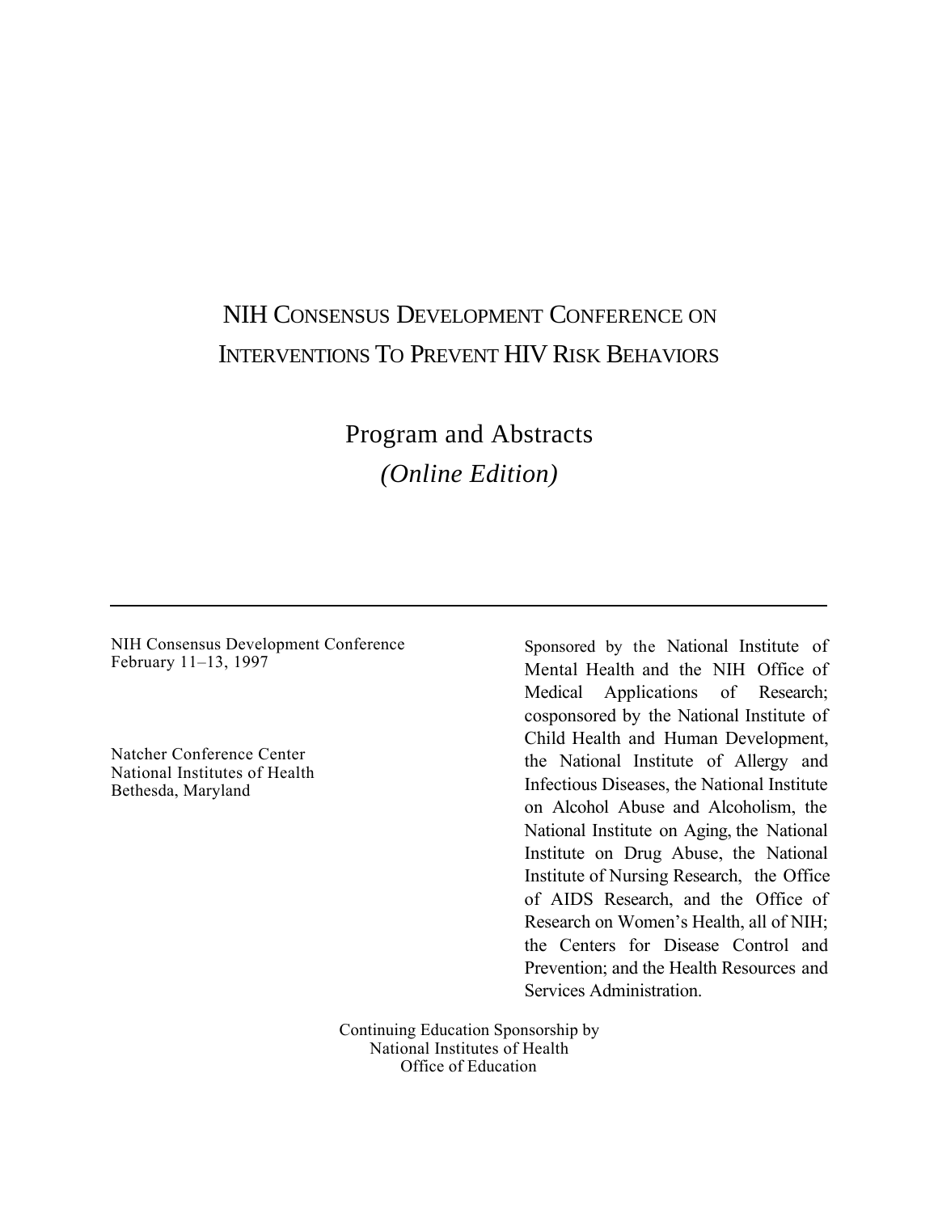# NIH Consensus Development Conference on Interventions To Prevent HIV Risk Behaviors

## Program and Abstracts

*(Online Edition)*

---

NIH Consensus Development Conference
February 11–13, 1997

Natcher Conference Center
National Institutes of Health
Bethesda, Maryland

Sponsored by the National Institute of Mental Health and the NIH Office of Medical Applications of Research; cosponsored by the National Institute of Child Health and Human Development, the National Institute of Allergy and Infectious Diseases, the National Institute on Alcohol Abuse and Alcoholism, the National Institute on Aging, the National Institute on Drug Abuse, the National Institute of Nursing Research, the Office of AIDS Research, and the Office of Research on Women's Health, all of NIH; the Centers for Disease Control and Prevention; and the Health Resources and Services Administration.

Continuing Education Sponsorship by
National Institutes of Health
Office of Education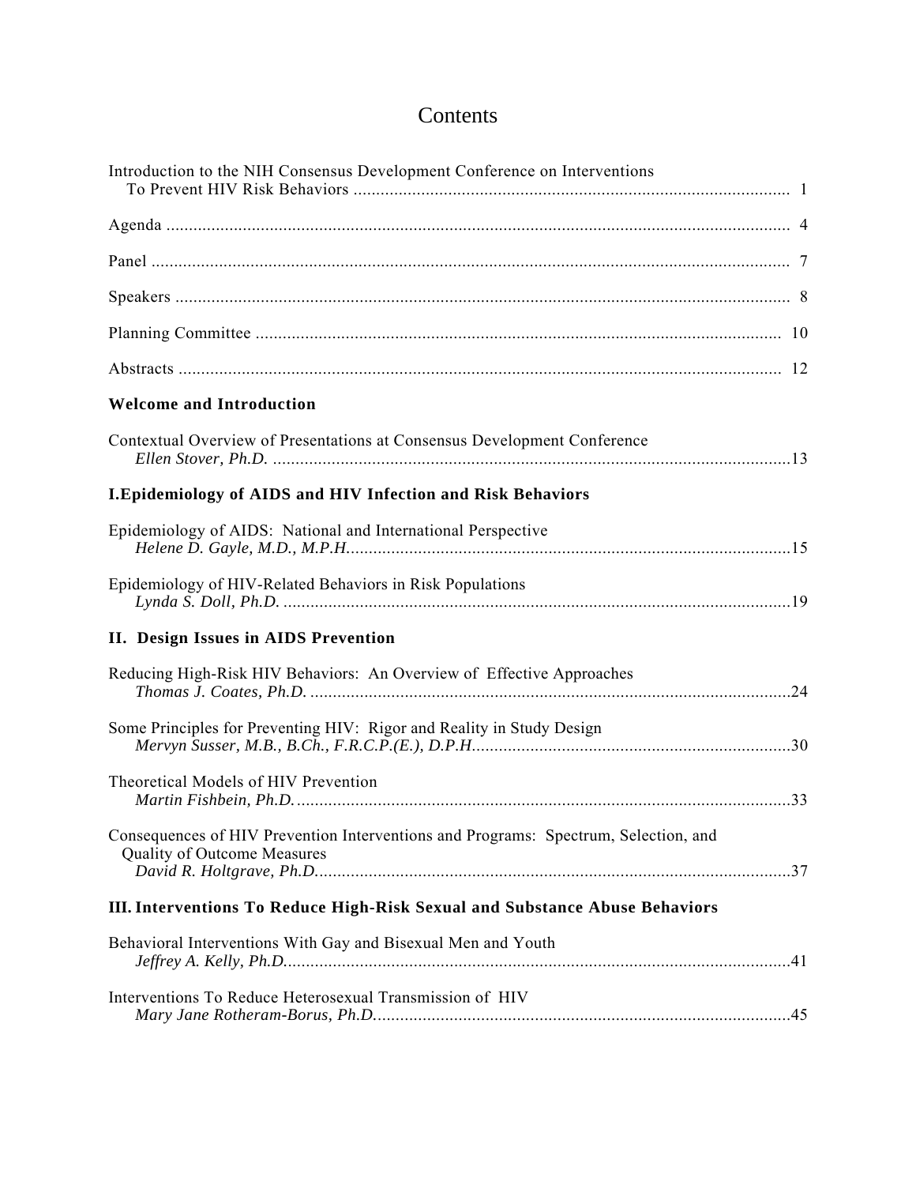# Contents

Introduction to the NIH Consensus Development Conference on Interventions To Prevent HIV Risk Behaviors ....... 1

Agenda ....... 4

Panel ....... 7

Speakers ....... 8

Planning Committee ....... 10

Abstracts ....... 12

**Welcome and Introduction**

Contextual Overview of Presentations at Consensus Development Conference
*Ellen Stover, Ph.D.* ....... 13

**I. Epidemiology of AIDS and HIV Infection and Risk Behaviors**

Epidemiology of AIDS: National and International Perspective
*Helene D. Gayle, M.D., M.P.H.* ....... 15

Epidemiology of HIV-Related Behaviors in Risk Populations
*Lynda S. Doll, Ph.D.* ....... 19

**II. Design Issues in AIDS Prevention**

Reducing High-Risk HIV Behaviors: An Overview of Effective Approaches
*Thomas J. Coates, Ph.D.* ....... 24

Some Principles for Preventing HIV: Rigor and Reality in Study Design
*Mervyn Susser, M.B., B.Ch., F.R.C.P.(E.), D.P.H.* ....... 30

Theoretical Models of HIV Prevention
*Martin Fishbein, Ph.D.* ....... 33

Consequences of HIV Prevention Interventions and Programs: Spectrum, Selection, and Quality of Outcome Measures
*David R. Holtgrave, Ph.D.* ....... 37

**III. Interventions To Reduce High-Risk Sexual and Substance Abuse Behaviors**

Behavioral Interventions With Gay and Bisexual Men and Youth
*Jeffrey A. Kelly, Ph.D.* ....... 41

Interventions To Reduce Heterosexual Transmission of HIV
*Mary Jane Rotheram-Borus, Ph.D.* ....... 45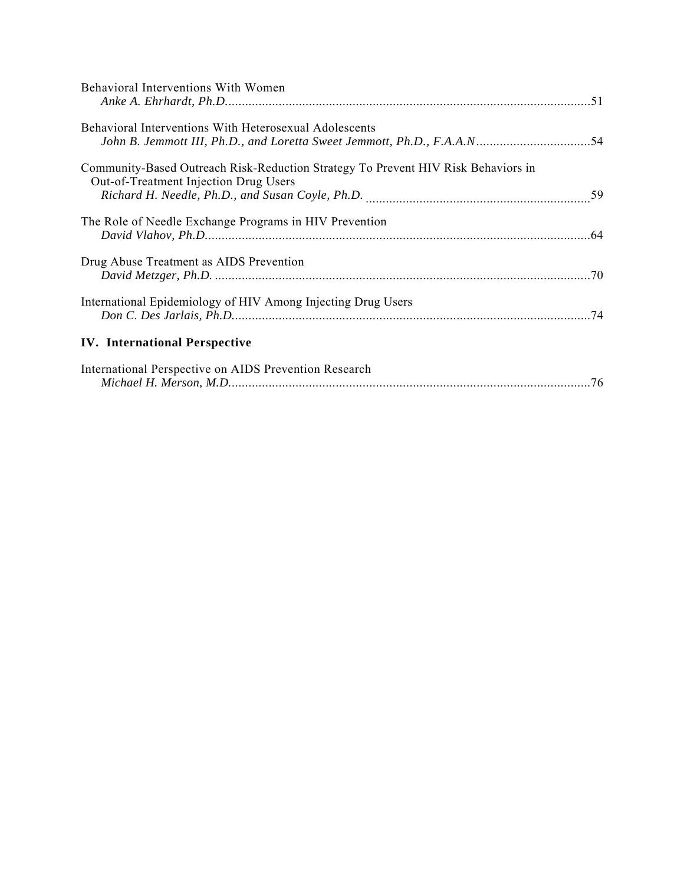Behavioral Interventions With Women
*Anke A. Ehrhardt, Ph.D.*..........................................................................................................51

Behavioral Interventions With Heterosexual Adolescents
*John B. Jemmott III, Ph.D., and Loretta Sweet Jemmott, Ph.D., F.A.A.N*..................................54

Community-Based Outreach Risk-Reduction Strategy To Prevent HIV Risk Behaviors in Out-of-Treatment Injection Drug Users
*Richard H. Needle, Ph.D., and Susan Coyle, Ph.D.* ...................................................................59

The Role of Needle Exchange Programs in HIV Prevention
*David Vlahov, Ph.D.*.................................................................................................................64

Drug Abuse Treatment as AIDS Prevention
*David Metzger, Ph.D.* ..............................................................................................................70

International Epidemiology of HIV Among Injecting Drug Users
*Don C. Des Jarlais, Ph.D.*.........................................................................................................74

## IV. International Perspective

International Perspective on AIDS Prevention Research
*Michael H. Merson, M.D.*..........................................................................................................76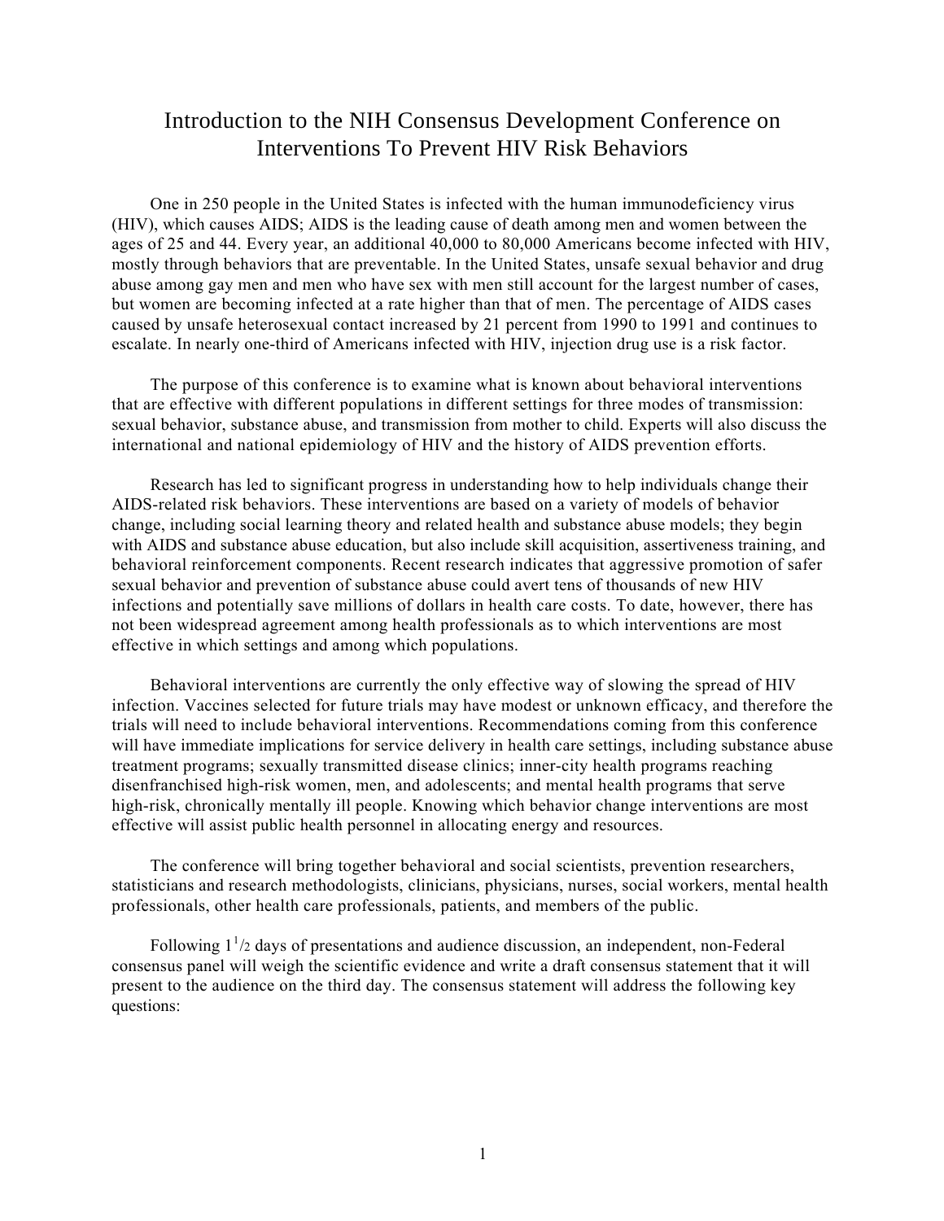# Introduction to the NIH Consensus Development Conference on Interventions To Prevent HIV Risk Behaviors

One in 250 people in the United States is infected with the human immunodeficiency virus (HIV), which causes AIDS; AIDS is the leading cause of death among men and women between the ages of 25 and 44. Every year, an additional 40,000 to 80,000 Americans become infected with HIV, mostly through behaviors that are preventable. In the United States, unsafe sexual behavior and drug abuse among gay men and men who have sex with men still account for the largest number of cases, but women are becoming infected at a rate higher than that of men. The percentage of AIDS cases caused by unsafe heterosexual contact increased by 21 percent from 1990 to 1991 and continues to escalate. In nearly one-third of Americans infected with HIV, injection drug use is a risk factor.

The purpose of this conference is to examine what is known about behavioral interventions that are effective with different populations in different settings for three modes of transmission: sexual behavior, substance abuse, and transmission from mother to child. Experts will also discuss the international and national epidemiology of HIV and the history of AIDS prevention efforts.

Research has led to significant progress in understanding how to help individuals change their AIDS-related risk behaviors. These interventions are based on a variety of models of behavior change, including social learning theory and related health and substance abuse models; they begin with AIDS and substance abuse education, but also include skill acquisition, assertiveness training, and behavioral reinforcement components. Recent research indicates that aggressive promotion of safer sexual behavior and prevention of substance abuse could avert tens of thousands of new HIV infections and potentially save millions of dollars in health care costs. To date, however, there has not been widespread agreement among health professionals as to which interventions are most effective in which settings and among which populations.

Behavioral interventions are currently the only effective way of slowing the spread of HIV infection. Vaccines selected for future trials may have modest or unknown efficacy, and therefore the trials will need to include behavioral interventions. Recommendations coming from this conference will have immediate implications for service delivery in health care settings, including substance abuse treatment programs; sexually transmitted disease clinics; inner-city health programs reaching disenfranchised high-risk women, men, and adolescents; and mental health programs that serve high-risk, chronically mentally ill people. Knowing which behavior change interventions are most effective will assist public health personnel in allocating energy and resources.

The conference will bring together behavioral and social scientists, prevention researchers, statisticians and research methodologists, clinicians, physicians, nurses, social workers, mental health professionals, other health care professionals, patients, and members of the public.

Following 1½ days of presentations and audience discussion, an independent, non-Federal consensus panel will weigh the scientific evidence and write a draft consensus statement that it will present to the audience on the third day. The consensus statement will address the following key questions: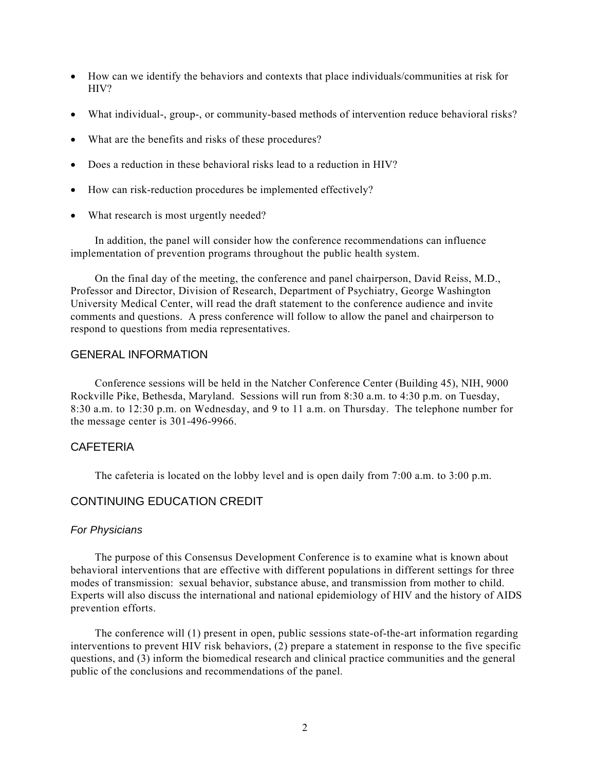- How can we identify the behaviors and contexts that place individuals/communities at risk for HIV?
- What individual-, group-, or community-based methods of intervention reduce behavioral risks?
- What are the benefits and risks of these procedures?
- Does a reduction in these behavioral risks lead to a reduction in HIV?
- How can risk-reduction procedures be implemented effectively?
- What research is most urgently needed?

In addition, the panel will consider how the conference recommendations can influence implementation of prevention programs throughout the public health system.

On the final day of the meeting, the conference and panel chairperson, David Reiss, M.D., Professor and Director, Division of Research, Department of Psychiatry, George Washington University Medical Center, will read the draft statement to the conference audience and invite comments and questions. A press conference will follow to allow the panel and chairperson to respond to questions from media representatives.

## GENERAL INFORMATION

Conference sessions will be held in the Natcher Conference Center (Building 45), NIH, 9000 Rockville Pike, Bethesda, Maryland. Sessions will run from 8:30 a.m. to 4:30 p.m. on Tuesday, 8:30 a.m. to 12:30 p.m. on Wednesday, and 9 to 11 a.m. on Thursday. The telephone number for the message center is 301-496-9966.

## CAFETERIA

The cafeteria is located on the lobby level and is open daily from 7:00 a.m. to 3:00 p.m.

## CONTINUING EDUCATION CREDIT

### *For Physicians*

The purpose of this Consensus Development Conference is to examine what is known about behavioral interventions that are effective with different populations in different settings for three modes of transmission: sexual behavior, substance abuse, and transmission from mother to child. Experts will also discuss the international and national epidemiology of HIV and the history of AIDS prevention efforts.

The conference will (1) present in open, public sessions state-of-the-art information regarding interventions to prevent HIV risk behaviors, (2) prepare a statement in response to the five specific questions, and (3) inform the biomedical research and clinical practice communities and the general public of the conclusions and recommendations of the panel.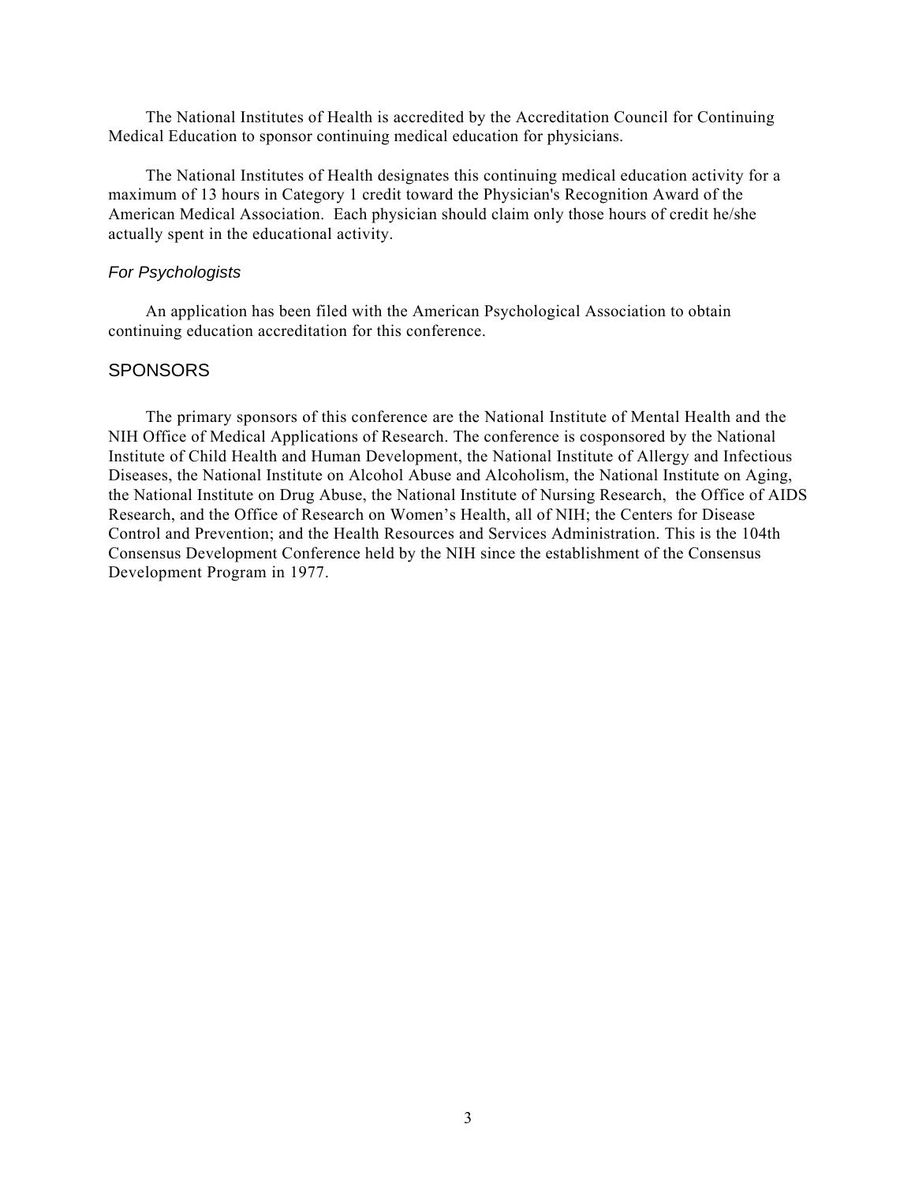The National Institutes of Health is accredited by the Accreditation Council for Continuing Medical Education to sponsor continuing medical education for physicians.

The National Institutes of Health designates this continuing medical education activity for a maximum of 13 hours in Category 1 credit toward the Physician's Recognition Award of the American Medical Association. Each physician should claim only those hours of credit he/she actually spent in the educational activity.

### *For Psychologists*

An application has been filed with the American Psychological Association to obtain continuing education accreditation for this conference.

## SPONSORS

The primary sponsors of this conference are the National Institute of Mental Health and the NIH Office of Medical Applications of Research. The conference is cosponsored by the National Institute of Child Health and Human Development, the National Institute of Allergy and Infectious Diseases, the National Institute on Alcohol Abuse and Alcoholism, the National Institute on Aging, the National Institute on Drug Abuse, the National Institute of Nursing Research, the Office of AIDS Research, and the Office of Research on Women's Health, all of NIH; the Centers for Disease Control and Prevention; and the Health Resources and Services Administration. This is the 104th Consensus Development Conference held by the NIH since the establishment of the Consensus Development Program in 1977.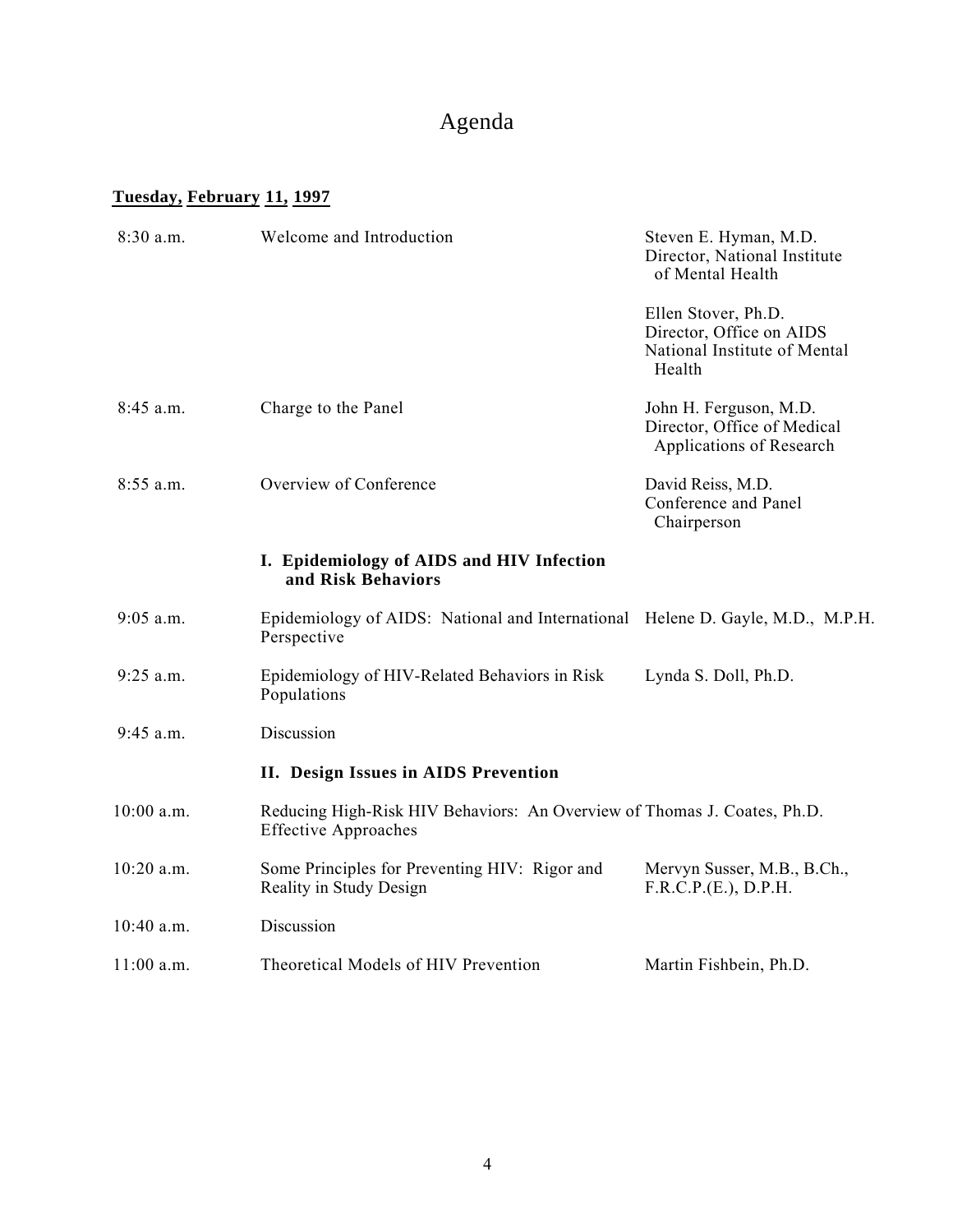# Agenda

**Tuesday, February 11, 1997**

| | | |
|---|---|---|
| 8:30 a.m. | Welcome and Introduction | Steven E. Hyman, M.D.<br>Director, National Institute of Mental Health<br><br>Ellen Stover, Ph.D.<br>Director, Office on AIDS<br>National Institute of Mental Health |
| 8:45 a.m. | Charge to the Panel | John H. Ferguson, M.D.<br>Director, Office of Medical Applications of Research |
| 8:55 a.m. | Overview of Conference | David Reiss, M.D.<br>Conference and Panel Chairperson |
| | **I. Epidemiology of AIDS and HIV Infection and Risk Behaviors** | |
| 9:05 a.m. | Epidemiology of AIDS: National and International Perspective | Helene D. Gayle, M.D., M.P.H. |
| 9:25 a.m. | Epidemiology of HIV-Related Behaviors in Risk Populations | Lynda S. Doll, Ph.D. |
| 9:45 a.m. | Discussion | |
| | **II. Design Issues in AIDS Prevention** | |
| 10:00 a.m. | Reducing High-Risk HIV Behaviors: An Overview of Effective Approaches | Thomas J. Coates, Ph.D. |
| 10:20 a.m. | Some Principles for Preventing HIV: Rigor and Reality in Study Design | Mervyn Susser, M.B., B.Ch., F.R.C.P.(E.), D.P.H. |
| 10:40 a.m. | Discussion | |
| 11:00 a.m. | Theoretical Models of HIV Prevention | Martin Fishbein, Ph.D. |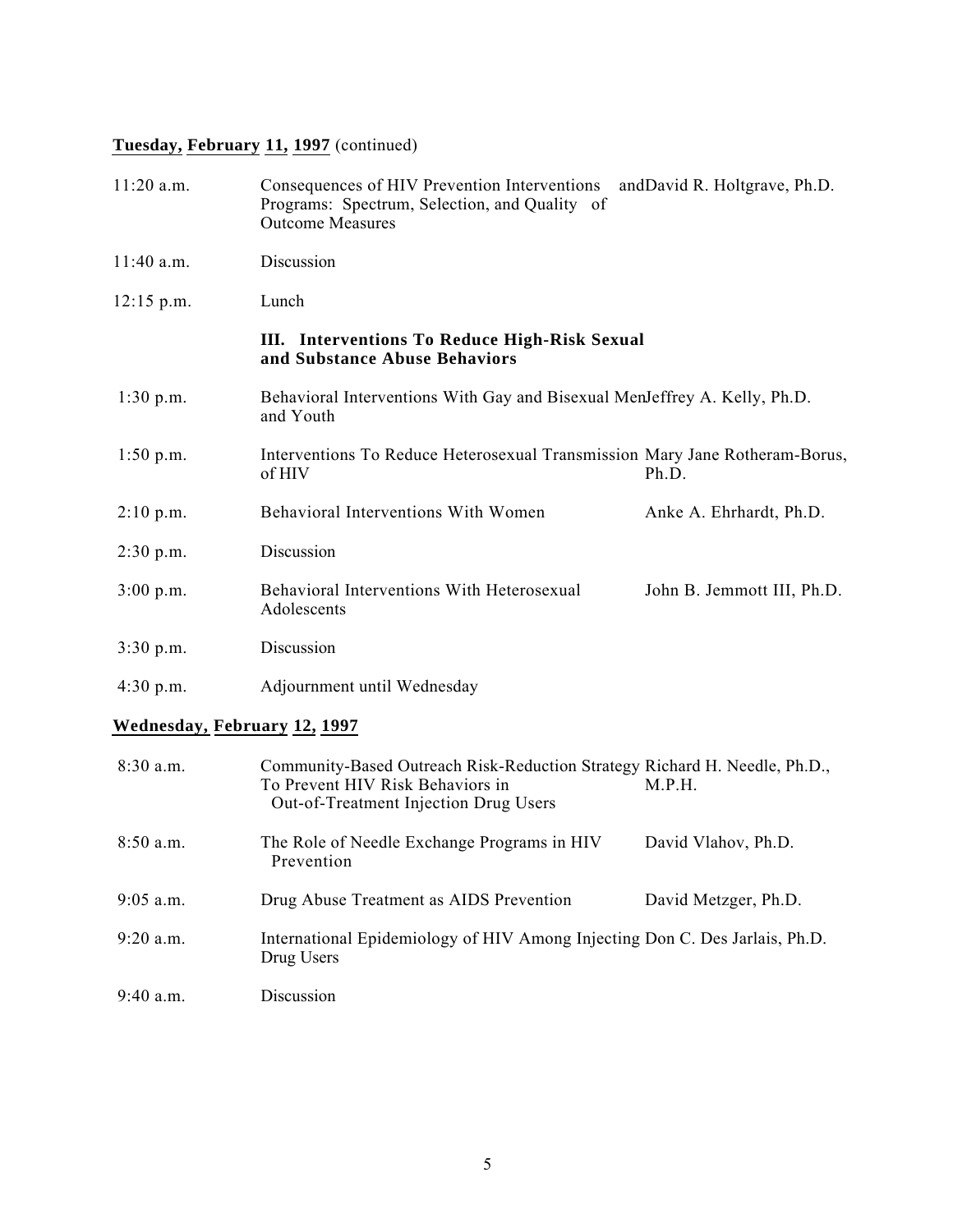**Tuesday, February 11, 1997** (continued)

| | | |
|---|---|---|
| 11:20 a.m. | Consequences of HIV Prevention Interventions and Programs: Spectrum, Selection, and Quality of Outcome Measures | David R. Holtgrave, Ph.D. |
| 11:40 a.m. | Discussion | |
| 12:15 p.m. | Lunch | |
| | **III. Interventions To Reduce High-Risk Sexual and Substance Abuse Behaviors** | |
| 1:30 p.m. | Behavioral Interventions With Gay and Bisexual Men and Youth | Jeffrey A. Kelly, Ph.D. |
| 1:50 p.m. | Interventions To Reduce Heterosexual Transmission of HIV | Mary Jane Rotheram-Borus, Ph.D. |
| 2:10 p.m. | Behavioral Interventions With Women | Anke A. Ehrhardt, Ph.D. |
| 2:30 p.m. | Discussion | |
| 3:00 p.m. | Behavioral Interventions With Heterosexual Adolescents | John B. Jemmott III, Ph.D. |
| 3:30 p.m. | Discussion | |
| 4:30 p.m. | Adjournment until Wednesday | |

**Wednesday, February 12, 1997**

| | | |
|---|---|---|
| 8:30 a.m. | Community-Based Outreach Risk-Reduction Strategy To Prevent HIV Risk Behaviors in Out-of-Treatment Injection Drug Users | Richard H. Needle, Ph.D., M.P.H. |
| 8:50 a.m. | The Role of Needle Exchange Programs in HIV Prevention | David Vlahov, Ph.D. |
| 9:05 a.m. | Drug Abuse Treatment as AIDS Prevention | David Metzger, Ph.D. |
| 9:20 a.m. | International Epidemiology of HIV Among Injecting Drug Users | Don C. Des Jarlais, Ph.D. |
| 9:40 a.m. | Discussion | |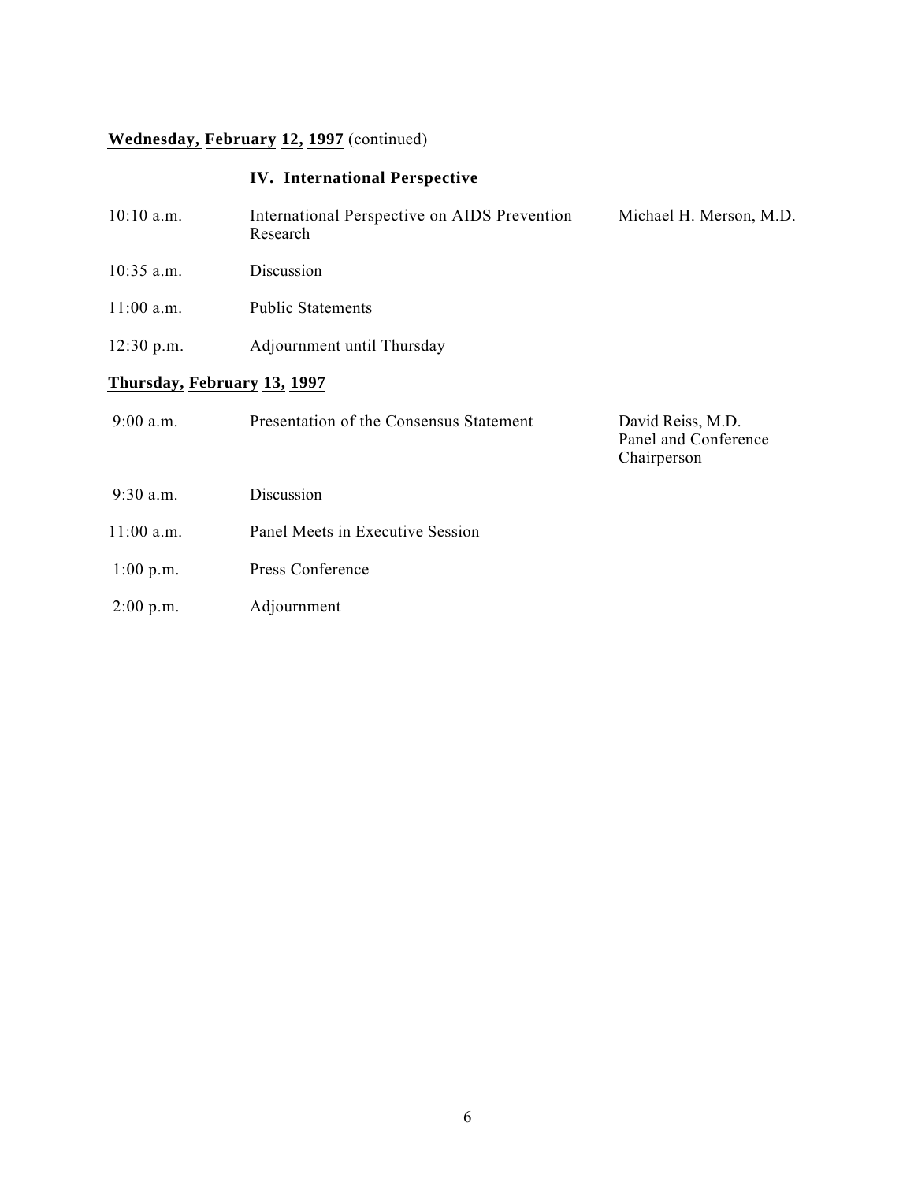**Wednesday, February 12, 1997** (continued)

### IV. International Perspective

| | | |
|---|---|---|
| 10:10 a.m. | International Perspective on AIDS Prevention Research | Michael H. Merson, M.D. |
| 10:35 a.m. | Discussion | |
| 11:00 a.m. | Public Statements | |
| 12:30 p.m. | Adjournment until Thursday | |

**Thursday, February 13, 1997**

| | | |
|---|---|---|
| 9:00 a.m. | Presentation of the Consensus Statement | David Reiss, M.D. Panel and Conference Chairperson |
| 9:30 a.m. | Discussion | |
| 11:00 a.m. | Panel Meets in Executive Session | |
| 1:00 p.m. | Press Conference | |
| 2:00 p.m. | Adjournment | |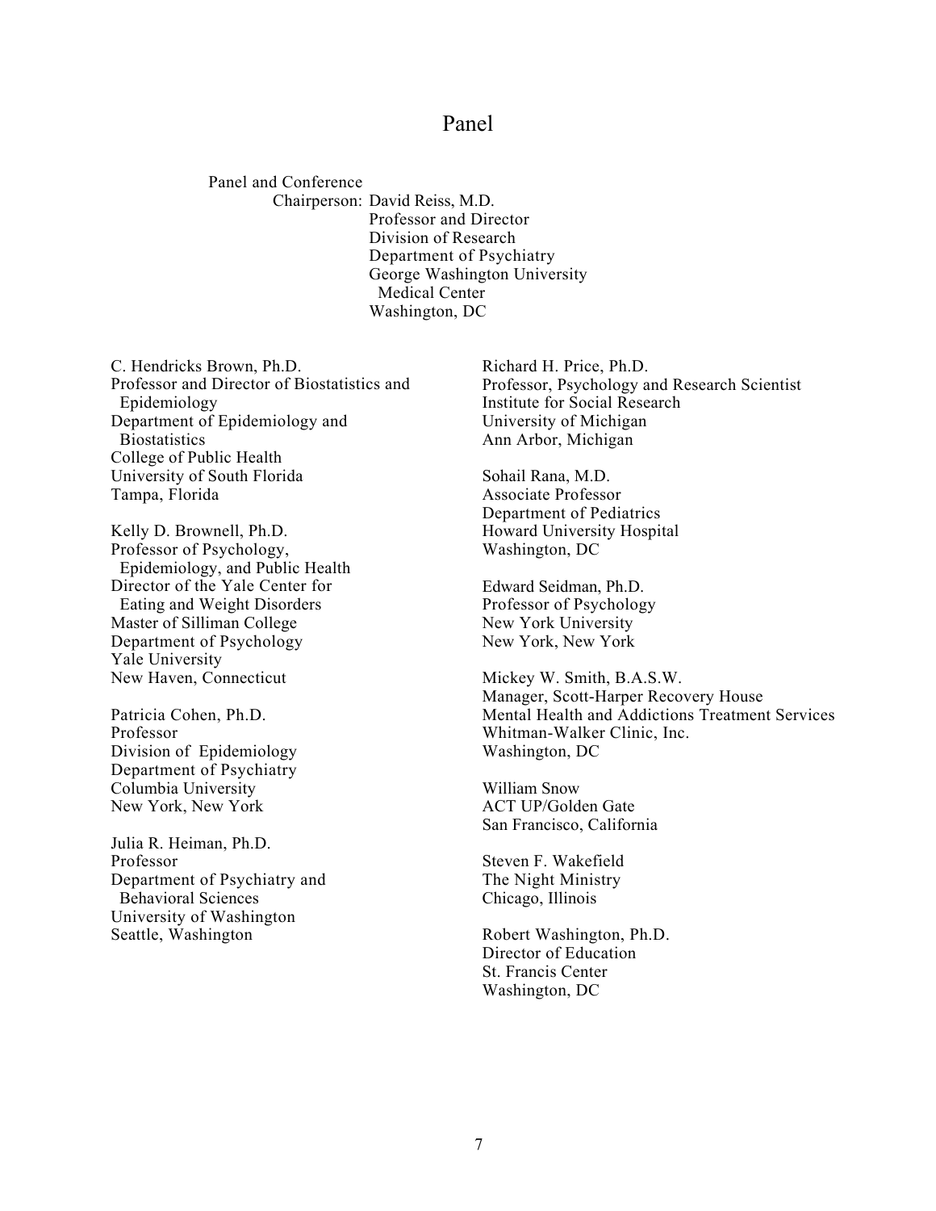# Panel

Panel and Conference Chairperson: David Reiss, M.D.
Professor and Director
Division of Research
Department of Psychiatry
George Washington University Medical Center
Washington, DC

C. Hendricks Brown, Ph.D.
Professor and Director of Biostatistics and Epidemiology
Department of Epidemiology and Biostatistics
College of Public Health
University of South Florida
Tampa, Florida

Kelly D. Brownell, Ph.D.
Professor of Psychology, Epidemiology, and Public Health
Director of the Yale Center for Eating and Weight Disorders
Master of Silliman College
Department of Psychology
Yale University
New Haven, Connecticut

Patricia Cohen, Ph.D.
Professor
Division of Epidemiology
Department of Psychiatry
Columbia University
New York, New York

Julia R. Heiman, Ph.D.
Professor
Department of Psychiatry and Behavioral Sciences
University of Washington
Seattle, Washington

Richard H. Price, Ph.D.
Professor, Psychology and Research Scientist
Institute for Social Research
University of Michigan
Ann Arbor, Michigan

Sohail Rana, M.D.
Associate Professor
Department of Pediatrics
Howard University Hospital
Washington, DC

Edward Seidman, Ph.D.
Professor of Psychology
New York University
New York, New York

Mickey W. Smith, B.A.S.W.
Manager, Scott-Harper Recovery House
Mental Health and Addictions Treatment Services
Whitman-Walker Clinic, Inc.
Washington, DC

William Snow
ACT UP/Golden Gate
San Francisco, California

Steven F. Wakefield
The Night Ministry
Chicago, Illinois

Robert Washington, Ph.D.
Director of Education
St. Francis Center
Washington, DC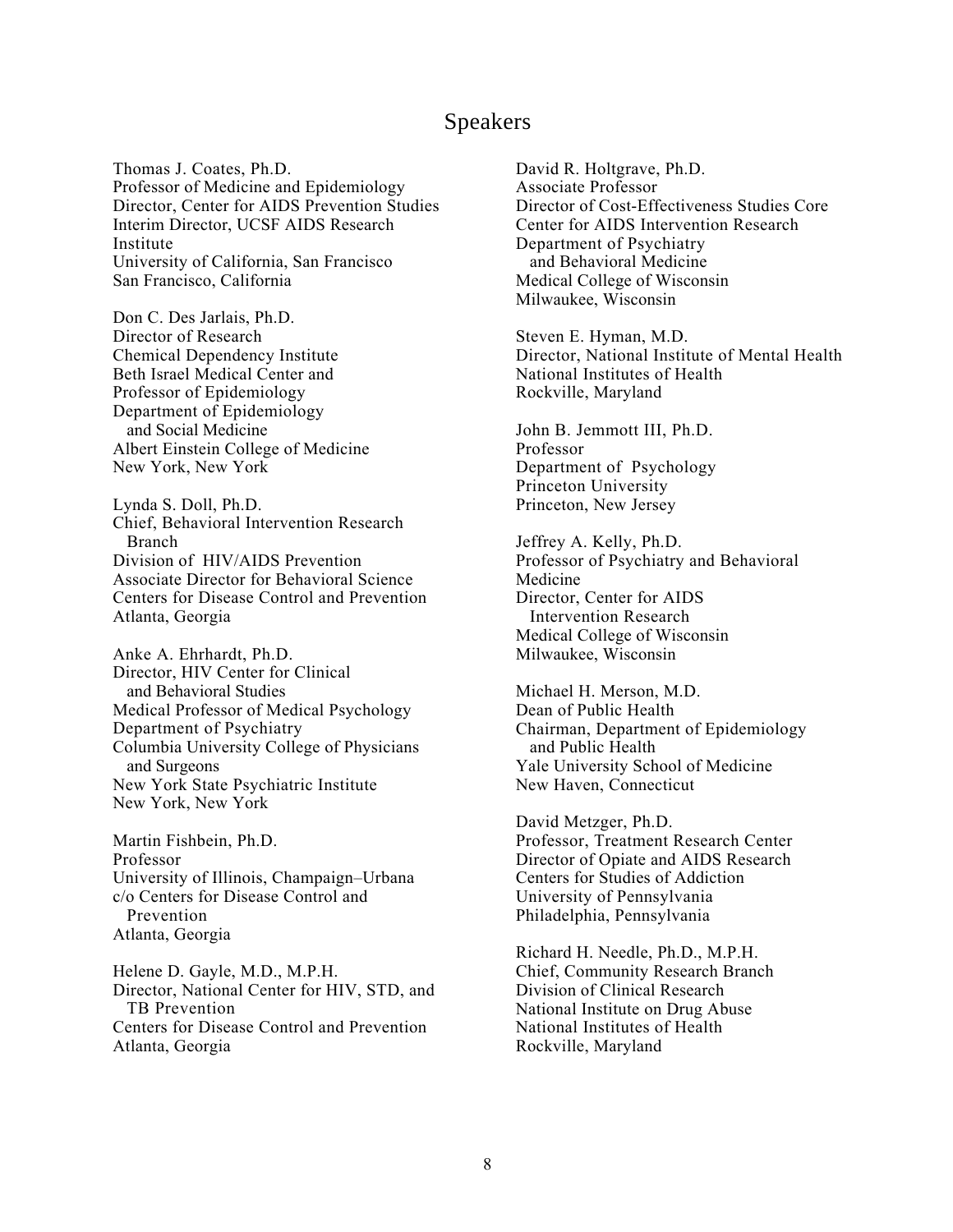## Speakers

Thomas J. Coates, Ph.D.
Professor of Medicine and Epidemiology
Director, Center for AIDS Prevention Studies
Interim Director, UCSF AIDS Research Institute
University of California, San Francisco
San Francisco, California

Don C. Des Jarlais, Ph.D.
Director of Research
Chemical Dependency Institute
Beth Israel Medical Center and
Professor of Epidemiology
Department of Epidemiology and Social Medicine
Albert Einstein College of Medicine
New York, New York

Lynda S. Doll, Ph.D.
Chief, Behavioral Intervention Research Branch
Division of HIV/AIDS Prevention
Associate Director for Behavioral Science
Centers for Disease Control and Prevention
Atlanta, Georgia

Anke A. Ehrhardt, Ph.D.
Director, HIV Center for Clinical and Behavioral Studies
Medical Professor of Medical Psychology
Department of Psychiatry
Columbia University College of Physicians and Surgeons
New York State Psychiatric Institute
New York, New York

Martin Fishbein, Ph.D.
Professor
University of Illinois, Champaign–Urbana
c/o Centers for Disease Control and Prevention
Atlanta, Georgia

Helene D. Gayle, M.D., M.P.H.
Director, National Center for HIV, STD, and TB Prevention
Centers for Disease Control and Prevention
Atlanta, Georgia

David R. Holtgrave, Ph.D.
Associate Professor
Director of Cost-Effectiveness Studies Core
Center for AIDS Intervention Research
Department of Psychiatry and Behavioral Medicine
Medical College of Wisconsin
Milwaukee, Wisconsin

Steven E. Hyman, M.D.
Director, National Institute of Mental Health
National Institutes of Health
Rockville, Maryland

John B. Jemmott III, Ph.D.
Professor
Department of Psychology
Princeton University
Princeton, New Jersey

Jeffrey A. Kelly, Ph.D.
Professor of Psychiatry and Behavioral Medicine
Director, Center for AIDS Intervention Research
Medical College of Wisconsin
Milwaukee, Wisconsin

Michael H. Merson, M.D.
Dean of Public Health
Chairman, Department of Epidemiology and Public Health
Yale University School of Medicine
New Haven, Connecticut

David Metzger, Ph.D.
Professor, Treatment Research Center
Director of Opiate and AIDS Research
Centers for Studies of Addiction
University of Pennsylvania
Philadelphia, Pennsylvania

Richard H. Needle, Ph.D., M.P.H.
Chief, Community Research Branch
Division of Clinical Research
National Institute on Drug Abuse
National Institutes of Health
Rockville, Maryland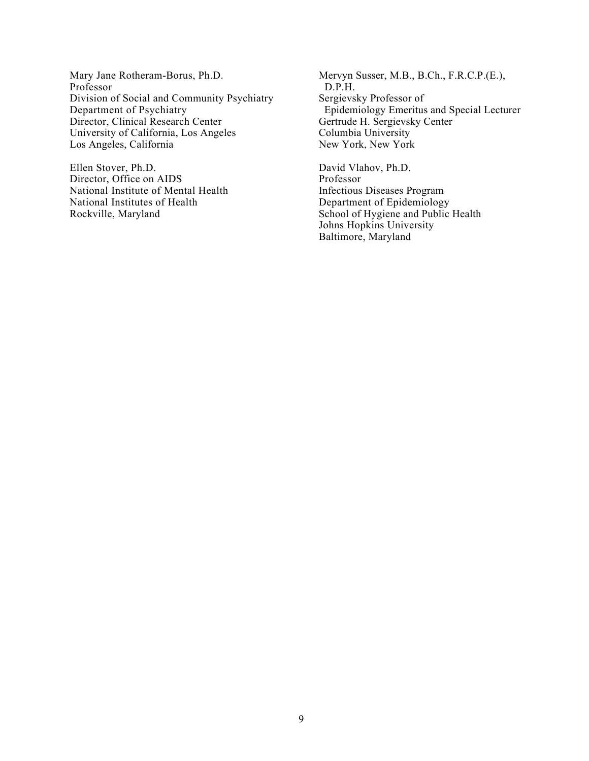Mary Jane Rotheram-Borus, Ph.D.
Professor
Division of Social and Community Psychiatry
Department of Psychiatry
Director, Clinical Research Center
University of California, Los Angeles
Los Angeles, California

Ellen Stover, Ph.D.
Director, Office on AIDS
National Institute of Mental Health
National Institutes of Health
Rockville, Maryland

Mervyn Susser, M.B., B.Ch., F.R.C.P.(E.), D.P.H.
Sergievsky Professor of Epidemiology Emeritus and Special Lecturer
Gertrude H. Sergievsky Center
Columbia University
New York, New York

David Vlahov, Ph.D.
Professor
Infectious Diseases Program
Department of Epidemiology
School of Hygiene and Public Health
Johns Hopkins University
Baltimore, Maryland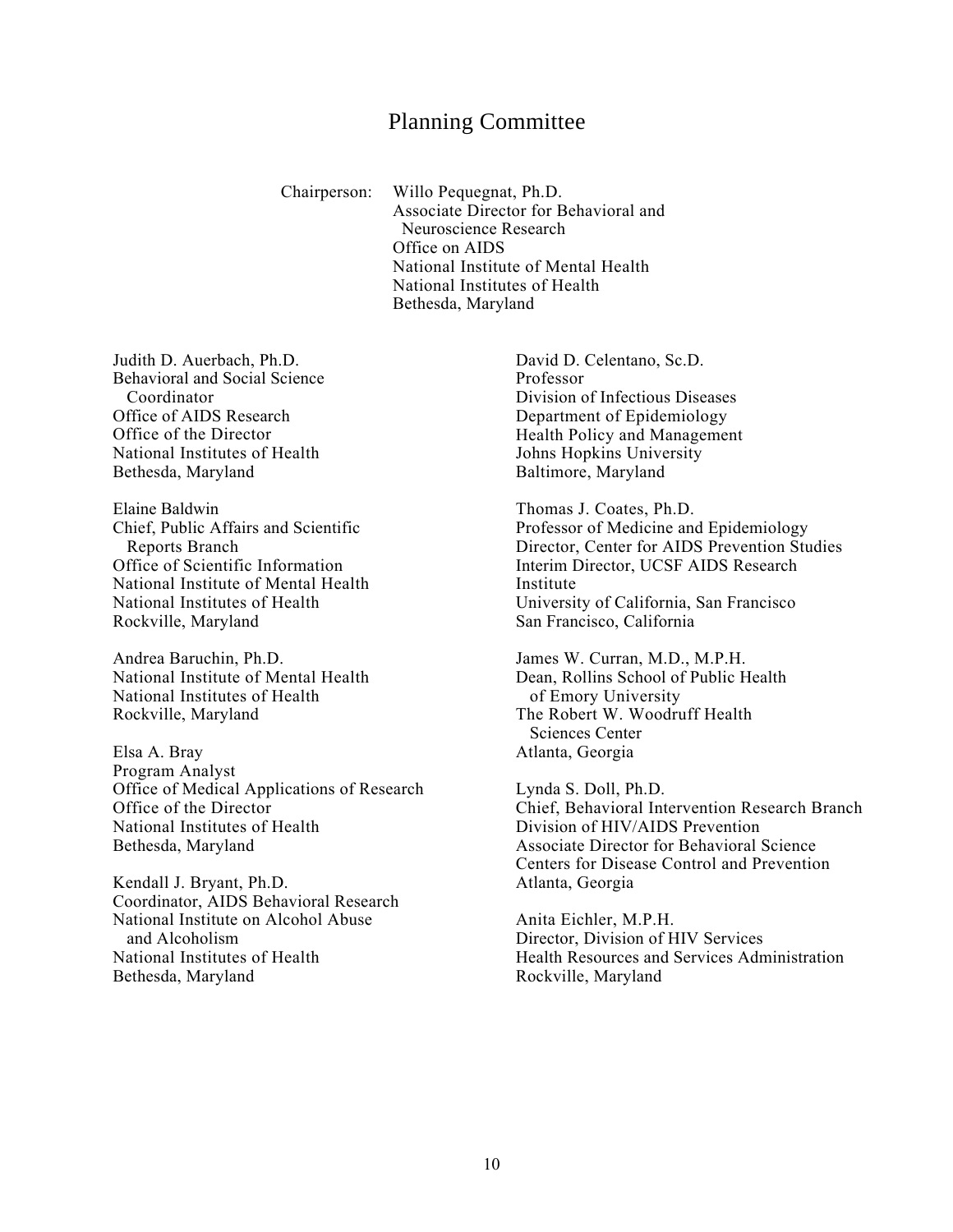# Planning Committee

Chairperson: Willo Pequegnat, Ph.D.
Associate Director for Behavioral and Neuroscience Research
Office on AIDS
National Institute of Mental Health
National Institutes of Health
Bethesda, Maryland

Judith D. Auerbach, Ph.D.
Behavioral and Social Science Coordinator
Office of AIDS Research
Office of the Director
National Institutes of Health
Bethesda, Maryland

Elaine Baldwin
Chief, Public Affairs and Scientific Reports Branch
Office of Scientific Information
National Institute of Mental Health
National Institutes of Health
Rockville, Maryland

Andrea Baruchin, Ph.D.
National Institute of Mental Health
National Institutes of Health
Rockville, Maryland

Elsa A. Bray
Program Analyst
Office of Medical Applications of Research
Office of the Director
National Institutes of Health
Bethesda, Maryland

Kendall J. Bryant, Ph.D.
Coordinator, AIDS Behavioral Research
National Institute on Alcohol Abuse and Alcoholism
National Institutes of Health
Bethesda, Maryland

David D. Celentano, Sc.D.
Professor
Division of Infectious Diseases
Department of Epidemiology
Health Policy and Management
Johns Hopkins University
Baltimore, Maryland

Thomas J. Coates, Ph.D.
Professor of Medicine and Epidemiology
Director, Center for AIDS Prevention Studies
Interim Director, UCSF AIDS Research Institute
University of California, San Francisco
San Francisco, California

James W. Curran, M.D., M.P.H.
Dean, Rollins School of Public Health of Emory University
The Robert W. Woodruff Health Sciences Center
Atlanta, Georgia

Lynda S. Doll, Ph.D.
Chief, Behavioral Intervention Research Branch
Division of HIV/AIDS Prevention
Associate Director for Behavioral Science
Centers for Disease Control and Prevention
Atlanta, Georgia

Anita Eichler, M.P.H.
Director, Division of HIV Services
Health Resources and Services Administration
Rockville, Maryland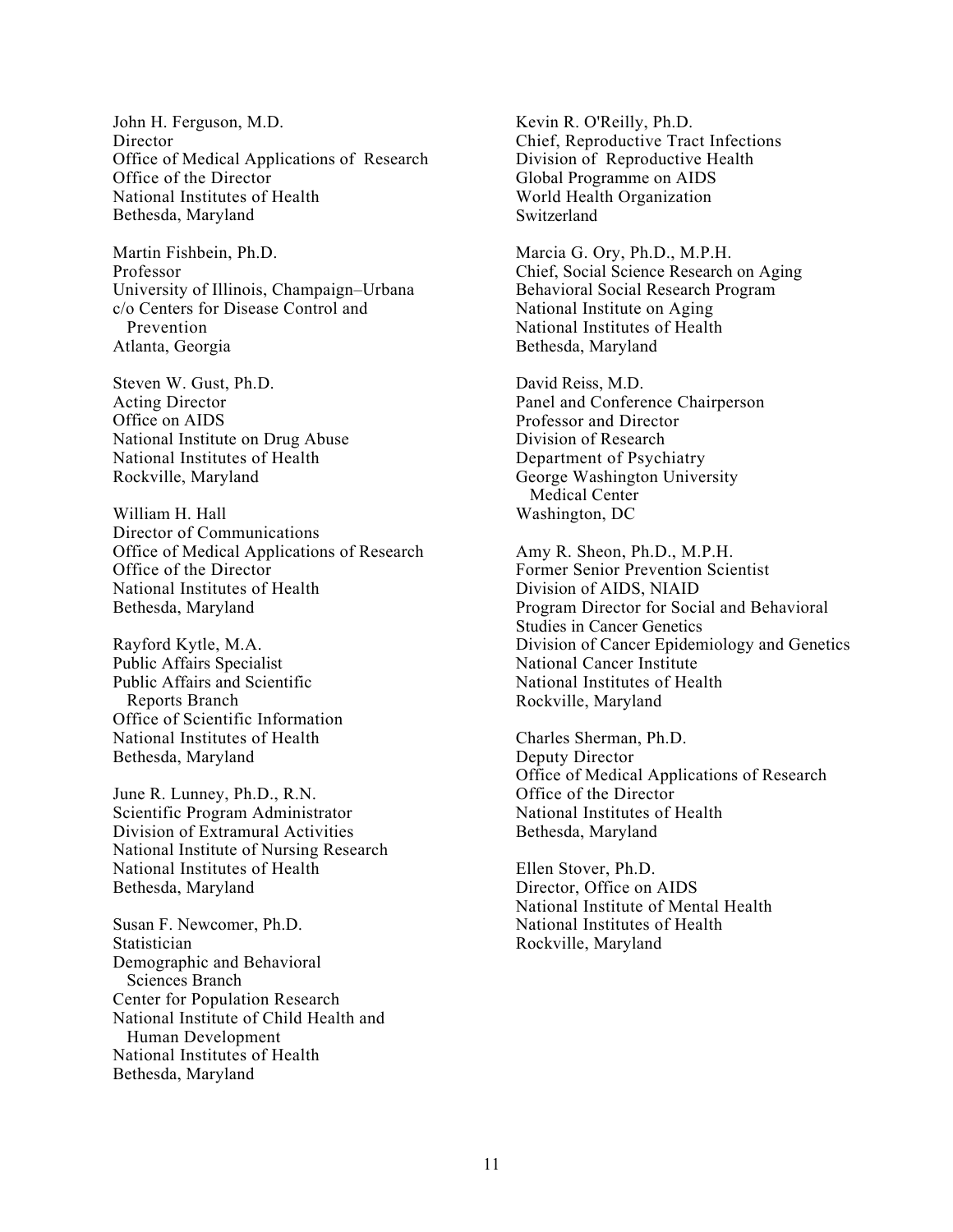John H. Ferguson, M.D.
Director
Office of Medical Applications of Research
Office of the Director
National Institutes of Health
Bethesda, Maryland

Martin Fishbein, Ph.D.
Professor
University of Illinois, Champaign–Urbana
c/o Centers for Disease Control and Prevention
Atlanta, Georgia

Steven W. Gust, Ph.D.
Acting Director
Office on AIDS
National Institute on Drug Abuse
National Institutes of Health
Rockville, Maryland

William H. Hall
Director of Communications
Office of Medical Applications of Research
Office of the Director
National Institutes of Health
Bethesda, Maryland

Rayford Kytle, M.A.
Public Affairs Specialist
Public Affairs and Scientific Reports Branch
Office of Scientific Information
National Institutes of Health
Bethesda, Maryland

June R. Lunney, Ph.D., R.N.
Scientific Program Administrator
Division of Extramural Activities
National Institute of Nursing Research
National Institutes of Health
Bethesda, Maryland

Susan F. Newcomer, Ph.D.
Statistician
Demographic and Behavioral Sciences Branch
Center for Population Research
National Institute of Child Health and Human Development
National Institutes of Health
Bethesda, Maryland

Kevin R. O'Reilly, Ph.D.
Chief, Reproductive Tract Infections
Division of Reproductive Health
Global Programme on AIDS
World Health Organization
Switzerland

Marcia G. Ory, Ph.D., M.P.H.
Chief, Social Science Research on Aging
Behavioral Social Research Program
National Institute on Aging
National Institutes of Health
Bethesda, Maryland

David Reiss, M.D.
Panel and Conference Chairperson
Professor and Director
Division of Research
Department of Psychiatry
George Washington University Medical Center
Washington, DC

Amy R. Sheon, Ph.D., M.P.H.
Former Senior Prevention Scientist
Division of AIDS, NIAID
Program Director for Social and Behavioral Studies in Cancer Genetics
Division of Cancer Epidemiology and Genetics
National Cancer Institute
National Institutes of Health
Rockville, Maryland

Charles Sherman, Ph.D.
Deputy Director
Office of Medical Applications of Research
Office of the Director
National Institutes of Health
Bethesda, Maryland

Ellen Stover, Ph.D.
Director, Office on AIDS
National Institute of Mental Health
National Institutes of Health
Rockville, Maryland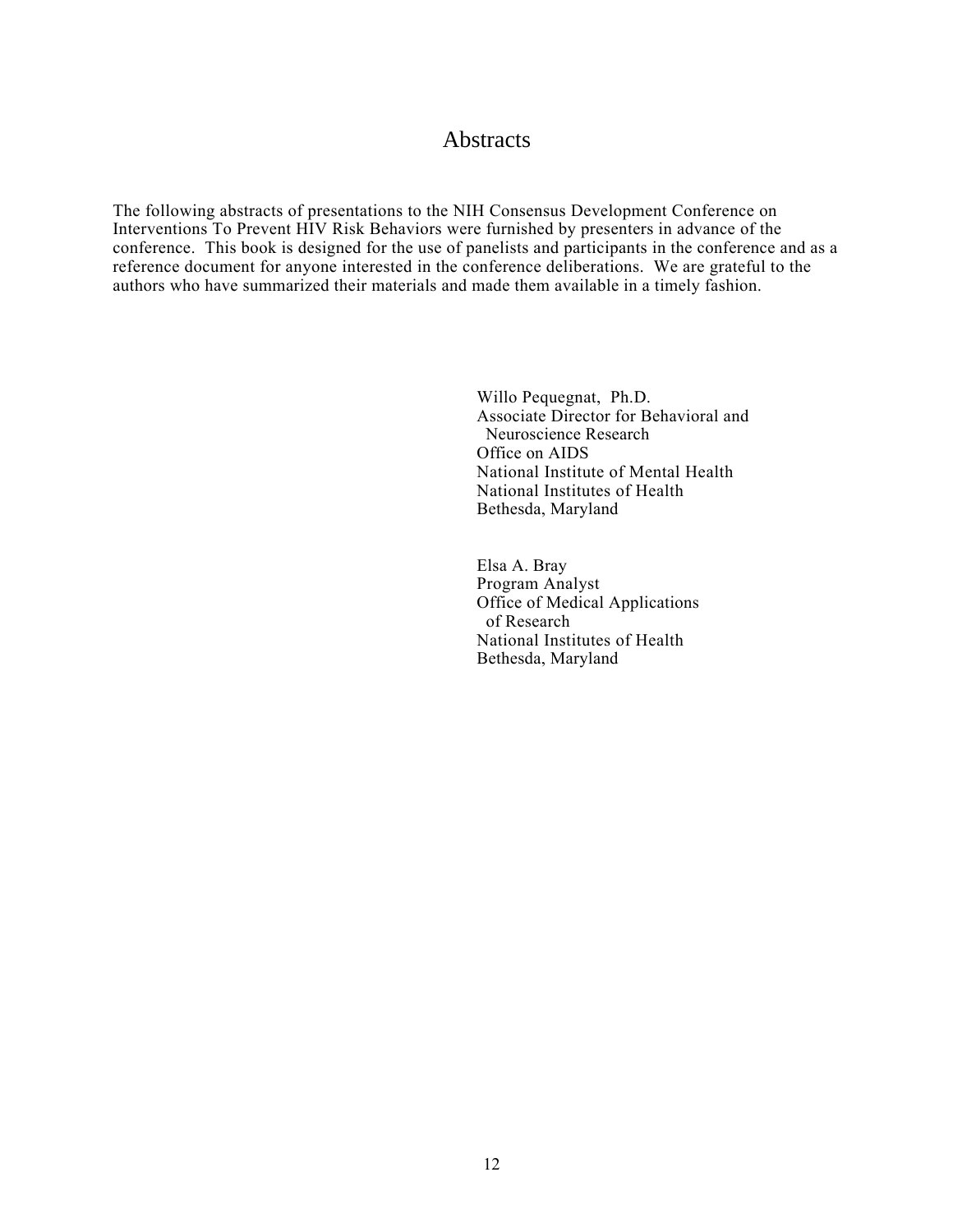# Abstracts

The following abstracts of presentations to the NIH Consensus Development Conference on Interventions To Prevent HIV Risk Behaviors were furnished by presenters in advance of the conference. This book is designed for the use of panelists and participants in the conference and as a reference document for anyone interested in the conference deliberations. We are grateful to the authors who have summarized their materials and made them available in a timely fashion.

Willo Pequegnat, Ph.D.
Associate Director for Behavioral and Neuroscience Research
Office on AIDS
National Institute of Mental Health
National Institutes of Health
Bethesda, Maryland

Elsa A. Bray
Program Analyst
Office of Medical Applications of Research
National Institutes of Health
Bethesda, Maryland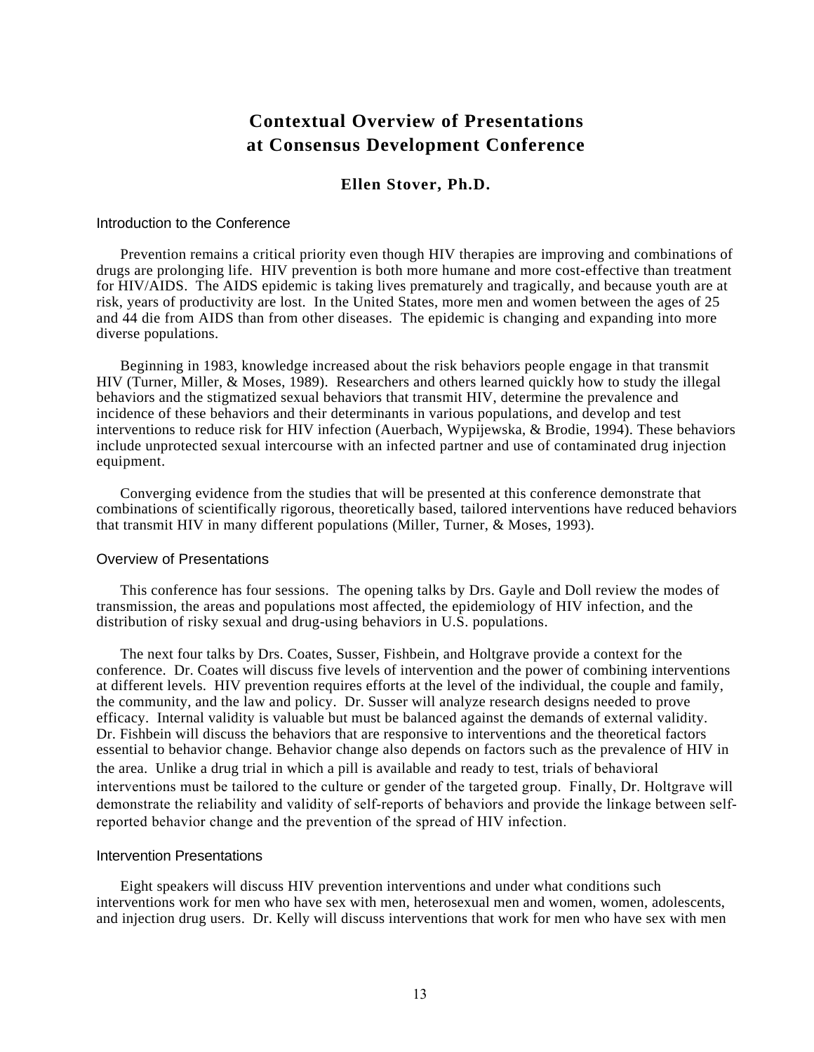# Contextual Overview of Presentations at Consensus Development Conference

### Ellen Stover, Ph.D.

## Introduction to the Conference

Prevention remains a critical priority even though HIV therapies are improving and combinations of drugs are prolonging life. HIV prevention is both more humane and more cost-effective than treatment for HIV/AIDS. The AIDS epidemic is taking lives prematurely and tragically, and because youth are at risk, years of productivity are lost. In the United States, more men and women between the ages of 25 and 44 die from AIDS than from other diseases. The epidemic is changing and expanding into more diverse populations.

Beginning in 1983, knowledge increased about the risk behaviors people engage in that transmit HIV (Turner, Miller, & Moses, 1989). Researchers and others learned quickly how to study the illegal behaviors and the stigmatized sexual behaviors that transmit HIV, determine the prevalence and incidence of these behaviors and their determinants in various populations, and develop and test interventions to reduce risk for HIV infection (Auerbach, Wypijewska, & Brodie, 1994). These behaviors include unprotected sexual intercourse with an infected partner and use of contaminated drug injection equipment.

Converging evidence from the studies that will be presented at this conference demonstrate that combinations of scientifically rigorous, theoretically based, tailored interventions have reduced behaviors that transmit HIV in many different populations (Miller, Turner, & Moses, 1993).

## Overview of Presentations

This conference has four sessions. The opening talks by Drs. Gayle and Doll review the modes of transmission, the areas and populations most affected, the epidemiology of HIV infection, and the distribution of risky sexual and drug-using behaviors in U.S. populations.

The next four talks by Drs. Coates, Susser, Fishbein, and Holtgrave provide a context for the conference. Dr. Coates will discuss five levels of intervention and the power of combining interventions at different levels. HIV prevention requires efforts at the level of the individual, the couple and family, the community, and the law and policy. Dr. Susser will analyze research designs needed to prove efficacy. Internal validity is valuable but must be balanced against the demands of external validity. Dr. Fishbein will discuss the behaviors that are responsive to interventions and the theoretical factors essential to behavior change. Behavior change also depends on factors such as the prevalence of HIV in the area. Unlike a drug trial in which a pill is available and ready to test, trials of behavioral interventions must be tailored to the culture or gender of the targeted group. Finally, Dr. Holtgrave will demonstrate the reliability and validity of self-reports of behaviors and provide the linkage between self-reported behavior change and the prevention of the spread of HIV infection.

## Intervention Presentations

Eight speakers will discuss HIV prevention interventions and under what conditions such interventions work for men who have sex with men, heterosexual men and women, women, adolescents, and injection drug users. Dr. Kelly will discuss interventions that work for men who have sex with men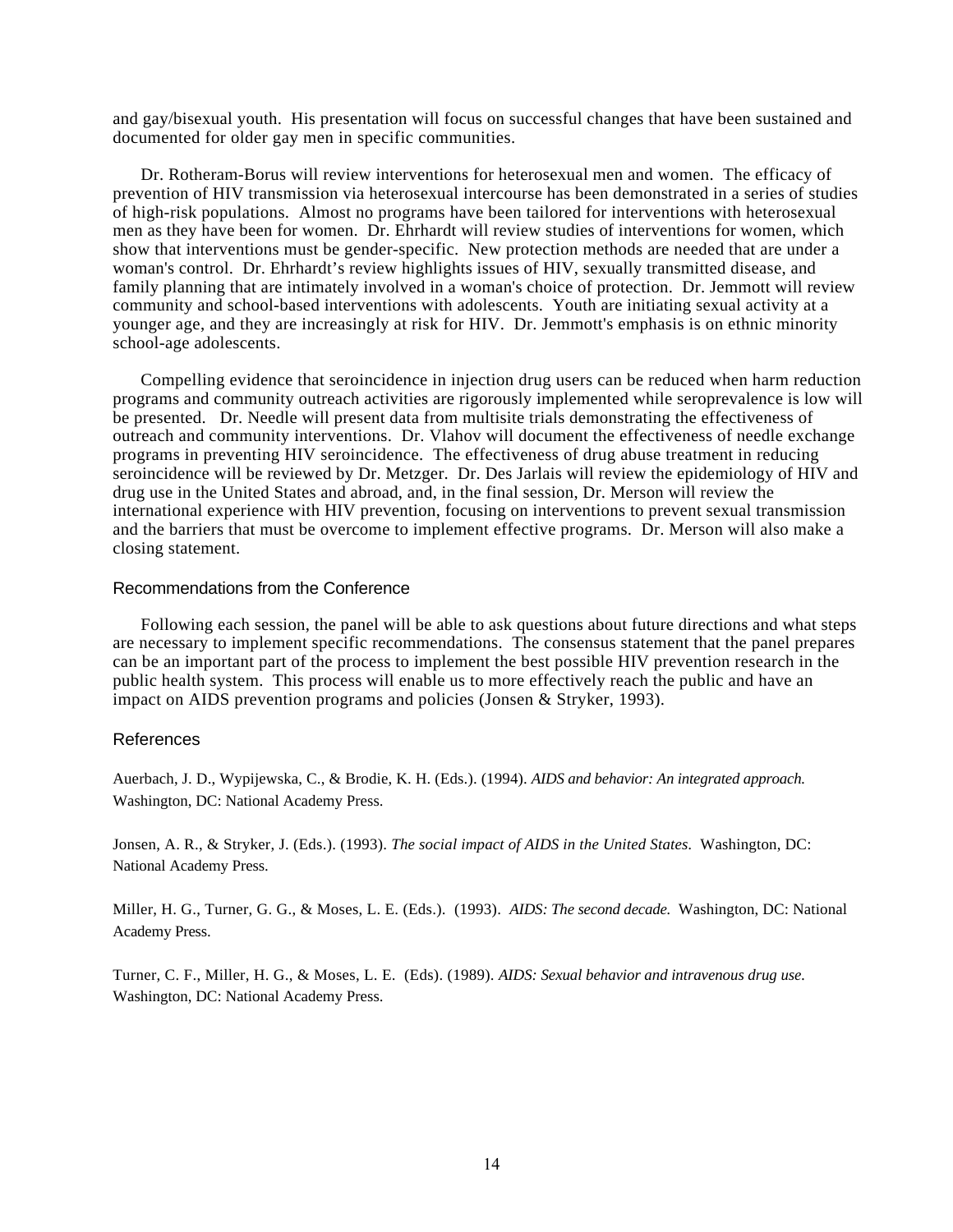and gay/bisexual youth. His presentation will focus on successful changes that have been sustained and documented for older gay men in specific communities.

Dr. Rotheram-Borus will review interventions for heterosexual men and women. The efficacy of prevention of HIV transmission via heterosexual intercourse has been demonstrated in a series of studies of high-risk populations. Almost no programs have been tailored for interventions with heterosexual men as they have been for women. Dr. Ehrhardt will review studies of interventions for women, which show that interventions must be gender-specific. New protection methods are needed that are under a woman's control. Dr. Ehrhardt's review highlights issues of HIV, sexually transmitted disease, and family planning that are intimately involved in a woman's choice of protection. Dr. Jemmott will review community and school-based interventions with adolescents. Youth are initiating sexual activity at a younger age, and they are increasingly at risk for HIV. Dr. Jemmott's emphasis is on ethnic minority school-age adolescents.

Compelling evidence that seroincidence in injection drug users can be reduced when harm reduction programs and community outreach activities are rigorously implemented while seroprevalence is low will be presented. Dr. Needle will present data from multisite trials demonstrating the effectiveness of outreach and community interventions. Dr. Vlahov will document the effectiveness of needle exchange programs in preventing HIV seroincidence. The effectiveness of drug abuse treatment in reducing seroincidence will be reviewed by Dr. Metzger. Dr. Des Jarlais will review the epidemiology of HIV and drug use in the United States and abroad, and, in the final session, Dr. Merson will review the international experience with HIV prevention, focusing on interventions to prevent sexual transmission and the barriers that must be overcome to implement effective programs. Dr. Merson will also make a closing statement.

## Recommendations from the Conference

Following each session, the panel will be able to ask questions about future directions and what steps are necessary to implement specific recommendations. The consensus statement that the panel prepares can be an important part of the process to implement the best possible HIV prevention research in the public health system. This process will enable us to more effectively reach the public and have an impact on AIDS prevention programs and policies (Jonsen & Stryker, 1993).

## References

Auerbach, J. D., Wypijewska, C., & Brodie, K. H. (Eds.). (1994). *AIDS and behavior: An integrated approach.* Washington, DC: National Academy Press.

Jonsen, A. R., & Stryker, J. (Eds.). (1993). *The social impact of AIDS in the United States*. Washington, DC: National Academy Press.

Miller, H. G., Turner, G. G., & Moses, L. E. (Eds.). (1993). *AIDS: The second decade.* Washington, DC: National Academy Press.

Turner, C. F., Miller, H. G., & Moses, L. E. (Eds). (1989). *AIDS: Sexual behavior and intravenous drug use.* Washington, DC: National Academy Press.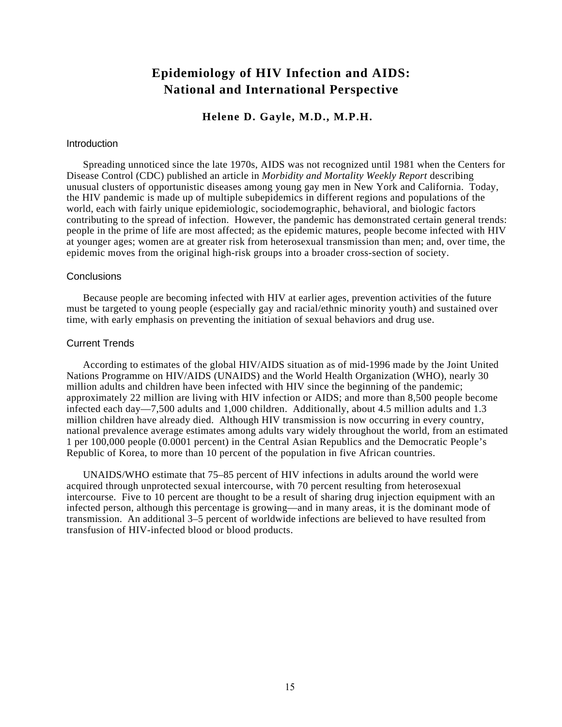# Epidemiology of HIV Infection and AIDS: National and International Perspective

### Helene D. Gayle, M.D., M.P.H.

## Introduction

Spreading unnoticed since the late 1970s, AIDS was not recognized until 1981 when the Centers for Disease Control (CDC) published an article in *Morbidity and Mortality Weekly Report* describing unusual clusters of opportunistic diseases among young gay men in New York and California. Today, the HIV pandemic is made up of multiple subepidemics in different regions and populations of the world, each with fairly unique epidemiologic, sociodemographic, behavioral, and biologic factors contributing to the spread of infection. However, the pandemic has demonstrated certain general trends: people in the prime of life are most affected; as the epidemic matures, people become infected with HIV at younger ages; women are at greater risk from heterosexual transmission than men; and, over time, the epidemic moves from the original high-risk groups into a broader cross-section of society.

## Conclusions

Because people are becoming infected with HIV at earlier ages, prevention activities of the future must be targeted to young people (especially gay and racial/ethnic minority youth) and sustained over time, with early emphasis on preventing the initiation of sexual behaviors and drug use.

## Current Trends

According to estimates of the global HIV/AIDS situation as of mid-1996 made by the Joint United Nations Programme on HIV/AIDS (UNAIDS) and the World Health Organization (WHO), nearly 30 million adults and children have been infected with HIV since the beginning of the pandemic; approximately 22 million are living with HIV infection or AIDS; and more than 8,500 people become infected each day—7,500 adults and 1,000 children. Additionally, about 4.5 million adults and 1.3 million children have already died. Although HIV transmission is now occurring in every country, national prevalence average estimates among adults vary widely throughout the world, from an estimated 1 per 100,000 people (0.0001 percent) in the Central Asian Republics and the Democratic People's Republic of Korea, to more than 10 percent of the population in five African countries.

UNAIDS/WHO estimate that 75–85 percent of HIV infections in adults around the world were acquired through unprotected sexual intercourse, with 70 percent resulting from heterosexual intercourse. Five to 10 percent are thought to be a result of sharing drug injection equipment with an infected person, although this percentage is growing—and in many areas, it is the dominant mode of transmission. An additional 3–5 percent of worldwide infections are believed to have resulted from transfusion of HIV-infected blood or blood products.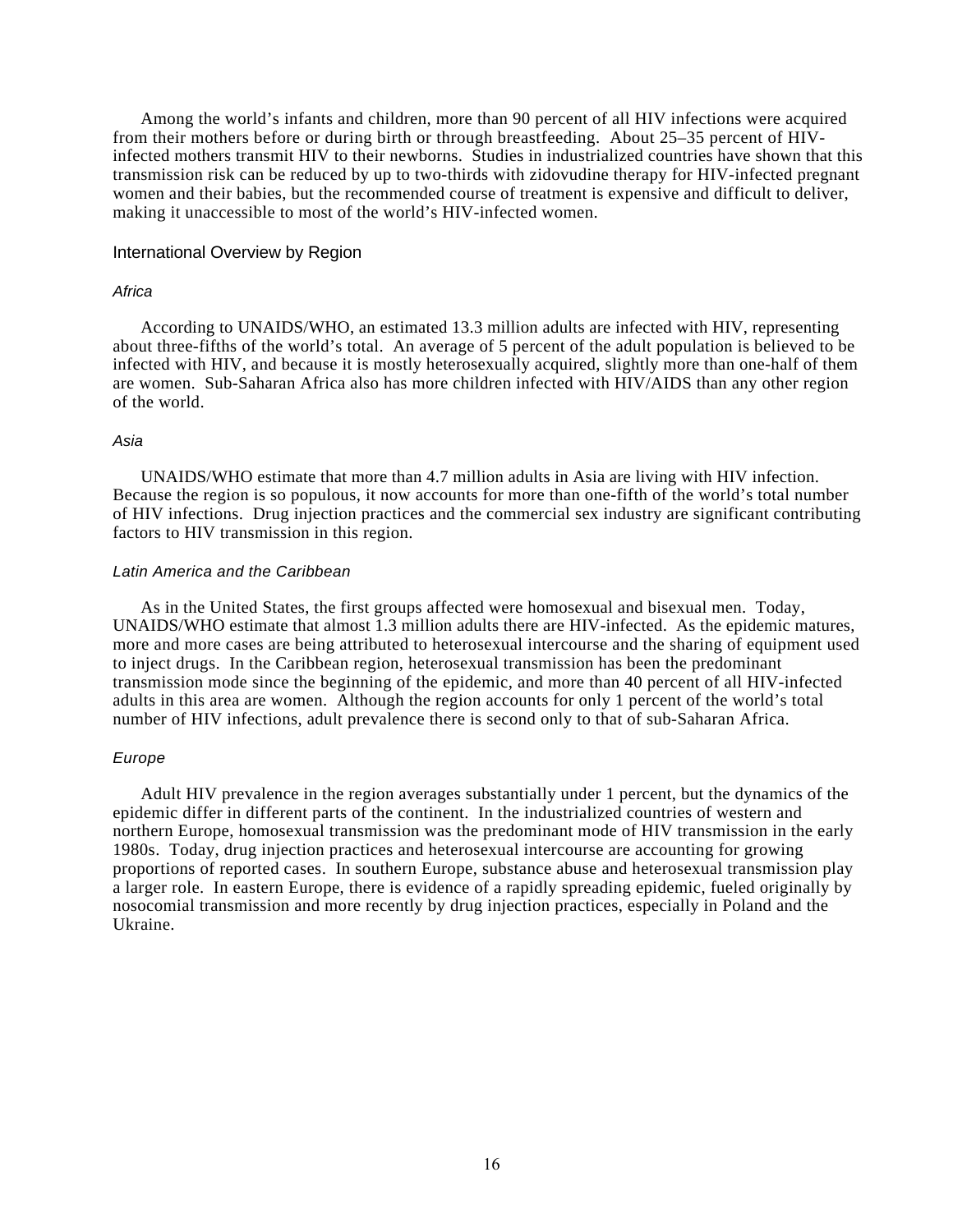Among the world's infants and children, more than 90 percent of all HIV infections were acquired from their mothers before or during birth or through breastfeeding. About 25–35 percent of HIV-infected mothers transmit HIV to their newborns. Studies in industrialized countries have shown that this transmission risk can be reduced by up to two-thirds with zidovudine therapy for HIV-infected pregnant women and their babies, but the recommended course of treatment is expensive and difficult to deliver, making it unaccessible to most of the world's HIV-infected women.

## International Overview by Region

### *Africa*

According to UNAIDS/WHO, an estimated 13.3 million adults are infected with HIV, representing about three-fifths of the world's total. An average of 5 percent of the adult population is believed to be infected with HIV, and because it is mostly heterosexually acquired, slightly more than one-half of them are women. Sub-Saharan Africa also has more children infected with HIV/AIDS than any other region of the world.

### *Asia*

UNAIDS/WHO estimate that more than 4.7 million adults in Asia are living with HIV infection. Because the region is so populous, it now accounts for more than one-fifth of the world's total number of HIV infections. Drug injection practices and the commercial sex industry are significant contributing factors to HIV transmission in this region.

### *Latin America and the Caribbean*

As in the United States, the first groups affected were homosexual and bisexual men. Today, UNAIDS/WHO estimate that almost 1.3 million adults there are HIV-infected. As the epidemic matures, more and more cases are being attributed to heterosexual intercourse and the sharing of equipment used to inject drugs. In the Caribbean region, heterosexual transmission has been the predominant transmission mode since the beginning of the epidemic, and more than 40 percent of all HIV-infected adults in this area are women. Although the region accounts for only 1 percent of the world's total number of HIV infections, adult prevalence there is second only to that of sub-Saharan Africa.

### *Europe*

Adult HIV prevalence in the region averages substantially under 1 percent, but the dynamics of the epidemic differ in different parts of the continent. In the industrialized countries of western and northern Europe, homosexual transmission was the predominant mode of HIV transmission in the early 1980s. Today, drug injection practices and heterosexual intercourse are accounting for growing proportions of reported cases. In southern Europe, substance abuse and heterosexual transmission play a larger role. In eastern Europe, there is evidence of a rapidly spreading epidemic, fueled originally by nosocomial transmission and more recently by drug injection practices, especially in Poland and the Ukraine.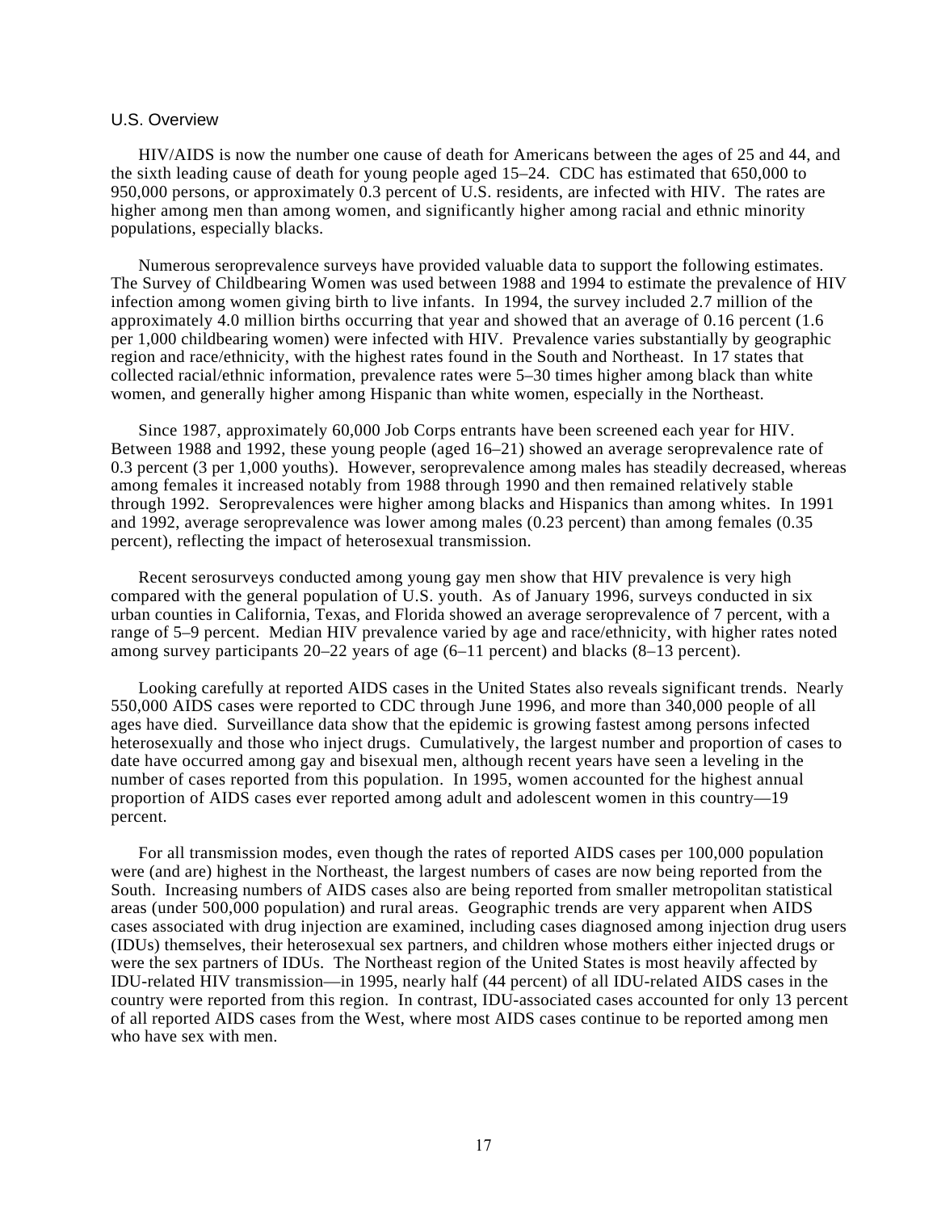## U.S. Overview

HIV/AIDS is now the number one cause of death for Americans between the ages of 25 and 44, and the sixth leading cause of death for young people aged 15–24. CDC has estimated that 650,000 to 950,000 persons, or approximately 0.3 percent of U.S. residents, are infected with HIV. The rates are higher among men than among women, and significantly higher among racial and ethnic minority populations, especially blacks.

Numerous seroprevalence surveys have provided valuable data to support the following estimates. The Survey of Childbearing Women was used between 1988 and 1994 to estimate the prevalence of HIV infection among women giving birth to live infants. In 1994, the survey included 2.7 million of the approximately 4.0 million births occurring that year and showed that an average of 0.16 percent (1.6 per 1,000 childbearing women) were infected with HIV. Prevalence varies substantially by geographic region and race/ethnicity, with the highest rates found in the South and Northeast. In 17 states that collected racial/ethnic information, prevalence rates were 5–30 times higher among black than white women, and generally higher among Hispanic than white women, especially in the Northeast.

Since 1987, approximately 60,000 Job Corps entrants have been screened each year for HIV. Between 1988 and 1992, these young people (aged 16–21) showed an average seroprevalence rate of 0.3 percent (3 per 1,000 youths). However, seroprevalence among males has steadily decreased, whereas among females it increased notably from 1988 through 1990 and then remained relatively stable through 1992. Seroprevalences were higher among blacks and Hispanics than among whites. In 1991 and 1992, average seroprevalence was lower among males (0.23 percent) than among females (0.35 percent), reflecting the impact of heterosexual transmission.

Recent serosurveys conducted among young gay men show that HIV prevalence is very high compared with the general population of U.S. youth. As of January 1996, surveys conducted in six urban counties in California, Texas, and Florida showed an average seroprevalence of 7 percent, with a range of 5–9 percent. Median HIV prevalence varied by age and race/ethnicity, with higher rates noted among survey participants 20–22 years of age (6–11 percent) and blacks (8–13 percent).

Looking carefully at reported AIDS cases in the United States also reveals significant trends. Nearly 550,000 AIDS cases were reported to CDC through June 1996, and more than 340,000 people of all ages have died. Surveillance data show that the epidemic is growing fastest among persons infected heterosexually and those who inject drugs. Cumulatively, the largest number and proportion of cases to date have occurred among gay and bisexual men, although recent years have seen a leveling in the number of cases reported from this population. In 1995, women accounted for the highest annual proportion of AIDS cases ever reported among adult and adolescent women in this country—19 percent.

For all transmission modes, even though the rates of reported AIDS cases per 100,000 population were (and are) highest in the Northeast, the largest numbers of cases are now being reported from the South. Increasing numbers of AIDS cases also are being reported from smaller metropolitan statistical areas (under 500,000 population) and rural areas. Geographic trends are very apparent when AIDS cases associated with drug injection are examined, including cases diagnosed among injection drug users (IDUs) themselves, their heterosexual sex partners, and children whose mothers either injected drugs or were the sex partners of IDUs. The Northeast region of the United States is most heavily affected by IDU-related HIV transmission—in 1995, nearly half (44 percent) of all IDU-related AIDS cases in the country were reported from this region. In contrast, IDU-associated cases accounted for only 13 percent of all reported AIDS cases from the West, where most AIDS cases continue to be reported among men who have sex with men.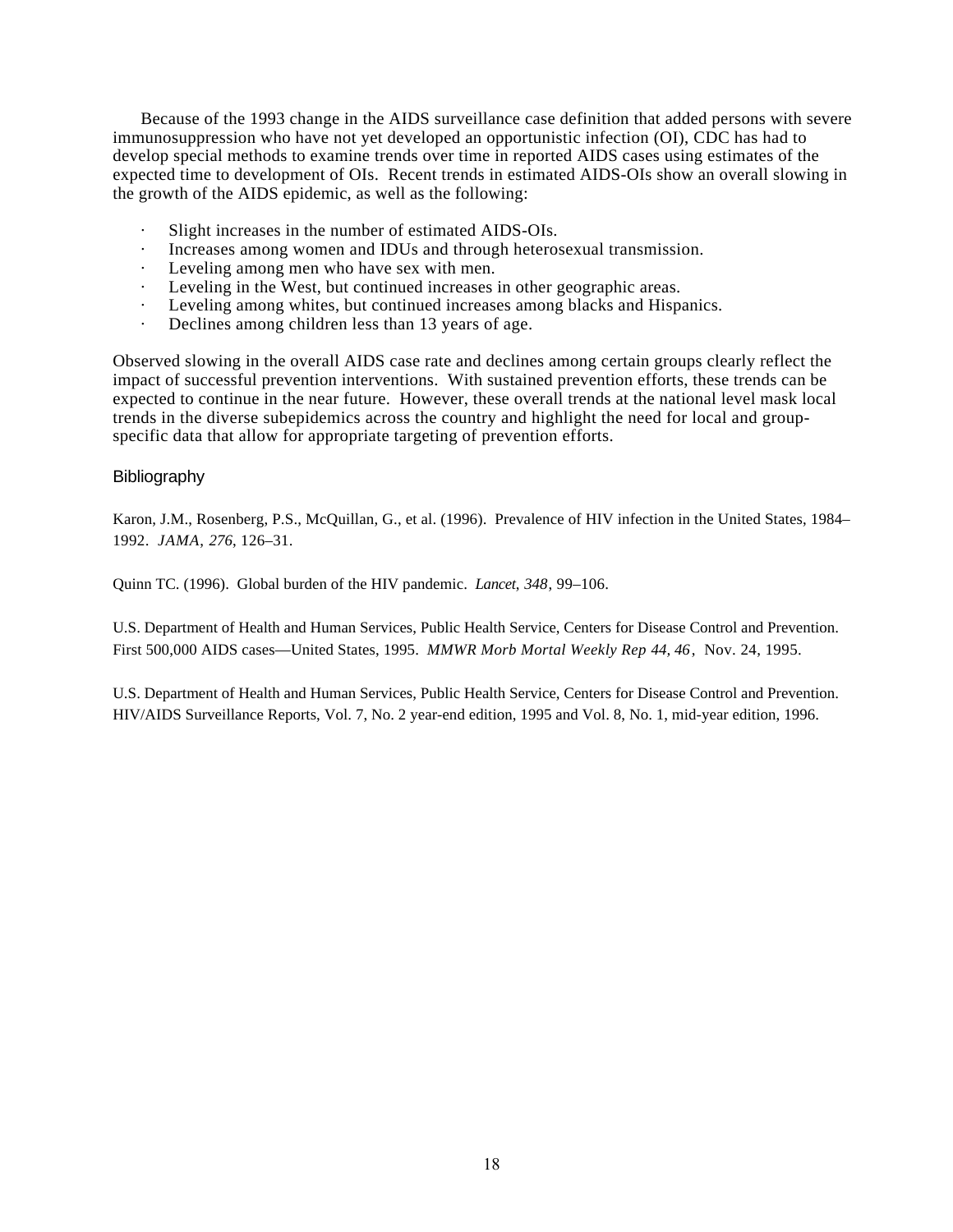Because of the 1993 change in the AIDS surveillance case definition that added persons with severe immunosuppression who have not yet developed an opportunistic infection (OI), CDC has had to develop special methods to examine trends over time in reported AIDS cases using estimates of the expected time to development of OIs. Recent trends in estimated AIDS-OIs show an overall slowing in the growth of the AIDS epidemic, as well as the following:

- Slight increases in the number of estimated AIDS-OIs.
- Increases among women and IDUs and through heterosexual transmission.
- Leveling among men who have sex with men.
- Leveling in the West, but continued increases in other geographic areas.
- Leveling among whites, but continued increases among blacks and Hispanics.
- Declines among children less than 13 years of age.

Observed slowing in the overall AIDS case rate and declines among certain groups clearly reflect the impact of successful prevention interventions. With sustained prevention efforts, these trends can be expected to continue in the near future. However, these overall trends at the national level mask local trends in the diverse subepidemics across the country and highlight the need for local and group-specific data that allow for appropriate targeting of prevention efforts.

## Bibliography

Karon, J.M., Rosenberg, P.S., McQuillan, G., et al. (1996). Prevalence of HIV infection in the United States, 1984–1992. *JAMA, 276*, 126–31.

Quinn TC. (1996). Global burden of the HIV pandemic. *Lancet*, *348*, 99–106.

U.S. Department of Health and Human Services, Public Health Service, Centers for Disease Control and Prevention. First 500,000 AIDS cases—United States, 1995. *MMWR Morb Mortal Weekly Rep 44, 46*, Nov. 24, 1995.

U.S. Department of Health and Human Services, Public Health Service, Centers for Disease Control and Prevention. HIV/AIDS Surveillance Reports, Vol. 7, No. 2 year-end edition, 1995 and Vol. 8, No. 1, mid-year edition, 1996.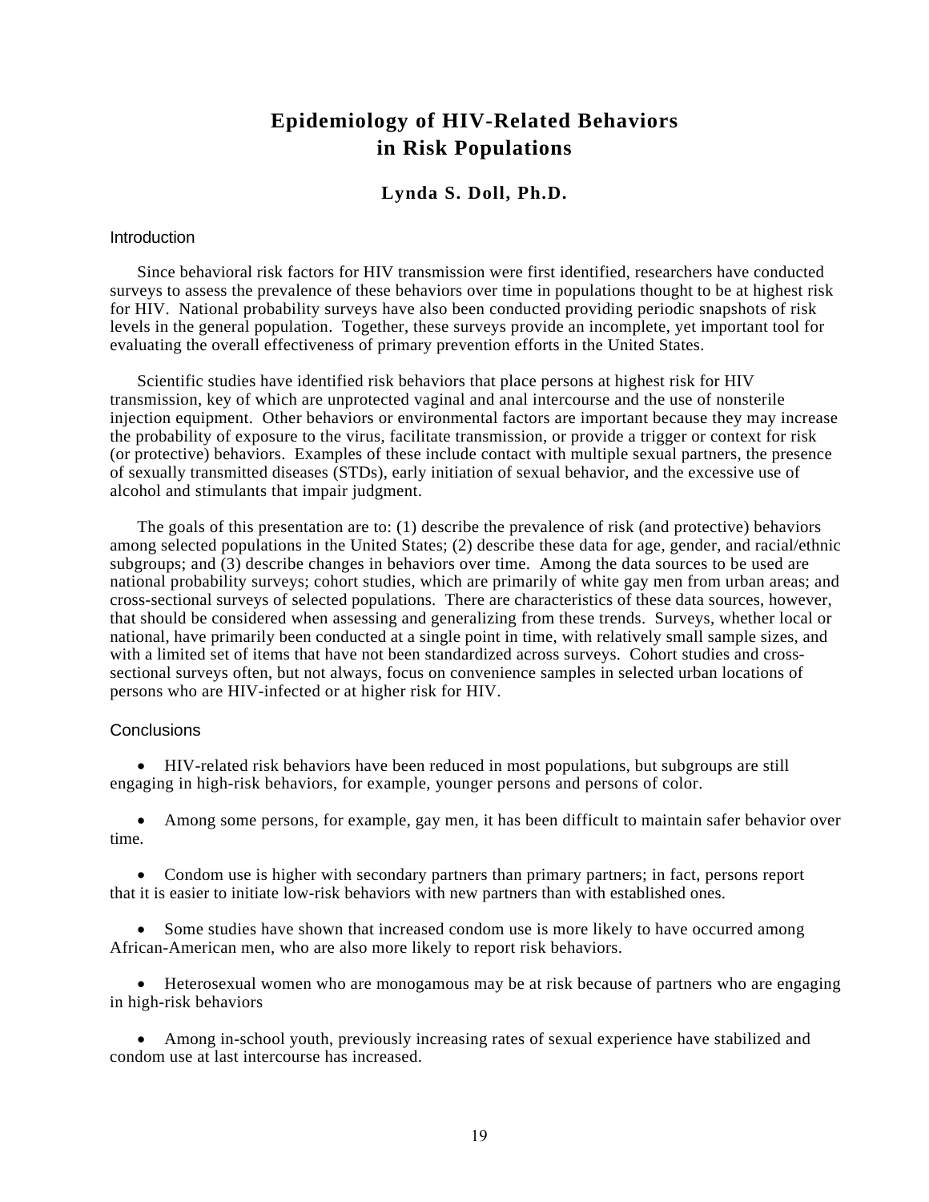# Epidemiology of HIV-Related Behaviors in Risk Populations

**Lynda S. Doll, Ph.D.**

## Introduction

Since behavioral risk factors for HIV transmission were first identified, researchers have conducted surveys to assess the prevalence of these behaviors over time in populations thought to be at highest risk for HIV. National probability surveys have also been conducted providing periodic snapshots of risk levels in the general population. Together, these surveys provide an incomplete, yet important tool for evaluating the overall effectiveness of primary prevention efforts in the United States.

Scientific studies have identified risk behaviors that place persons at highest risk for HIV transmission, key of which are unprotected vaginal and anal intercourse and the use of nonsterile injection equipment. Other behaviors or environmental factors are important because they may increase the probability of exposure to the virus, facilitate transmission, or provide a trigger or context for risk (or protective) behaviors. Examples of these include contact with multiple sexual partners, the presence of sexually transmitted diseases (STDs), early initiation of sexual behavior, and the excessive use of alcohol and stimulants that impair judgment.

The goals of this presentation are to: (1) describe the prevalence of risk (and protective) behaviors among selected populations in the United States; (2) describe these data for age, gender, and racial/ethnic subgroups; and (3) describe changes in behaviors over time. Among the data sources to be used are national probability surveys; cohort studies, which are primarily of white gay men from urban areas; and cross-sectional surveys of selected populations. There are characteristics of these data sources, however, that should be considered when assessing and generalizing from these trends. Surveys, whether local or national, have primarily been conducted at a single point in time, with relatively small sample sizes, and with a limited set of items that have not been standardized across surveys. Cohort studies and cross-sectional surveys often, but not always, focus on convenience samples in selected urban locations of persons who are HIV-infected or at higher risk for HIV.

## Conclusions

- HIV-related risk behaviors have been reduced in most populations, but subgroups are still engaging in high-risk behaviors, for example, younger persons and persons of color.

- Among some persons, for example, gay men, it has been difficult to maintain safer behavior over time.

- Condom use is higher with secondary partners than primary partners; in fact, persons report that it is easier to initiate low-risk behaviors with new partners than with established ones.

- Some studies have shown that increased condom use is more likely to have occurred among African-American men, who are also more likely to report risk behaviors.

- Heterosexual women who are monogamous may be at risk because of partners who are engaging in high-risk behaviors

- Among in-school youth, previously increasing rates of sexual experience have stabilized and condom use at last intercourse has increased.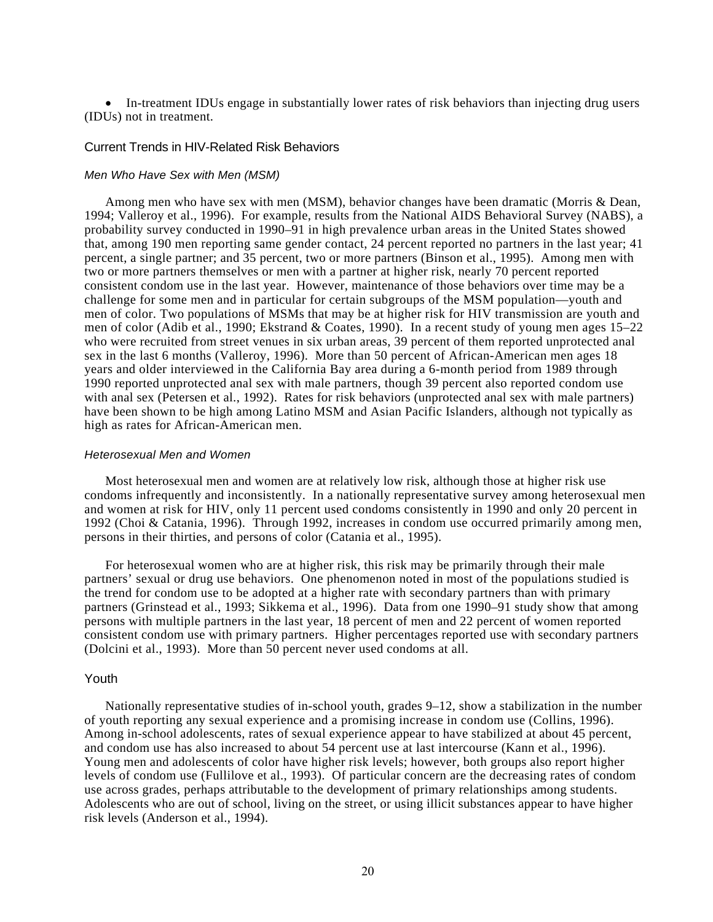- In-treatment IDUs engage in substantially lower rates of risk behaviors than injecting drug users (IDUs) not in treatment.

## Current Trends in HIV-Related Risk Behaviors

### *Men Who Have Sex with Men (MSM)*

Among men who have sex with men (MSM), behavior changes have been dramatic (Morris & Dean, 1994; Valleroy et al., 1996). For example, results from the National AIDS Behavioral Survey (NABS), a probability survey conducted in 1990–91 in high prevalence urban areas in the United States showed that, among 190 men reporting same gender contact, 24 percent reported no partners in the last year; 41 percent, a single partner; and 35 percent, two or more partners (Binson et al., 1995). Among men with two or more partners themselves or men with a partner at higher risk, nearly 70 percent reported consistent condom use in the last year. However, maintenance of those behaviors over time may be a challenge for some men and in particular for certain subgroups of the MSM population—youth and men of color. Two populations of MSMs that may be at higher risk for HIV transmission are youth and men of color (Adib et al., 1990; Ekstrand & Coates, 1990). In a recent study of young men ages 15–22 who were recruited from street venues in six urban areas, 39 percent of them reported unprotected anal sex in the last 6 months (Valleroy, 1996). More than 50 percent of African-American men ages 18 years and older interviewed in the California Bay area during a 6-month period from 1989 through 1990 reported unprotected anal sex with male partners, though 39 percent also reported condom use with anal sex (Petersen et al., 1992). Rates for risk behaviors (unprotected anal sex with male partners) have been shown to be high among Latino MSM and Asian Pacific Islanders, although not typically as high as rates for African-American men.

### *Heterosexual Men and Women*

Most heterosexual men and women are at relatively low risk, although those at higher risk use condoms infrequently and inconsistently. In a nationally representative survey among heterosexual men and women at risk for HIV, only 11 percent used condoms consistently in 1990 and only 20 percent in 1992 (Choi & Catania, 1996). Through 1992, increases in condom use occurred primarily among men, persons in their thirties, and persons of color (Catania et al., 1995).

For heterosexual women who are at higher risk, this risk may be primarily through their male partners' sexual or drug use behaviors. One phenomenon noted in most of the populations studied is the trend for condom use to be adopted at a higher rate with secondary partners than with primary partners (Grinstead et al., 1993; Sikkema et al., 1996). Data from one 1990–91 study show that among persons with multiple partners in the last year, 18 percent of men and 22 percent of women reported consistent condom use with primary partners. Higher percentages reported use with secondary partners (Dolcini et al., 1993). More than 50 percent never used condoms at all.

## Youth

Nationally representative studies of in-school youth, grades 9–12, show a stabilization in the number of youth reporting any sexual experience and a promising increase in condom use (Collins, 1996). Among in-school adolescents, rates of sexual experience appear to have stabilized at about 45 percent, and condom use has also increased to about 54 percent use at last intercourse (Kann et al., 1996). Young men and adolescents of color have higher risk levels; however, both groups also report higher levels of condom use (Fullilove et al., 1993). Of particular concern are the decreasing rates of condom use across grades, perhaps attributable to the development of primary relationships among students. Adolescents who are out of school, living on the street, or using illicit substances appear to have higher risk levels (Anderson et al., 1994).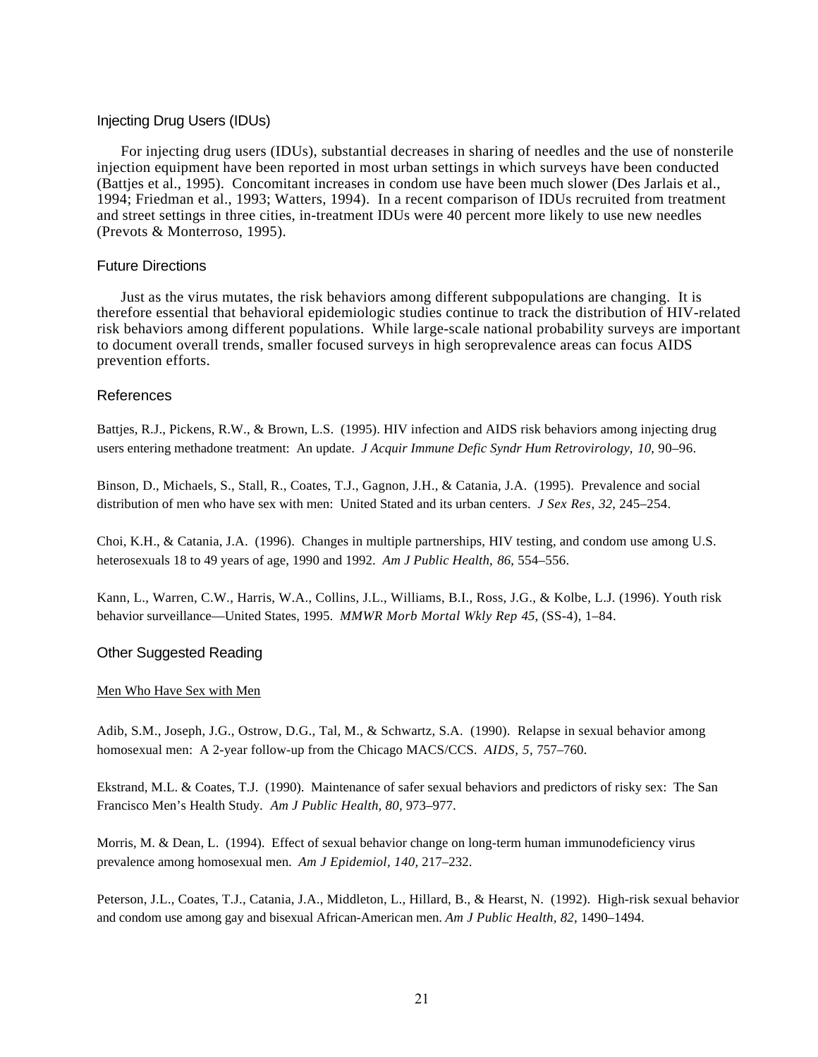### Injecting Drug Users (IDUs)

For injecting drug users (IDUs), substantial decreases in sharing of needles and the use of nonsterile injection equipment have been reported in most urban settings in which surveys have been conducted (Battjes et al., 1995). Concomitant increases in condom use have been much slower (Des Jarlais et al., 1994; Friedman et al., 1993; Watters, 1994). In a recent comparison of IDUs recruited from treatment and street settings in three cities, in-treatment IDUs were 40 percent more likely to use new needles (Prevots & Monterroso, 1995).

### Future Directions

Just as the virus mutates, the risk behaviors among different subpopulations are changing. It is therefore essential that behavioral epidemiologic studies continue to track the distribution of HIV-related risk behaviors among different populations. While large-scale national probability surveys are important to document overall trends, smaller focused surveys in high seroprevalence areas can focus AIDS prevention efforts.

### References

Battjes, R.J., Pickens, R.W., & Brown, L.S. (1995). HIV infection and AIDS risk behaviors among injecting drug users entering methadone treatment: An update. *J Acquir Immune Defic Syndr Hum Retrovirology, 10,* 90–96.

Binson, D., Michaels, S., Stall, R., Coates, T.J., Gagnon, J.H., & Catania, J.A. (1995). Prevalence and social distribution of men who have sex with men: United Stated and its urban centers. *J Sex Res, 32*, 245–254.

Choi, K.H., & Catania, J.A. (1996). Changes in multiple partnerships, HIV testing, and condom use among U.S. heterosexuals 18 to 49 years of age, 1990 and 1992. *Am J Public Health*, *86*, 554–556.

Kann, L., Warren, C.W., Harris, W.A., Collins, J.L., Williams, B.I., Ross, J.G., & Kolbe, L.J. (1996). Youth risk behavior surveillance—United States, 1995. *MMWR Morb Mortal Wkly Rep 45,* (SS-4), 1–84.

### Other Suggested Reading

Men Who Have Sex with Men

Adib, S.M., Joseph, J.G., Ostrow, D.G., Tal, M., & Schwartz, S.A. (1990). Relapse in sexual behavior among homosexual men: A 2-year follow-up from the Chicago MACS/CCS. *AIDS, 5,* 757–760.

Ekstrand, M.L. & Coates, T.J. (1990). Maintenance of safer sexual behaviors and predictors of risky sex: The San Francisco Men's Health Study. *Am J Public Health, 80,* 973–977.

Morris, M. & Dean, L. (1994). Effect of sexual behavior change on long-term human immunodeficiency virus prevalence among homosexual men. *Am J Epidemiol, 140,* 217–232.

Peterson, J.L., Coates, T.J., Catania, J.A., Middleton, L., Hillard, B., & Hearst, N. (1992). High-risk sexual behavior and condom use among gay and bisexual African-American men. *Am J Public Health, 82,* 1490–1494.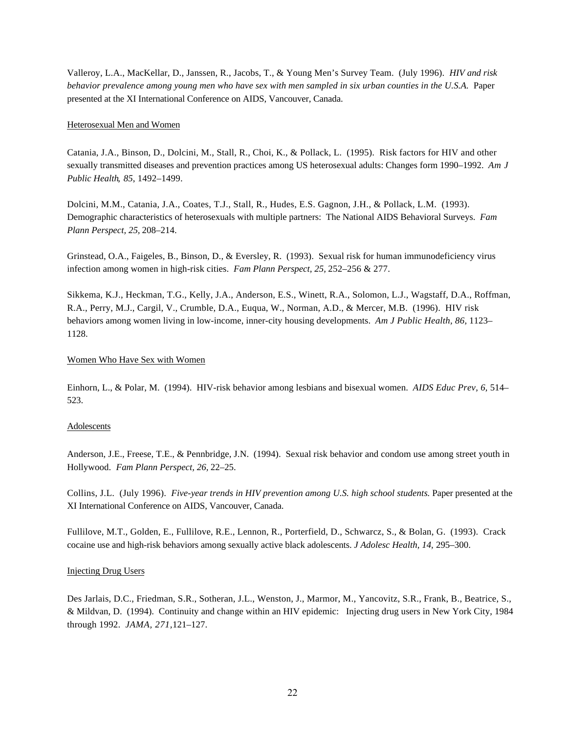Valleroy, L.A., MacKellar, D., Janssen, R., Jacobs, T., & Young Men's Survey Team. (July 1996). *HIV and risk behavior prevalence among young men who have sex with men sampled in six urban counties in the U.S.A.* Paper presented at the XI International Conference on AIDS, Vancouver, Canada.

<u>Heterosexual Men and Women</u>

Catania, J.A., Binson, D., Dolcini, M., Stall, R., Choi, K., & Pollack, L. (1995). Risk factors for HIV and other sexually transmitted diseases and prevention practices among US heterosexual adults: Changes form 1990–1992. *Am J Public Health*, *85*, 1492–1499.

Dolcini, M.M., Catania, J.A., Coates, T.J., Stall, R., Hudes, E.S. Gagnon, J.H., & Pollack, L.M. (1993). Demographic characteristics of heterosexuals with multiple partners: The National AIDS Behavioral Surveys. *Fam Plann Perspect, 25,* 208–214.

Grinstead, O.A., Faigeles, B., Binson, D., & Eversley, R. (1993). Sexual risk for human immunodeficiency virus infection among women in high-risk cities. *Fam Plann Perspect, 25,* 252–256 & 277.

Sikkema, K.J., Heckman, T.G., Kelly, J.A., Anderson, E.S., Winett, R.A., Solomon, L.J., Wagstaff, D.A., Roffman, R.A., Perry, M.J., Cargil, V., Crumble, D.A., Euqua, W., Norman, A.D., & Mercer, M.B. (1996). HIV risk behaviors among women living in low-income, inner-city housing developments. *Am J Public Health, 86,* 1123–1128.

<u>Women Who Have Sex with Women</u>

Einhorn, L., & Polar, M. (1994). HIV-risk behavior among lesbians and bisexual women. *AIDS Educ Prev, 6,* 514–523.

<u>Adolescents</u>

Anderson, J.E., Freese, T.E., & Pennbridge, J.N. (1994). Sexual risk behavior and condom use among street youth in Hollywood. *Fam Plann Perspect, 26,* 22–25.

Collins, J.L. (July 1996). *Five-year trends in HIV prevention among U.S. high school students.* Paper presented at the XI International Conference on AIDS, Vancouver, Canada.

Fullilove, M.T., Golden, E., Fullilove, R.E., Lennon, R., Porterfield, D., Schwarcz, S., & Bolan, G. (1993). Crack cocaine use and high-risk behaviors among sexually active black adolescents. *J Adolesc Health, 14,* 295–300.

<u>Injecting Drug Users</u>

Des Jarlais, D.C., Friedman, S.R., Sotheran, J.L., Wenston, J., Marmor, M., Yancovitz, S.R., Frank, B., Beatrice, S., & Mildvan, D. (1994). Continuity and change within an HIV epidemic: Injecting drug users in New York City, 1984 through 1992. *JAMA, 271,*121–127.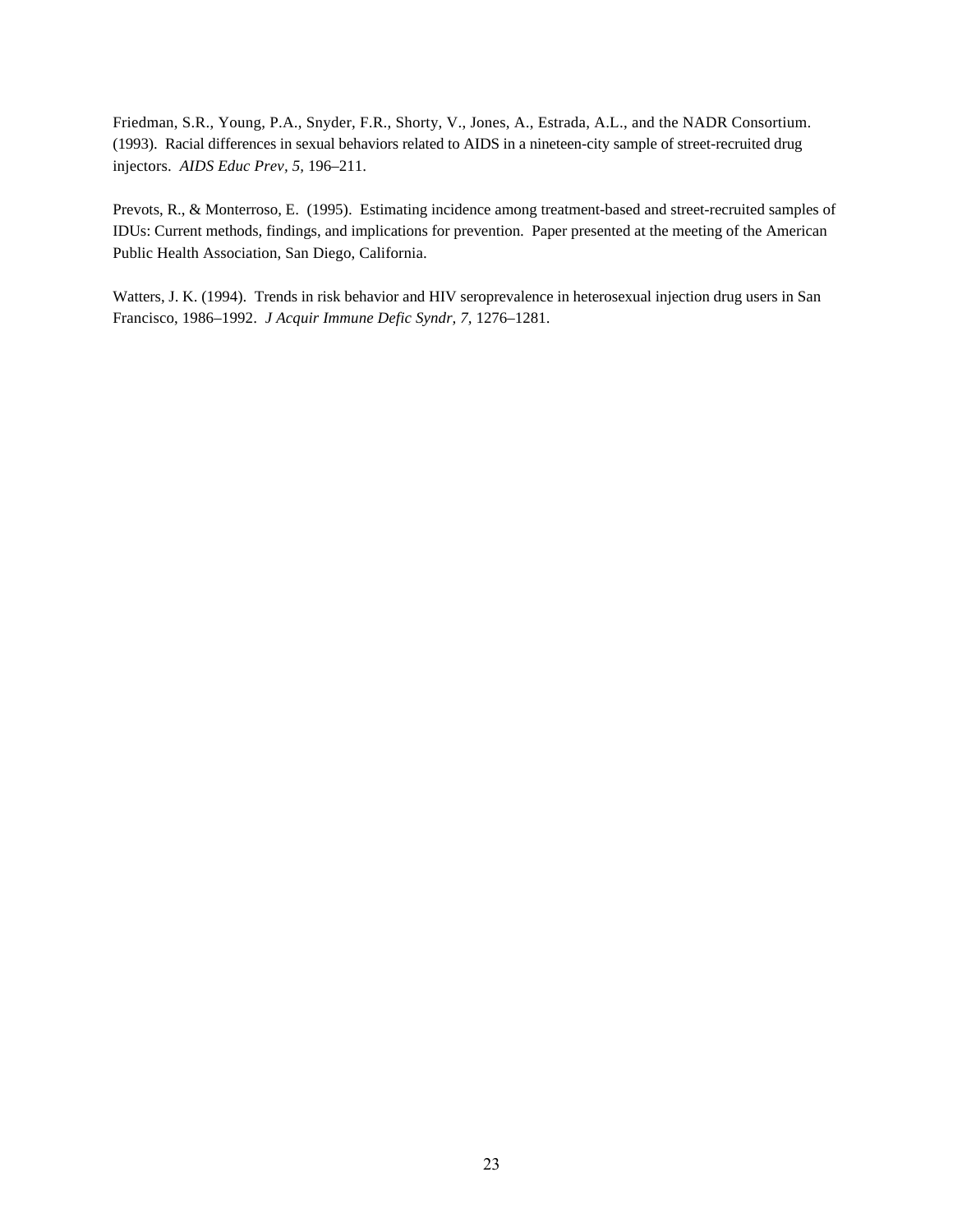Friedman, S.R., Young, P.A., Snyder, F.R., Shorty, V., Jones, A., Estrada, A.L., and the NADR Consortium. (1993). Racial differences in sexual behaviors related to AIDS in a nineteen-city sample of street-recruited drug injectors. *AIDS Educ Prev, 5*, 196–211.

Prevots, R., & Monterroso, E. (1995). Estimating incidence among treatment-based and street-recruited samples of IDUs: Current methods, findings, and implications for prevention. Paper presented at the meeting of the American Public Health Association, San Diego, California.

Watters, J. K. (1994). Trends in risk behavior and HIV seroprevalence in heterosexual injection drug users in San Francisco, 1986–1992. *J Acquir Immune Defic Syndr, 7*, 1276–1281.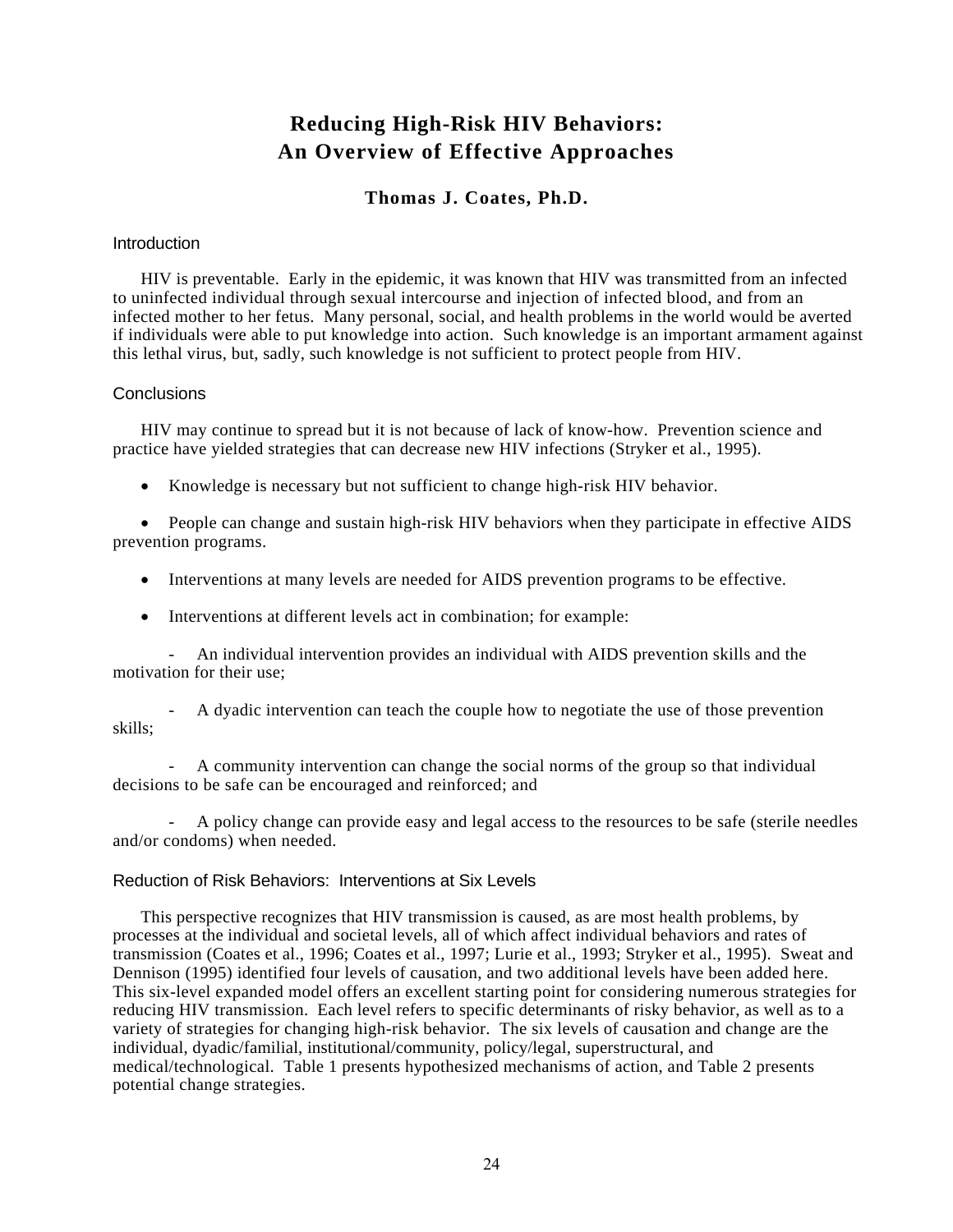# Reducing High-Risk HIV Behaviors: An Overview of Effective Approaches

**Thomas J. Coates, Ph.D.**

## Introduction

HIV is preventable. Early in the epidemic, it was known that HIV was transmitted from an infected to uninfected individual through sexual intercourse and injection of infected blood, and from an infected mother to her fetus. Many personal, social, and health problems in the world would be averted if individuals were able to put knowledge into action. Such knowledge is an important armament against this lethal virus, but, sadly, such knowledge is not sufficient to protect people from HIV.

## Conclusions

HIV may continue to spread but it is not because of lack of know-how. Prevention science and practice have yielded strategies that can decrease new HIV infections (Stryker et al., 1995).

- Knowledge is necessary but not sufficient to change high-risk HIV behavior.
- People can change and sustain high-risk HIV behaviors when they participate in effective AIDS prevention programs.
- Interventions at many levels are needed for AIDS prevention programs to be effective.
- Interventions at different levels act in combination; for example:
  - An individual intervention provides an individual with AIDS prevention skills and the motivation for their use;
  - A dyadic intervention can teach the couple how to negotiate the use of those prevention skills;
  - A community intervention can change the social norms of the group so that individual decisions to be safe can be encouraged and reinforced; and
  - A policy change can provide easy and legal access to the resources to be safe (sterile needles and/or condoms) when needed.

## Reduction of Risk Behaviors: Interventions at Six Levels

This perspective recognizes that HIV transmission is caused, as are most health problems, by processes at the individual and societal levels, all of which affect individual behaviors and rates of transmission (Coates et al., 1996; Coates et al., 1997; Lurie et al., 1993; Stryker et al., 1995). Sweat and Dennison (1995) identified four levels of causation, and two additional levels have been added here. This six-level expanded model offers an excellent starting point for considering numerous strategies for reducing HIV transmission. Each level refers to specific determinants of risky behavior, as well as to a variety of strategies for changing high-risk behavior. The six levels of causation and change are the individual, dyadic/familial, institutional/community, policy/legal, superstructural, and medical/technological. Table 1 presents hypothesized mechanisms of action, and Table 2 presents potential change strategies.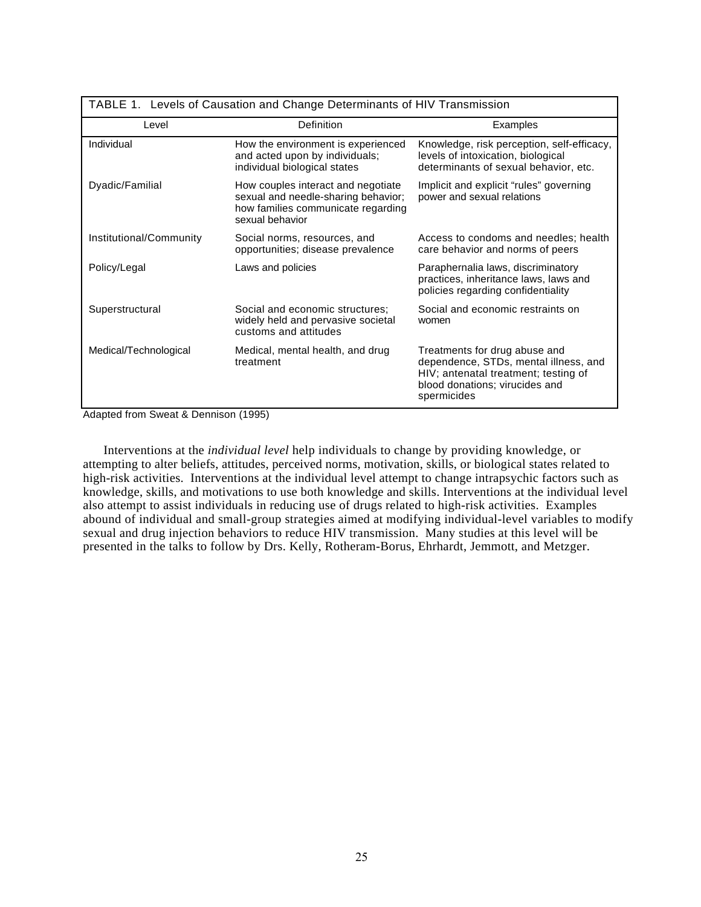TABLE 1. Levels of Causation and Change Determinants of HIV Transmission

| Level | Definition | Examples |
|---|---|---|
| Individual | How the environment is experienced and acted upon by individuals; individual biological states | Knowledge, risk perception, self-efficacy, levels of intoxication, biological determinants of sexual behavior, etc. |
| Dyadic/Familial | How couples interact and negotiate sexual and needle-sharing behavior; how families communicate regarding sexual behavior | Implicit and explicit "rules" governing power and sexual relations |
| Institutional/Community | Social norms, resources, and opportunities; disease prevalence | Access to condoms and needles; health care behavior and norms of peers |
| Policy/Legal | Laws and policies | Paraphernalia laws, discriminatory practices, inheritance laws, laws and policies regarding confidentiality |
| Superstructural | Social and economic structures; widely held and pervasive societal customs and attitudes | Social and economic restraints on women |
| Medical/Technological | Medical, mental health, and drug treatment | Treatments for drug abuse and dependence, STDs, mental illness, and HIV; antenatal treatment; testing of blood donations; virucides and spermicides |

Adapted from Sweat & Dennison (1995)

Interventions at the *individual level* help individuals to change by providing knowledge, or attempting to alter beliefs, attitudes, perceived norms, motivation, skills, or biological states related to high-risk activities. Interventions at the individual level attempt to change intrapsychic factors such as knowledge, skills, and motivations to use both knowledge and skills. Interventions at the individual level also attempt to assist individuals in reducing use of drugs related to high-risk activities. Examples abound of individual and small-group strategies aimed at modifying individual-level variables to modify sexual and drug injection behaviors to reduce HIV transmission. Many studies at this level will be presented in the talks to follow by Drs. Kelly, Rotheram-Borus, Ehrhardt, Jemmott, and Metzger.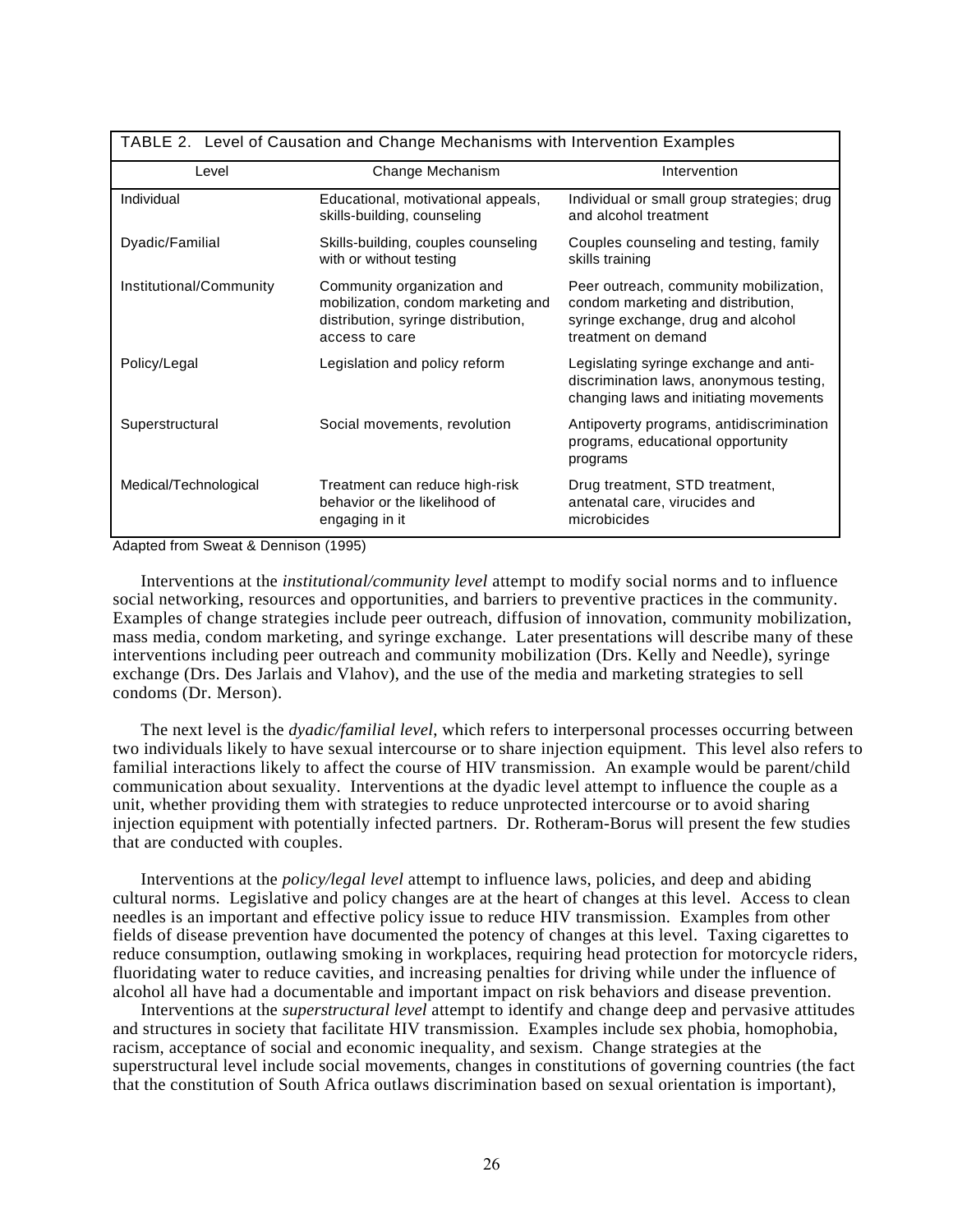TABLE 2. Level of Causation and Change Mechanisms with Intervention Examples

| Level | Change Mechanism | Intervention |
|---|---|---|
| Individual | Educational, motivational appeals, skills-building, counseling | Individual or small group strategies; drug and alcohol treatment |
| Dyadic/Familial | Skills-building, couples counseling with or without testing | Couples counseling and testing, family skills training |
| Institutional/Community | Community organization and mobilization, condom marketing and distribution, syringe distribution, access to care | Peer outreach, community mobilization, condom marketing and distribution, syringe exchange, drug and alcohol treatment on demand |
| Policy/Legal | Legislation and policy reform | Legislating syringe exchange and anti-discrimination laws, anonymous testing, changing laws and initiating movements |
| Superstructural | Social movements, revolution | Antipoverty programs, antidiscrimination programs, educational opportunity programs |
| Medical/Technological | Treatment can reduce high-risk behavior or the likelihood of engaging in it | Drug treatment, STD treatment, antenatal care, virucides and microbicides |

Adapted from Sweat & Dennison (1995)

Interventions at the *institutional/community level* attempt to modify social norms and to influence social networking, resources and opportunities, and barriers to preventive practices in the community. Examples of change strategies include peer outreach, diffusion of innovation, community mobilization, mass media, condom marketing, and syringe exchange. Later presentations will describe many of these interventions including peer outreach and community mobilization (Drs. Kelly and Needle), syringe exchange (Drs. Des Jarlais and Vlahov), and the use of the media and marketing strategies to sell condoms (Dr. Merson).

The next level is the *dyadic/familial level*, which refers to interpersonal processes occurring between two individuals likely to have sexual intercourse or to share injection equipment. This level also refers to familial interactions likely to affect the course of HIV transmission. An example would be parent/child communication about sexuality. Interventions at the dyadic level attempt to influence the couple as a unit, whether providing them with strategies to reduce unprotected intercourse or to avoid sharing injection equipment with potentially infected partners. Dr. Rotheram-Borus will present the few studies that are conducted with couples.

Interventions at the *policy/legal level* attempt to influence laws, policies, and deep and abiding cultural norms. Legislative and policy changes are at the heart of changes at this level. Access to clean needles is an important and effective policy issue to reduce HIV transmission. Examples from other fields of disease prevention have documented the potency of changes at this level. Taxing cigarettes to reduce consumption, outlawing smoking in workplaces, requiring head protection for motorcycle riders, fluoridating water to reduce cavities, and increasing penalties for driving while under the influence of alcohol all have had a documentable and important impact on risk behaviors and disease prevention.

Interventions at the *superstructural level* attempt to identify and change deep and pervasive attitudes and structures in society that facilitate HIV transmission. Examples include sex phobia, homophobia, racism, acceptance of social and economic inequality, and sexism. Change strategies at the superstructural level include social movements, changes in constitutions of governing countries (the fact that the constitution of South Africa outlaws discrimination based on sexual orientation is important),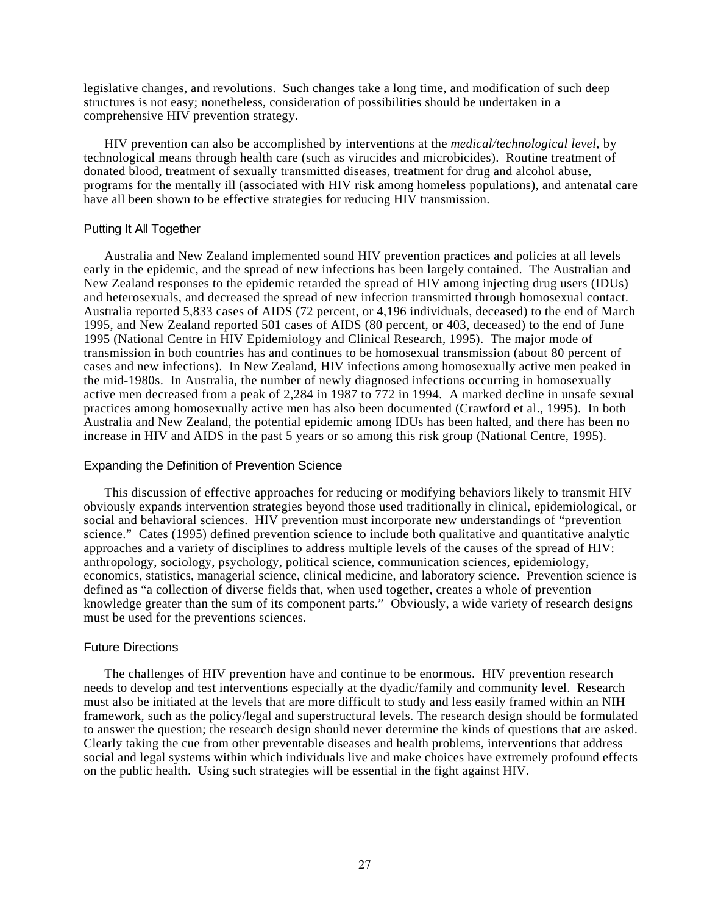legislative changes, and revolutions. Such changes take a long time, and modification of such deep structures is not easy; nonetheless, consideration of possibilities should be undertaken in a comprehensive HIV prevention strategy.

HIV prevention can also be accomplished by interventions at the *medical/technological level,* by technological means through health care (such as virucides and microbicides). Routine treatment of donated blood, treatment of sexually transmitted diseases, treatment for drug and alcohol abuse, programs for the mentally ill (associated with HIV risk among homeless populations), and antenatal care have all been shown to be effective strategies for reducing HIV transmission.

### Putting It All Together

Australia and New Zealand implemented sound HIV prevention practices and policies at all levels early in the epidemic, and the spread of new infections has been largely contained. The Australian and New Zealand responses to the epidemic retarded the spread of HIV among injecting drug users (IDUs) and heterosexuals, and decreased the spread of new infection transmitted through homosexual contact. Australia reported 5,833 cases of AIDS (72 percent, or 4,196 individuals, deceased) to the end of March 1995, and New Zealand reported 501 cases of AIDS (80 percent, or 403, deceased) to the end of June 1995 (National Centre in HIV Epidemiology and Clinical Research, 1995). The major mode of transmission in both countries has and continues to be homosexual transmission (about 80 percent of cases and new infections). In New Zealand, HIV infections among homosexually active men peaked in the mid-1980s. In Australia, the number of newly diagnosed infections occurring in homosexually active men decreased from a peak of 2,284 in 1987 to 772 in 1994. A marked decline in unsafe sexual practices among homosexually active men has also been documented (Crawford et al., 1995). In both Australia and New Zealand, the potential epidemic among IDUs has been halted, and there has been no increase in HIV and AIDS in the past 5 years or so among this risk group (National Centre, 1995).

### Expanding the Definition of Prevention Science

This discussion of effective approaches for reducing or modifying behaviors likely to transmit HIV obviously expands intervention strategies beyond those used traditionally in clinical, epidemiological, or social and behavioral sciences. HIV prevention must incorporate new understandings of "prevention science." Cates (1995) defined prevention science to include both qualitative and quantitative analytic approaches and a variety of disciplines to address multiple levels of the causes of the spread of HIV: anthropology, sociology, psychology, political science, communication sciences, epidemiology, economics, statistics, managerial science, clinical medicine, and laboratory science. Prevention science is defined as "a collection of diverse fields that, when used together, creates a whole of prevention knowledge greater than the sum of its component parts." Obviously, a wide variety of research designs must be used for the preventions sciences.

### Future Directions

The challenges of HIV prevention have and continue to be enormous. HIV prevention research needs to develop and test interventions especially at the dyadic/family and community level. Research must also be initiated at the levels that are more difficult to study and less easily framed within an NIH framework, such as the policy/legal and superstructural levels. The research design should be formulated to answer the question; the research design should never determine the kinds of questions that are asked. Clearly taking the cue from other preventable diseases and health problems, interventions that address social and legal systems within which individuals live and make choices have extremely profound effects on the public health. Using such strategies will be essential in the fight against HIV.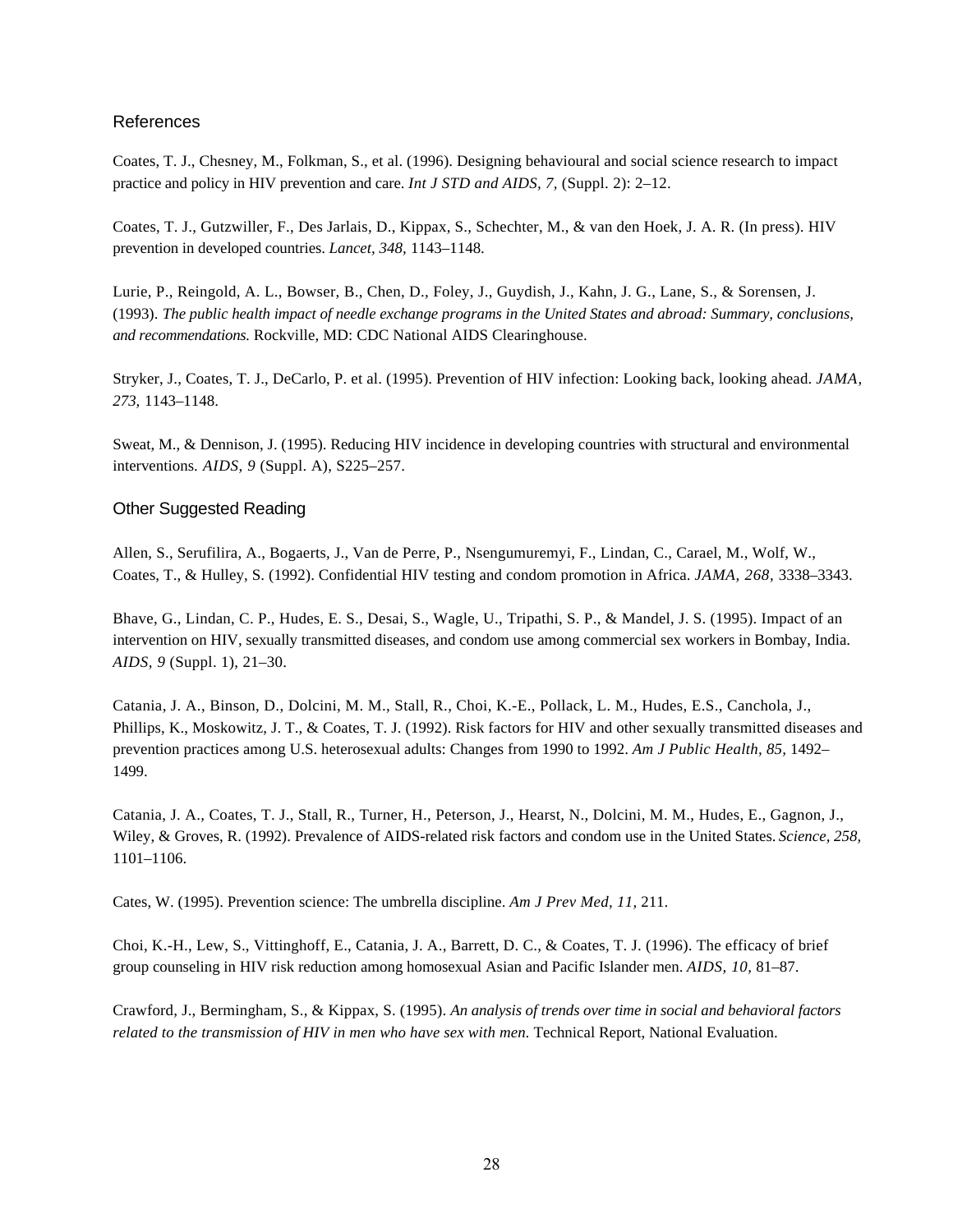## References

Coates, T. J., Chesney, M., Folkman, S., et al. (1996). Designing behavioural and social science research to impact practice and policy in HIV prevention and care. *Int J STD and AIDS*, *7*, (Suppl. 2): 2–12.

Coates, T. J., Gutzwiller, F., Des Jarlais, D., Kippax, S., Schechter, M., & van den Hoek, J. A. R. (In press). HIV prevention in developed countries. *Lancet, 348,* 1143–1148.

Lurie, P., Reingold, A. L., Bowser, B., Chen, D., Foley, J., Guydish, J., Kahn, J. G., Lane, S., & Sorensen, J. (1993). *The public health impact of needle exchange programs in the United States and abroad: Summary, conclusions, and recommendations.* Rockville, MD: CDC National AIDS Clearinghouse.

Stryker, J., Coates, T. J., DeCarlo, P. et al. (1995). Prevention of HIV infection: Looking back, looking ahead. *JAMA, 273,* 1143–1148.

Sweat, M., & Dennison, J. (1995). Reducing HIV incidence in developing countries with structural and environmental interventions. *AIDS, 9* (Suppl. A), S225–257.

## Other Suggested Reading

Allen, S., Serufilira, A., Bogaerts, J., Van de Perre, P., Nsengumuremyi, F., Lindan, C., Carael, M., Wolf, W., Coates, T., & Hulley, S. (1992). Confidential HIV testing and condom promotion in Africa. *JAMA, 268,* 3338–3343.

Bhave, G., Lindan, C. P., Hudes, E. S., Desai, S., Wagle, U., Tripathi, S. P., & Mandel, J. S. (1995). Impact of an intervention on HIV, sexually transmitted diseases, and condom use among commercial sex workers in Bombay, India. *AIDS, 9* (Suppl. 1), 21–30.

Catania, J. A., Binson, D., Dolcini, M. M., Stall, R., Choi, K.-E., Pollack, L. M., Hudes, E.S., Canchola, J., Phillips, K., Moskowitz, J. T., & Coates, T. J. (1992). Risk factors for HIV and other sexually transmitted diseases and prevention practices among U.S. heterosexual adults: Changes from 1990 to 1992. *Am J Public Health, 85,* 1492–1499.

Catania, J. A., Coates, T. J., Stall, R., Turner, H., Peterson, J., Hearst, N., Dolcini, M. M., Hudes, E., Gagnon, J., Wiley, & Groves, R. (1992). Prevalence of AIDS-related risk factors and condom use in the United States. *Science, 258,* 1101–1106.

Cates, W. (1995). Prevention science: The umbrella discipline. *Am J Prev Med, 11,* 211.

Choi, K.-H., Lew, S., Vittinghoff, E., Catania, J. A., Barrett, D. C., & Coates, T. J. (1996). The efficacy of brief group counseling in HIV risk reduction among homosexual Asian and Pacific Islander men. *AIDS, 10,* 81–87.

Crawford, J., Bermingham, S., & Kippax, S. (1995). *An analysis of trends over time in social and behavioral factors related to the transmission of HIV in men who have sex with men.* Technical Report, National Evaluation.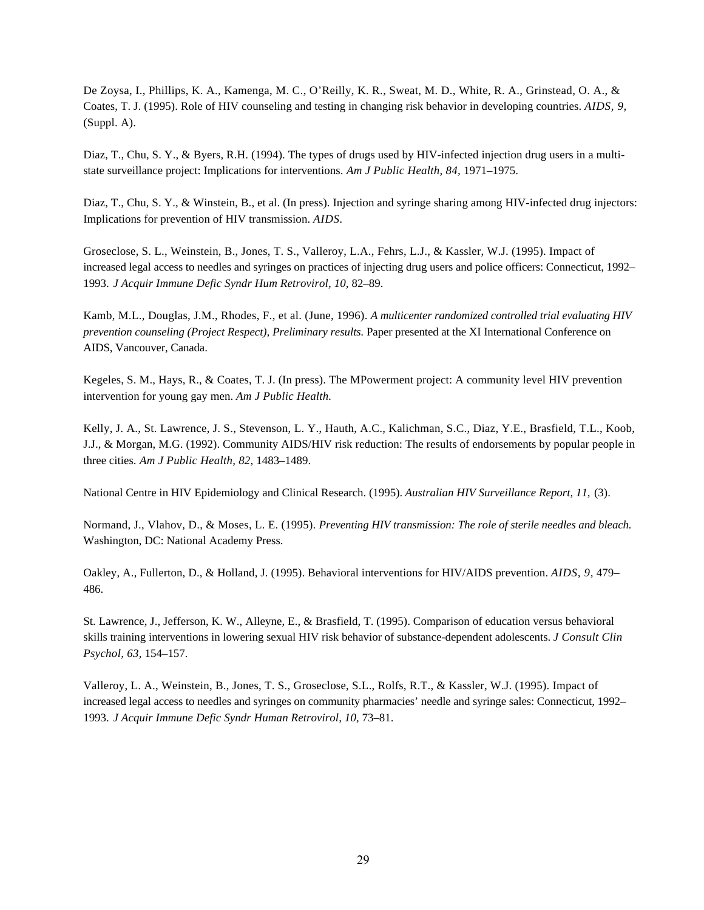De Zoysa, I., Phillips, K. A., Kamenga, M. C., O'Reilly, K. R., Sweat, M. D., White, R. A., Grinstead, O. A., & Coates, T. J. (1995). Role of HIV counseling and testing in changing risk behavior in developing countries. *AIDS, 9,* (Suppl. A).

Diaz, T., Chu, S. Y., & Byers, R.H. (1994). The types of drugs used by HIV-infected injection drug users in a multi-state surveillance project: Implications for interventions. *Am J Public Health, 84,* 1971–1975.

Diaz, T., Chu, S. Y., & Winstein, B., et al. (In press). Injection and syringe sharing among HIV-infected drug injectors: Implications for prevention of HIV transmission. *AIDS*.

Groseclose, S. L., Weinstein, B., Jones, T. S., Valleroy, L.A., Fehrs, L.J., & Kassler, W.J. (1995). Impact of increased legal access to needles and syringes on practices of injecting drug users and police officers: Connecticut, 1992–1993. *J Acquir Immune Defic Syndr Hum Retrovirol, 10,* 82–89.

Kamb, M.L., Douglas, J.M., Rhodes, F., et al. (June, 1996). *A multicenter randomized controlled trial evaluating HIV prevention counseling (Project Respect), Preliminary results.* Paper presented at the XI International Conference on AIDS, Vancouver, Canada.

Kegeles, S. M., Hays, R., & Coates, T. J. (In press). The MPowerment project: A community level HIV prevention intervention for young gay men. *Am J Public Health.*

Kelly, J. A., St. Lawrence, J. S., Stevenson, L. Y., Hauth, A.C., Kalichman, S.C., Diaz, Y.E., Brasfield, T.L., Koob, J.J., & Morgan, M.G. (1992). Community AIDS/HIV risk reduction: The results of endorsements by popular people in three cities. *Am J Public Health, 82,* 1483–1489.

National Centre in HIV Epidemiology and Clinical Research. (1995). *Australian HIV Surveillance Report, 11,* (3).

Normand, J., Vlahov, D., & Moses, L. E. (1995). *Preventing HIV transmission: The role of sterile needles and bleach.* Washington, DC: National Academy Press.

Oakley, A., Fullerton, D., & Holland, J. (1995). Behavioral interventions for HIV/AIDS prevention. *AIDS, 9,* 479–486.

St. Lawrence, J., Jefferson, K. W., Alleyne, E., & Brasfield, T. (1995). Comparison of education versus behavioral skills training interventions in lowering sexual HIV risk behavior of substance-dependent adolescents. *J Consult Clin Psychol, 63,* 154–157.

Valleroy, L. A., Weinstein, B., Jones, T. S., Groseclose, S.L., Rolfs, R.T., & Kassler, W.J. (1995). Impact of increased legal access to needles and syringes on community pharmacies' needle and syringe sales: Connecticut, 1992–1993. *J Acquir Immune Defic Syndr Human Retrovirol, 10,* 73–81.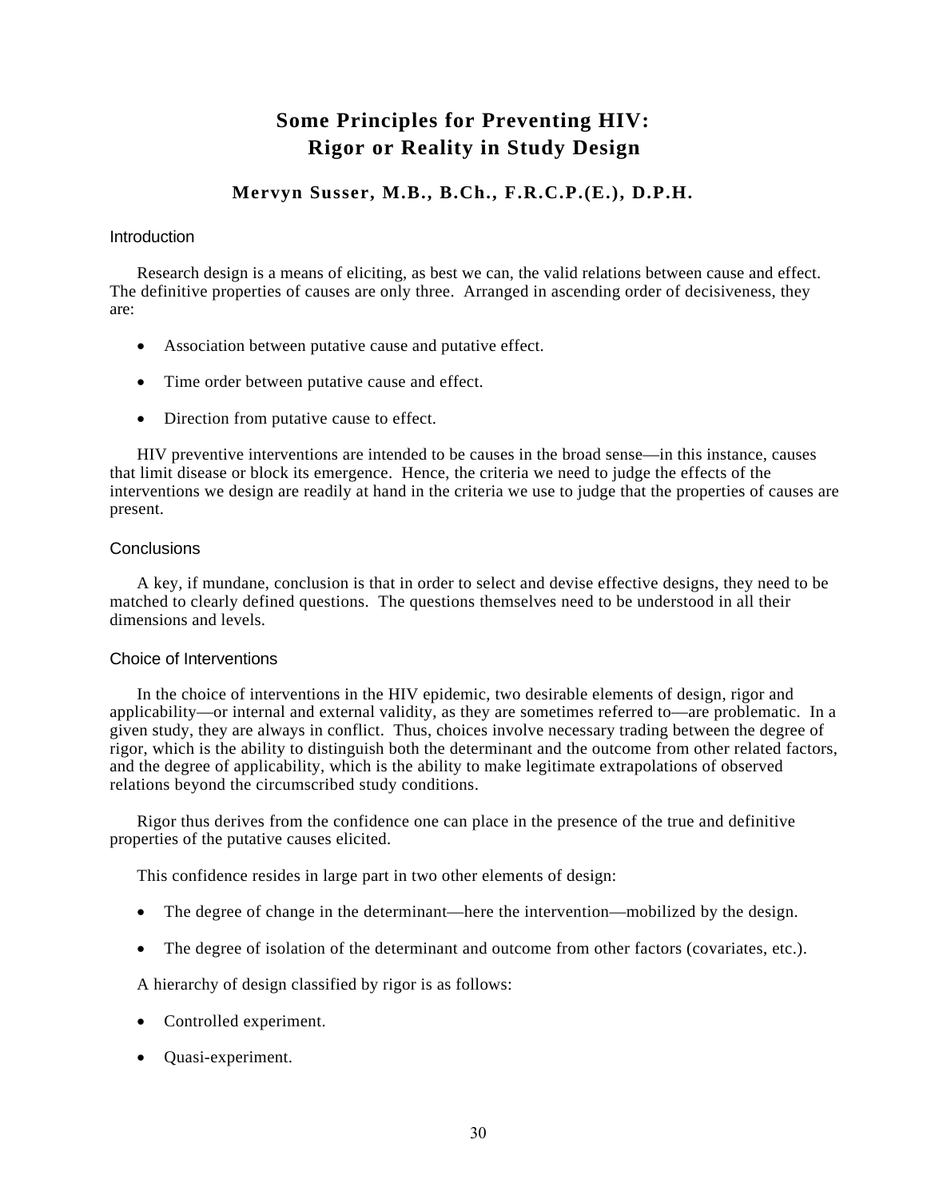# Some Principles for Preventing HIV: Rigor or Reality in Study Design

### Mervyn Susser, M.B., B.Ch., F.R.C.P.(E.), D.P.H.

## Introduction

Research design is a means of eliciting, as best we can, the valid relations between cause and effect. The definitive properties of causes are only three. Arranged in ascending order of decisiveness, they are:

- Association between putative cause and putative effect.
- Time order between putative cause and effect.
- Direction from putative cause to effect.

HIV preventive interventions are intended to be causes in the broad sense—in this instance, causes that limit disease or block its emergence. Hence, the criteria we need to judge the effects of the interventions we design are readily at hand in the criteria we use to judge that the properties of causes are present.

## Conclusions

A key, if mundane, conclusion is that in order to select and devise effective designs, they need to be matched to clearly defined questions. The questions themselves need to be understood in all their dimensions and levels.

## Choice of Interventions

In the choice of interventions in the HIV epidemic, two desirable elements of design, rigor and applicability—or internal and external validity, as they are sometimes referred to—are problematic. In a given study, they are always in conflict. Thus, choices involve necessary trading between the degree of rigor, which is the ability to distinguish both the determinant and the outcome from other related factors, and the degree of applicability, which is the ability to make legitimate extrapolations of observed relations beyond the circumscribed study conditions.

Rigor thus derives from the confidence one can place in the presence of the true and definitive properties of the putative causes elicited.

This confidence resides in large part in two other elements of design:

- The degree of change in the determinant—here the intervention—mobilized by the design.
- The degree of isolation of the determinant and outcome from other factors (covariates, etc.).

A hierarchy of design classified by rigor is as follows:

- Controlled experiment.
- Quasi-experiment.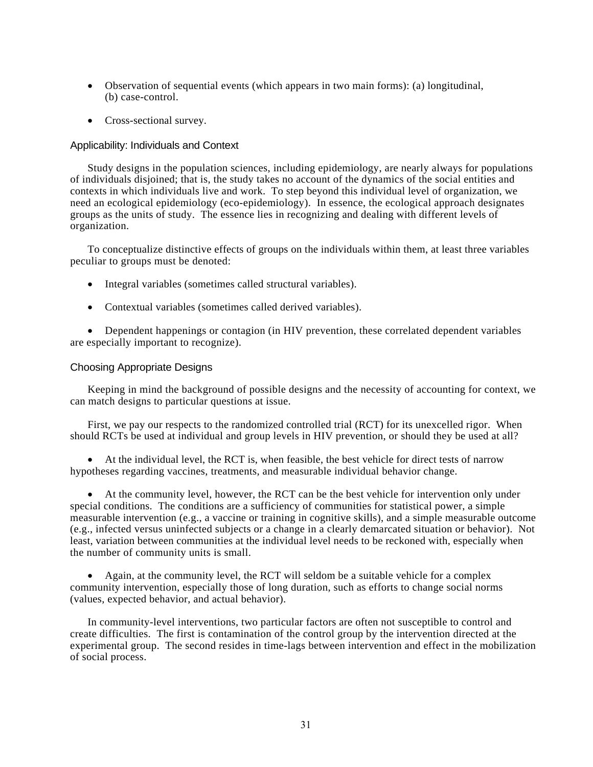- Observation of sequential events (which appears in two main forms): (a) longitudinal, (b) case-control.

- Cross-sectional survey.

### Applicability: Individuals and Context

Study designs in the population sciences, including epidemiology, are nearly always for populations of individuals disjoined; that is, the study takes no account of the dynamics of the social entities and contexts in which individuals live and work. To step beyond this individual level of organization, we need an ecological epidemiology (eco-epidemiology). In essence, the ecological approach designates groups as the units of study. The essence lies in recognizing and dealing with different levels of organization.

To conceptualize distinctive effects of groups on the individuals within them, at least three variables peculiar to groups must be denoted:

- Integral variables (sometimes called structural variables).

- Contextual variables (sometimes called derived variables).

- Dependent happenings or contagion (in HIV prevention, these correlated dependent variables are especially important to recognize).

### Choosing Appropriate Designs

Keeping in mind the background of possible designs and the necessity of accounting for context, we can match designs to particular questions at issue.

First, we pay our respects to the randomized controlled trial (RCT) for its unexcelled rigor. When should RCTs be used at individual and group levels in HIV prevention, or should they be used at all?

- At the individual level, the RCT is, when feasible, the best vehicle for direct tests of narrow hypotheses regarding vaccines, treatments, and measurable individual behavior change.

- At the community level, however, the RCT can be the best vehicle for intervention only under special conditions. The conditions are a sufficiency of communities for statistical power, a simple measurable intervention (e.g., a vaccine or training in cognitive skills), and a simple measurable outcome (e.g., infected versus uninfected subjects or a change in a clearly demarcated situation or behavior). Not least, variation between communities at the individual level needs to be reckoned with, especially when the number of community units is small.

- Again, at the community level, the RCT will seldom be a suitable vehicle for a complex community intervention, especially those of long duration, such as efforts to change social norms (values, expected behavior, and actual behavior).

In community-level interventions, two particular factors are often not susceptible to control and create difficulties. The first is contamination of the control group by the intervention directed at the experimental group. The second resides in time-lags between intervention and effect in the mobilization of social process.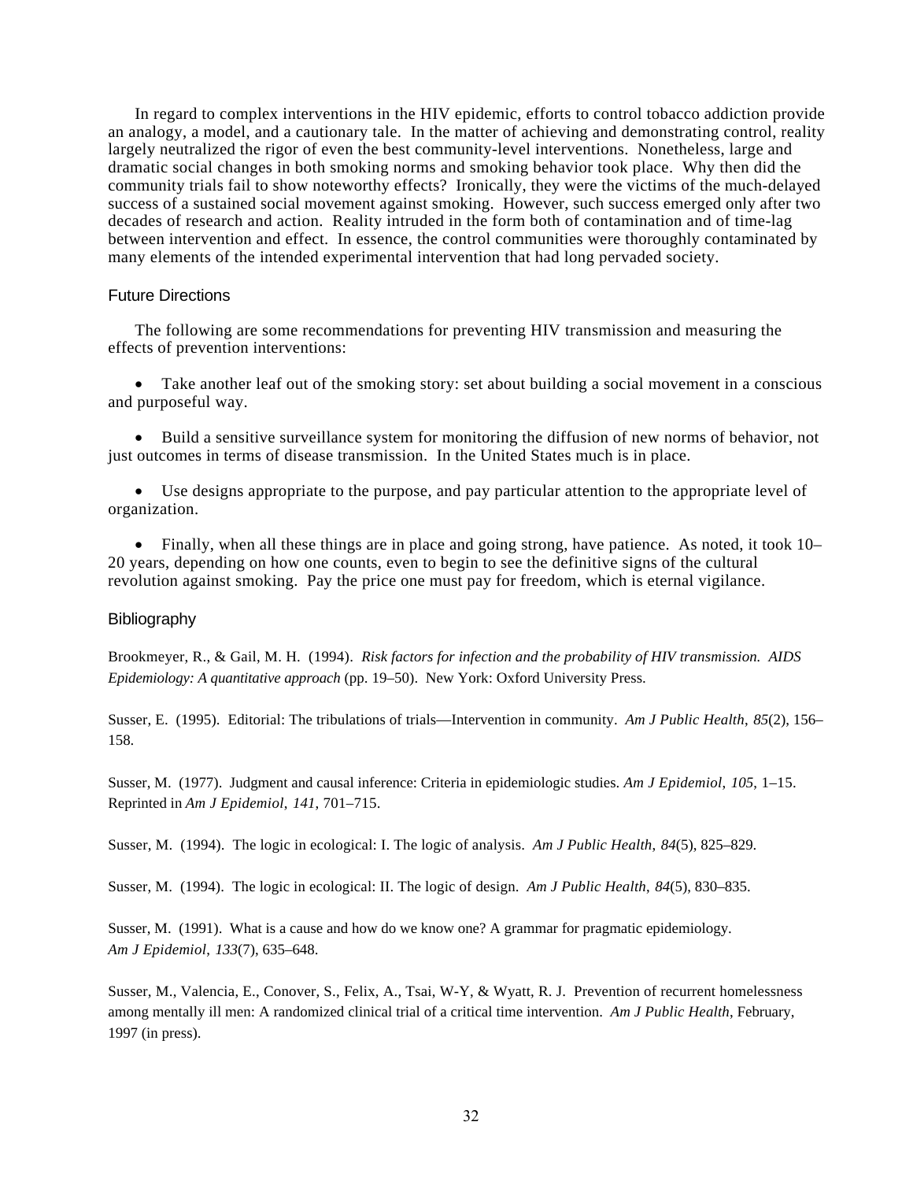In regard to complex interventions in the HIV epidemic, efforts to control tobacco addiction provide an analogy, a model, and a cautionary tale. In the matter of achieving and demonstrating control, reality largely neutralized the rigor of even the best community-level interventions. Nonetheless, large and dramatic social changes in both smoking norms and smoking behavior took place. Why then did the community trials fail to show noteworthy effects? Ironically, they were the victims of the much-delayed success of a sustained social movement against smoking. However, such success emerged only after two decades of research and action. Reality intruded in the form both of contamination and of time-lag between intervention and effect. In essence, the control communities were thoroughly contaminated by many elements of the intended experimental intervention that had long pervaded society.

## Future Directions

The following are some recommendations for preventing HIV transmission and measuring the effects of prevention interventions:

- Take another leaf out of the smoking story: set about building a social movement in a conscious and purposeful way.
- Build a sensitive surveillance system for monitoring the diffusion of new norms of behavior, not just outcomes in terms of disease transmission. In the United States much is in place.
- Use designs appropriate to the purpose, and pay particular attention to the appropriate level of organization.
- Finally, when all these things are in place and going strong, have patience. As noted, it took 10–20 years, depending on how one counts, even to begin to see the definitive signs of the cultural revolution against smoking. Pay the price one must pay for freedom, which is eternal vigilance.

## Bibliography

Brookmeyer, R., & Gail, M. H. (1994). *Risk factors for infection and the probability of HIV transmission. AIDS Epidemiology: A quantitative approach* (pp. 19–50). New York: Oxford University Press.

Susser, E. (1995). Editorial: The tribulations of trials—Intervention in community. *Am J Public Health*, *85*(2), 156–158.

Susser, M. (1977). Judgment and causal inference: Criteria in epidemiologic studies. *Am J Epidemiol*, *105*, 1–15. Reprinted in *Am J Epidemiol*, *141*, 701–715.

Susser, M. (1994). The logic in ecological: I. The logic of analysis. *Am J Public Health*, *84*(5), 825–829.

Susser, M. (1994). The logic in ecological: II. The logic of design. *Am J Public Health*, *84*(5), 830–835.

Susser, M. (1991). What is a cause and how do we know one? A grammar for pragmatic epidemiology. *Am J Epidemiol*, *133*(7), 635–648.

Susser, M., Valencia, E., Conover, S., Felix, A., Tsai, W-Y, & Wyatt, R. J. Prevention of recurrent homelessness among mentally ill men: A randomized clinical trial of a critical time intervention. *Am J Public Health*, February, 1997 (in press).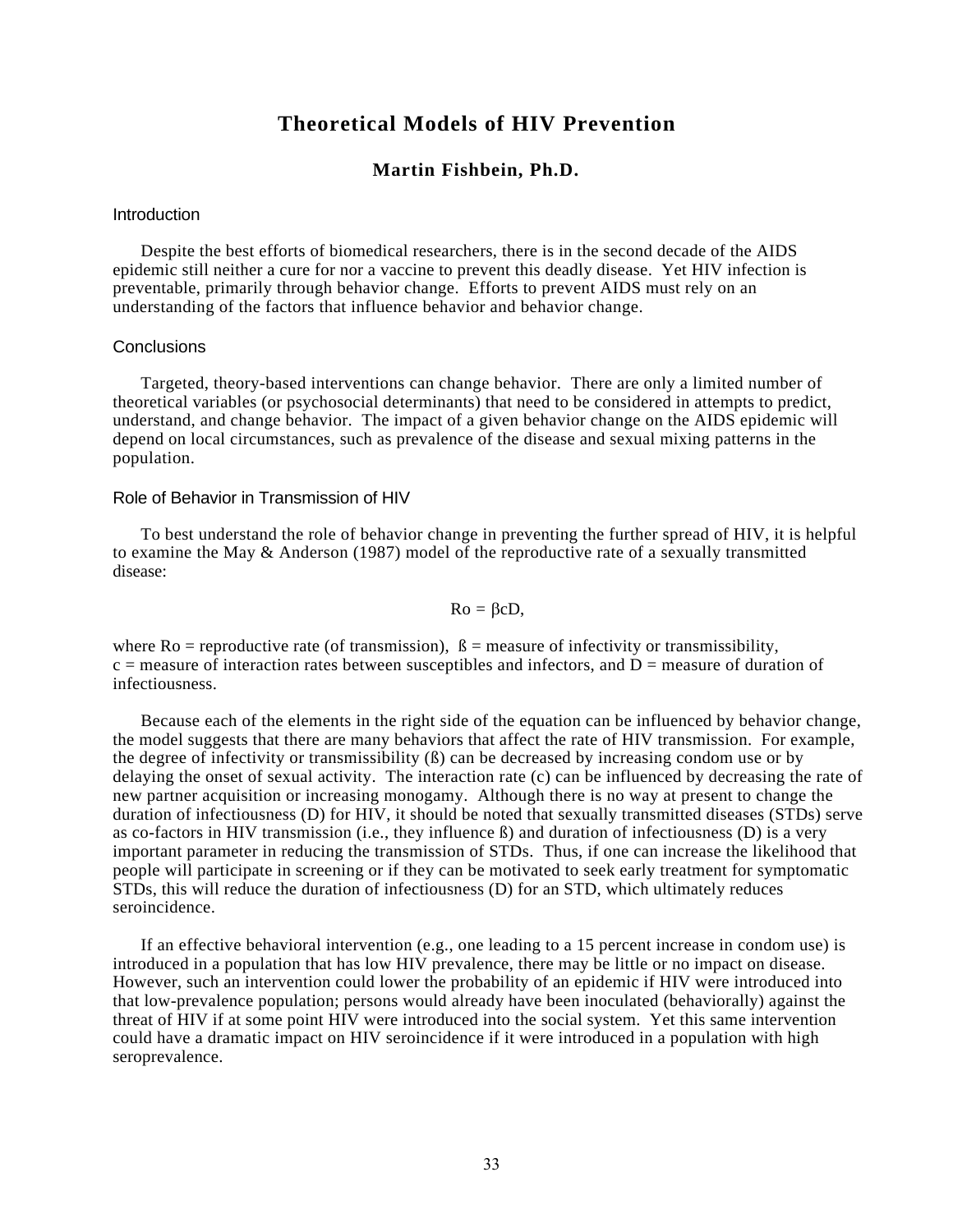# Theoretical Models of HIV Prevention

### Martin Fishbein, Ph.D.

## Introduction

Despite the best efforts of biomedical researchers, there is in the second decade of the AIDS epidemic still neither a cure for nor a vaccine to prevent this deadly disease. Yet HIV infection is preventable, primarily through behavior change. Efforts to prevent AIDS must rely on an understanding of the factors that influence behavior and behavior change.

## Conclusions

Targeted, theory-based interventions can change behavior. There are only a limited number of theoretical variables (or psychosocial determinants) that need to be considered in attempts to predict, understand, and change behavior. The impact of a given behavior change on the AIDS epidemic will depend on local circumstances, such as prevalence of the disease and sexual mixing patterns in the population.

## Role of Behavior in Transmission of HIV

To best understand the role of behavior change in preventing the further spread of HIV, it is helpful to examine the May & Anderson (1987) model of the reproductive rate of a sexually transmitted disease:

$$Ro = \beta cD,$$

where Ro = reproductive rate (of transmission), ß = measure of infectivity or transmissibility, c = measure of interaction rates between susceptibles and infectors, and D = measure of duration of infectiousness.

Because each of the elements in the right side of the equation can be influenced by behavior change, the model suggests that there are many behaviors that affect the rate of HIV transmission. For example, the degree of infectivity or transmissibility (ß) can be decreased by increasing condom use or by delaying the onset of sexual activity. The interaction rate (c) can be influenced by decreasing the rate of new partner acquisition or increasing monogamy. Although there is no way at present to change the duration of infectiousness (D) for HIV, it should be noted that sexually transmitted diseases (STDs) serve as co-factors in HIV transmission (i.e., they influence ß) and duration of infectiousness (D) is a very important parameter in reducing the transmission of STDs. Thus, if one can increase the likelihood that people will participate in screening or if they can be motivated to seek early treatment for symptomatic STDs, this will reduce the duration of infectiousness (D) for an STD, which ultimately reduces seroincidence.

If an effective behavioral intervention (e.g., one leading to a 15 percent increase in condom use) is introduced in a population that has low HIV prevalence, there may be little or no impact on disease. However, such an intervention could lower the probability of an epidemic if HIV were introduced into that low-prevalence population; persons would already have been inoculated (behaviorally) against the threat of HIV if at some point HIV were introduced into the social system. Yet this same intervention could have a dramatic impact on HIV seroincidence if it were introduced in a population with high seroprevalence.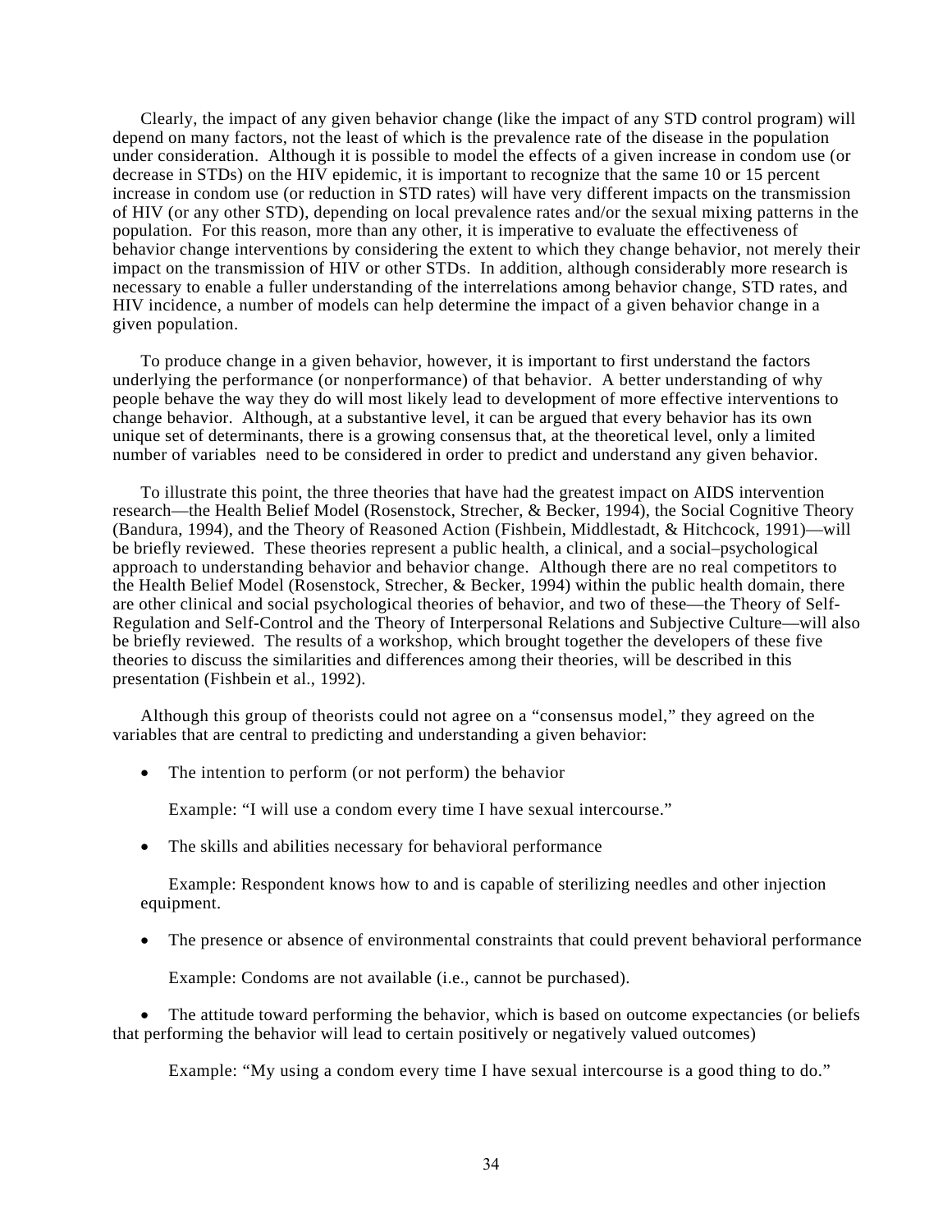Clearly, the impact of any given behavior change (like the impact of any STD control program) will depend on many factors, not the least of which is the prevalence rate of the disease in the population under consideration. Although it is possible to model the effects of a given increase in condom use (or decrease in STDs) on the HIV epidemic, it is important to recognize that the same 10 or 15 percent increase in condom use (or reduction in STD rates) will have very different impacts on the transmission of HIV (or any other STD), depending on local prevalence rates and/or the sexual mixing patterns in the population. For this reason, more than any other, it is imperative to evaluate the effectiveness of behavior change interventions by considering the extent to which they change behavior, not merely their impact on the transmission of HIV or other STDs. In addition, although considerably more research is necessary to enable a fuller understanding of the interrelations among behavior change, STD rates, and HIV incidence, a number of models can help determine the impact of a given behavior change in a given population.

To produce change in a given behavior, however, it is important to first understand the factors underlying the performance (or nonperformance) of that behavior. A better understanding of why people behave the way they do will most likely lead to development of more effective interventions to change behavior. Although, at a substantive level, it can be argued that every behavior has its own unique set of determinants, there is a growing consensus that, at the theoretical level, only a limited number of variables need to be considered in order to predict and understand any given behavior.

To illustrate this point, the three theories that have had the greatest impact on AIDS intervention research—the Health Belief Model (Rosenstock, Strecher, & Becker, 1994), the Social Cognitive Theory (Bandura, 1994), and the Theory of Reasoned Action (Fishbein, Middlestadt, & Hitchcock, 1991)—will be briefly reviewed. These theories represent a public health, a clinical, and a social–psychological approach to understanding behavior and behavior change. Although there are no real competitors to the Health Belief Model (Rosenstock, Strecher, & Becker, 1994) within the public health domain, there are other clinical and social psychological theories of behavior, and two of these—the Theory of Self-Regulation and Self-Control and the Theory of Interpersonal Relations and Subjective Culture—will also be briefly reviewed. The results of a workshop, which brought together the developers of these five theories to discuss the similarities and differences among their theories, will be described in this presentation (Fishbein et al., 1992).

Although this group of theorists could not agree on a "consensus model," they agreed on the variables that are central to predicting and understanding a given behavior:

- The intention to perform (or not perform) the behavior

  Example: "I will use a condom every time I have sexual intercourse."

- The skills and abilities necessary for behavioral performance

  Example: Respondent knows how to and is capable of sterilizing needles and other injection equipment.

- The presence or absence of environmental constraints that could prevent behavioral performance

  Example: Condoms are not available (i.e., cannot be purchased).

- The attitude toward performing the behavior, which is based on outcome expectancies (or beliefs that performing the behavior will lead to certain positively or negatively valued outcomes)

  Example: "My using a condom every time I have sexual intercourse is a good thing to do."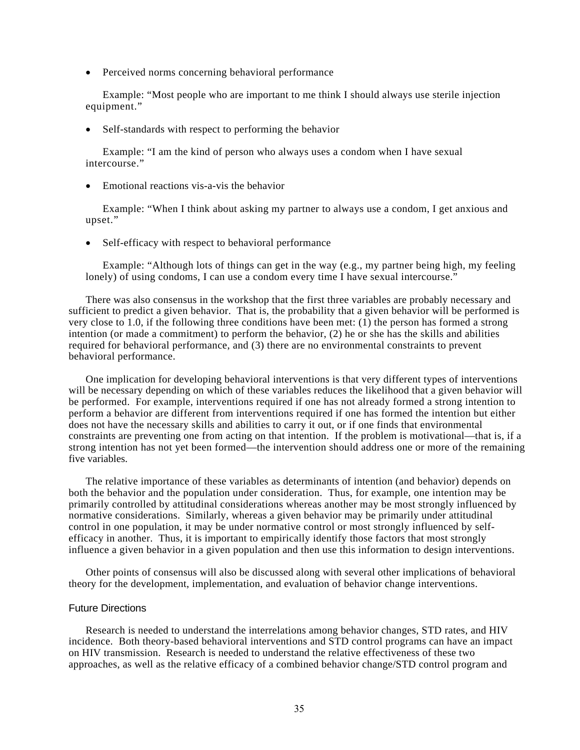- Perceived norms concerning behavioral performance

  Example: "Most people who are important to me think I should always use sterile injection equipment."

- Self-standards with respect to performing the behavior

  Example: "I am the kind of person who always uses a condom when I have sexual intercourse."

- Emotional reactions vis-a-vis the behavior

  Example: "When I think about asking my partner to always use a condom, I get anxious and upset."

- Self-efficacy with respect to behavioral performance

  Example: "Although lots of things can get in the way (e.g., my partner being high, my feeling lonely) of using condoms, I can use a condom every time I have sexual intercourse."

There was also consensus in the workshop that the first three variables are probably necessary and sufficient to predict a given behavior. That is, the probability that a given behavior will be performed is very close to 1.0, if the following three conditions have been met: (1) the person has formed a strong intention (or made a commitment) to perform the behavior, (2) he or she has the skills and abilities required for behavioral performance, and (3) there are no environmental constraints to prevent behavioral performance.

One implication for developing behavioral interventions is that very different types of interventions will be necessary depending on which of these variables reduces the likelihood that a given behavior will be performed. For example, interventions required if one has not already formed a strong intention to perform a behavior are different from interventions required if one has formed the intention but either does not have the necessary skills and abilities to carry it out, or if one finds that environmental constraints are preventing one from acting on that intention. If the problem is motivational—that is, if a strong intention has not yet been formed—the intervention should address one or more of the remaining five variables.

The relative importance of these variables as determinants of intention (and behavior) depends on both the behavior and the population under consideration. Thus, for example, one intention may be primarily controlled by attitudinal considerations whereas another may be most strongly influenced by normative considerations. Similarly, whereas a given behavior may be primarily under attitudinal control in one population, it may be under normative control or most strongly influenced by self-efficacy in another. Thus, it is important to empirically identify those factors that most strongly influence a given behavior in a given population and then use this information to design interventions.

Other points of consensus will also be discussed along with several other implications of behavioral theory for the development, implementation, and evaluation of behavior change interventions.

### Future Directions

Research is needed to understand the interrelations among behavior changes, STD rates, and HIV incidence. Both theory-based behavioral interventions and STD control programs can have an impact on HIV transmission. Research is needed to understand the relative effectiveness of these two approaches, as well as the relative efficacy of a combined behavior change/STD control program and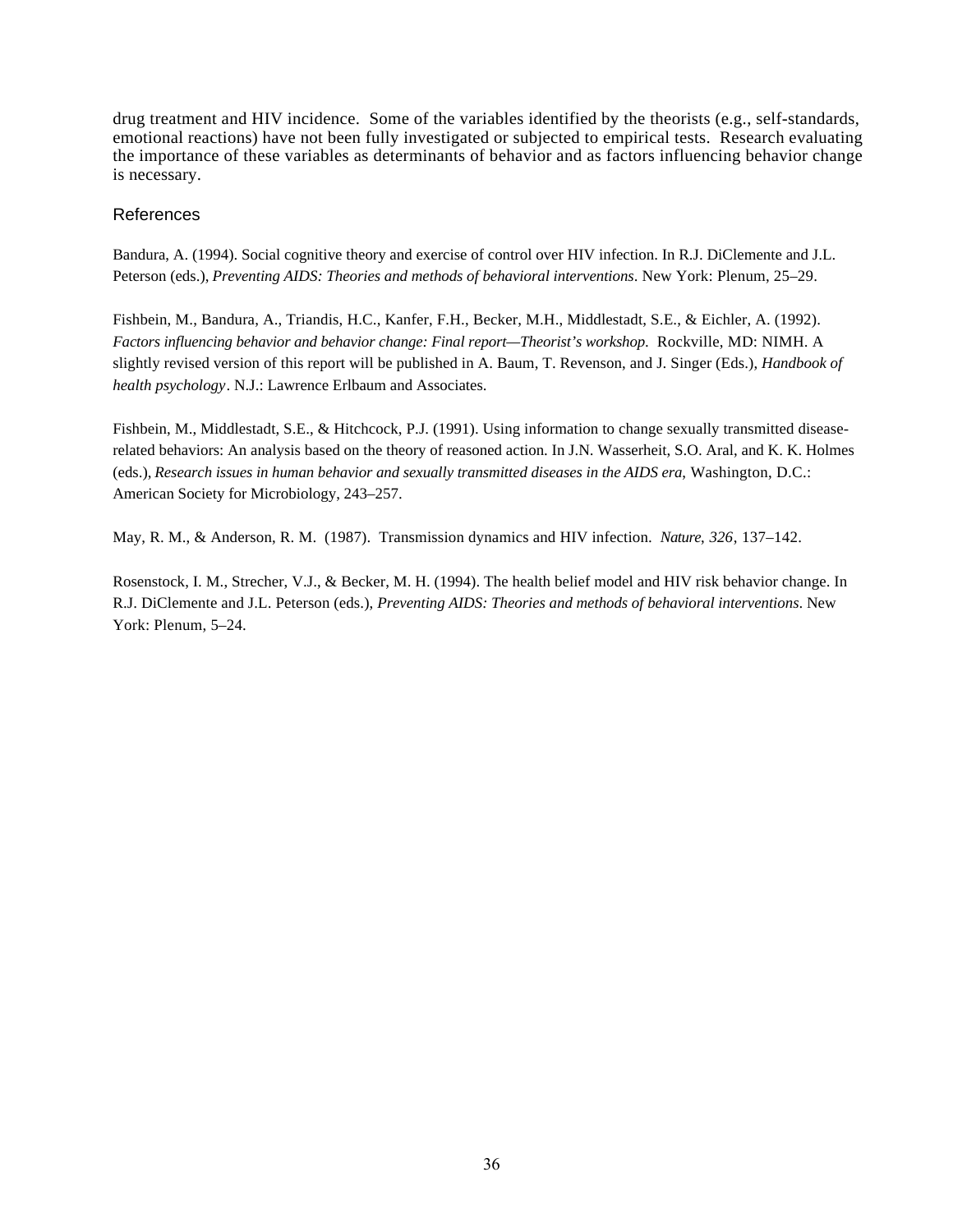drug treatment and HIV incidence. Some of the variables identified by the theorists (e.g., self-standards, emotional reactions) have not been fully investigated or subjected to empirical tests. Research evaluating the importance of these variables as determinants of behavior and as factors influencing behavior change is necessary.

## References

Bandura, A. (1994). Social cognitive theory and exercise of control over HIV infection. In R.J. DiClemente and J.L. Peterson (eds.), *Preventing AIDS: Theories and methods of behavioral interventions*. New York: Plenum, 25–29.

Fishbein, M., Bandura, A., Triandis, H.C., Kanfer, F.H., Becker, M.H., Middlestadt, S.E., & Eichler, A. (1992). *Factors influencing behavior and behavior change: Final report—Theorist's workshop*. Rockville, MD: NIMH. A slightly revised version of this report will be published in A. Baum, T. Revenson, and J. Singer (Eds.), *Handbook of health psychology*. N.J.: Lawrence Erlbaum and Associates.

Fishbein, M., Middlestadt, S.E., & Hitchcock, P.J. (1991). Using information to change sexually transmitted disease-related behaviors: An analysis based on the theory of reasoned action. In J.N. Wasserheit, S.O. Aral, and K. K. Holmes (eds.), *Research issues in human behavior and sexually transmitted diseases in the AIDS era*, Washington, D.C.: American Society for Microbiology, 243–257.

May, R. M., & Anderson, R. M. (1987). Transmission dynamics and HIV infection. *Nature*, *326*, 137–142.

Rosenstock, I. M., Strecher, V.J., & Becker, M. H. (1994). The health belief model and HIV risk behavior change. In R.J. DiClemente and J.L. Peterson (eds.), *Preventing AIDS: Theories and methods of behavioral interventions*. New York: Plenum, 5–24.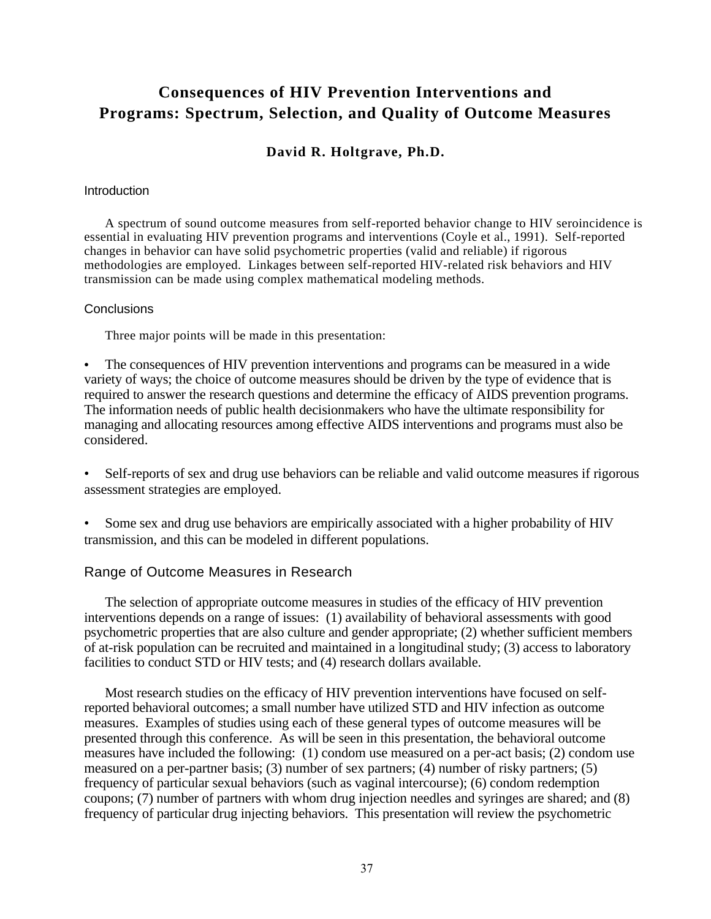# Consequences of HIV Prevention Interventions and Programs: Spectrum, Selection, and Quality of Outcome Measures

### David R. Holtgrave, Ph.D.

## Introduction

A spectrum of sound outcome measures from self-reported behavior change to HIV seroincidence is essential in evaluating HIV prevention programs and interventions (Coyle et al., 1991). Self-reported changes in behavior can have solid psychometric properties (valid and reliable) if rigorous methodologies are employed. Linkages between self-reported HIV-related risk behaviors and HIV transmission can be made using complex mathematical modeling methods.

## Conclusions

Three major points will be made in this presentation:

- The consequences of HIV prevention interventions and programs can be measured in a wide variety of ways; the choice of outcome measures should be driven by the type of evidence that is required to answer the research questions and determine the efficacy of AIDS prevention programs. The information needs of public health decisionmakers who have the ultimate responsibility for managing and allocating resources among effective AIDS interventions and programs must also be considered.

- Self-reports of sex and drug use behaviors can be reliable and valid outcome measures if rigorous assessment strategies are employed.

- Some sex and drug use behaviors are empirically associated with a higher probability of HIV transmission, and this can be modeled in different populations.

## Range of Outcome Measures in Research

The selection of appropriate outcome measures in studies of the efficacy of HIV prevention interventions depends on a range of issues: (1) availability of behavioral assessments with good psychometric properties that are also culture and gender appropriate; (2) whether sufficient members of at-risk population can be recruited and maintained in a longitudinal study; (3) access to laboratory facilities to conduct STD or HIV tests; and (4) research dollars available.

Most research studies on the efficacy of HIV prevention interventions have focused on self-reported behavioral outcomes; a small number have utilized STD and HIV infection as outcome measures. Examples of studies using each of these general types of outcome measures will be presented through this conference. As will be seen in this presentation, the behavioral outcome measures have included the following: (1) condom use measured on a per-act basis; (2) condom use measured on a per-partner basis; (3) number of sex partners; (4) number of risky partners; (5) frequency of particular sexual behaviors (such as vaginal intercourse); (6) condom redemption coupons; (7) number of partners with whom drug injection needles and syringes are shared; and (8) frequency of particular drug injecting behaviors. This presentation will review the psychometric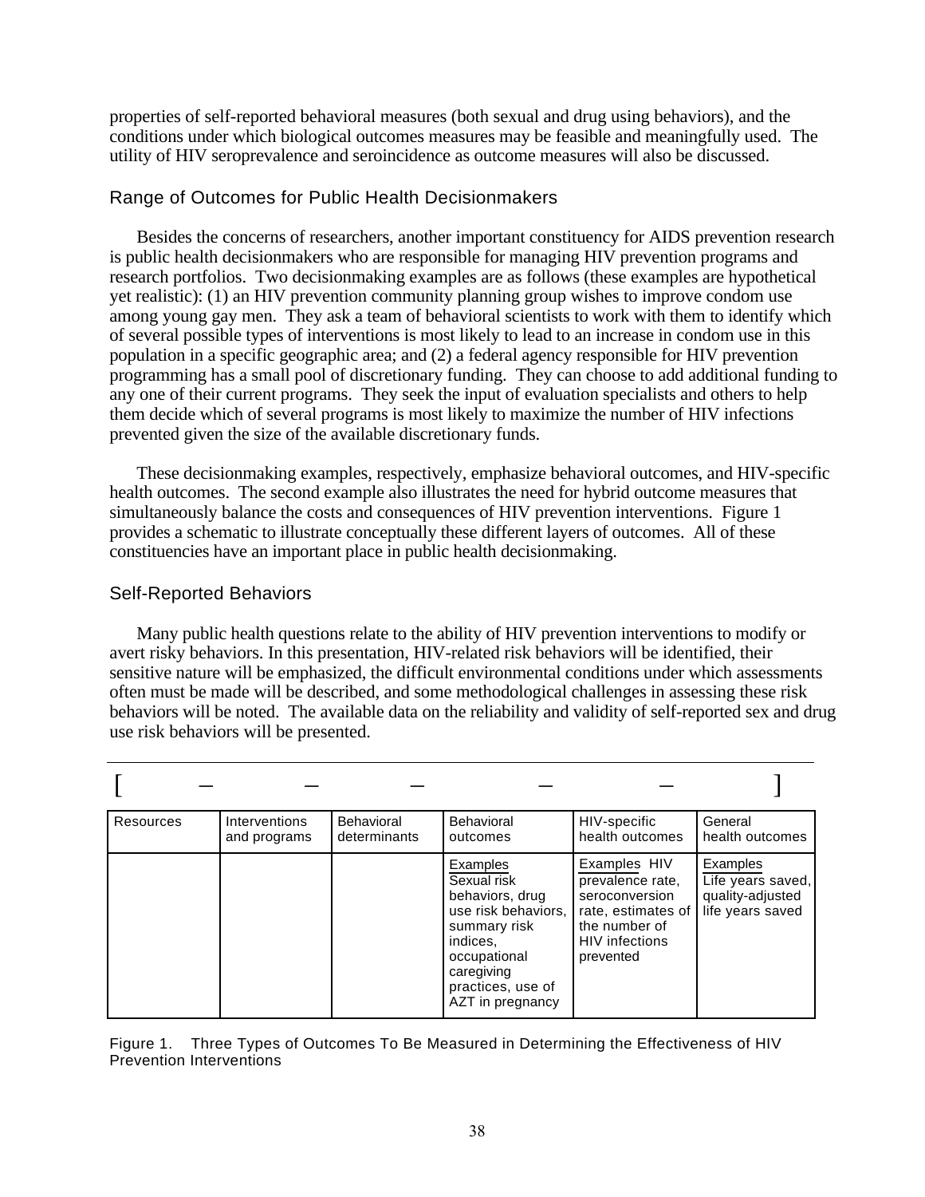properties of self-reported behavioral measures (both sexual and drug using behaviors), and the conditions under which biological outcomes measures may be feasible and meaningfully used. The utility of HIV seroprevalence and seroincidence as outcome measures will also be discussed.

## Range of Outcomes for Public Health Decisionmakers

Besides the concerns of researchers, another important constituency for AIDS prevention research is public health decisionmakers who are responsible for managing HIV prevention programs and research portfolios. Two decisionmaking examples are as follows (these examples are hypothetical yet realistic): (1) an HIV prevention community planning group wishes to improve condom use among young gay men. They ask a team of behavioral scientists to work with them to identify which of several possible types of interventions is most likely to lead to an increase in condom use in this population in a specific geographic area; and (2) a federal agency responsible for HIV prevention programming has a small pool of discretionary funding. They can choose to add additional funding to any one of their current programs. They seek the input of evaluation specialists and others to help them decide which of several programs is most likely to maximize the number of HIV infections prevented given the size of the available discretionary funds.

These decisionmaking examples, respectively, emphasize behavioral outcomes, and HIV-specific health outcomes. The second example also illustrates the need for hybrid outcome measures that simultaneously balance the costs and consequences of HIV prevention interventions. Figure 1 provides a schematic to illustrate conceptually these different layers of outcomes. All of these constituencies have an important place in public health decisionmaking.

## Self-Reported Behaviors

Many public health questions relate to the ability of HIV prevention interventions to modify or avert risky behaviors. In this presentation, HIV-related risk behaviors will be identified, their sensitive nature will be emphasized, the difficult environmental conditions under which assessments often must be made will be described, and some methodological challenges in assessing these risk behaviors will be noted. The available data on the reliability and validity of self-reported sex and drug use risk behaviors will be presented.

[ – – – – – ]

| Resources | Interventions and programs | Behavioral determinants | Behavioral outcomes | HIV-specific health outcomes | General health outcomes |
|---|---|---|---|---|---|
| | | | Examples<br>Sexual risk behaviors, drug use risk behaviors, summary risk indices, occupational caregiving practices, use of AZT in pregnancy | Examples HIV prevalence rate, seroconversion rate, estimates of the number of HIV infections prevented | Examples<br>Life years saved, quality-adjusted life years saved |

Figure 1. Three Types of Outcomes To Be Measured in Determining the Effectiveness of HIV Prevention Interventions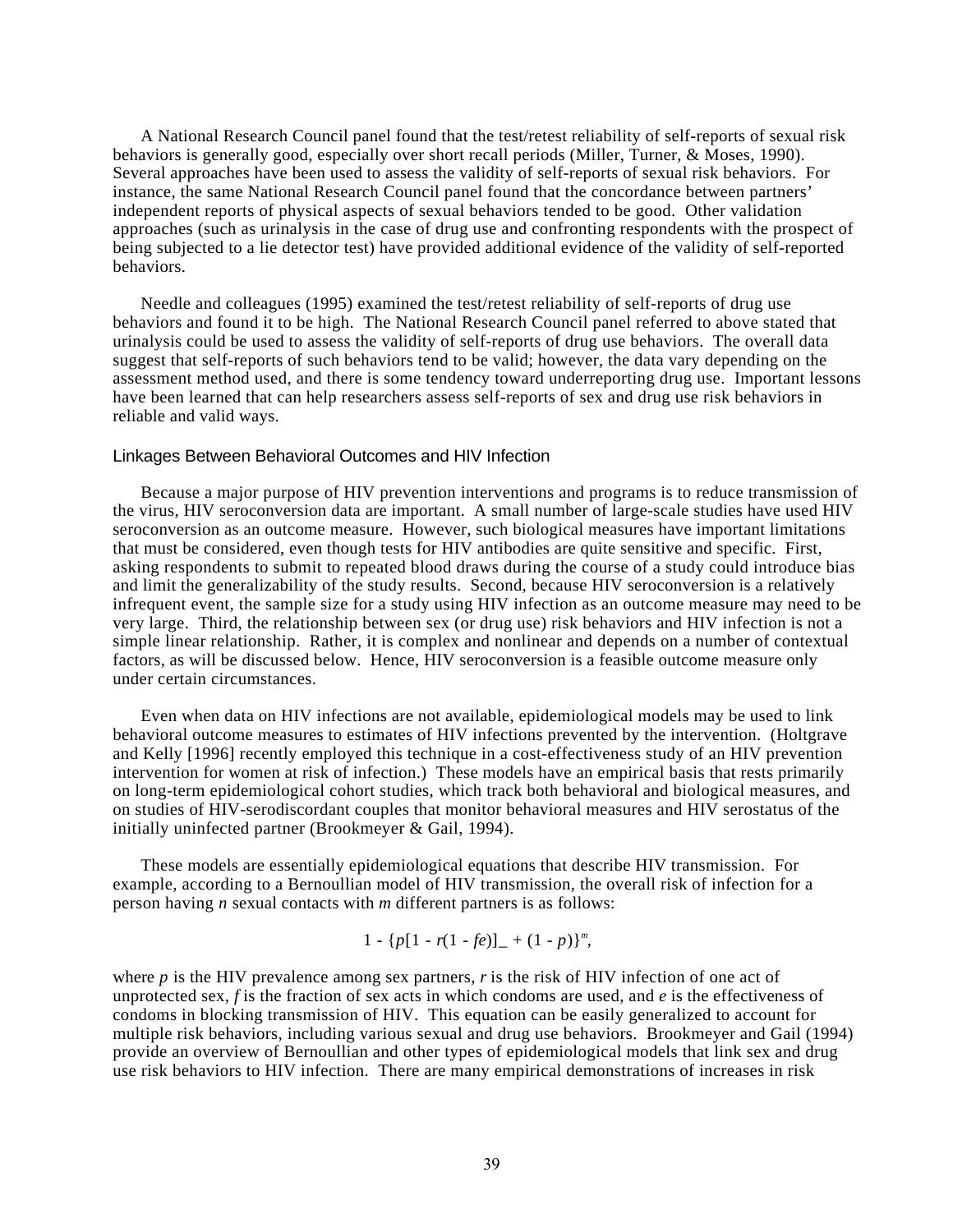A National Research Council panel found that the test/retest reliability of self-reports of sexual risk behaviors is generally good, especially over short recall periods (Miller, Turner, & Moses, 1990). Several approaches have been used to assess the validity of self-reports of sexual risk behaviors. For instance, the same National Research Council panel found that the concordance between partners' independent reports of physical aspects of sexual behaviors tended to be good. Other validation approaches (such as urinalysis in the case of drug use and confronting respondents with the prospect of being subjected to a lie detector test) have provided additional evidence of the validity of self-reported behaviors.

Needle and colleagues (1995) examined the test/retest reliability of self-reports of drug use behaviors and found it to be high. The National Research Council panel referred to above stated that urinalysis could be used to assess the validity of self-reports of drug use behaviors. The overall data suggest that self-reports of such behaviors tend to be valid; however, the data vary depending on the assessment method used, and there is some tendency toward underreporting drug use. Important lessons have been learned that can help researchers assess self-reports of sex and drug use risk behaviors in reliable and valid ways.

### Linkages Between Behavioral Outcomes and HIV Infection

Because a major purpose of HIV prevention interventions and programs is to reduce transmission of the virus, HIV seroconversion data are important. A small number of large-scale studies have used HIV seroconversion as an outcome measure. However, such biological measures have important limitations that must be considered, even though tests for HIV antibodies are quite sensitive and specific. First, asking respondents to submit to repeated blood draws during the course of a study could introduce bias and limit the generalizability of the study results. Second, because HIV seroconversion is a relatively infrequent event, the sample size for a study using HIV infection as an outcome measure may need to be very large. Third, the relationship between sex (or drug use) risk behaviors and HIV infection is not a simple linear relationship. Rather, it is complex and nonlinear and depends on a number of contextual factors, as will be discussed below. Hence, HIV seroconversion is a feasible outcome measure only under certain circumstances.

Even when data on HIV infections are not available, epidemiological models may be used to link behavioral outcome measures to estimates of HIV infections prevented by the intervention. (Holtgrave and Kelly [1996] recently employed this technique in a cost-effectiveness study of an HIV prevention intervention for women at risk of infection.) These models have an empirical basis that rests primarily on long-term epidemiological cohort studies, which track both behavioral and biological measures, and on studies of HIV-serodiscordant couples that monitor behavioral measures and HIV serostatus of the initially uninfected partner (Brookmeyer & Gail, 1994).

These models are essentially epidemiological equations that describe HIV transmission. For example, according to a Bernoullian model of HIV transmission, the overall risk of infection for a person having *n* sexual contacts with *m* different partners is as follows:

$$1 - \{p[1 - r(1 - fe)]\_ + (1 - p)\}^{m},$$

where *p* is the HIV prevalence among sex partners, *r* is the risk of HIV infection of one act of unprotected sex, *f* is the fraction of sex acts in which condoms are used, and *e* is the effectiveness of condoms in blocking transmission of HIV. This equation can be easily generalized to account for multiple risk behaviors, including various sexual and drug use behaviors. Brookmeyer and Gail (1994) provide an overview of Bernoullian and other types of epidemiological models that link sex and drug use risk behaviors to HIV infection. There are many empirical demonstrations of increases in risk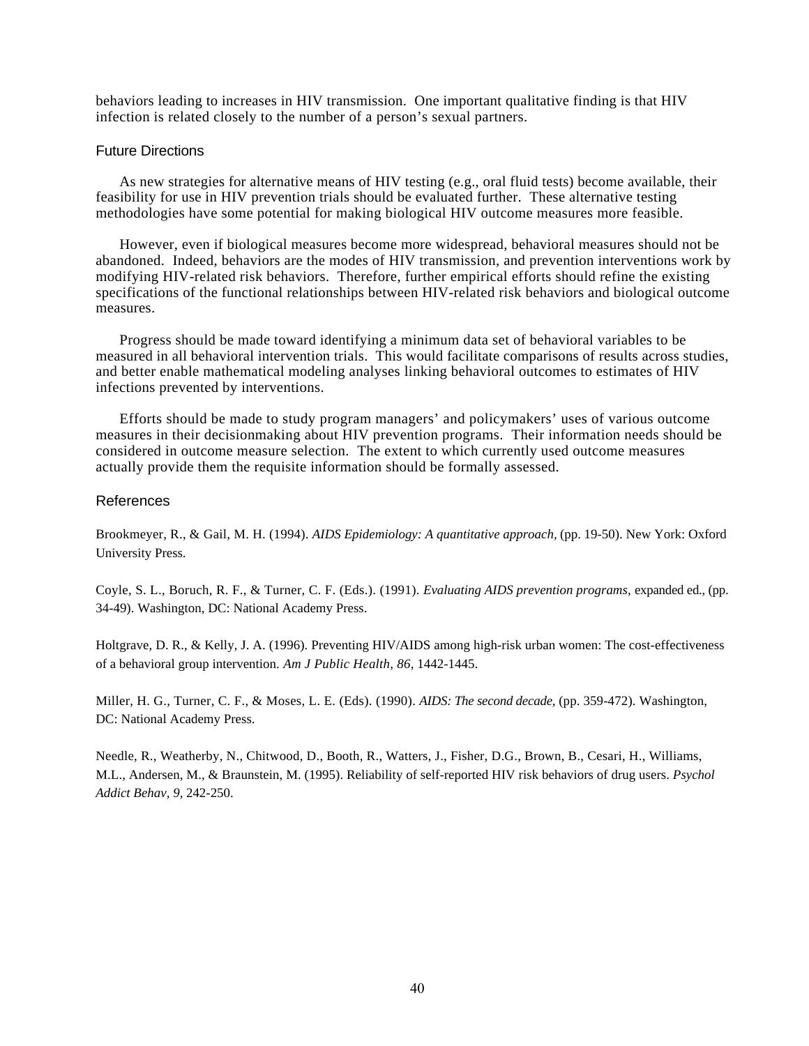behaviors leading to increases in HIV transmission. One important qualitative finding is that HIV infection is related closely to the number of a person's sexual partners.

### Future Directions

As new strategies for alternative means of HIV testing (e.g., oral fluid tests) become available, their feasibility for use in HIV prevention trials should be evaluated further. These alternative testing methodologies have some potential for making biological HIV outcome measures more feasible.

However, even if biological measures become more widespread, behavioral measures should not be abandoned. Indeed, behaviors are the modes of HIV transmission, and prevention interventions work by modifying HIV-related risk behaviors. Therefore, further empirical efforts should refine the existing specifications of the functional relationships between HIV-related risk behaviors and biological outcome measures.

Progress should be made toward identifying a minimum data set of behavioral variables to be measured in all behavioral intervention trials. This would facilitate comparisons of results across studies, and better enable mathematical modeling analyses linking behavioral outcomes to estimates of HIV infections prevented by interventions.

Efforts should be made to study program managers' and policymakers' uses of various outcome measures in their decisionmaking about HIV prevention programs. Their information needs should be considered in outcome measure selection. The extent to which currently used outcome measures actually provide them the requisite information should be formally assessed.

### References

Brookmeyer, R., & Gail, M. H. (1994). *AIDS Epidemiology: A quantitative approach,* (pp. 19-50). New York: Oxford University Press.

Coyle, S. L., Boruch, R. F., & Turner, C. F. (Eds.). (1991). *Evaluating AIDS prevention programs,* expanded ed., (pp. 34-49). Washington, DC: National Academy Press.

Holtgrave, D. R., & Kelly, J. A. (1996). Preventing HIV/AIDS among high-risk urban women: The cost-effectiveness of a behavioral group intervention. *Am J Public Health, 86,* 1442-1445.

Miller, H. G., Turner, C. F., & Moses, L. E. (Eds). (1990). *AIDS: The second decade,* (pp. 359-472). Washington, DC: National Academy Press.

Needle, R., Weatherby, N., Chitwood, D., Booth, R., Watters, J., Fisher, D.G., Brown, B., Cesari, H., Williams, M.L., Andersen, M., & Braunstein, M. (1995). Reliability of self-reported HIV risk behaviors of drug users. *Psychol Addict Behav, 9,* 242-250.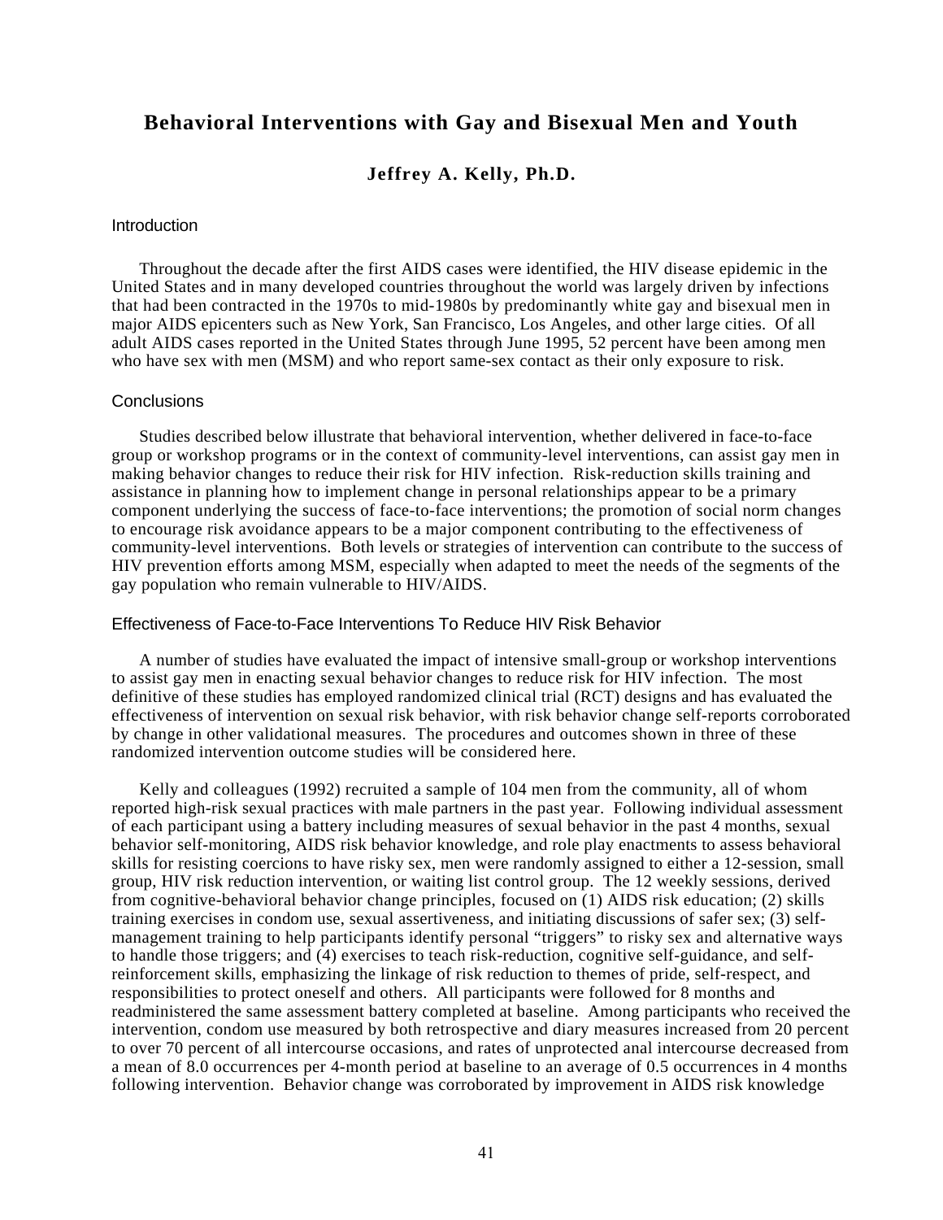# Behavioral Interventions with Gay and Bisexual Men and Youth

**Jeffrey A. Kelly, Ph.D.**

## Introduction

Throughout the decade after the first AIDS cases were identified, the HIV disease epidemic in the United States and in many developed countries throughout the world was largely driven by infections that had been contracted in the 1970s to mid-1980s by predominantly white gay and bisexual men in major AIDS epicenters such as New York, San Francisco, Los Angeles, and other large cities. Of all adult AIDS cases reported in the United States through June 1995, 52 percent have been among men who have sex with men (MSM) and who report same-sex contact as their only exposure to risk.

## Conclusions

Studies described below illustrate that behavioral intervention, whether delivered in face-to-face group or workshop programs or in the context of community-level interventions, can assist gay men in making behavior changes to reduce their risk for HIV infection. Risk-reduction skills training and assistance in planning how to implement change in personal relationships appear to be a primary component underlying the success of face-to-face interventions; the promotion of social norm changes to encourage risk avoidance appears to be a major component contributing to the effectiveness of community-level interventions. Both levels or strategies of intervention can contribute to the success of HIV prevention efforts among MSM, especially when adapted to meet the needs of the segments of the gay population who remain vulnerable to HIV/AIDS.

## Effectiveness of Face-to-Face Interventions To Reduce HIV Risk Behavior

A number of studies have evaluated the impact of intensive small-group or workshop interventions to assist gay men in enacting sexual behavior changes to reduce risk for HIV infection. The most definitive of these studies has employed randomized clinical trial (RCT) designs and has evaluated the effectiveness of intervention on sexual risk behavior, with risk behavior change self-reports corroborated by change in other validational measures. The procedures and outcomes shown in three of these randomized intervention outcome studies will be considered here.

Kelly and colleagues (1992) recruited a sample of 104 men from the community, all of whom reported high-risk sexual practices with male partners in the past year. Following individual assessment of each participant using a battery including measures of sexual behavior in the past 4 months, sexual behavior self-monitoring, AIDS risk behavior knowledge, and role play enactments to assess behavioral skills for resisting coercions to have risky sex, men were randomly assigned to either a 12-session, small group, HIV risk reduction intervention, or waiting list control group. The 12 weekly sessions, derived from cognitive-behavioral behavior change principles, focused on (1) AIDS risk education; (2) skills training exercises in condom use, sexual assertiveness, and initiating discussions of safer sex; (3) self-management training to help participants identify personal "triggers" to risky sex and alternative ways to handle those triggers; and (4) exercises to teach risk-reduction, cognitive self-guidance, and self-reinforcement skills, emphasizing the linkage of risk reduction to themes of pride, self-respect, and responsibilities to protect oneself and others. All participants were followed for 8 months and readministered the same assessment battery completed at baseline. Among participants who received the intervention, condom use measured by both retrospective and diary measures increased from 20 percent to over 70 percent of all intercourse occasions, and rates of unprotected anal intercourse decreased from a mean of 8.0 occurrences per 4-month period at baseline to an average of 0.5 occurrences in 4 months following intervention. Behavior change was corroborated by improvement in AIDS risk knowledge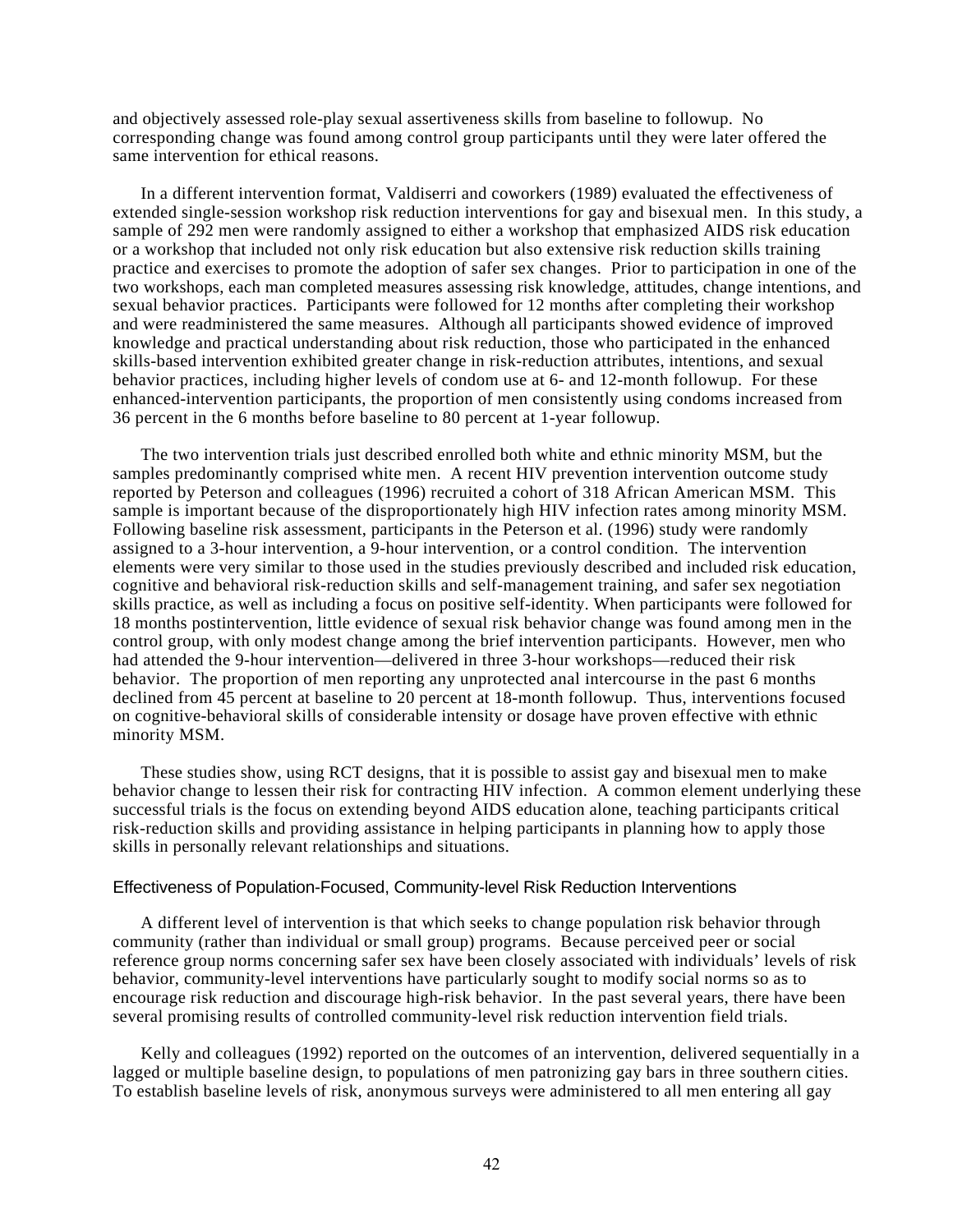and objectively assessed role-play sexual assertiveness skills from baseline to followup. No corresponding change was found among control group participants until they were later offered the same intervention for ethical reasons.

In a different intervention format, Valdiserri and coworkers (1989) evaluated the effectiveness of extended single-session workshop risk reduction interventions for gay and bisexual men. In this study, a sample of 292 men were randomly assigned to either a workshop that emphasized AIDS risk education or a workshop that included not only risk education but also extensive risk reduction skills training practice and exercises to promote the adoption of safer sex changes. Prior to participation in one of the two workshops, each man completed measures assessing risk knowledge, attitudes, change intentions, and sexual behavior practices. Participants were followed for 12 months after completing their workshop and were readministered the same measures. Although all participants showed evidence of improved knowledge and practical understanding about risk reduction, those who participated in the enhanced skills-based intervention exhibited greater change in risk-reduction attributes, intentions, and sexual behavior practices, including higher levels of condom use at 6- and 12-month followup. For these enhanced-intervention participants, the proportion of men consistently using condoms increased from 36 percent in the 6 months before baseline to 80 percent at 1-year followup.

The two intervention trials just described enrolled both white and ethnic minority MSM, but the samples predominantly comprised white men. A recent HIV prevention intervention outcome study reported by Peterson and colleagues (1996) recruited a cohort of 318 African American MSM. This sample is important because of the disproportionately high HIV infection rates among minority MSM. Following baseline risk assessment, participants in the Peterson et al. (1996) study were randomly assigned to a 3-hour intervention, a 9-hour intervention, or a control condition. The intervention elements were very similar to those used in the studies previously described and included risk education, cognitive and behavioral risk-reduction skills and self-management training, and safer sex negotiation skills practice, as well as including a focus on positive self-identity. When participants were followed for 18 months postintervention, little evidence of sexual risk behavior change was found among men in the control group, with only modest change among the brief intervention participants. However, men who had attended the 9-hour intervention—delivered in three 3-hour workshops—reduced their risk behavior. The proportion of men reporting any unprotected anal intercourse in the past 6 months declined from 45 percent at baseline to 20 percent at 18-month followup. Thus, interventions focused on cognitive-behavioral skills of considerable intensity or dosage have proven effective with ethnic minority MSM.

These studies show, using RCT designs, that it is possible to assist gay and bisexual men to make behavior change to lessen their risk for contracting HIV infection. A common element underlying these successful trials is the focus on extending beyond AIDS education alone, teaching participants critical risk-reduction skills and providing assistance in helping participants in planning how to apply those skills in personally relevant relationships and situations.

### Effectiveness of Population-Focused, Community-level Risk Reduction Interventions

A different level of intervention is that which seeks to change population risk behavior through community (rather than individual or small group) programs. Because perceived peer or social reference group norms concerning safer sex have been closely associated with individuals' levels of risk behavior, community-level interventions have particularly sought to modify social norms so as to encourage risk reduction and discourage high-risk behavior. In the past several years, there have been several promising results of controlled community-level risk reduction intervention field trials.

Kelly and colleagues (1992) reported on the outcomes of an intervention, delivered sequentially in a lagged or multiple baseline design, to populations of men patronizing gay bars in three southern cities. To establish baseline levels of risk, anonymous surveys were administered to all men entering all gay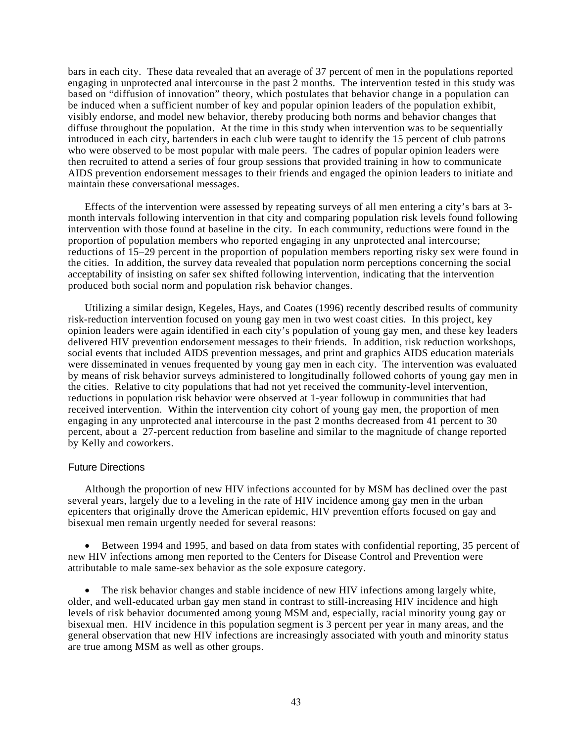bars in each city. These data revealed that an average of 37 percent of men in the populations reported engaging in unprotected anal intercourse in the past 2 months. The intervention tested in this study was based on “diffusion of innovation” theory, which postulates that behavior change in a population can be induced when a sufficient number of key and popular opinion leaders of the population exhibit, visibly endorse, and model new behavior, thereby producing both norms and behavior changes that diffuse throughout the population. At the time in this study when intervention was to be sequentially introduced in each city, bartenders in each club were taught to identify the 15 percent of club patrons who were observed to be most popular with male peers. The cadres of popular opinion leaders were then recruited to attend a series of four group sessions that provided training in how to communicate AIDS prevention endorsement messages to their friends and engaged the opinion leaders to initiate and maintain these conversational messages.

Effects of the intervention were assessed by repeating surveys of all men entering a city’s bars at 3-month intervals following intervention in that city and comparing population risk levels found following intervention with those found at baseline in the city. In each community, reductions were found in the proportion of population members who reported engaging in any unprotected anal intercourse; reductions of 15–29 percent in the proportion of population members reporting risky sex were found in the cities. In addition, the survey data revealed that population norm perceptions concerning the social acceptability of insisting on safer sex shifted following intervention, indicating that the intervention produced both social norm and population risk behavior changes.

Utilizing a similar design, Kegeles, Hays, and Coates (1996) recently described results of community risk-reduction intervention focused on young gay men in two west coast cities. In this project, key opinion leaders were again identified in each city’s population of young gay men, and these key leaders delivered HIV prevention endorsement messages to their friends. In addition, risk reduction workshops, social events that included AIDS prevention messages, and print and graphics AIDS education materials were disseminated in venues frequented by young gay men in each city. The intervention was evaluated by means of risk behavior surveys administered to longitudinally followed cohorts of young gay men in the cities. Relative to city populations that had not yet received the community-level intervention, reductions in population risk behavior were observed at 1-year followup in communities that had received intervention. Within the intervention city cohort of young gay men, the proportion of men engaging in any unprotected anal intercourse in the past 2 months decreased from 41 percent to 30 percent, about a 27-percent reduction from baseline and similar to the magnitude of change reported by Kelly and coworkers.

### Future Directions

Although the proportion of new HIV infections accounted for by MSM has declined over the past several years, largely due to a leveling in the rate of HIV incidence among gay men in the urban epicenters that originally drove the American epidemic, HIV prevention efforts focused on gay and bisexual men remain urgently needed for several reasons:

- Between 1994 and 1995, and based on data from states with confidential reporting, 35 percent of new HIV infections among men reported to the Centers for Disease Control and Prevention were attributable to male same-sex behavior as the sole exposure category.

- The risk behavior changes and stable incidence of new HIV infections among largely white, older, and well-educated urban gay men stand in contrast to still-increasing HIV incidence and high levels of risk behavior documented among young MSM and, especially, racial minority young gay or bisexual men. HIV incidence in this population segment is 3 percent per year in many areas, and the general observation that new HIV infections are increasingly associated with youth and minority status are true among MSM as well as other groups.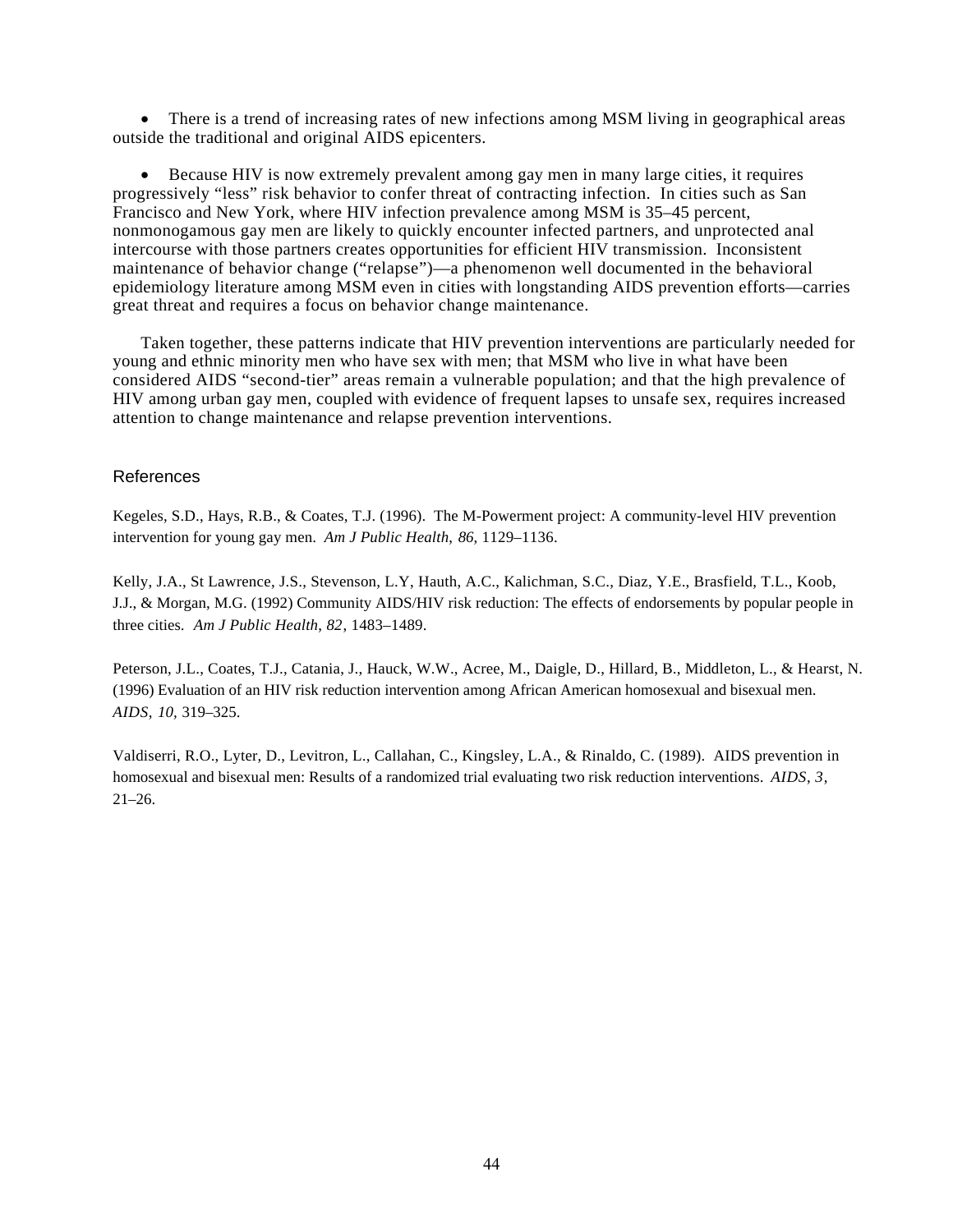- There is a trend of increasing rates of new infections among MSM living in geographical areas outside the traditional and original AIDS epicenters.

- Because HIV is now extremely prevalent among gay men in many large cities, it requires progressively "less" risk behavior to confer threat of contracting infection. In cities such as San Francisco and New York, where HIV infection prevalence among MSM is 35–45 percent, nonmonogamous gay men are likely to quickly encounter infected partners, and unprotected anal intercourse with those partners creates opportunities for efficient HIV transmission. Inconsistent maintenance of behavior change ("relapse")—a phenomenon well documented in the behavioral epidemiology literature among MSM even in cities with longstanding AIDS prevention efforts—carries great threat and requires a focus on behavior change maintenance.

Taken together, these patterns indicate that HIV prevention interventions are particularly needed for young and ethnic minority men who have sex with men; that MSM who live in what have been considered AIDS "second-tier" areas remain a vulnerable population; and that the high prevalence of HIV among urban gay men, coupled with evidence of frequent lapses to unsafe sex, requires increased attention to change maintenance and relapse prevention interventions.

## References

Kegeles, S.D., Hays, R.B., & Coates, T.J. (1996). The M-Powerment project: A community-level HIV prevention intervention for young gay men. *Am J Public Health, 86*, 1129–1136.

Kelly, J.A., St Lawrence, J.S., Stevenson, L.Y, Hauth, A.C., Kalichman, S.C., Diaz, Y.E., Brasfield, T.L., Koob, J.J., & Morgan, M.G. (1992) Community AIDS/HIV risk reduction: The effects of endorsements by popular people in three cities. *Am J Public Health, 82*, 1483–1489.

Peterson, J.L., Coates, T.J., Catania, J., Hauck, W.W., Acree, M., Daigle, D., Hillard, B., Middleton, L., & Hearst, N. (1996) Evaluation of an HIV risk reduction intervention among African American homosexual and bisexual men. *AIDS, 10,* 319–325.

Valdiserri, R.O., Lyter, D., Levitron, L., Callahan, C., Kingsley, L.A., & Rinaldo, C. (1989). AIDS prevention in homosexual and bisexual men: Results of a randomized trial evaluating two risk reduction interventions. *AIDS, 3*, 21–26.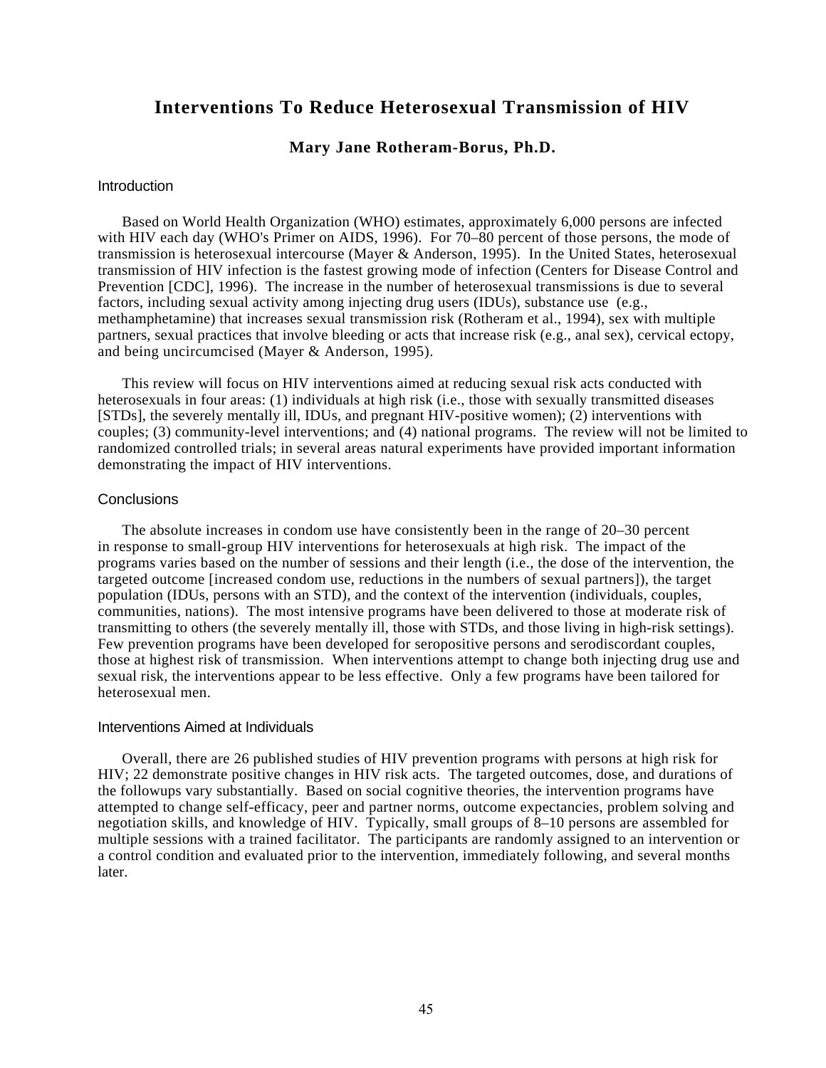# Interventions To Reduce Heterosexual Transmission of HIV

**Mary Jane Rotheram-Borus, Ph.D.**

## Introduction

Based on World Health Organization (WHO) estimates, approximately 6,000 persons are infected with HIV each day (WHO's Primer on AIDS, 1996). For 70–80 percent of those persons, the mode of transmission is heterosexual intercourse (Mayer & Anderson, 1995). In the United States, heterosexual transmission of HIV infection is the fastest growing mode of infection (Centers for Disease Control and Prevention [CDC], 1996). The increase in the number of heterosexual transmissions is due to several factors, including sexual activity among injecting drug users (IDUs), substance use (e.g., methamphetamine) that increases sexual transmission risk (Rotheram et al., 1994), sex with multiple partners, sexual practices that involve bleeding or acts that increase risk (e.g., anal sex), cervical ectopy, and being uncircumcised (Mayer & Anderson, 1995).

This review will focus on HIV interventions aimed at reducing sexual risk acts conducted with heterosexuals in four areas: (1) individuals at high risk (i.e., those with sexually transmitted diseases [STDs], the severely mentally ill, IDUs, and pregnant HIV-positive women); (2) interventions with couples; (3) community-level interventions; and (4) national programs. The review will not be limited to randomized controlled trials; in several areas natural experiments have provided important information demonstrating the impact of HIV interventions.

## Conclusions

The absolute increases in condom use have consistently been in the range of 20–30 percent in response to small-group HIV interventions for heterosexuals at high risk. The impact of the programs varies based on the number of sessions and their length (i.e., the dose of the intervention, the targeted outcome [increased condom use, reductions in the numbers of sexual partners]), the target population (IDUs, persons with an STD), and the context of the intervention (individuals, couples, communities, nations). The most intensive programs have been delivered to those at moderate risk of transmitting to others (the severely mentally ill, those with STDs, and those living in high-risk settings). Few prevention programs have been developed for seropositive persons and serodiscordant couples, those at highest risk of transmission. When interventions attempt to change both injecting drug use and sexual risk, the interventions appear to be less effective. Only a few programs have been tailored for heterosexual men.

## Interventions Aimed at Individuals

Overall, there are 26 published studies of HIV prevention programs with persons at high risk for HIV; 22 demonstrate positive changes in HIV risk acts. The targeted outcomes, dose, and durations of the followups vary substantially. Based on social cognitive theories, the intervention programs have attempted to change self-efficacy, peer and partner norms, outcome expectancies, problem solving and negotiation skills, and knowledge of HIV. Typically, small groups of 8–10 persons are assembled for multiple sessions with a trained facilitator. The participants are randomly assigned to an intervention or a control condition and evaluated prior to the intervention, immediately following, and several months later.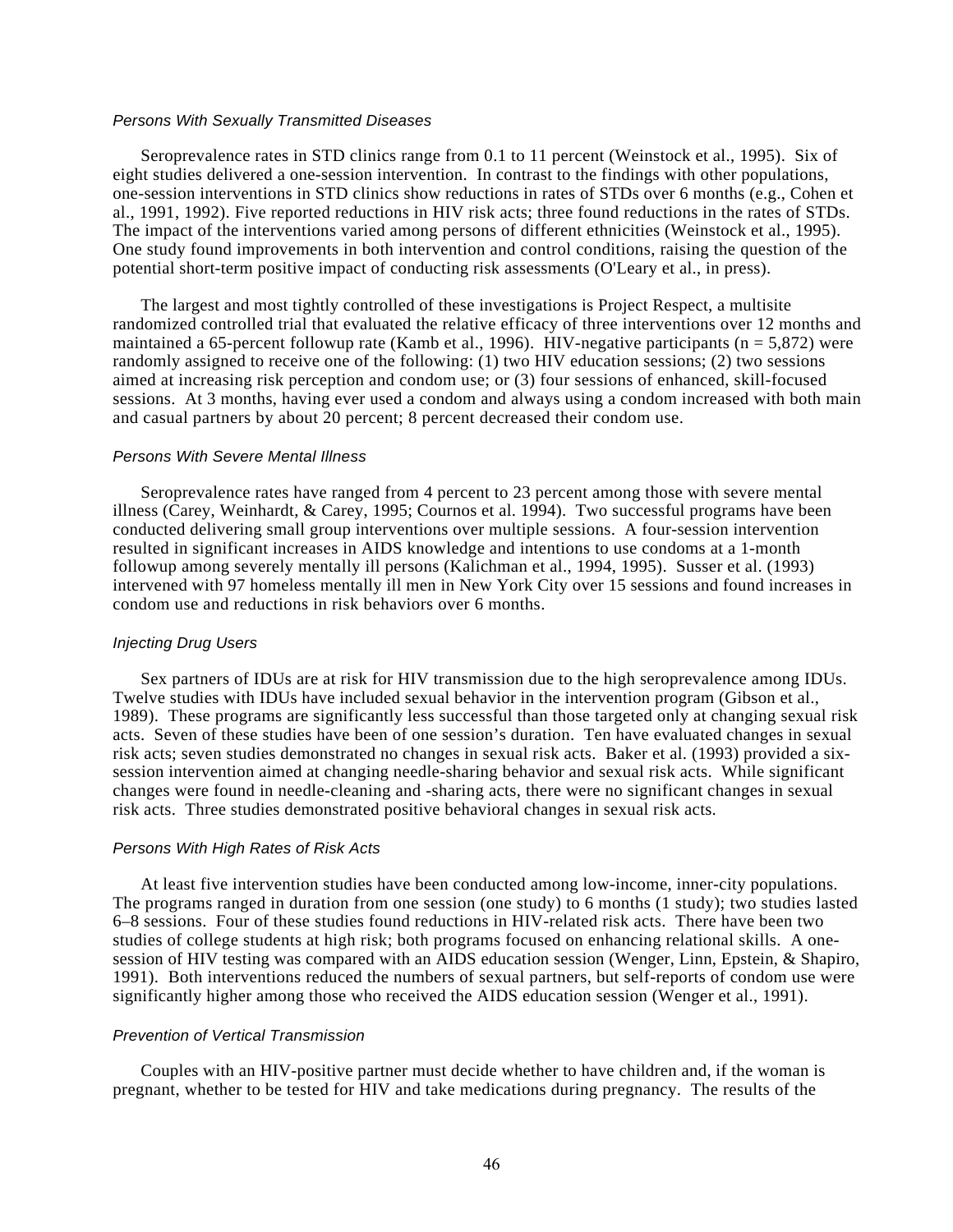### *Persons With Sexually Transmitted Diseases*

Seroprevalence rates in STD clinics range from 0.1 to 11 percent (Weinstock et al., 1995). Six of eight studies delivered a one-session intervention. In contrast to the findings with other populations, one-session interventions in STD clinics show reductions in rates of STDs over 6 months (e.g., Cohen et al., 1991, 1992). Five reported reductions in HIV risk acts; three found reductions in the rates of STDs. The impact of the interventions varied among persons of different ethnicities (Weinstock et al., 1995). One study found improvements in both intervention and control conditions, raising the question of the potential short-term positive impact of conducting risk assessments (O'Leary et al., in press).

The largest and most tightly controlled of these investigations is Project Respect, a multisite randomized controlled trial that evaluated the relative efficacy of three interventions over 12 months and maintained a 65-percent followup rate (Kamb et al., 1996). HIV-negative participants (n = 5,872) were randomly assigned to receive one of the following: (1) two HIV education sessions; (2) two sessions aimed at increasing risk perception and condom use; or (3) four sessions of enhanced, skill-focused sessions. At 3 months, having ever used a condom and always using a condom increased with both main and casual partners by about 20 percent; 8 percent decreased their condom use.

### *Persons With Severe Mental Illness*

Seroprevalence rates have ranged from 4 percent to 23 percent among those with severe mental illness (Carey, Weinhardt, & Carey, 1995; Cournos et al. 1994). Two successful programs have been conducted delivering small group interventions over multiple sessions. A four-session intervention resulted in significant increases in AIDS knowledge and intentions to use condoms at a 1-month followup among severely mentally ill persons (Kalichman et al., 1994, 1995). Susser et al. (1993) intervened with 97 homeless mentally ill men in New York City over 15 sessions and found increases in condom use and reductions in risk behaviors over 6 months.

### *Injecting Drug Users*

Sex partners of IDUs are at risk for HIV transmission due to the high seroprevalence among IDUs. Twelve studies with IDUs have included sexual behavior in the intervention program (Gibson et al., 1989). These programs are significantly less successful than those targeted only at changing sexual risk acts. Seven of these studies have been of one session's duration. Ten have evaluated changes in sexual risk acts; seven studies demonstrated no changes in sexual risk acts. Baker et al. (1993) provided a six-session intervention aimed at changing needle-sharing behavior and sexual risk acts. While significant changes were found in needle-cleaning and -sharing acts, there were no significant changes in sexual risk acts. Three studies demonstrated positive behavioral changes in sexual risk acts.

### *Persons With High Rates of Risk Acts*

At least five intervention studies have been conducted among low-income, inner-city populations. The programs ranged in duration from one session (one study) to 6 months (1 study); two studies lasted 6–8 sessions. Four of these studies found reductions in HIV-related risk acts. There have been two studies of college students at high risk; both programs focused on enhancing relational skills. A one-session of HIV testing was compared with an AIDS education session (Wenger, Linn, Epstein, & Shapiro, 1991). Both interventions reduced the numbers of sexual partners, but self-reports of condom use were significantly higher among those who received the AIDS education session (Wenger et al., 1991).

### *Prevention of Vertical Transmission*

Couples with an HIV-positive partner must decide whether to have children and, if the woman is pregnant, whether to be tested for HIV and take medications during pregnancy. The results of the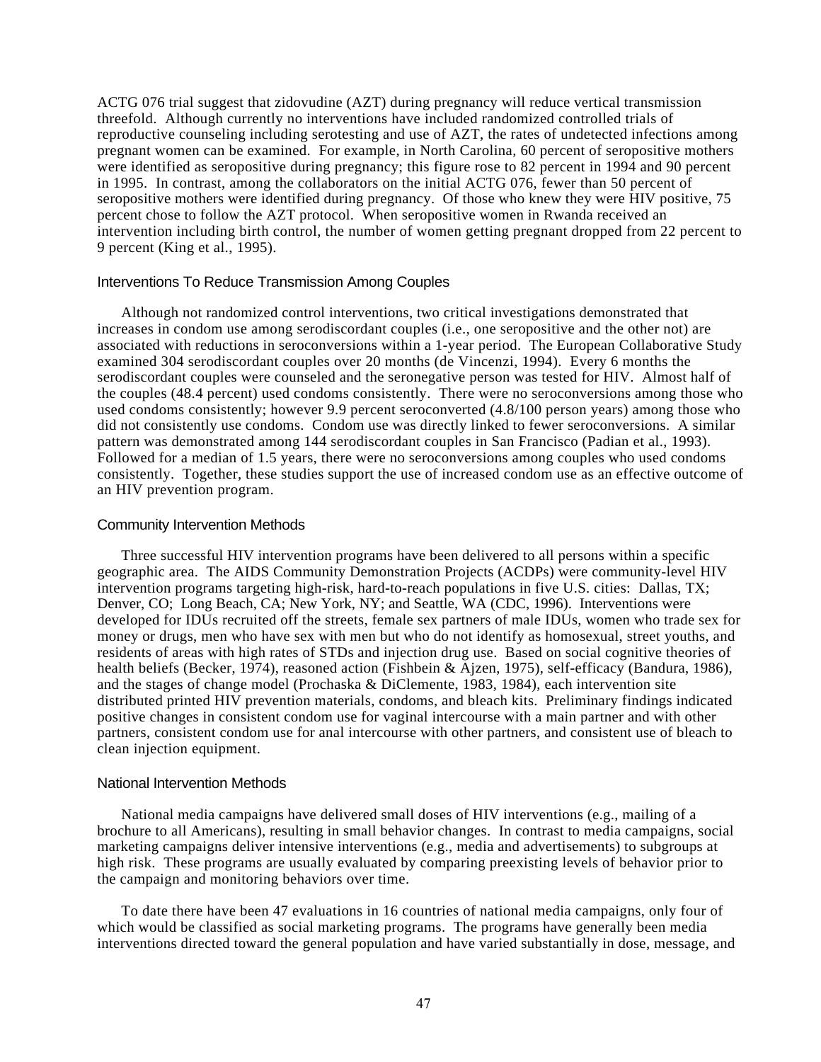ACTG 076 trial suggest that zidovudine (AZT) during pregnancy will reduce vertical transmission threefold. Although currently no interventions have included randomized controlled trials of reproductive counseling including serotesting and use of AZT, the rates of undetected infections among pregnant women can be examined. For example, in North Carolina, 60 percent of seropositive mothers were identified as seropositive during pregnancy; this figure rose to 82 percent in 1994 and 90 percent in 1995. In contrast, among the collaborators on the initial ACTG 076, fewer than 50 percent of seropositive mothers were identified during pregnancy. Of those who knew they were HIV positive, 75 percent chose to follow the AZT protocol. When seropositive women in Rwanda received an intervention including birth control, the number of women getting pregnant dropped from 22 percent to 9 percent (King et al., 1995).

### Interventions To Reduce Transmission Among Couples

Although not randomized control interventions, two critical investigations demonstrated that increases in condom use among serodiscordant couples (i.e., one seropositive and the other not) are associated with reductions in seroconversions within a 1-year period. The European Collaborative Study examined 304 serodiscordant couples over 20 months (de Vincenzi, 1994). Every 6 months the serodiscordant couples were counseled and the seronegative person was tested for HIV. Almost half of the couples (48.4 percent) used condoms consistently. There were no seroconversions among those who used condoms consistently; however 9.9 percent seroconverted (4.8/100 person years) among those who did not consistently use condoms. Condom use was directly linked to fewer seroconversions. A similar pattern was demonstrated among 144 serodiscordant couples in San Francisco (Padian et al., 1993). Followed for a median of 1.5 years, there were no seroconversions among couples who used condoms consistently. Together, these studies support the use of increased condom use as an effective outcome of an HIV prevention program.

### Community Intervention Methods

Three successful HIV intervention programs have been delivered to all persons within a specific geographic area. The AIDS Community Demonstration Projects (ACDPs) were community-level HIV intervention programs targeting high-risk, hard-to-reach populations in five U.S. cities: Dallas, TX; Denver, CO; Long Beach, CA; New York, NY; and Seattle, WA (CDC, 1996). Interventions were developed for IDUs recruited off the streets, female sex partners of male IDUs, women who trade sex for money or drugs, men who have sex with men but who do not identify as homosexual, street youths, and residents of areas with high rates of STDs and injection drug use. Based on social cognitive theories of health beliefs (Becker, 1974), reasoned action (Fishbein & Ajzen, 1975), self-efficacy (Bandura, 1986), and the stages of change model (Prochaska & DiClemente, 1983, 1984), each intervention site distributed printed HIV prevention materials, condoms, and bleach kits. Preliminary findings indicated positive changes in consistent condom use for vaginal intercourse with a main partner and with other partners, consistent condom use for anal intercourse with other partners, and consistent use of bleach to clean injection equipment.

### National Intervention Methods

National media campaigns have delivered small doses of HIV interventions (e.g., mailing of a brochure to all Americans), resulting in small behavior changes. In contrast to media campaigns, social marketing campaigns deliver intensive interventions (e.g., media and advertisements) to subgroups at high risk. These programs are usually evaluated by comparing preexisting levels of behavior prior to the campaign and monitoring behaviors over time.

To date there have been 47 evaluations in 16 countries of national media campaigns, only four of which would be classified as social marketing programs. The programs have generally been media interventions directed toward the general population and have varied substantially in dose, message, and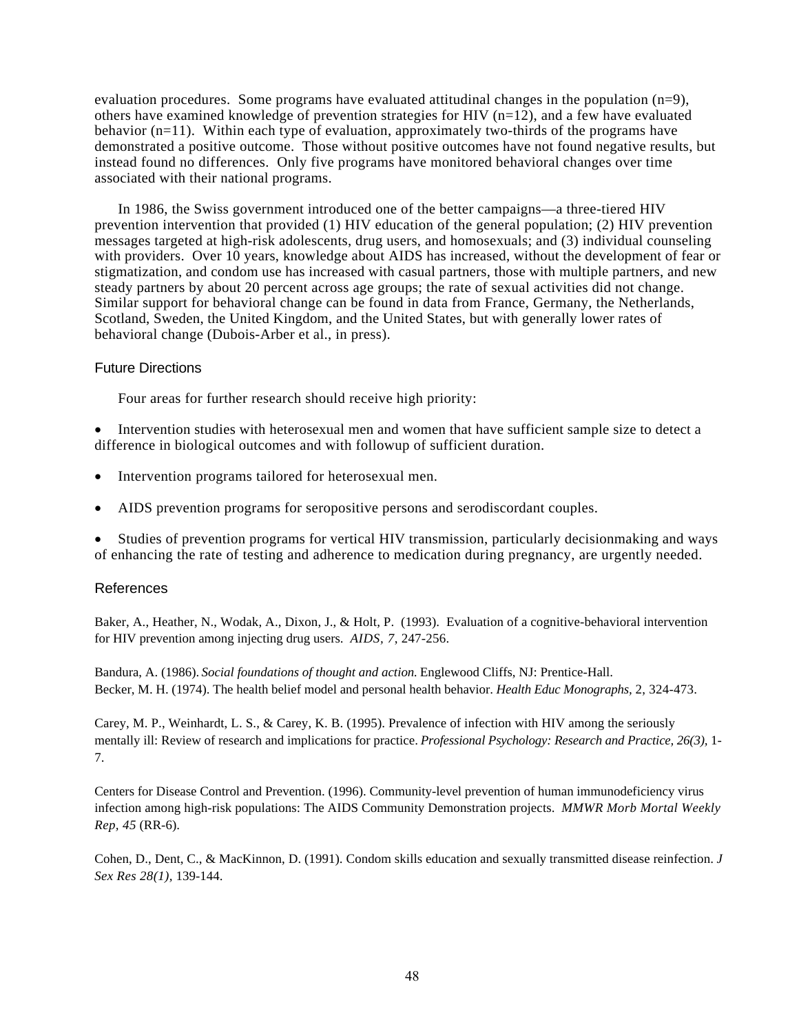evaluation procedures. Some programs have evaluated attitudinal changes in the population (n=9), others have examined knowledge of prevention strategies for HIV (n=12), and a few have evaluated behavior (n=11). Within each type of evaluation, approximately two-thirds of the programs have demonstrated a positive outcome. Those without positive outcomes have not found negative results, but instead found no differences. Only five programs have monitored behavioral changes over time associated with their national programs.

In 1986, the Swiss government introduced one of the better campaigns—a three-tiered HIV prevention intervention that provided (1) HIV education of the general population; (2) HIV prevention messages targeted at high-risk adolescents, drug users, and homosexuals; and (3) individual counseling with providers. Over 10 years, knowledge about AIDS has increased, without the development of fear or stigmatization, and condom use has increased with casual partners, those with multiple partners, and new steady partners by about 20 percent across age groups; the rate of sexual activities did not change. Similar support for behavioral change can be found in data from France, Germany, the Netherlands, Scotland, Sweden, the United Kingdom, and the United States, but with generally lower rates of behavioral change (Dubois-Arber et al., in press).

## Future Directions

Four areas for further research should receive high priority:

- Intervention studies with heterosexual men and women that have sufficient sample size to detect a difference in biological outcomes and with followup of sufficient duration.
- Intervention programs tailored for heterosexual men.
- AIDS prevention programs for seropositive persons and serodiscordant couples.
- Studies of prevention programs for vertical HIV transmission, particularly decisionmaking and ways of enhancing the rate of testing and adherence to medication during pregnancy, are urgently needed.

## References

Baker, A., Heather, N., Wodak, A., Dixon, J., & Holt, P. (1993). Evaluation of a cognitive-behavioral intervention for HIV prevention among injecting drug users. *AIDS, 7,* 247-256.

Bandura, A. (1986). *Social foundations of thought and action.* Englewood Cliffs, NJ: Prentice-Hall.

Becker, M. H. (1974). The health belief model and personal health behavior. *Health Educ Monographs,* 2, 324-473.

Carey, M. P., Weinhardt, L. S., & Carey, K. B. (1995). Prevalence of infection with HIV among the seriously mentally ill: Review of research and implications for practice. *Professional Psychology: Research and Practice, 26(3),* 1-7.

Centers for Disease Control and Prevention. (1996). Community-level prevention of human immunodeficiency virus infection among high-risk populations: The AIDS Community Demonstration projects. *MMWR Morb Mortal Weekly Rep, 45* (RR-6).

Cohen, D., Dent, C., & MacKinnon, D. (1991). Condom skills education and sexually transmitted disease reinfection. *J Sex Res 28(1),* 139-144.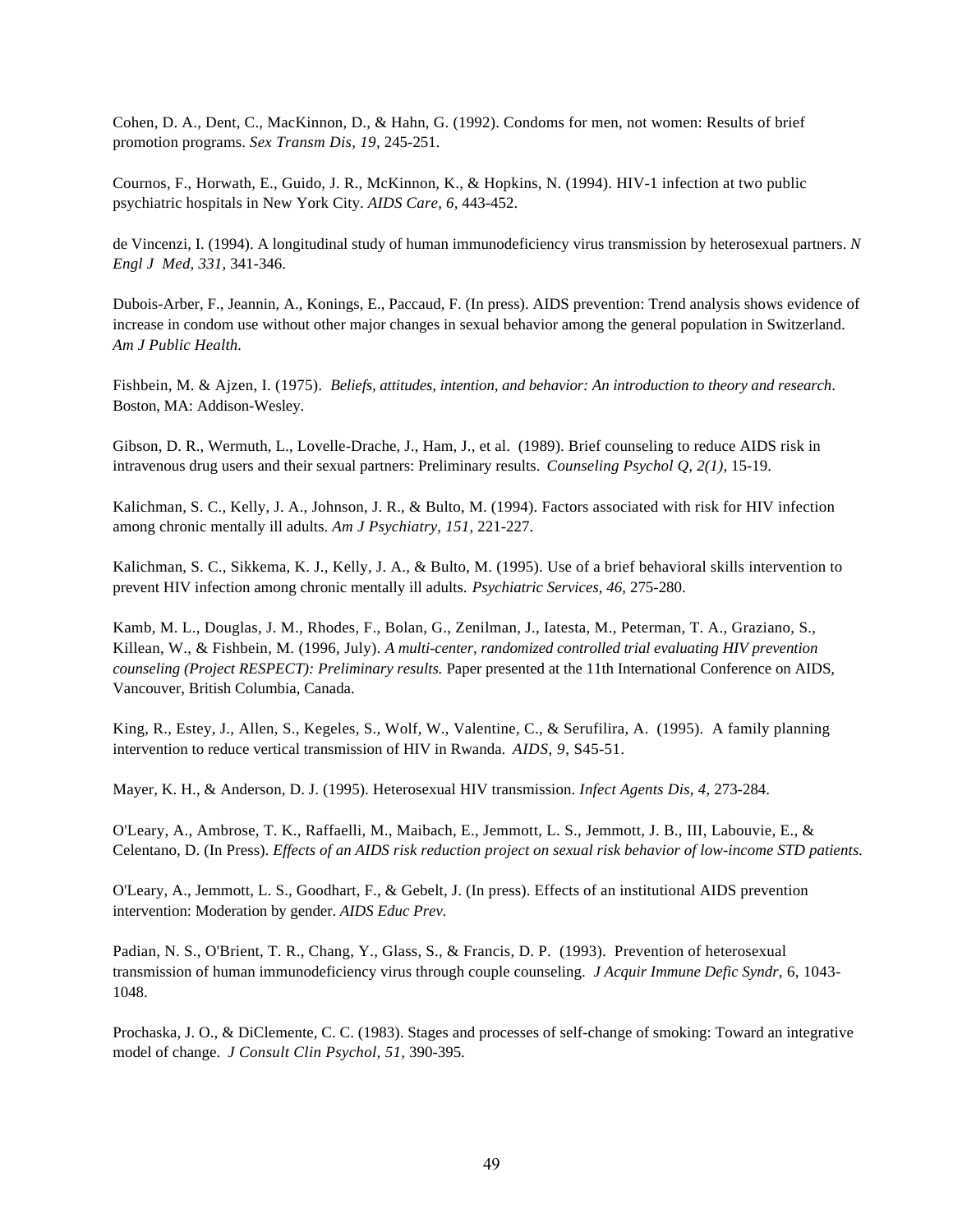Cohen, D. A., Dent, C., MacKinnon, D., & Hahn, G. (1992). Condoms for men, not women: Results of brief promotion programs. *Sex Transm Dis, 19*, 245-251.

Cournos, F., Horwath, E., Guido, J. R., McKinnon, K., & Hopkins, N. (1994). HIV-1 infection at two public psychiatric hospitals in New York City. *AIDS Care, 6*, 443-452.

de Vincenzi, I. (1994). A longitudinal study of human immunodeficiency virus transmission by heterosexual partners. *N Engl J Med, 331*, 341-346.

Dubois-Arber, F., Jeannin, A., Konings, E., Paccaud, F. (In press). AIDS prevention: Trend analysis shows evidence of increase in condom use without other major changes in sexual behavior among the general population in Switzerland. *Am J Public Health.*

Fishbein, M. & Ajzen, I. (1975). *Beliefs, attitudes, intention, and behavior: An introduction to theory and research*. Boston, MA: Addison-Wesley.

Gibson, D. R., Wermuth, L., Lovelle-Drache, J., Ham, J., et al. (1989). Brief counseling to reduce AIDS risk in intravenous drug users and their sexual partners: Preliminary results. *Counseling Psychol Q, 2(1)*, 15-19.

Kalichman, S. C., Kelly, J. A., Johnson, J. R., & Bulto, M. (1994). Factors associated with risk for HIV infection among chronic mentally ill adults. *Am J Psychiatry, 151*, 221-227.

Kalichman, S. C., Sikkema, K. J., Kelly, J. A., & Bulto, M. (1995). Use of a brief behavioral skills intervention to prevent HIV infection among chronic mentally ill adults. *Psychiatric Services, 46*, 275-280.

Kamb, M. L., Douglas, J. M., Rhodes, F., Bolan, G., Zenilman, J., Iatesta, M., Peterman, T. A., Graziano, S., Killean, W., & Fishbein, M. (1996, July). *A multi-center, randomized controlled trial evaluating HIV prevention counseling (Project RESPECT): Preliminary results.* Paper presented at the 11th International Conference on AIDS, Vancouver, British Columbia, Canada.

King, R., Estey, J., Allen, S., Kegeles, S., Wolf, W., Valentine, C., & Serufilira, A. (1995). A family planning intervention to reduce vertical transmission of HIV in Rwanda. *AIDS, 9*, S45-51.

Mayer, K. H., & Anderson, D. J. (1995). Heterosexual HIV transmission. *Infect Agents Dis, 4*, 273-284.

O'Leary, A., Ambrose, T. K., Raffaelli, M., Maibach, E., Jemmott, L. S., Jemmott, J. B., III, Labouvie, E., & Celentano, D. (In Press). *Effects of an AIDS risk reduction project on sexual risk behavior of low-income STD patients.*

O'Leary, A., Jemmott, L. S., Goodhart, F., & Gebelt, J. (In press). Effects of an institutional AIDS prevention intervention: Moderation by gender. *AIDS Educ Prev.*

Padian, N. S., O'Brient, T. R., Chang, Y., Glass, S., & Francis, D. P. (1993). Prevention of heterosexual transmission of human immunodeficiency virus through couple counseling. *J Acquir Immune Defic Syndr*, 6, 1043-1048.

Prochaska, J. O., & DiClemente, C. C. (1983). Stages and processes of self-change of smoking: Toward an integrative model of change. *J Consult Clin Psychol, 51*, 390-395.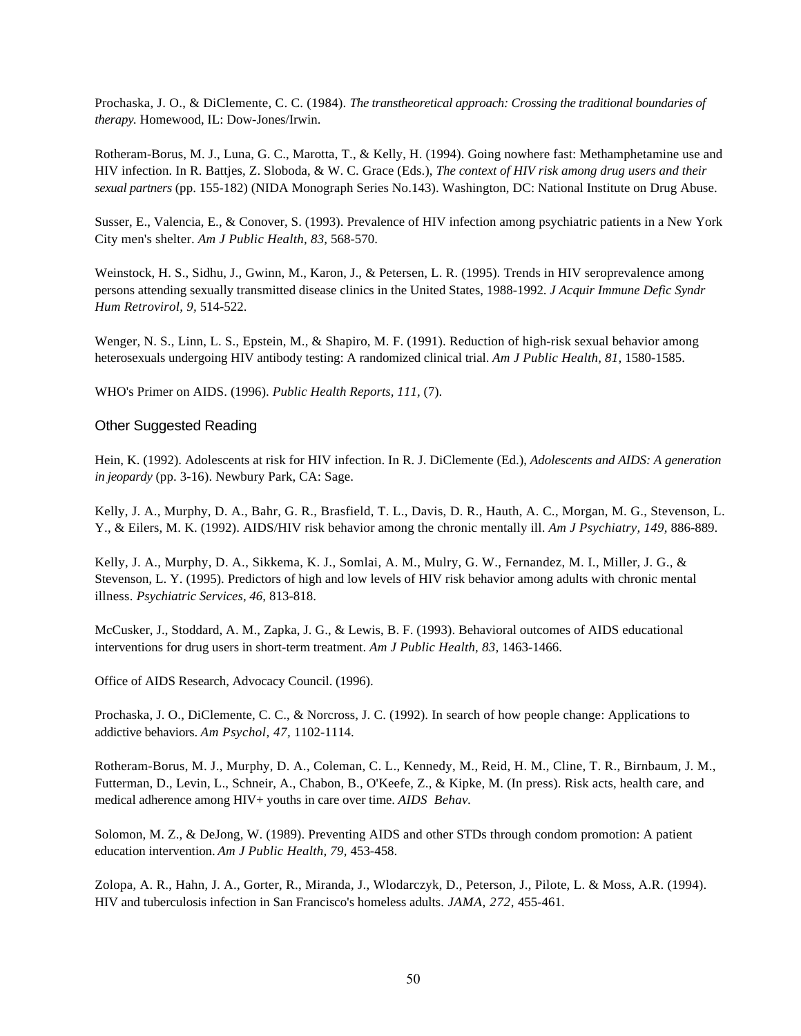Prochaska, J. O., & DiClemente, C. C. (1984). *The transtheoretical approach: Crossing the traditional boundaries of therapy.* Homewood, IL: Dow-Jones/Irwin.

Rotheram-Borus, M. J., Luna, G. C., Marotta, T., & Kelly, H. (1994). Going nowhere fast: Methamphetamine use and HIV infection. In R. Battjes, Z. Sloboda, & W. C. Grace (Eds.), *The context of HIV risk among drug users and their sexual partners* (pp. 155-182) (NIDA Monograph Series No.143). Washington, DC: National Institute on Drug Abuse.

Susser, E., Valencia, E., & Conover, S. (1993). Prevalence of HIV infection among psychiatric patients in a New York City men's shelter. *Am J Public Health, 83,* 568-570.

Weinstock, H. S., Sidhu, J., Gwinn, M., Karon, J., & Petersen, L. R. (1995). Trends in HIV seroprevalence among persons attending sexually transmitted disease clinics in the United States, 1988-1992. *J Acquir Immune Defic Syndr Hum Retrovirol, 9,* 514-522.

Wenger, N. S., Linn, L. S., Epstein, M., & Shapiro, M. F. (1991). Reduction of high-risk sexual behavior among heterosexuals undergoing HIV antibody testing: A randomized clinical trial. *Am J Public Health, 81,* 1580-1585.

WHO's Primer on AIDS. (1996). *Public Health Reports, 111,* (7).

## Other Suggested Reading

Hein, K. (1992). Adolescents at risk for HIV infection. In R. J. DiClemente (Ed.), *Adolescents and AIDS: A generation in jeopardy* (pp. 3-16). Newbury Park, CA: Sage.

Kelly, J. A., Murphy, D. A., Bahr, G. R., Brasfield, T. L., Davis, D. R., Hauth, A. C., Morgan, M. G., Stevenson, L. Y., & Eilers, M. K. (1992). AIDS/HIV risk behavior among the chronic mentally ill. *Am J Psychiatry, 149,* 886-889.

Kelly, J. A., Murphy, D. A., Sikkema, K. J., Somlai, A. M., Mulry, G. W., Fernandez, M. I., Miller, J. G., & Stevenson, L. Y. (1995). Predictors of high and low levels of HIV risk behavior among adults with chronic mental illness. *Psychiatric Services, 46,* 813-818.

McCusker, J., Stoddard, A. M., Zapka, J. G., & Lewis, B. F. (1993). Behavioral outcomes of AIDS educational interventions for drug users in short-term treatment. *Am J Public Health, 83,* 1463-1466.

Office of AIDS Research, Advocacy Council. (1996).

Prochaska, J. O., DiClemente, C. C., & Norcross, J. C. (1992). In search of how people change: Applications to addictive behaviors. *Am Psychol, 47,* 1102-1114.

Rotheram-Borus, M. J., Murphy, D. A., Coleman, C. L., Kennedy, M., Reid, H. M., Cline, T. R., Birnbaum, J. M., Futterman, D., Levin, L., Schneir, A., Chabon, B., O'Keefe, Z., & Kipke, M. (In press). Risk acts, health care, and medical adherence among HIV+ youths in care over time. *AIDS Behav.*

Solomon, M. Z., & DeJong, W. (1989). Preventing AIDS and other STDs through condom promotion: A patient education intervention. *Am J Public Health, 79,* 453-458.

Zolopa, A. R., Hahn, J. A., Gorter, R., Miranda, J., Wlodarczyk, D., Peterson, J., Pilote, L. & Moss, A.R. (1994). HIV and tuberculosis infection in San Francisco's homeless adults. *JAMA, 272,* 455-461.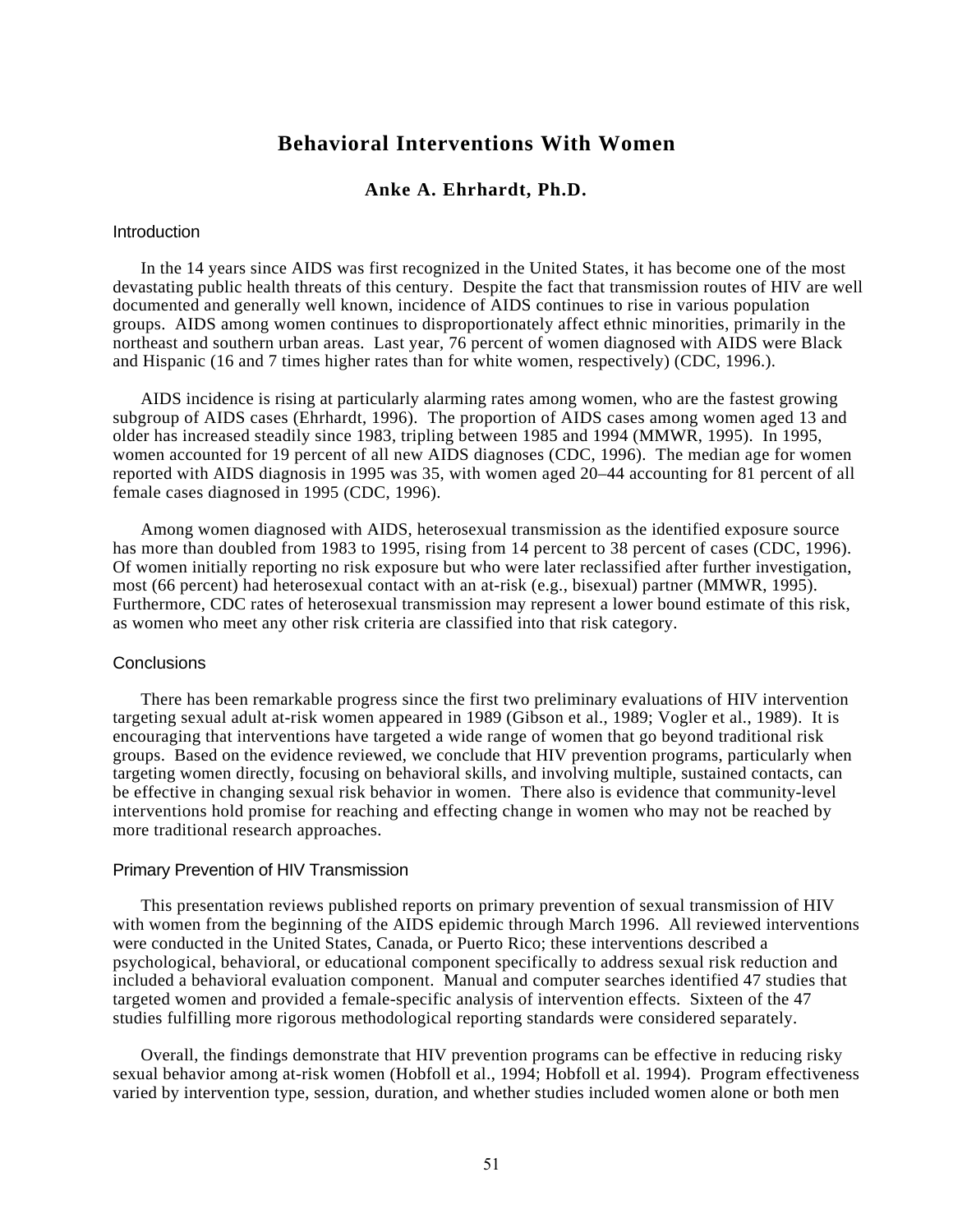# Behavioral Interventions With Women

### Anke A. Ehrhardt, Ph.D.

## Introduction

In the 14 years since AIDS was first recognized in the United States, it has become one of the most devastating public health threats of this century. Despite the fact that transmission routes of HIV are well documented and generally well known, incidence of AIDS continues to rise in various population groups. AIDS among women continues to disproportionately affect ethnic minorities, primarily in the northeast and southern urban areas. Last year, 76 percent of women diagnosed with AIDS were Black and Hispanic (16 and 7 times higher rates than for white women, respectively) (CDC, 1996.).

AIDS incidence is rising at particularly alarming rates among women, who are the fastest growing subgroup of AIDS cases (Ehrhardt, 1996). The proportion of AIDS cases among women aged 13 and older has increased steadily since 1983, tripling between 1985 and 1994 (MMWR, 1995). In 1995, women accounted for 19 percent of all new AIDS diagnoses (CDC, 1996). The median age for women reported with AIDS diagnosis in 1995 was 35, with women aged 20–44 accounting for 81 percent of all female cases diagnosed in 1995 (CDC, 1996).

Among women diagnosed with AIDS, heterosexual transmission as the identified exposure source has more than doubled from 1983 to 1995, rising from 14 percent to 38 percent of cases (CDC, 1996). Of women initially reporting no risk exposure but who were later reclassified after further investigation, most (66 percent) had heterosexual contact with an at-risk (e.g., bisexual) partner (MMWR, 1995). Furthermore, CDC rates of heterosexual transmission may represent a lower bound estimate of this risk, as women who meet any other risk criteria are classified into that risk category.

## Conclusions

There has been remarkable progress since the first two preliminary evaluations of HIV intervention targeting sexual adult at-risk women appeared in 1989 (Gibson et al., 1989; Vogler et al., 1989). It is encouraging that interventions have targeted a wide range of women that go beyond traditional risk groups. Based on the evidence reviewed, we conclude that HIV prevention programs, particularly when targeting women directly, focusing on behavioral skills, and involving multiple, sustained contacts, can be effective in changing sexual risk behavior in women. There also is evidence that community-level interventions hold promise for reaching and effecting change in women who may not be reached by more traditional research approaches.

## Primary Prevention of HIV Transmission

This presentation reviews published reports on primary prevention of sexual transmission of HIV with women from the beginning of the AIDS epidemic through March 1996. All reviewed interventions were conducted in the United States, Canada, or Puerto Rico; these interventions described a psychological, behavioral, or educational component specifically to address sexual risk reduction and included a behavioral evaluation component. Manual and computer searches identified 47 studies that targeted women and provided a female-specific analysis of intervention effects. Sixteen of the 47 studies fulfilling more rigorous methodological reporting standards were considered separately.

Overall, the findings demonstrate that HIV prevention programs can be effective in reducing risky sexual behavior among at-risk women (Hobfoll et al., 1994; Hobfoll et al. 1994). Program effectiveness varied by intervention type, session, duration, and whether studies included women alone or both men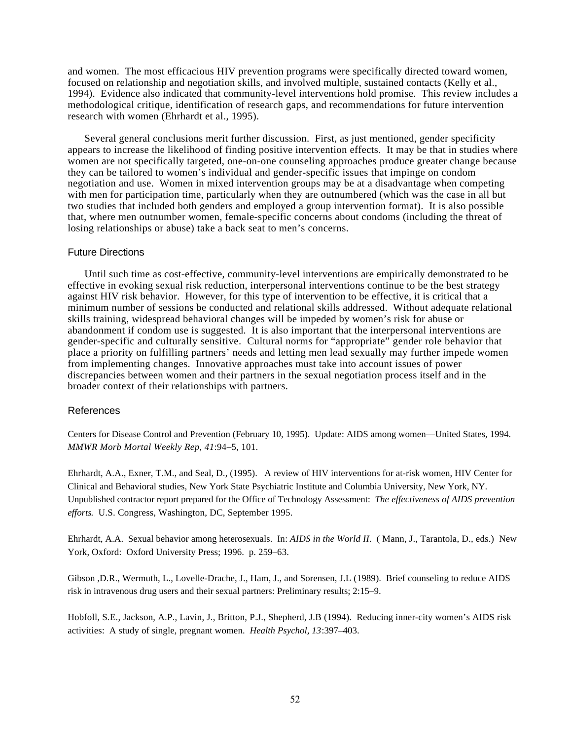and women. The most efficacious HIV prevention programs were specifically directed toward women, focused on relationship and negotiation skills, and involved multiple, sustained contacts (Kelly et al., 1994). Evidence also indicated that community-level interventions hold promise. This review includes a methodological critique, identification of research gaps, and recommendations for future intervention research with women (Ehrhardt et al., 1995).

Several general conclusions merit further discussion. First, as just mentioned, gender specificity appears to increase the likelihood of finding positive intervention effects. It may be that in studies where women are not specifically targeted, one-on-one counseling approaches produce greater change because they can be tailored to women's individual and gender-specific issues that impinge on condom negotiation and use. Women in mixed intervention groups may be at a disadvantage when competing with men for participation time, particularly when they are outnumbered (which was the case in all but two studies that included both genders and employed a group intervention format). It is also possible that, where men outnumber women, female-specific concerns about condoms (including the threat of losing relationships or abuse) take a back seat to men's concerns.

## Future Directions

Until such time as cost-effective, community-level interventions are empirically demonstrated to be effective in evoking sexual risk reduction, interpersonal interventions continue to be the best strategy against HIV risk behavior. However, for this type of intervention to be effective, it is critical that a minimum number of sessions be conducted and relational skills addressed. Without adequate relational skills training, widespread behavioral changes will be impeded by women's risk for abuse or abandonment if condom use is suggested. It is also important that the interpersonal interventions are gender-specific and culturally sensitive. Cultural norms for "appropriate" gender role behavior that place a priority on fulfilling partners' needs and letting men lead sexually may further impede women from implementing changes. Innovative approaches must take into account issues of power discrepancies between women and their partners in the sexual negotiation process itself and in the broader context of their relationships with partners.

## References

Centers for Disease Control and Prevention (February 10, 1995). Update: AIDS among women—United States, 1994. *MMWR Morb Mortal Weekly Rep, 41*:94–5, 101.

Ehrhardt, A.A., Exner, T.M., and Seal, D., (1995). A review of HIV interventions for at-risk women, HIV Center for Clinical and Behavioral studies, New York State Psychiatric Institute and Columbia University, New York, NY. Unpublished contractor report prepared for the Office of Technology Assessment: *The effectiveness of AIDS prevention efforts.* U.S. Congress, Washington, DC, September 1995.

Ehrhardt, A.A. Sexual behavior among heterosexuals. In: *AIDS in the World II*. ( Mann, J., Tarantola, D., eds.) New York, Oxford: Oxford University Press; 1996. p. 259–63.

Gibson ,D.R., Wermuth, L., Lovelle-Drache, J., Ham, J., and Sorensen, J.L (1989). Brief counseling to reduce AIDS risk in intravenous drug users and their sexual partners: Preliminary results; 2:15–9.

Hobfoll, S.E., Jackson, A.P., Lavin, J., Britton, P.J., Shepherd, J.B (1994). Reducing inner-city women's AIDS risk activities: A study of single, pregnant women. *Health Psychol, 13*:397–403.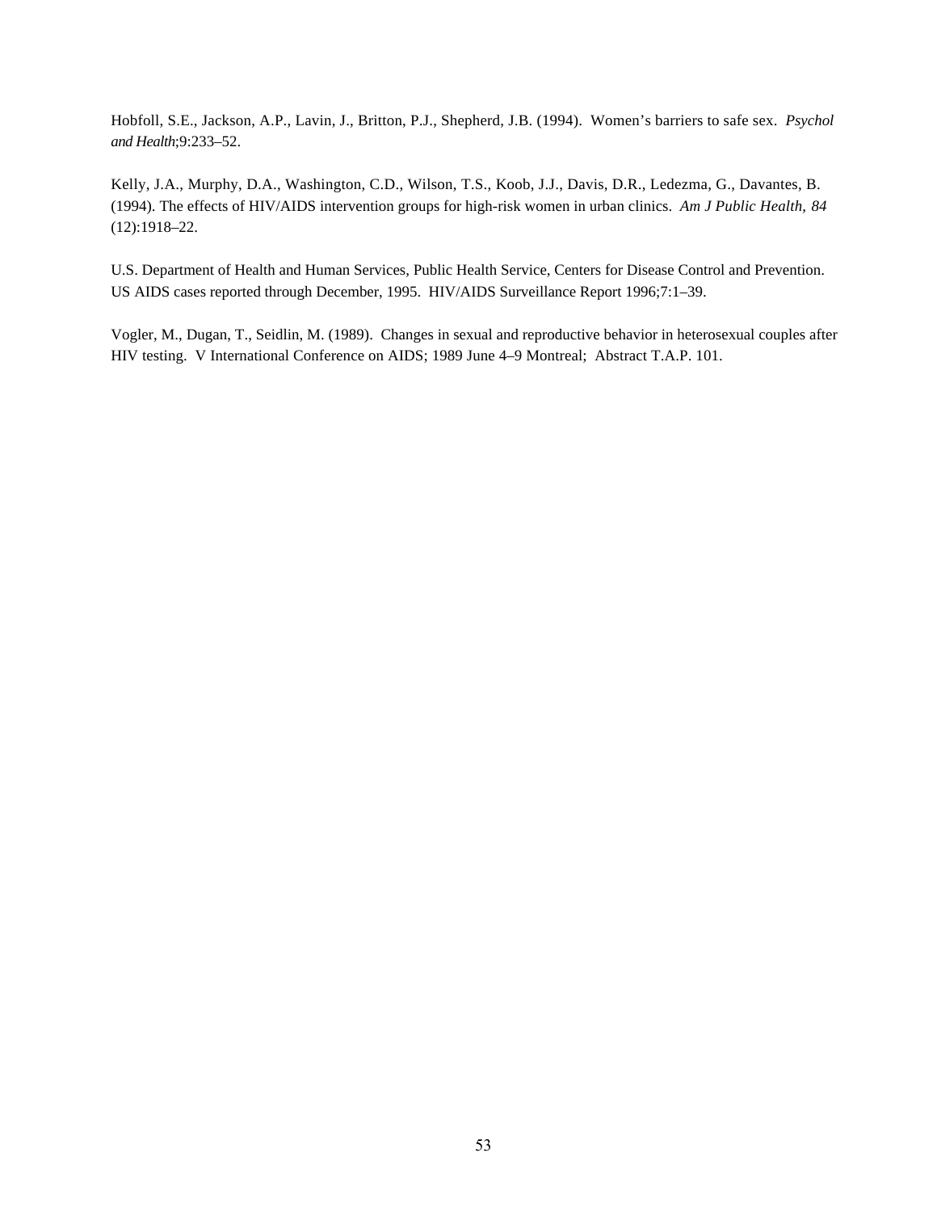Hobfoll, S.E., Jackson, A.P., Lavin, J., Britton, P.J., Shepherd, J.B. (1994). Women's barriers to safe sex. *Psychol and Health*;9:233–52.

Kelly, J.A., Murphy, D.A., Washington, C.D., Wilson, T.S., Koob, J.J., Davis, D.R., Ledezma, G., Davantes, B. (1994). The effects of HIV/AIDS intervention groups for high-risk women in urban clinics. *Am J Public Health, 84* (12):1918–22.

U.S. Department of Health and Human Services, Public Health Service, Centers for Disease Control and Prevention. US AIDS cases reported through December, 1995. HIV/AIDS Surveillance Report 1996;7:1–39.

Vogler, M., Dugan, T., Seidlin, M. (1989). Changes in sexual and reproductive behavior in heterosexual couples after HIV testing. V International Conference on AIDS; 1989 June 4–9 Montreal; Abstract T.A.P. 101.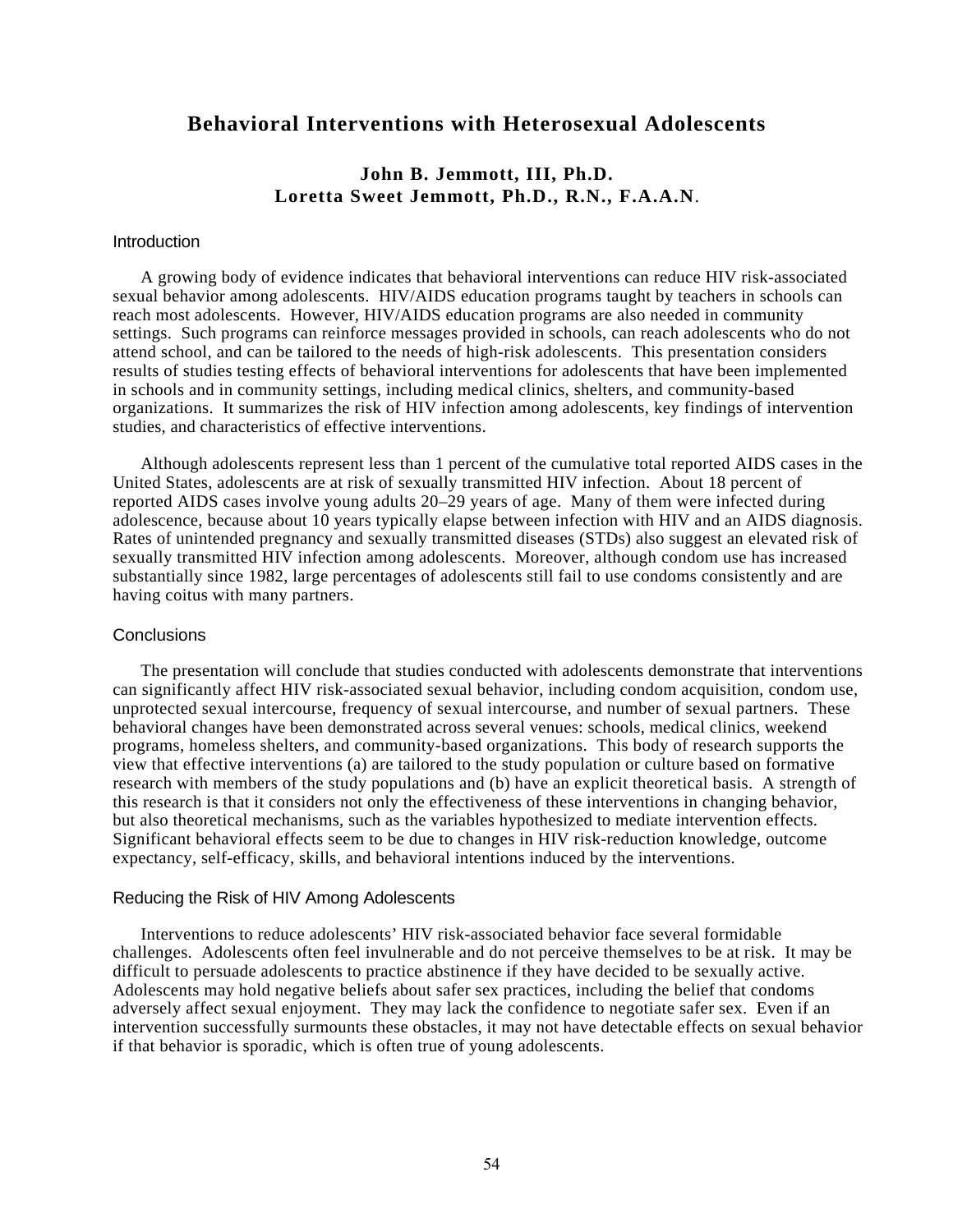# Behavioral Interventions with Heterosexual Adolescents

**John B. Jemmott, III, Ph.D.**
**Loretta Sweet Jemmott, Ph.D., R.N., F.A.A.N.**

## Introduction

A growing body of evidence indicates that behavioral interventions can reduce HIV risk-associated sexual behavior among adolescents. HIV/AIDS education programs taught by teachers in schools can reach most adolescents. However, HIV/AIDS education programs are also needed in community settings. Such programs can reinforce messages provided in schools, can reach adolescents who do not attend school, and can be tailored to the needs of high-risk adolescents. This presentation considers results of studies testing effects of behavioral interventions for adolescents that have been implemented in schools and in community settings, including medical clinics, shelters, and community-based organizations. It summarizes the risk of HIV infection among adolescents, key findings of intervention studies, and characteristics of effective interventions.

Although adolescents represent less than 1 percent of the cumulative total reported AIDS cases in the United States, adolescents are at risk of sexually transmitted HIV infection. About 18 percent of reported AIDS cases involve young adults 20–29 years of age. Many of them were infected during adolescence, because about 10 years typically elapse between infection with HIV and an AIDS diagnosis. Rates of unintended pregnancy and sexually transmitted diseases (STDs) also suggest an elevated risk of sexually transmitted HIV infection among adolescents. Moreover, although condom use has increased substantially since 1982, large percentages of adolescents still fail to use condoms consistently and are having coitus with many partners.

## Conclusions

The presentation will conclude that studies conducted with adolescents demonstrate that interventions can significantly affect HIV risk-associated sexual behavior, including condom acquisition, condom use, unprotected sexual intercourse, frequency of sexual intercourse, and number of sexual partners. These behavioral changes have been demonstrated across several venues: schools, medical clinics, weekend programs, homeless shelters, and community-based organizations. This body of research supports the view that effective interventions (a) are tailored to the study population or culture based on formative research with members of the study populations and (b) have an explicit theoretical basis. A strength of this research is that it considers not only the effectiveness of these interventions in changing behavior, but also theoretical mechanisms, such as the variables hypothesized to mediate intervention effects. Significant behavioral effects seem to be due to changes in HIV risk-reduction knowledge, outcome expectancy, self-efficacy, skills, and behavioral intentions induced by the interventions.

## Reducing the Risk of HIV Among Adolescents

Interventions to reduce adolescents' HIV risk-associated behavior face several formidable challenges. Adolescents often feel invulnerable and do not perceive themselves to be at risk. It may be difficult to persuade adolescents to practice abstinence if they have decided to be sexually active. Adolescents may hold negative beliefs about safer sex practices, including the belief that condoms adversely affect sexual enjoyment. They may lack the confidence to negotiate safer sex. Even if an intervention successfully surmounts these obstacles, it may not have detectable effects on sexual behavior if that behavior is sporadic, which is often true of young adolescents.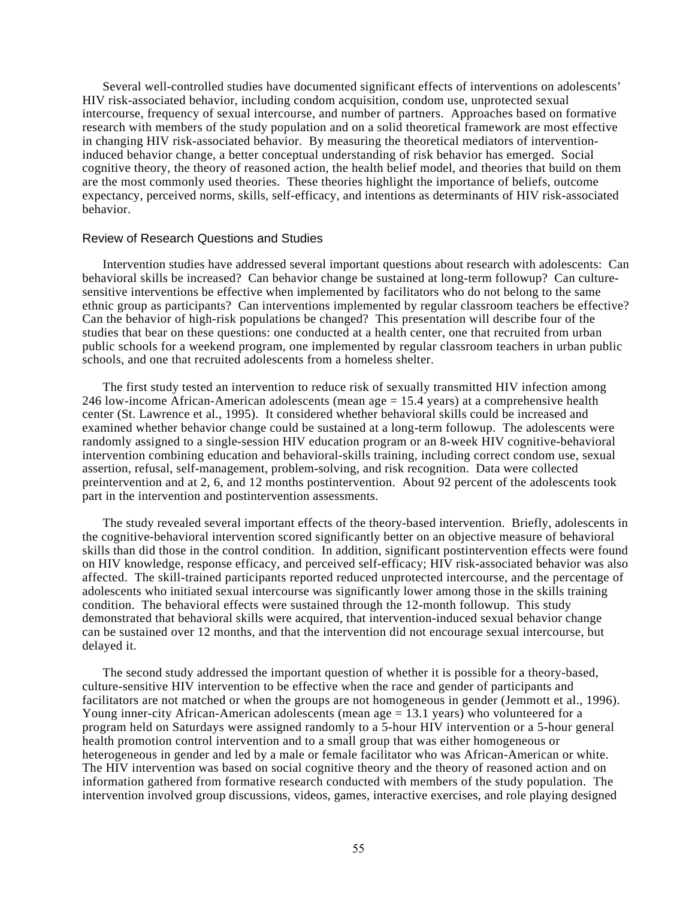Several well-controlled studies have documented significant effects of interventions on adolescents' HIV risk-associated behavior, including condom acquisition, condom use, unprotected sexual intercourse, frequency of sexual intercourse, and number of partners. Approaches based on formative research with members of the study population and on a solid theoretical framework are most effective in changing HIV risk-associated behavior. By measuring the theoretical mediators of intervention-induced behavior change, a better conceptual understanding of risk behavior has emerged. Social cognitive theory, the theory of reasoned action, the health belief model, and theories that build on them are the most commonly used theories. These theories highlight the importance of beliefs, outcome expectancy, perceived norms, skills, self-efficacy, and intentions as determinants of HIV risk-associated behavior.

### Review of Research Questions and Studies

Intervention studies have addressed several important questions about research with adolescents: Can behavioral skills be increased? Can behavior change be sustained at long-term followup? Can culture-sensitive interventions be effective when implemented by facilitators who do not belong to the same ethnic group as participants? Can interventions implemented by regular classroom teachers be effective? Can the behavior of high-risk populations be changed? This presentation will describe four of the studies that bear on these questions: one conducted at a health center, one that recruited from urban public schools for a weekend program, one implemented by regular classroom teachers in urban public schools, and one that recruited adolescents from a homeless shelter.

The first study tested an intervention to reduce risk of sexually transmitted HIV infection among 246 low-income African-American adolescents (mean age = 15.4 years) at a comprehensive health center (St. Lawrence et al., 1995). It considered whether behavioral skills could be increased and examined whether behavior change could be sustained at a long-term followup. The adolescents were randomly assigned to a single-session HIV education program or an 8-week HIV cognitive-behavioral intervention combining education and behavioral-skills training, including correct condom use, sexual assertion, refusal, self-management, problem-solving, and risk recognition. Data were collected preintervention and at 2, 6, and 12 months postintervention. About 92 percent of the adolescents took part in the intervention and postintervention assessments.

The study revealed several important effects of the theory-based intervention. Briefly, adolescents in the cognitive-behavioral intervention scored significantly better on an objective measure of behavioral skills than did those in the control condition. In addition, significant postintervention effects were found on HIV knowledge, response efficacy, and perceived self-efficacy; HIV risk-associated behavior was also affected. The skill-trained participants reported reduced unprotected intercourse, and the percentage of adolescents who initiated sexual intercourse was significantly lower among those in the skills training condition. The behavioral effects were sustained through the 12-month followup. This study demonstrated that behavioral skills were acquired, that intervention-induced sexual behavior change can be sustained over 12 months, and that the intervention did not encourage sexual intercourse, but delayed it.

The second study addressed the important question of whether it is possible for a theory-based, culture-sensitive HIV intervention to be effective when the race and gender of participants and facilitators are not matched or when the groups are not homogeneous in gender (Jemmott et al., 1996). Young inner-city African-American adolescents (mean age = 13.1 years) who volunteered for a program held on Saturdays were assigned randomly to a 5-hour HIV intervention or a 5-hour general health promotion control intervention and to a small group that was either homogeneous or heterogeneous in gender and led by a male or female facilitator who was African-American or white. The HIV intervention was based on social cognitive theory and the theory of reasoned action and on information gathered from formative research conducted with members of the study population. The intervention involved group discussions, videos, games, interactive exercises, and role playing designed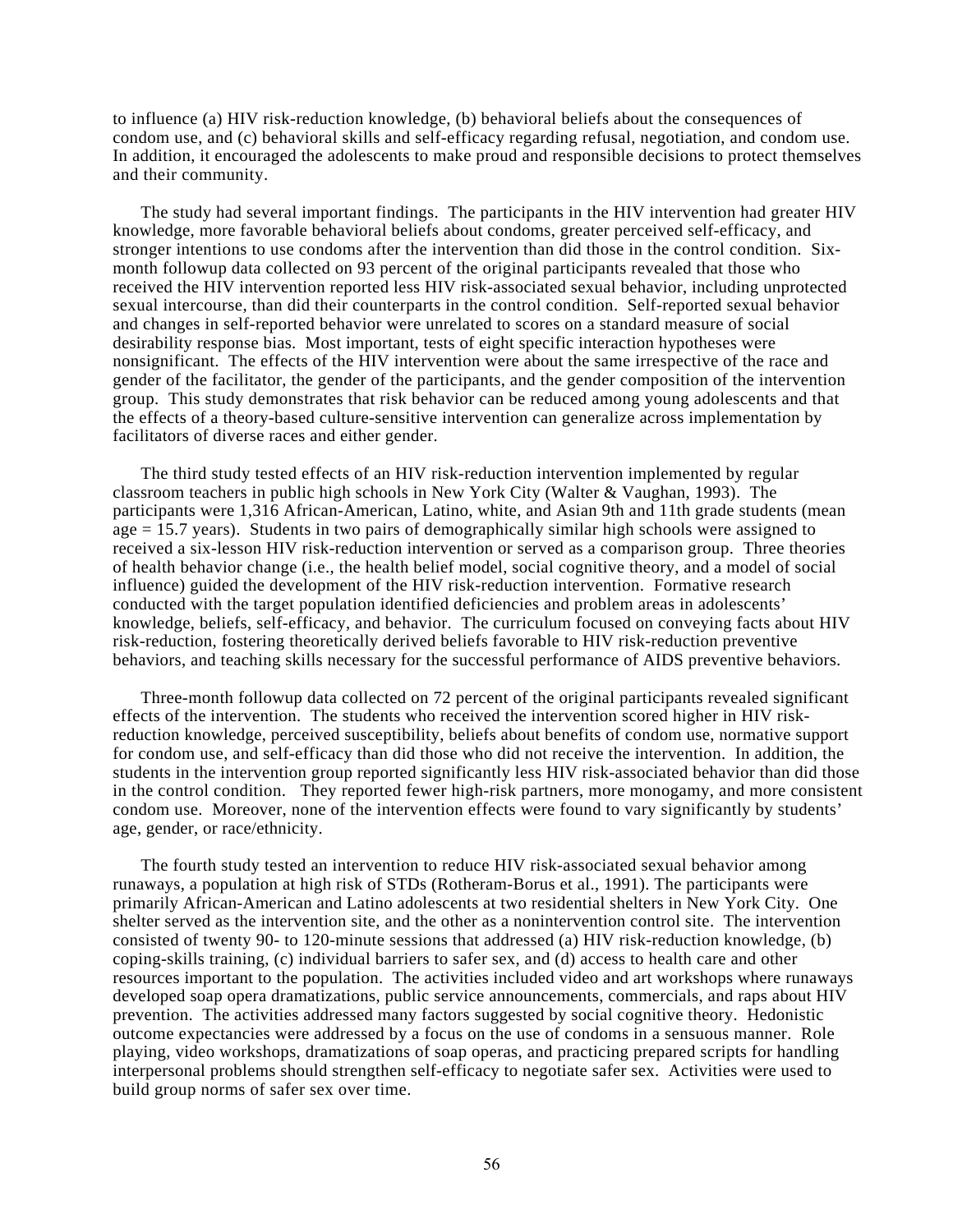to influence (a) HIV risk-reduction knowledge, (b) behavioral beliefs about the consequences of condom use, and (c) behavioral skills and self-efficacy regarding refusal, negotiation, and condom use. In addition, it encouraged the adolescents to make proud and responsible decisions to protect themselves and their community.

The study had several important findings. The participants in the HIV intervention had greater HIV knowledge, more favorable behavioral beliefs about condoms, greater perceived self-efficacy, and stronger intentions to use condoms after the intervention than did those in the control condition. Six-month followup data collected on 93 percent of the original participants revealed that those who received the HIV intervention reported less HIV risk-associated sexual behavior, including unprotected sexual intercourse, than did their counterparts in the control condition. Self-reported sexual behavior and changes in self-reported behavior were unrelated to scores on a standard measure of social desirability response bias. Most important, tests of eight specific interaction hypotheses were nonsignificant. The effects of the HIV intervention were about the same irrespective of the race and gender of the facilitator, the gender of the participants, and the gender composition of the intervention group. This study demonstrates that risk behavior can be reduced among young adolescents and that the effects of a theory-based culture-sensitive intervention can generalize across implementation by facilitators of diverse races and either gender.

The third study tested effects of an HIV risk-reduction intervention implemented by regular classroom teachers in public high schools in New York City (Walter & Vaughan, 1993). The participants were 1,316 African-American, Latino, white, and Asian 9th and 11th grade students (mean age = 15.7 years). Students in two pairs of demographically similar high schools were assigned to received a six-lesson HIV risk-reduction intervention or served as a comparison group. Three theories of health behavior change (i.e., the health belief model, social cognitive theory, and a model of social influence) guided the development of the HIV risk-reduction intervention. Formative research conducted with the target population identified deficiencies and problem areas in adolescents' knowledge, beliefs, self-efficacy, and behavior. The curriculum focused on conveying facts about HIV risk-reduction, fostering theoretically derived beliefs favorable to HIV risk-reduction preventive behaviors, and teaching skills necessary for the successful performance of AIDS preventive behaviors.

Three-month followup data collected on 72 percent of the original participants revealed significant effects of the intervention. The students who received the intervention scored higher in HIV risk-reduction knowledge, perceived susceptibility, beliefs about benefits of condom use, normative support for condom use, and self-efficacy than did those who did not receive the intervention. In addition, the students in the intervention group reported significantly less HIV risk-associated behavior than did those in the control condition. They reported fewer high-risk partners, more monogamy, and more consistent condom use. Moreover, none of the intervention effects were found to vary significantly by students' age, gender, or race/ethnicity.

The fourth study tested an intervention to reduce HIV risk-associated sexual behavior among runaways, a population at high risk of STDs (Rotheram-Borus et al., 1991). The participants were primarily African-American and Latino adolescents at two residential shelters in New York City. One shelter served as the intervention site, and the other as a nonintervention control site. The intervention consisted of twenty 90- to 120-minute sessions that addressed (a) HIV risk-reduction knowledge, (b) coping-skills training, (c) individual barriers to safer sex, and (d) access to health care and other resources important to the population. The activities included video and art workshops where runaways developed soap opera dramatizations, public service announcements, commercials, and raps about HIV prevention. The activities addressed many factors suggested by social cognitive theory. Hedonistic outcome expectancies were addressed by a focus on the use of condoms in a sensuous manner. Role playing, video workshops, dramatizations of soap operas, and practicing prepared scripts for handling interpersonal problems should strengthen self-efficacy to negotiate safer sex. Activities were used to build group norms of safer sex over time.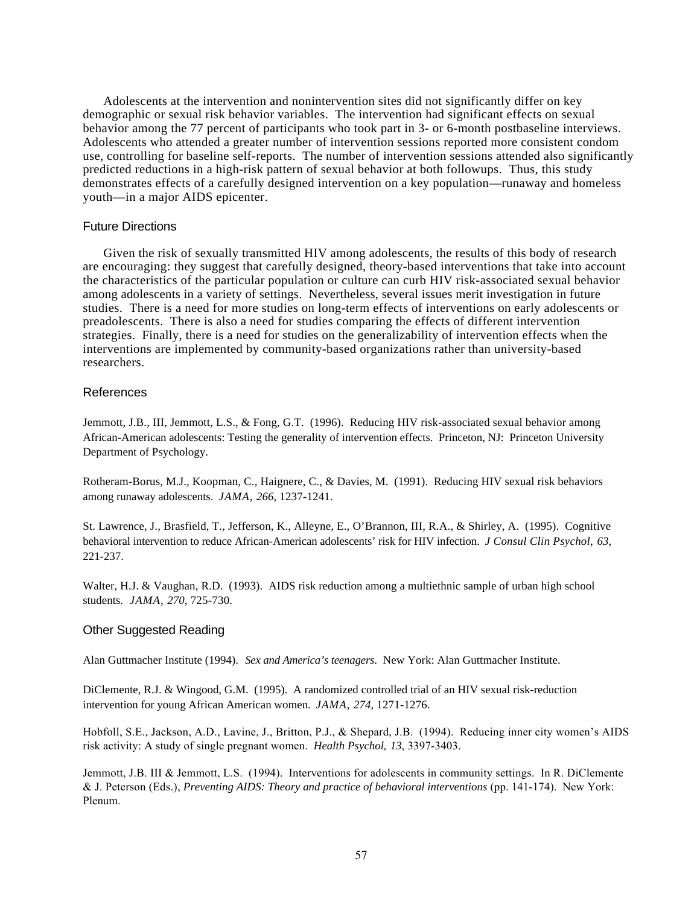Adolescents at the intervention and nonintervention sites did not significantly differ on key demographic or sexual risk behavior variables. The intervention had significant effects on sexual behavior among the 77 percent of participants who took part in 3- or 6-month postbaseline interviews. Adolescents who attended a greater number of intervention sessions reported more consistent condom use, controlling for baseline self-reports. The number of intervention sessions attended also significantly predicted reductions in a high-risk pattern of sexual behavior at both followups. Thus, this study demonstrates effects of a carefully designed intervention on a key population—runaway and homeless youth—in a major AIDS epicenter.

## Future Directions

Given the risk of sexually transmitted HIV among adolescents, the results of this body of research are encouraging: they suggest that carefully designed, theory-based interventions that take into account the characteristics of the particular population or culture can curb HIV risk-associated sexual behavior among adolescents in a variety of settings. Nevertheless, several issues merit investigation in future studies. There is a need for more studies on long-term effects of interventions on early adolescents or preadolescents. There is also a need for studies comparing the effects of different intervention strategies. Finally, there is a need for studies on the generalizability of intervention effects when the interventions are implemented by community-based organizations rather than university-based researchers.

## References

Jemmott, J.B., III, Jemmott, L.S., & Fong, G.T. (1996). Reducing HIV risk-associated sexual behavior among African-American adolescents: Testing the generality of intervention effects. Princeton, NJ: Princeton University Department of Psychology.

Rotheram-Borus, M.J., Koopman, C., Haignere, C., & Davies, M. (1991). Reducing HIV sexual risk behaviors among runaway adolescents. *JAMA*, *266*, 1237-1241.

St. Lawrence, J., Brasfield, T., Jefferson, K., Alleyne, E., O'Brannon, III, R.A., & Shirley, A. (1995). Cognitive behavioral intervention to reduce African-American adolescents' risk for HIV infection. *J Consul Clin Psychol*, *63*, 221-237.

Walter, H.J. & Vaughan, R.D. (1993). AIDS risk reduction among a multiethnic sample of urban high school students. *JAMA*, *270*, 725-730.

## Other Suggested Reading

Alan Guttmacher Institute (1994). *Sex and America's teenagers*. New York: Alan Guttmacher Institute.

DiClemente, R.J. & Wingood, G.M. (1995). A randomized controlled trial of an HIV sexual risk-reduction intervention for young African American women. *JAMA*, *274*, 1271-1276.

Hobfoll, S.E., Jackson, A.D., Lavine, J., Britton, P.J., & Shepard, J.B. (1994). Reducing inner city women's AIDS risk activity: A study of single pregnant women. *Health Psychol*, *13*, 3397-3403.

Jemmott, J.B. III & Jemmott, L.S. (1994). Interventions for adolescents in community settings. In R. DiClemente & J. Peterson (Eds.), *Preventing AIDS: Theory and practice of behavioral interventions* (pp. 141-174). New York: Plenum.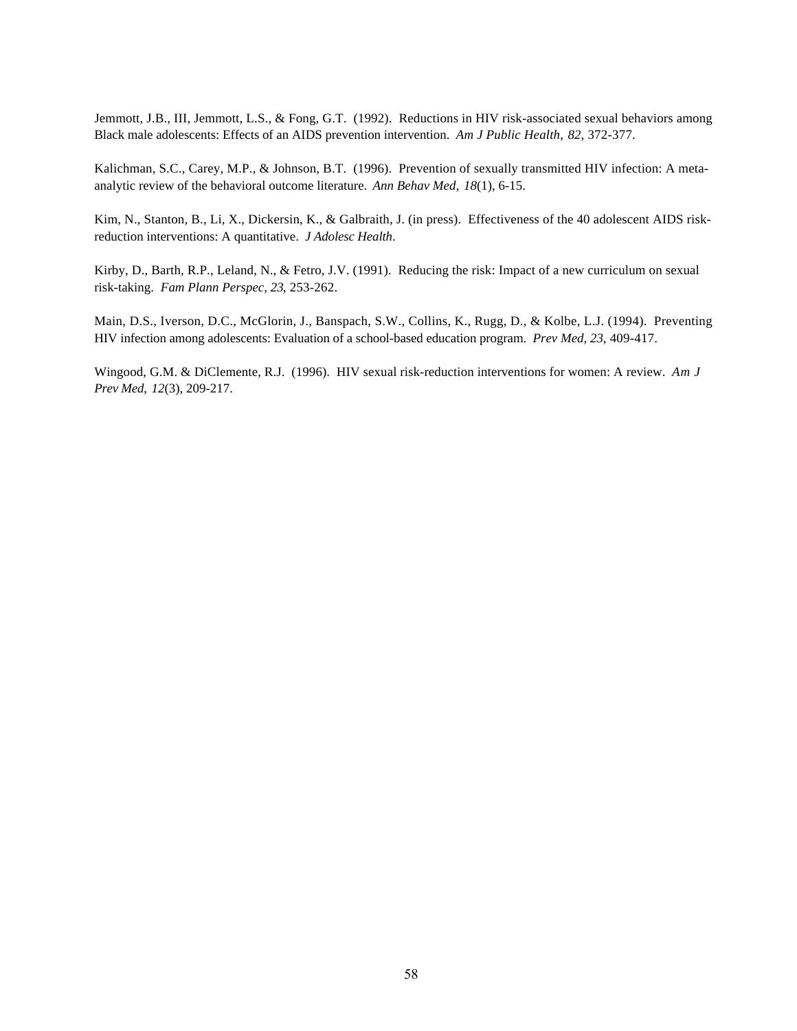Jemmott, J.B., III, Jemmott, L.S., & Fong, G.T. (1992). Reductions in HIV risk-associated sexual behaviors among Black male adolescents: Effects of an AIDS prevention intervention. *Am J Public Health*, *82*, 372-377.

Kalichman, S.C., Carey, M.P., & Johnson, B.T. (1996). Prevention of sexually transmitted HIV infection: A meta-analytic review of the behavioral outcome literature. *Ann Behav Med*, *18*(1), 6-15.

Kim, N., Stanton, B., Li, X., Dickersin, K., & Galbraith, J. (in press). Effectiveness of the 40 adolescent AIDS risk-reduction interventions: A quantitative. *J Adolesc Health*.

Kirby, D., Barth, R.P., Leland, N., & Fetro, J.V. (1991). Reducing the risk: Impact of a new curriculum on sexual risk-taking. *Fam Plann Perspec, 23*, 253-262.

Main, D.S., Iverson, D.C., McGlorin, J., Banspach, S.W., Collins, K., Rugg, D., & Kolbe, L.J. (1994). Preventing HIV infection among adolescents: Evaluation of a school-based education program. *Prev Med, 23*, 409-417.

Wingood, G.M. & DiClemente, R.J. (1996). HIV sexual risk-reduction interventions for women: A review. *Am J Prev Med*, *12*(3), 209-217.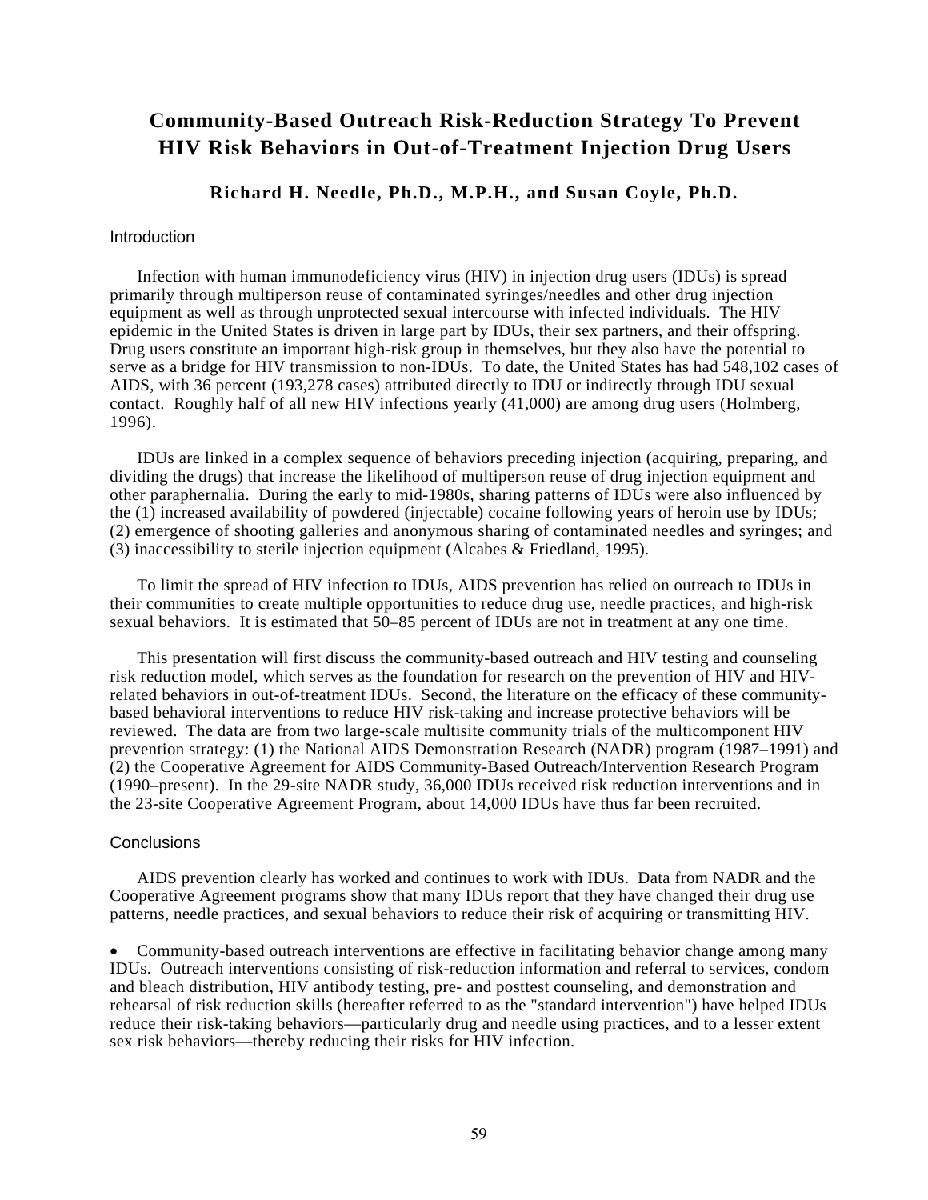# Community-Based Outreach Risk-Reduction Strategy To Prevent HIV Risk Behaviors in Out-of-Treatment Injection Drug Users

**Richard H. Needle, Ph.D., M.P.H., and Susan Coyle, Ph.D.**

## Introduction

Infection with human immunodeficiency virus (HIV) in injection drug users (IDUs) is spread primarily through multiperson reuse of contaminated syringes/needles and other drug injection equipment as well as through unprotected sexual intercourse with infected individuals. The HIV epidemic in the United States is driven in large part by IDUs, their sex partners, and their offspring. Drug users constitute an important high-risk group in themselves, but they also have the potential to serve as a bridge for HIV transmission to non-IDUs. To date, the United States has had 548,102 cases of AIDS, with 36 percent (193,278 cases) attributed directly to IDU or indirectly through IDU sexual contact. Roughly half of all new HIV infections yearly (41,000) are among drug users (Holmberg, 1996).

IDUs are linked in a complex sequence of behaviors preceding injection (acquiring, preparing, and dividing the drugs) that increase the likelihood of multiperson reuse of drug injection equipment and other paraphernalia. During the early to mid-1980s, sharing patterns of IDUs were also influenced by the (1) increased availability of powdered (injectable) cocaine following years of heroin use by IDUs; (2) emergence of shooting galleries and anonymous sharing of contaminated needles and syringes; and (3) inaccessibility to sterile injection equipment (Alcabes & Friedland, 1995).

To limit the spread of HIV infection to IDUs, AIDS prevention has relied on outreach to IDUs in their communities to create multiple opportunities to reduce drug use, needle practices, and high-risk sexual behaviors. It is estimated that 50–85 percent of IDUs are not in treatment at any one time.

This presentation will first discuss the community-based outreach and HIV testing and counseling risk reduction model, which serves as the foundation for research on the prevention of HIV and HIV-related behaviors in out-of-treatment IDUs. Second, the literature on the efficacy of these community-based behavioral interventions to reduce HIV risk-taking and increase protective behaviors will be reviewed. The data are from two large-scale multisite community trials of the multicomponent HIV prevention strategy: (1) the National AIDS Demonstration Research (NADR) program (1987–1991) and (2) the Cooperative Agreement for AIDS Community-Based Outreach/Intervention Research Program (1990–present). In the 29-site NADR study, 36,000 IDUs received risk reduction interventions and in the 23-site Cooperative Agreement Program, about 14,000 IDUs have thus far been recruited.

## Conclusions

AIDS prevention clearly has worked and continues to work with IDUs. Data from NADR and the Cooperative Agreement programs show that many IDUs report that they have changed their drug use patterns, needle practices, and sexual behaviors to reduce their risk of acquiring or transmitting HIV.

- Community-based outreach interventions are effective in facilitating behavior change among many IDUs. Outreach interventions consisting of risk-reduction information and referral to services, condom and bleach distribution, HIV antibody testing, pre- and posttest counseling, and demonstration and rehearsal of risk reduction skills (hereafter referred to as the "standard intervention") have helped IDUs reduce their risk-taking behaviors—particularly drug and needle using practices, and to a lesser extent sex risk behaviors—thereby reducing their risks for HIV infection.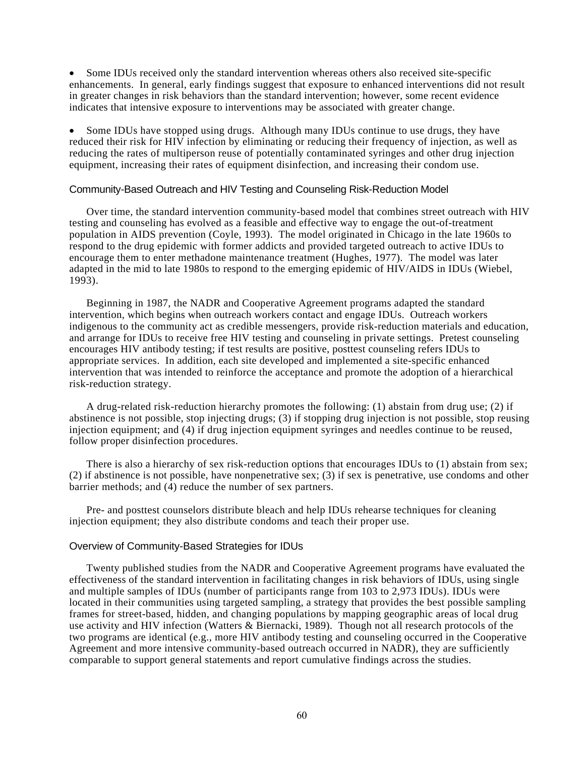- Some IDUs received only the standard intervention whereas others also received site-specific enhancements. In general, early findings suggest that exposure to enhanced interventions did not result in greater changes in risk behaviors than the standard intervention; however, some recent evidence indicates that intensive exposure to interventions may be associated with greater change.

- Some IDUs have stopped using drugs. Although many IDUs continue to use drugs, they have reduced their risk for HIV infection by eliminating or reducing their frequency of injection, as well as reducing the rates of multiperson reuse of potentially contaminated syringes and other drug injection equipment, increasing their rates of equipment disinfection, and increasing their condom use.

### Community-Based Outreach and HIV Testing and Counseling Risk-Reduction Model

Over time, the standard intervention community-based model that combines street outreach with HIV testing and counseling has evolved as a feasible and effective way to engage the out-of-treatment population in AIDS prevention (Coyle, 1993). The model originated in Chicago in the late 1960s to respond to the drug epidemic with former addicts and provided targeted outreach to active IDUs to encourage them to enter methadone maintenance treatment (Hughes, 1977). The model was later adapted in the mid to late 1980s to respond to the emerging epidemic of HIV/AIDS in IDUs (Wiebel, 1993).

Beginning in 1987, the NADR and Cooperative Agreement programs adapted the standard intervention, which begins when outreach workers contact and engage IDUs. Outreach workers indigenous to the community act as credible messengers, provide risk-reduction materials and education, and arrange for IDUs to receive free HIV testing and counseling in private settings. Pretest counseling encourages HIV antibody testing; if test results are positive, posttest counseling refers IDUs to appropriate services. In addition, each site developed and implemented a site-specific enhanced intervention that was intended to reinforce the acceptance and promote the adoption of a hierarchical risk-reduction strategy.

A drug-related risk-reduction hierarchy promotes the following: (1) abstain from drug use; (2) if abstinence is not possible, stop injecting drugs; (3) if stopping drug injection is not possible, stop reusing injection equipment; and (4) if drug injection equipment syringes and needles continue to be reused, follow proper disinfection procedures.

There is also a hierarchy of sex risk-reduction options that encourages IDUs to (1) abstain from sex; (2) if abstinence is not possible, have nonpenetrative sex; (3) if sex is penetrative, use condoms and other barrier methods; and (4) reduce the number of sex partners.

Pre- and posttest counselors distribute bleach and help IDUs rehearse techniques for cleaning injection equipment; they also distribute condoms and teach their proper use.

### Overview of Community-Based Strategies for IDUs

Twenty published studies from the NADR and Cooperative Agreement programs have evaluated the effectiveness of the standard intervention in facilitating changes in risk behaviors of IDUs, using single and multiple samples of IDUs (number of participants range from 103 to 2,973 IDUs). IDUs were located in their communities using targeted sampling, a strategy that provides the best possible sampling frames for street-based, hidden, and changing populations by mapping geographic areas of local drug use activity and HIV infection (Watters & Biernacki, 1989). Though not all research protocols of the two programs are identical (e.g., more HIV antibody testing and counseling occurred in the Cooperative Agreement and more intensive community-based outreach occurred in NADR), they are sufficiently comparable to support general statements and report cumulative findings across the studies.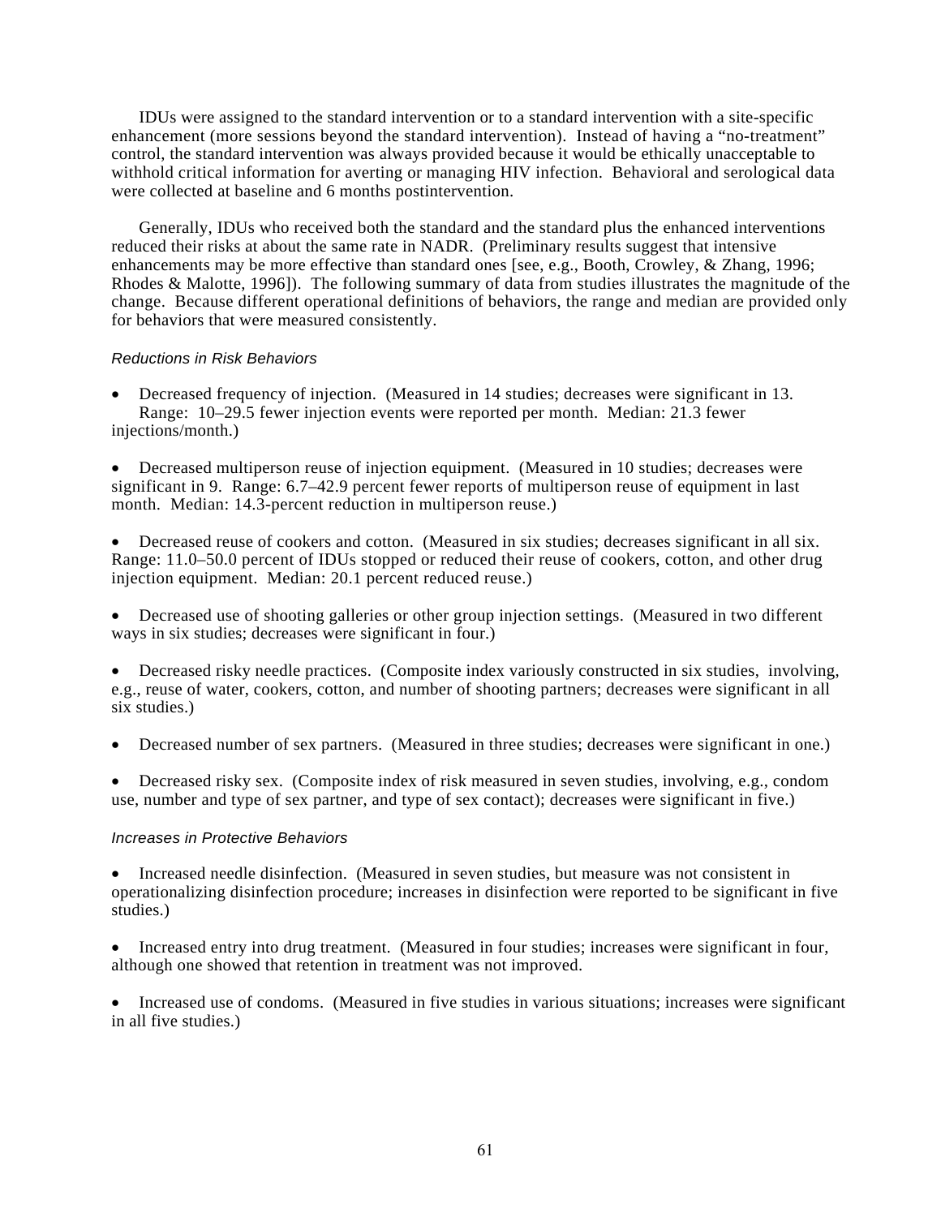IDUs were assigned to the standard intervention or to a standard intervention with a site-specific enhancement (more sessions beyond the standard intervention). Instead of having a "no-treatment" control, the standard intervention was always provided because it would be ethically unacceptable to withhold critical information for averting or managing HIV infection. Behavioral and serological data were collected at baseline and 6 months postintervention.

Generally, IDUs who received both the standard and the standard plus the enhanced interventions reduced their risks at about the same rate in NADR. (Preliminary results suggest that intensive enhancements may be more effective than standard ones [see, e.g., Booth, Crowley, & Zhang, 1996; Rhodes & Malotte, 1996]). The following summary of data from studies illustrates the magnitude of the change. Because different operational definitions of behaviors, the range and median are provided only for behaviors that were measured consistently.

*Reductions in Risk Behaviors*

- Decreased frequency of injection. (Measured in 14 studies; decreases were significant in 13. Range: 10–29.5 fewer injection events were reported per month. Median: 21.3 fewer injections/month.)

- Decreased multiperson reuse of injection equipment. (Measured in 10 studies; decreases were significant in 9. Range: 6.7–42.9 percent fewer reports of multiperson reuse of equipment in last month. Median: 14.3-percent reduction in multiperson reuse.)

- Decreased reuse of cookers and cotton. (Measured in six studies; decreases significant in all six. Range: 11.0–50.0 percent of IDUs stopped or reduced their reuse of cookers, cotton, and other drug injection equipment. Median: 20.1 percent reduced reuse.)

- Decreased use of shooting galleries or other group injection settings. (Measured in two different ways in six studies; decreases were significant in four.)

- Decreased risky needle practices. (Composite index variously constructed in six studies, involving, e.g., reuse of water, cookers, cotton, and number of shooting partners; decreases were significant in all six studies.)

- Decreased number of sex partners. (Measured in three studies; decreases were significant in one.)

- Decreased risky sex. (Composite index of risk measured in seven studies, involving, e.g., condom use, number and type of sex partner, and type of sex contact); decreases were significant in five.)

*Increases in Protective Behaviors*

- Increased needle disinfection. (Measured in seven studies, but measure was not consistent in operationalizing disinfection procedure; increases in disinfection were reported to be significant in five studies.)

- Increased entry into drug treatment. (Measured in four studies; increases were significant in four, although one showed that retention in treatment was not improved.

- Increased use of condoms. (Measured in five studies in various situations; increases were significant in all five studies.)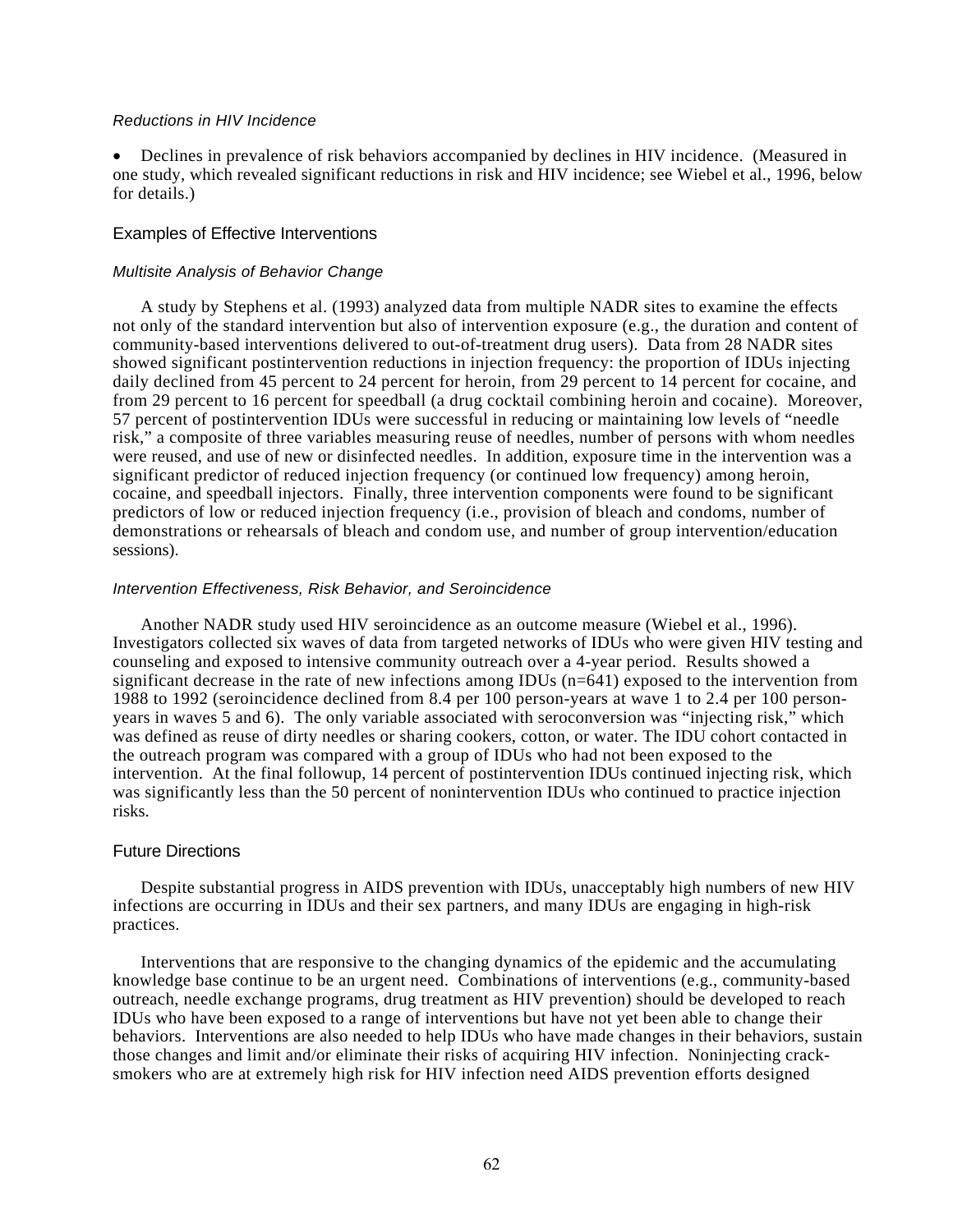*Reductions in HIV Incidence*

- Declines in prevalence of risk behaviors accompanied by declines in HIV incidence. (Measured in one study, which revealed significant reductions in risk and HIV incidence; see Wiebel et al., 1996, below for details.)

## Examples of Effective Interventions

*Multisite Analysis of Behavior Change*

A study by Stephens et al. (1993) analyzed data from multiple NADR sites to examine the effects not only of the standard intervention but also of intervention exposure (e.g., the duration and content of community-based interventions delivered to out-of-treatment drug users). Data from 28 NADR sites showed significant postintervention reductions in injection frequency: the proportion of IDUs injecting daily declined from 45 percent to 24 percent for heroin, from 29 percent to 14 percent for cocaine, and from 29 percent to 16 percent for speedball (a drug cocktail combining heroin and cocaine). Moreover, 57 percent of postintervention IDUs were successful in reducing or maintaining low levels of "needle risk," a composite of three variables measuring reuse of needles, number of persons with whom needles were reused, and use of new or disinfected needles. In addition, exposure time in the intervention was a significant predictor of reduced injection frequency (or continued low frequency) among heroin, cocaine, and speedball injectors. Finally, three intervention components were found to be significant predictors of low or reduced injection frequency (i.e., provision of bleach and condoms, number of demonstrations or rehearsals of bleach and condom use, and number of group intervention/education sessions).

*Intervention Effectiveness, Risk Behavior, and Seroincidence*

Another NADR study used HIV seroincidence as an outcome measure (Wiebel et al., 1996). Investigators collected six waves of data from targeted networks of IDUs who were given HIV testing and counseling and exposed to intensive community outreach over a 4-year period. Results showed a significant decrease in the rate of new infections among IDUs (n=641) exposed to the intervention from 1988 to 1992 (seroincidence declined from 8.4 per 100 person-years at wave 1 to 2.4 per 100 person-years in waves 5 and 6). The only variable associated with seroconversion was "injecting risk," which was defined as reuse of dirty needles or sharing cookers, cotton, or water. The IDU cohort contacted in the outreach program was compared with a group of IDUs who had not been exposed to the intervention. At the final followup, 14 percent of postintervention IDUs continued injecting risk, which was significantly less than the 50 percent of nonintervention IDUs who continued to practice injection risks.

## Future Directions

Despite substantial progress in AIDS prevention with IDUs, unacceptably high numbers of new HIV infections are occurring in IDUs and their sex partners, and many IDUs are engaging in high-risk practices.

Interventions that are responsive to the changing dynamics of the epidemic and the accumulating knowledge base continue to be an urgent need. Combinations of interventions (e.g., community-based outreach, needle exchange programs, drug treatment as HIV prevention) should be developed to reach IDUs who have been exposed to a range of interventions but have not yet been able to change their behaviors. Interventions are also needed to help IDUs who have made changes in their behaviors, sustain those changes and limit and/or eliminate their risks of acquiring HIV infection. Noninjecting crack-smokers who are at extremely high risk for HIV infection need AIDS prevention efforts designed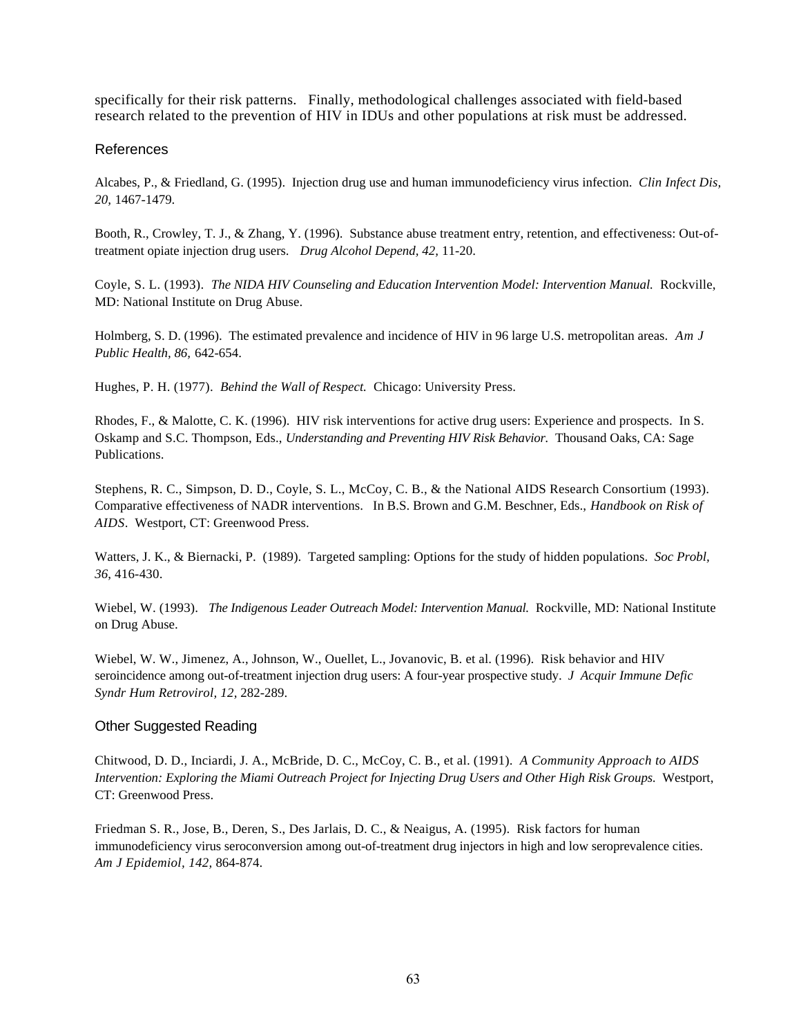specifically for their risk patterns. Finally, methodological challenges associated with field-based research related to the prevention of HIV in IDUs and other populations at risk must be addressed.

## References

Alcabes, P., & Friedland, G. (1995). Injection drug use and human immunodeficiency virus infection. *Clin Infect Dis, 20*, 1467-1479.

Booth, R., Crowley, T. J., & Zhang, Y. (1996). Substance abuse treatment entry, retention, and effectiveness: Out-of-treatment opiate injection drug users. *Drug Alcohol Depend, 42,* 11-20.

Coyle, S. L. (1993). *The NIDA HIV Counseling and Education Intervention Model: Intervention Manual.* Rockville, MD: National Institute on Drug Abuse.

Holmberg, S. D. (1996). The estimated prevalence and incidence of HIV in 96 large U.S. metropolitan areas. *Am J Public Health, 86,* 642-654.

Hughes, P. H. (1977). *Behind the Wall of Respect.* Chicago: University Press.

Rhodes, F., & Malotte, C. K. (1996). HIV risk interventions for active drug users: Experience and prospects. In S. Oskamp and S.C. Thompson, Eds., *Understanding and Preventing HIV Risk Behavior.* Thousand Oaks, CA: Sage Publications.

Stephens, R. C., Simpson, D. D., Coyle, S. L., McCoy, C. B., & the National AIDS Research Consortium (1993). Comparative effectiveness of NADR interventions. In B.S. Brown and G.M. Beschner, Eds., *Handbook on Risk of AIDS*. Westport, CT: Greenwood Press.

Watters, J. K., & Biernacki, P. (1989). Targeted sampling: Options for the study of hidden populations. *Soc Probl, 36*, 416-430.

Wiebel, W. (1993). *The Indigenous Leader Outreach Model: Intervention Manual.* Rockville, MD: National Institute on Drug Abuse.

Wiebel, W. W., Jimenez, A., Johnson, W., Ouellet, L., Jovanovic, B. et al. (1996). Risk behavior and HIV seroincidence among out-of-treatment injection drug users: A four-year prospective study. *J Acquir Immune Defic Syndr Hum Retrovirol, 12,* 282-289.

## Other Suggested Reading

Chitwood, D. D., Inciardi, J. A., McBride, D. C., McCoy, C. B., et al. (1991). *A Community Approach to AIDS Intervention: Exploring the Miami Outreach Project for Injecting Drug Users and Other High Risk Groups.* Westport, CT: Greenwood Press.

Friedman S. R., Jose, B., Deren, S., Des Jarlais, D. C., & Neaigus, A. (1995). Risk factors for human immunodeficiency virus seroconversion among out-of-treatment drug injectors in high and low seroprevalence cities. *Am J Epidemiol, 142,* 864-874.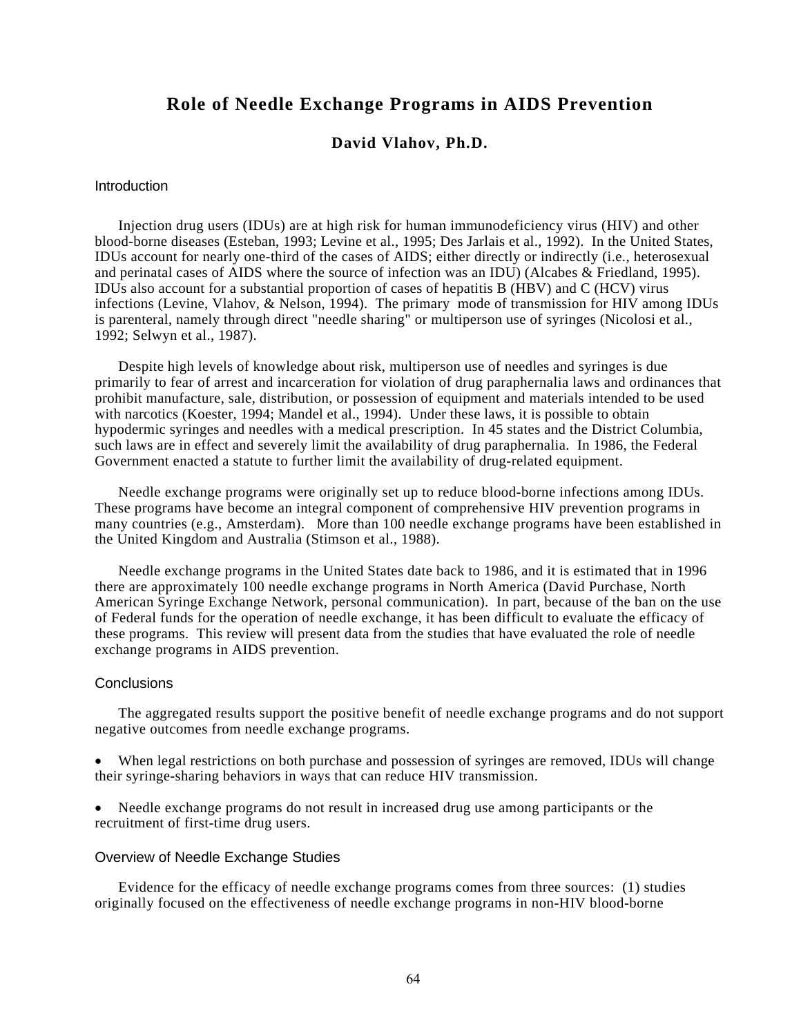# Role of Needle Exchange Programs in AIDS Prevention

**David Vlahov, Ph.D.**

## Introduction

Injection drug users (IDUs) are at high risk for human immunodeficiency virus (HIV) and other blood-borne diseases (Esteban, 1993; Levine et al., 1995; Des Jarlais et al., 1992). In the United States, IDUs account for nearly one-third of the cases of AIDS; either directly or indirectly (i.e., heterosexual and perinatal cases of AIDS where the source of infection was an IDU) (Alcabes & Friedland, 1995). IDUs also account for a substantial proportion of cases of hepatitis B (HBV) and C (HCV) virus infections (Levine, Vlahov, & Nelson, 1994). The primary mode of transmission for HIV among IDUs is parenteral, namely through direct "needle sharing" or multiperson use of syringes (Nicolosi et al., 1992; Selwyn et al., 1987).

Despite high levels of knowledge about risk, multiperson use of needles and syringes is due primarily to fear of arrest and incarceration for violation of drug paraphernalia laws and ordinances that prohibit manufacture, sale, distribution, or possession of equipment and materials intended to be used with narcotics (Koester, 1994; Mandel et al., 1994). Under these laws, it is possible to obtain hypodermic syringes and needles with a medical prescription. In 45 states and the District Columbia, such laws are in effect and severely limit the availability of drug paraphernalia. In 1986, the Federal Government enacted a statute to further limit the availability of drug-related equipment.

Needle exchange programs were originally set up to reduce blood-borne infections among IDUs. These programs have become an integral component of comprehensive HIV prevention programs in many countries (e.g., Amsterdam). More than 100 needle exchange programs have been established in the United Kingdom and Australia (Stimson et al., 1988).

Needle exchange programs in the United States date back to 1986, and it is estimated that in 1996 there are approximately 100 needle exchange programs in North America (David Purchase, North American Syringe Exchange Network, personal communication). In part, because of the ban on the use of Federal funds for the operation of needle exchange, it has been difficult to evaluate the efficacy of these programs. This review will present data from the studies that have evaluated the role of needle exchange programs in AIDS prevention.

## Conclusions

The aggregated results support the positive benefit of needle exchange programs and do not support negative outcomes from needle exchange programs.

- When legal restrictions on both purchase and possession of syringes are removed, IDUs will change their syringe-sharing behaviors in ways that can reduce HIV transmission.

- Needle exchange programs do not result in increased drug use among participants or the recruitment of first-time drug users.

## Overview of Needle Exchange Studies

Evidence for the efficacy of needle exchange programs comes from three sources: (1) studies originally focused on the effectiveness of needle exchange programs in non-HIV blood-borne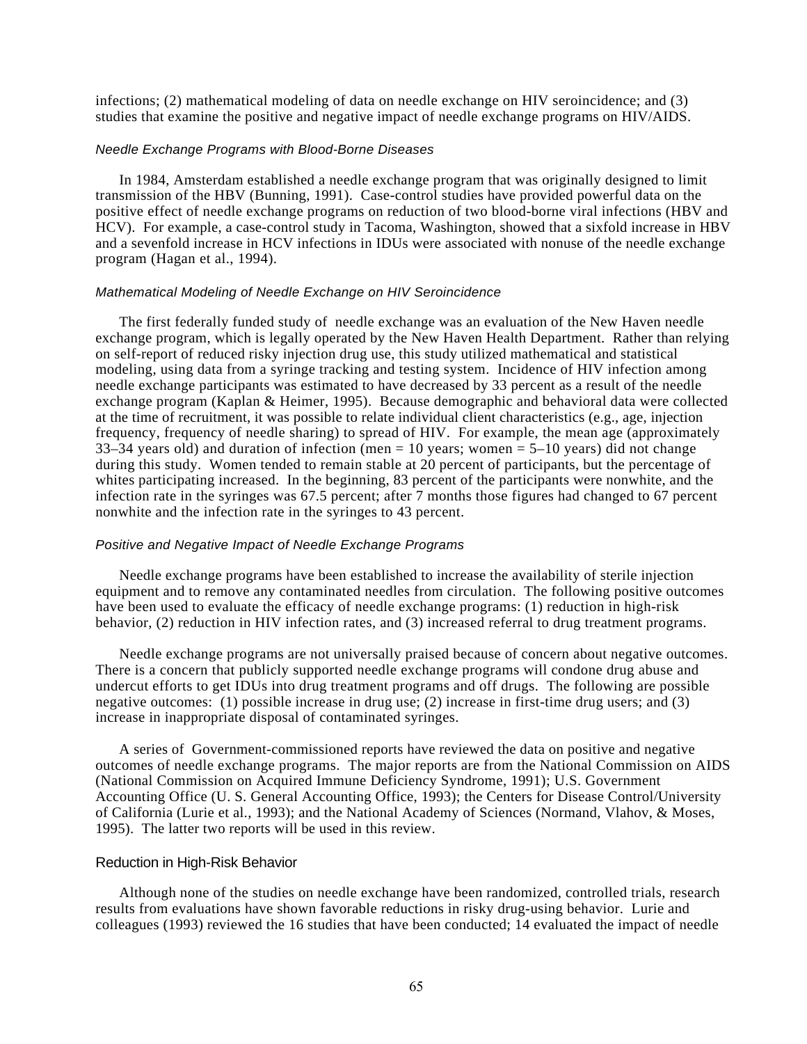infections; (2) mathematical modeling of data on needle exchange on HIV seroincidence; and (3) studies that examine the positive and negative impact of needle exchange programs on HIV/AIDS.

### *Needle Exchange Programs with Blood-Borne Diseases*

In 1984, Amsterdam established a needle exchange program that was originally designed to limit transmission of the HBV (Bunning, 1991). Case-control studies have provided powerful data on the positive effect of needle exchange programs on reduction of two blood-borne viral infections (HBV and HCV). For example, a case-control study in Tacoma, Washington, showed that a sixfold increase in HBV and a sevenfold increase in HCV infections in IDUs were associated with nonuse of the needle exchange program (Hagan et al., 1994).

### *Mathematical Modeling of Needle Exchange on HIV Seroincidence*

The first federally funded study of needle exchange was an evaluation of the New Haven needle exchange program, which is legally operated by the New Haven Health Department. Rather than relying on self-report of reduced risky injection drug use, this study utilized mathematical and statistical modeling, using data from a syringe tracking and testing system. Incidence of HIV infection among needle exchange participants was estimated to have decreased by 33 percent as a result of the needle exchange program (Kaplan & Heimer, 1995). Because demographic and behavioral data were collected at the time of recruitment, it was possible to relate individual client characteristics (e.g., age, injection frequency, frequency of needle sharing) to spread of HIV. For example, the mean age (approximately 33–34 years old) and duration of infection (men = 10 years; women = 5–10 years) did not change during this study. Women tended to remain stable at 20 percent of participants, but the percentage of whites participating increased. In the beginning, 83 percent of the participants were nonwhite, and the infection rate in the syringes was 67.5 percent; after 7 months those figures had changed to 67 percent nonwhite and the infection rate in the syringes to 43 percent.

### *Positive and Negative Impact of Needle Exchange Programs*

Needle exchange programs have been established to increase the availability of sterile injection equipment and to remove any contaminated needles from circulation. The following positive outcomes have been used to evaluate the efficacy of needle exchange programs: (1) reduction in high-risk behavior, (2) reduction in HIV infection rates, and (3) increased referral to drug treatment programs.

Needle exchange programs are not universally praised because of concern about negative outcomes. There is a concern that publicly supported needle exchange programs will condone drug abuse and undercut efforts to get IDUs into drug treatment programs and off drugs. The following are possible negative outcomes: (1) possible increase in drug use; (2) increase in first-time drug users; and (3) increase in inappropriate disposal of contaminated syringes.

A series of Government-commissioned reports have reviewed the data on positive and negative outcomes of needle exchange programs. The major reports are from the National Commission on AIDS (National Commission on Acquired Immune Deficiency Syndrome, 1991); U.S. Government Accounting Office (U. S. General Accounting Office, 1993); the Centers for Disease Control/University of California (Lurie et al., 1993); and the National Academy of Sciences (Normand, Vlahov, & Moses, 1995). The latter two reports will be used in this review.

#### Reduction in High-Risk Behavior

Although none of the studies on needle exchange have been randomized, controlled trials, research results from evaluations have shown favorable reductions in risky drug-using behavior. Lurie and colleagues (1993) reviewed the 16 studies that have been conducted; 14 evaluated the impact of needle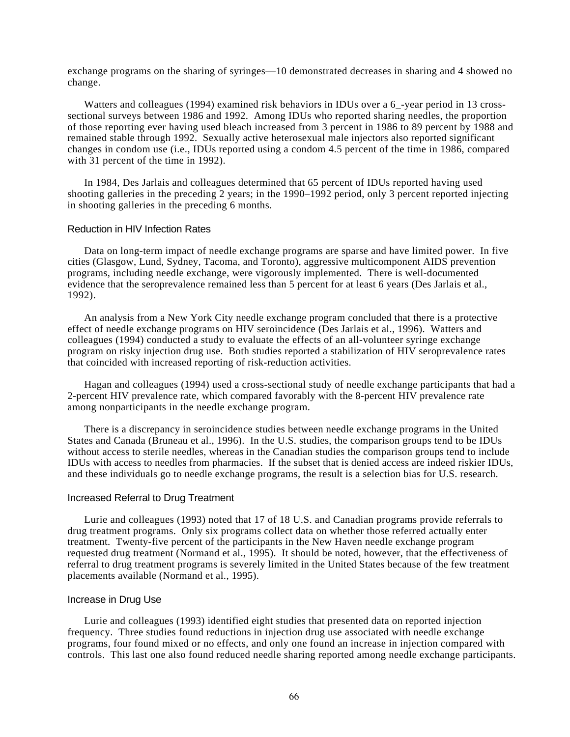exchange programs on the sharing of syringes—10 demonstrated decreases in sharing and 4 showed no change.

Watters and colleagues (1994) examined risk behaviors in IDUs over a 6_-year period in 13 cross-sectional surveys between 1986 and 1992. Among IDUs who reported sharing needles, the proportion of those reporting ever having used bleach increased from 3 percent in 1986 to 89 percent by 1988 and remained stable through 1992. Sexually active heterosexual male injectors also reported significant changes in condom use (i.e., IDUs reported using a condom 4.5 percent of the time in 1986, compared with 31 percent of the time in 1992).

In 1984, Des Jarlais and colleagues determined that 65 percent of IDUs reported having used shooting galleries in the preceding 2 years; in the 1990–1992 period, only 3 percent reported injecting in shooting galleries in the preceding 6 months.

### Reduction in HIV Infection Rates

Data on long-term impact of needle exchange programs are sparse and have limited power. In five cities (Glasgow, Lund, Sydney, Tacoma, and Toronto), aggressive multicomponent AIDS prevention programs, including needle exchange, were vigorously implemented. There is well-documented evidence that the seroprevalence remained less than 5 percent for at least 6 years (Des Jarlais et al., 1992).

An analysis from a New York City needle exchange program concluded that there is a protective effect of needle exchange programs on HIV seroincidence (Des Jarlais et al., 1996). Watters and colleagues (1994) conducted a study to evaluate the effects of an all-volunteer syringe exchange program on risky injection drug use. Both studies reported a stabilization of HIV seroprevalence rates that coincided with increased reporting of risk-reduction activities.

Hagan and colleagues (1994) used a cross-sectional study of needle exchange participants that had a 2-percent HIV prevalence rate, which compared favorably with the 8-percent HIV prevalence rate among nonparticipants in the needle exchange program.

There is a discrepancy in seroincidence studies between needle exchange programs in the United States and Canada (Bruneau et al., 1996). In the U.S. studies, the comparison groups tend to be IDUs without access to sterile needles, whereas in the Canadian studies the comparison groups tend to include IDUs with access to needles from pharmacies. If the subset that is denied access are indeed riskier IDUs, and these individuals go to needle exchange programs, the result is a selection bias for U.S. research.

### Increased Referral to Drug Treatment

Lurie and colleagues (1993) noted that 17 of 18 U.S. and Canadian programs provide referrals to drug treatment programs. Only six programs collect data on whether those referred actually enter treatment. Twenty-five percent of the participants in the New Haven needle exchange program requested drug treatment (Normand et al., 1995). It should be noted, however, that the effectiveness of referral to drug treatment programs is severely limited in the United States because of the few treatment placements available (Normand et al., 1995).

### Increase in Drug Use

Lurie and colleagues (1993) identified eight studies that presented data on reported injection frequency. Three studies found reductions in injection drug use associated with needle exchange programs, four found mixed or no effects, and only one found an increase in injection compared with controls. This last one also found reduced needle sharing reported among needle exchange participants.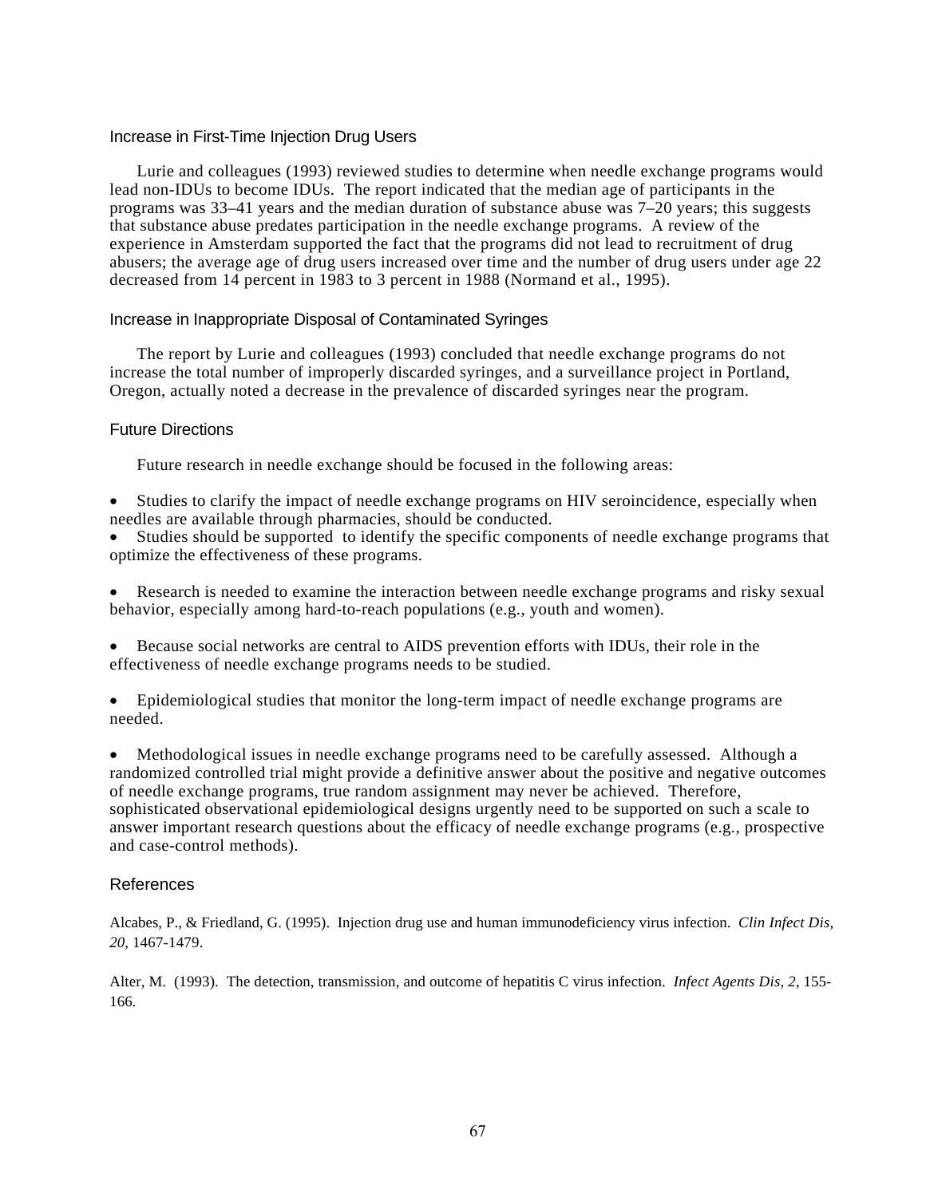### Increase in First-Time Injection Drug Users

Lurie and colleagues (1993) reviewed studies to determine when needle exchange programs would lead non-IDUs to become IDUs. The report indicated that the median age of participants in the programs was 33–41 years and the median duration of substance abuse was 7–20 years; this suggests that substance abuse predates participation in the needle exchange programs. A review of the experience in Amsterdam supported the fact that the programs did not lead to recruitment of drug abusers; the average age of drug users increased over time and the number of drug users under age 22 decreased from 14 percent in 1983 to 3 percent in 1988 (Normand et al., 1995).

### Increase in Inappropriate Disposal of Contaminated Syringes

The report by Lurie and colleagues (1993) concluded that needle exchange programs do not increase the total number of improperly discarded syringes, and a surveillance project in Portland, Oregon, actually noted a decrease in the prevalence of discarded syringes near the program.

### Future Directions

Future research in needle exchange should be focused in the following areas:

- Studies to clarify the impact of needle exchange programs on HIV seroincidence, especially when needles are available through pharmacies, should be conducted.
- Studies should be supported to identify the specific components of needle exchange programs that optimize the effectiveness of these programs.
- Research is needed to examine the interaction between needle exchange programs and risky sexual behavior, especially among hard-to-reach populations (e.g., youth and women).
- Because social networks are central to AIDS prevention efforts with IDUs, their role in the effectiveness of needle exchange programs needs to be studied.
- Epidemiological studies that monitor the long-term impact of needle exchange programs are needed.
- Methodological issues in needle exchange programs need to be carefully assessed. Although a randomized controlled trial might provide a definitive answer about the positive and negative outcomes of needle exchange programs, true random assignment may never be achieved. Therefore, sophisticated observational epidemiological designs urgently need to be supported on such a scale to answer important research questions about the efficacy of needle exchange programs (e.g., prospective and case-control methods).

### References

Alcabes, P., & Friedland, G. (1995). Injection drug use and human immunodeficiency virus infection. *Clin Infect Dis, 20*, 1467-1479.

Alter, M. (1993). The detection, transmission, and outcome of hepatitis C virus infection. *Infect Agents Dis, 2*, 155-166.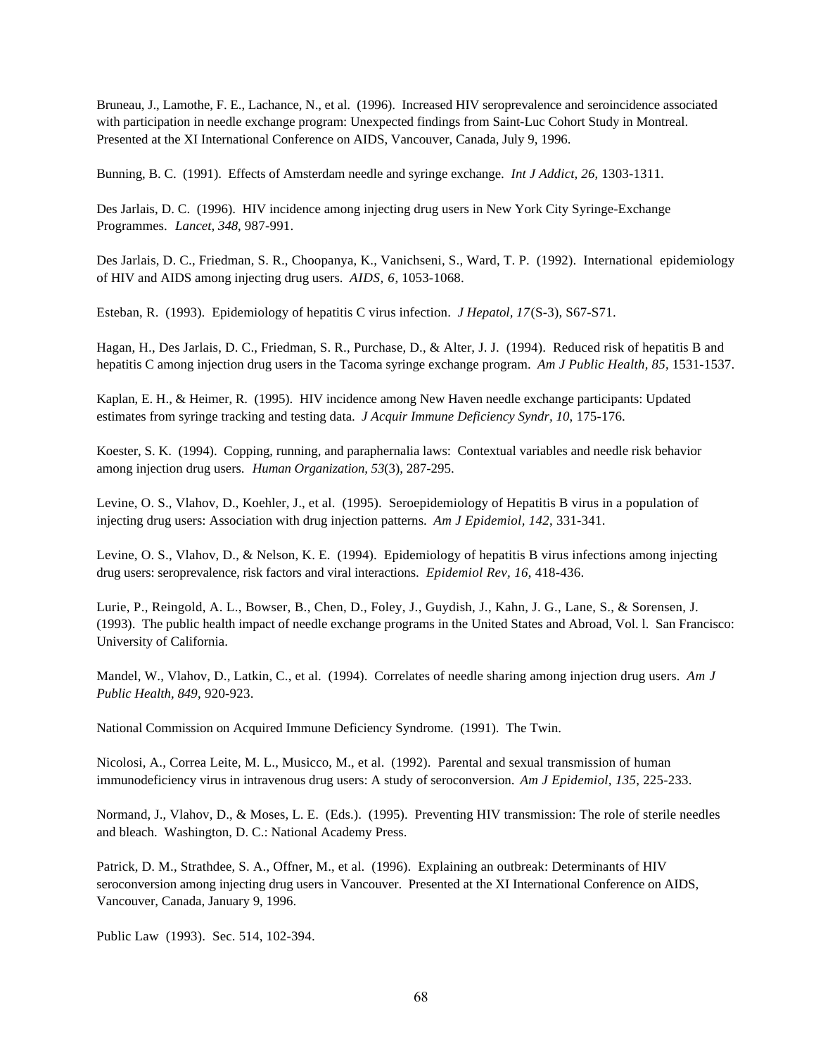Bruneau, J., Lamothe, F. E., Lachance, N., et al. (1996). Increased HIV seroprevalence and seroincidence associated with participation in needle exchange program: Unexpected findings from Saint-Luc Cohort Study in Montreal. Presented at the XI International Conference on AIDS, Vancouver, Canada, July 9, 1996.

Bunning, B. C. (1991). Effects of Amsterdam needle and syringe exchange. *Int J Addict, 26*, 1303-1311.

Des Jarlais, D. C. (1996). HIV incidence among injecting drug users in New York City Syringe-Exchange Programmes. *Lancet, 348*, 987-991.

Des Jarlais, D. C., Friedman, S. R., Choopanya, K., Vanichseni, S., Ward, T. P. (1992). International epidemiology of HIV and AIDS among injecting drug users. *AIDS, 6*, 1053-1068.

Esteban, R. (1993). Epidemiology of hepatitis C virus infection. *J Hepatol, 17*(S-3), S67-S71.

Hagan, H., Des Jarlais, D. C., Friedman, S. R., Purchase, D., & Alter, J. J. (1994). Reduced risk of hepatitis B and hepatitis C among injection drug users in the Tacoma syringe exchange program. *Am J Public Health, 85*, 1531-1537.

Kaplan, E. H., & Heimer, R. (1995). HIV incidence among New Haven needle exchange participants: Updated estimates from syringe tracking and testing data. *J Acquir Immune Deficiency Syndr, 10*, 175-176.

Koester, S. K. (1994). Copping, running, and paraphernalia laws: Contextual variables and needle risk behavior among injection drug users. *Human Organization, 53*(3), 287-295.

Levine, O. S., Vlahov, D., Koehler, J., et al. (1995). Seroepidemiology of Hepatitis B virus in a population of injecting drug users: Association with drug injection patterns. *Am J Epidemiol, 142*, 331-341.

Levine, O. S., Vlahov, D., & Nelson, K. E. (1994). Epidemiology of hepatitis B virus infections among injecting drug users: seroprevalence, risk factors and viral interactions. *Epidemiol Rev, 16*, 418-436.

Lurie, P., Reingold, A. L., Bowser, B., Chen, D., Foley, J., Guydish, J., Kahn, J. G., Lane, S., & Sorensen, J. (1993). The public health impact of needle exchange programs in the United States and Abroad, Vol. l. San Francisco: University of California.

Mandel, W., Vlahov, D., Latkin, C., et al. (1994). Correlates of needle sharing among injection drug users. *Am J Public Health, 849*, 920-923.

National Commission on Acquired Immune Deficiency Syndrome. (1991). The Twin.

Nicolosi, A., Correa Leite, M. L., Musicco, M., et al. (1992). Parental and sexual transmission of human immunodeficiency virus in intravenous drug users: A study of seroconversion. *Am J Epidemiol, 135*, 225-233.

Normand, J., Vlahov, D., & Moses, L. E. (Eds.). (1995). Preventing HIV transmission: The role of sterile needles and bleach. Washington, D. C.: National Academy Press.

Patrick, D. M., Strathdee, S. A., Offner, M., et al. (1996). Explaining an outbreak: Determinants of HIV seroconversion among injecting drug users in Vancouver. Presented at the XI International Conference on AIDS, Vancouver, Canada, January 9, 1996.

Public Law (1993). Sec. 514, 102-394.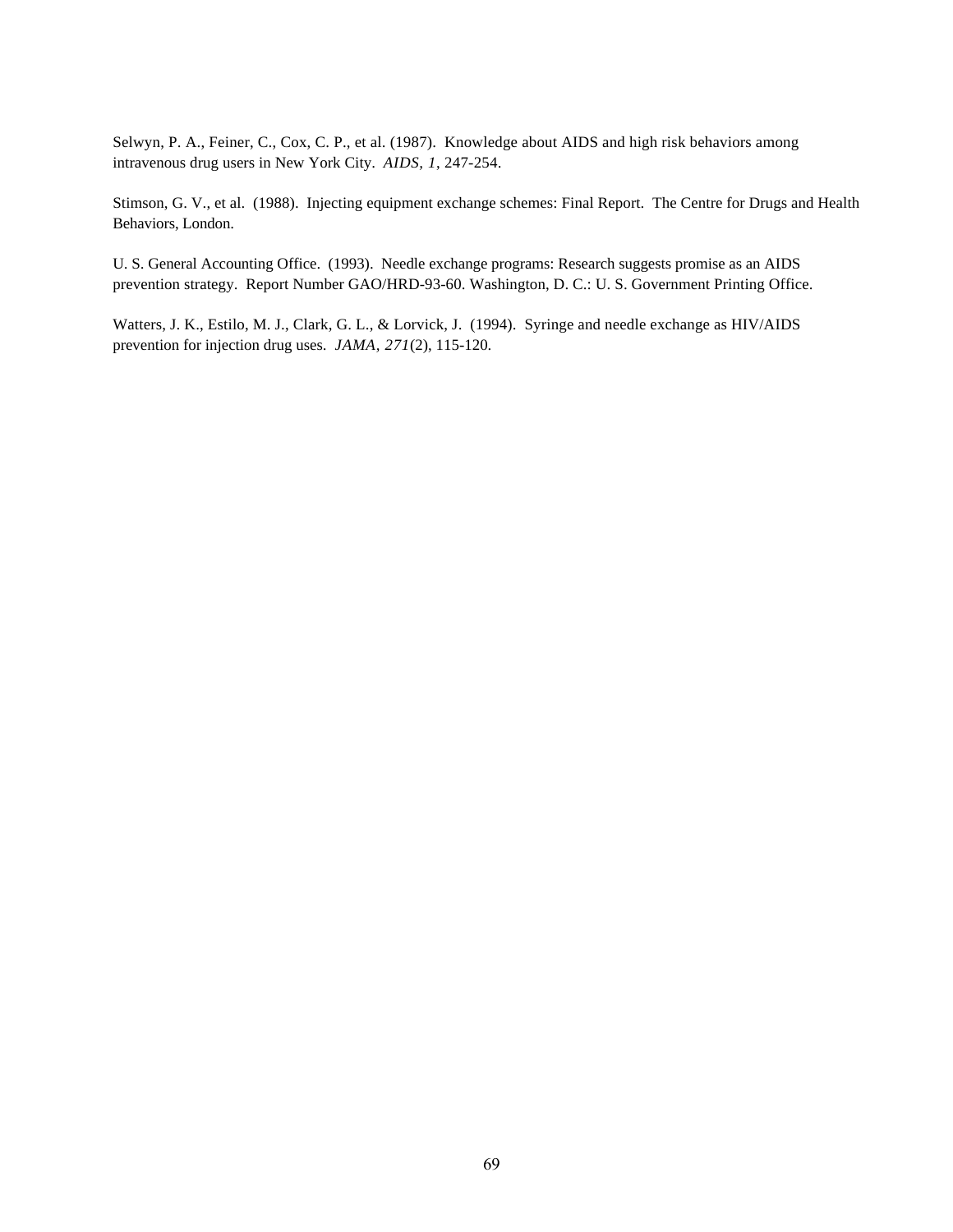Selwyn, P. A., Feiner, C., Cox, C. P., et al. (1987). Knowledge about AIDS and high risk behaviors among intravenous drug users in New York City. *AIDS, 1*, 247-254.

Stimson, G. V., et al. (1988). Injecting equipment exchange schemes: Final Report. The Centre for Drugs and Health Behaviors, London.

U. S. General Accounting Office. (1993). Needle exchange programs: Research suggests promise as an AIDS prevention strategy. Report Number GAO/HRD-93-60. Washington, D. C.: U. S. Government Printing Office.

Watters, J. K., Estilo, M. J., Clark, G. L., & Lorvick, J. (1994). Syringe and needle exchange as HIV/AIDS prevention for injection drug uses. *JAMA, 271*(2), 115-120.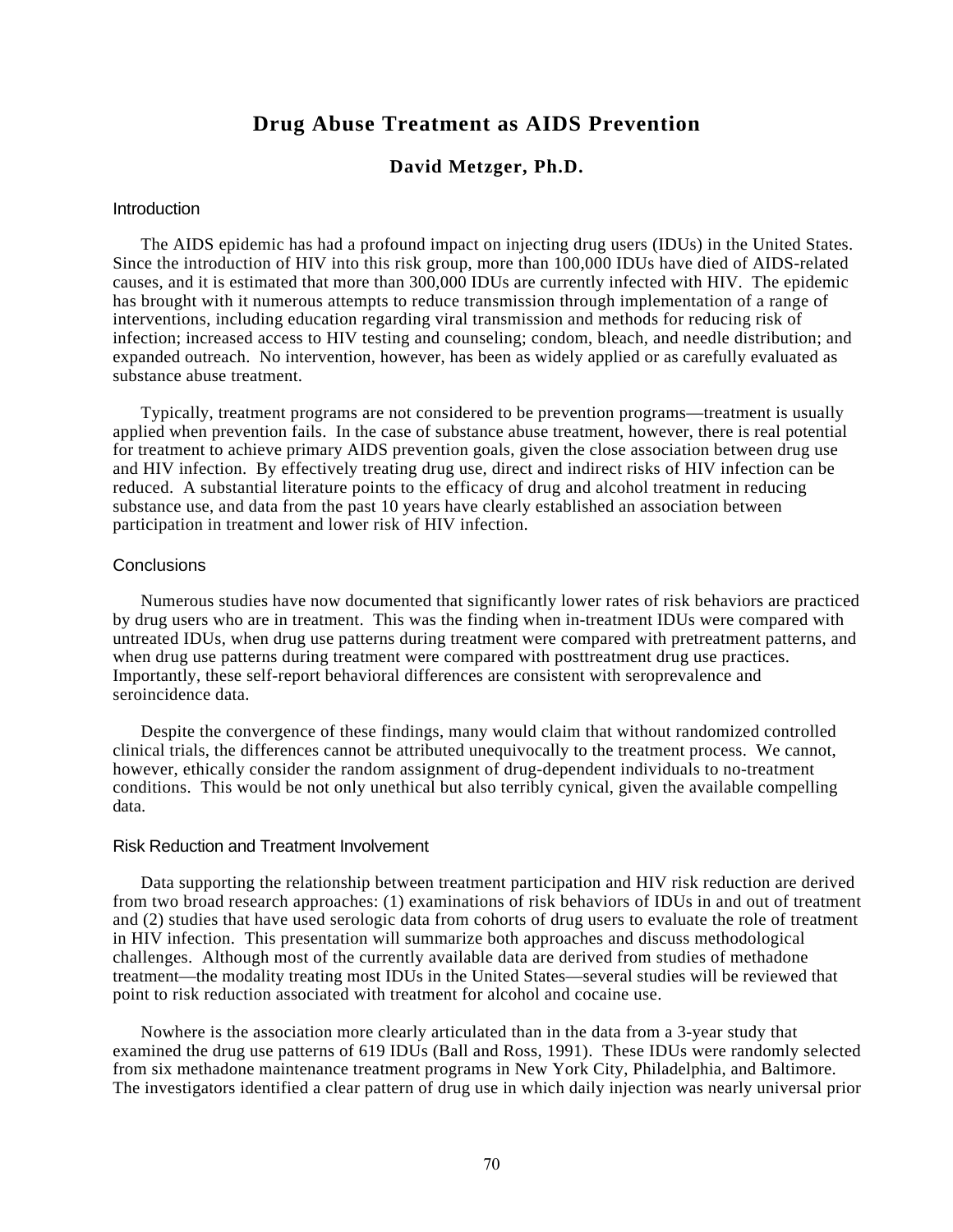# Drug Abuse Treatment as AIDS Prevention

**David Metzger, Ph.D.**

## Introduction

The AIDS epidemic has had a profound impact on injecting drug users (IDUs) in the United States. Since the introduction of HIV into this risk group, more than 100,000 IDUs have died of AIDS-related causes, and it is estimated that more than 300,000 IDUs are currently infected with HIV. The epidemic has brought with it numerous attempts to reduce transmission through implementation of a range of interventions, including education regarding viral transmission and methods for reducing risk of infection; increased access to HIV testing and counseling; condom, bleach, and needle distribution; and expanded outreach. No intervention, however, has been as widely applied or as carefully evaluated as substance abuse treatment.

Typically, treatment programs are not considered to be prevention programs—treatment is usually applied when prevention fails. In the case of substance abuse treatment, however, there is real potential for treatment to achieve primary AIDS prevention goals, given the close association between drug use and HIV infection. By effectively treating drug use, direct and indirect risks of HIV infection can be reduced. A substantial literature points to the efficacy of drug and alcohol treatment in reducing substance use, and data from the past 10 years have clearly established an association between participation in treatment and lower risk of HIV infection.

## Conclusions

Numerous studies have now documented that significantly lower rates of risk behaviors are practiced by drug users who are in treatment. This was the finding when in-treatment IDUs were compared with untreated IDUs, when drug use patterns during treatment were compared with pretreatment patterns, and when drug use patterns during treatment were compared with posttreatment drug use practices. Importantly, these self-report behavioral differences are consistent with seroprevalence and seroincidence data.

Despite the convergence of these findings, many would claim that without randomized controlled clinical trials, the differences cannot be attributed unequivocally to the treatment process. We cannot, however, ethically consider the random assignment of drug-dependent individuals to no-treatment conditions. This would be not only unethical but also terribly cynical, given the available compelling data.

## Risk Reduction and Treatment Involvement

Data supporting the relationship between treatment participation and HIV risk reduction are derived from two broad research approaches: (1) examinations of risk behaviors of IDUs in and out of treatment and (2) studies that have used serologic data from cohorts of drug users to evaluate the role of treatment in HIV infection. This presentation will summarize both approaches and discuss methodological challenges. Although most of the currently available data are derived from studies of methadone treatment—the modality treating most IDUs in the United States—several studies will be reviewed that point to risk reduction associated with treatment for alcohol and cocaine use.

Nowhere is the association more clearly articulated than in the data from a 3-year study that examined the drug use patterns of 619 IDUs (Ball and Ross, 1991). These IDUs were randomly selected from six methadone maintenance treatment programs in New York City, Philadelphia, and Baltimore. The investigators identified a clear pattern of drug use in which daily injection was nearly universal prior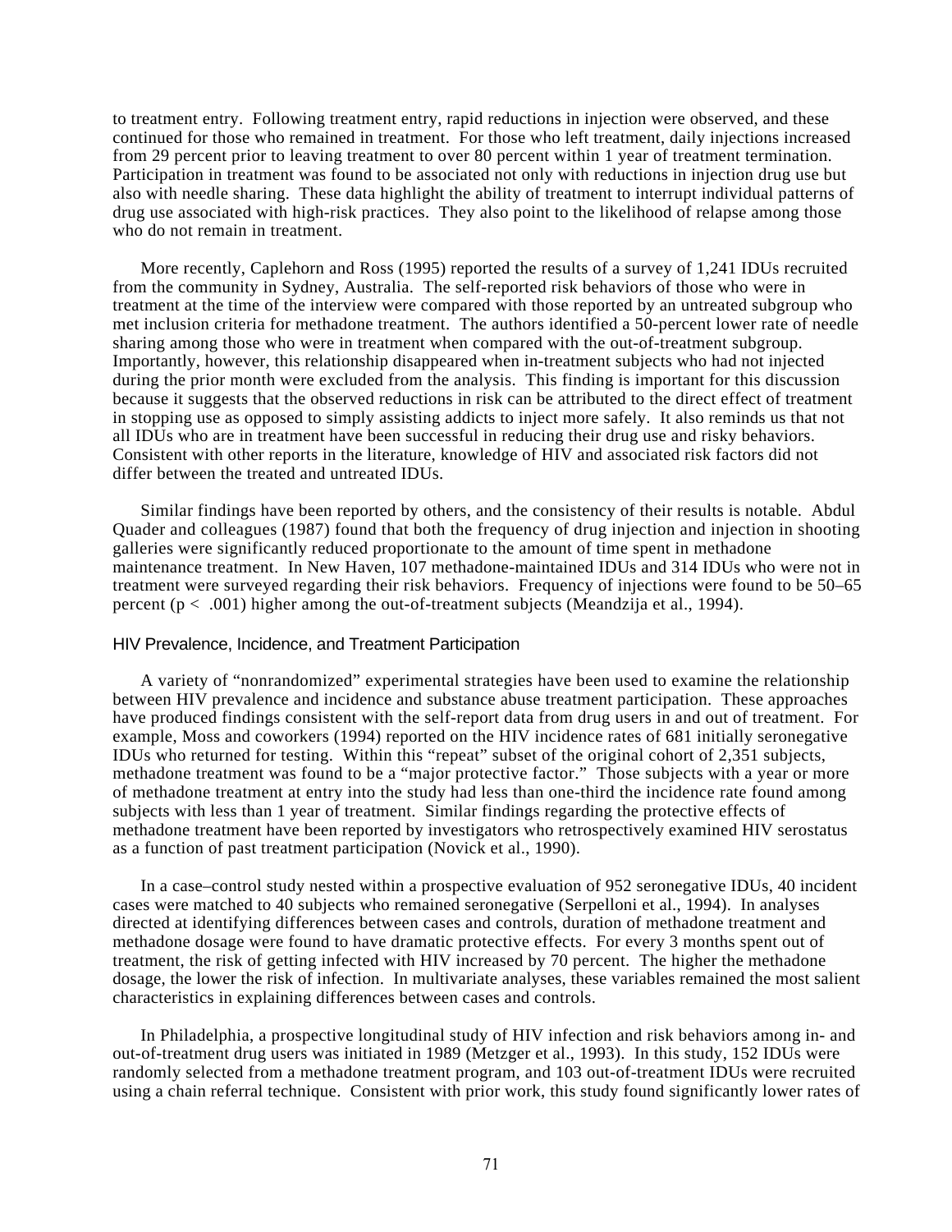to treatment entry. Following treatment entry, rapid reductions in injection were observed, and these continued for those who remained in treatment. For those who left treatment, daily injections increased from 29 percent prior to leaving treatment to over 80 percent within 1 year of treatment termination. Participation in treatment was found to be associated not only with reductions in injection drug use but also with needle sharing. These data highlight the ability of treatment to interrupt individual patterns of drug use associated with high-risk practices. They also point to the likelihood of relapse among those who do not remain in treatment.

More recently, Caplehorn and Ross (1995) reported the results of a survey of 1,241 IDUs recruited from the community in Sydney, Australia. The self-reported risk behaviors of those who were in treatment at the time of the interview were compared with those reported by an untreated subgroup who met inclusion criteria for methadone treatment. The authors identified a 50-percent lower rate of needle sharing among those who were in treatment when compared with the out-of-treatment subgroup. Importantly, however, this relationship disappeared when in-treatment subjects who had not injected during the prior month were excluded from the analysis. This finding is important for this discussion because it suggests that the observed reductions in risk can be attributed to the direct effect of treatment in stopping use as opposed to simply assisting addicts to inject more safely. It also reminds us that not all IDUs who are in treatment have been successful in reducing their drug use and risky behaviors. Consistent with other reports in the literature, knowledge of HIV and associated risk factors did not differ between the treated and untreated IDUs.

Similar findings have been reported by others, and the consistency of their results is notable. Abdul Quader and colleagues (1987) found that both the frequency of drug injection and injection in shooting galleries were significantly reduced proportionate to the amount of time spent in methadone maintenance treatment. In New Haven, 107 methadone-maintained IDUs and 314 IDUs who were not in treatment were surveyed regarding their risk behaviors. Frequency of injections were found to be 50–65 percent ($p < .001$) higher among the out-of-treatment subjects (Meandzija et al., 1994).

### HIV Prevalence, Incidence, and Treatment Participation

A variety of "nonrandomized" experimental strategies have been used to examine the relationship between HIV prevalence and incidence and substance abuse treatment participation. These approaches have produced findings consistent with the self-report data from drug users in and out of treatment. For example, Moss and coworkers (1994) reported on the HIV incidence rates of 681 initially seronegative IDUs who returned for testing. Within this "repeat" subset of the original cohort of 2,351 subjects, methadone treatment was found to be a "major protective factor." Those subjects with a year or more of methadone treatment at entry into the study had less than one-third the incidence rate found among subjects with less than 1 year of treatment. Similar findings regarding the protective effects of methadone treatment have been reported by investigators who retrospectively examined HIV serostatus as a function of past treatment participation (Novick et al., 1990).

In a case–control study nested within a prospective evaluation of 952 seronegative IDUs, 40 incident cases were matched to 40 subjects who remained seronegative (Serpelloni et al., 1994). In analyses directed at identifying differences between cases and controls, duration of methadone treatment and methadone dosage were found to have dramatic protective effects. For every 3 months spent out of treatment, the risk of getting infected with HIV increased by 70 percent. The higher the methadone dosage, the lower the risk of infection. In multivariate analyses, these variables remained the most salient characteristics in explaining differences between cases and controls.

In Philadelphia, a prospective longitudinal study of HIV infection and risk behaviors among in- and out-of-treatment drug users was initiated in 1989 (Metzger et al., 1993). In this study, 152 IDUs were randomly selected from a methadone treatment program, and 103 out-of-treatment IDUs were recruited using a chain referral technique. Consistent with prior work, this study found significantly lower rates of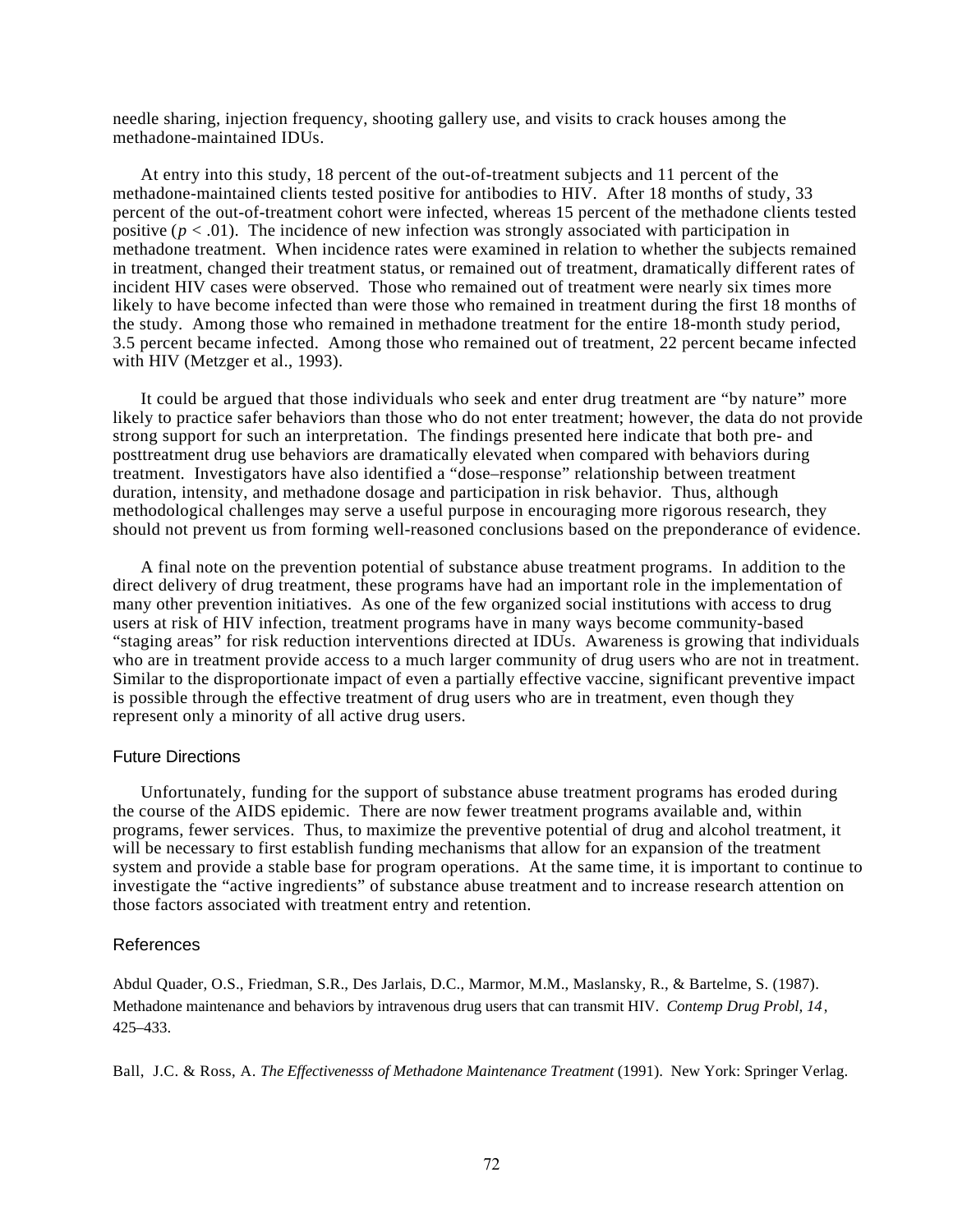needle sharing, injection frequency, shooting gallery use, and visits to crack houses among the methadone-maintained IDUs.

At entry into this study, 18 percent of the out-of-treatment subjects and 11 percent of the methadone-maintained clients tested positive for antibodies to HIV. After 18 months of study, 33 percent of the out-of-treatment cohort were infected, whereas 15 percent of the methadone clients tested positive ($p < .01$). The incidence of new infection was strongly associated with participation in methadone treatment. When incidence rates were examined in relation to whether the subjects remained in treatment, changed their treatment status, or remained out of treatment, dramatically different rates of incident HIV cases were observed. Those who remained out of treatment were nearly six times more likely to have become infected than were those who remained in treatment during the first 18 months of the study. Among those who remained in methadone treatment for the entire 18-month study period, 3.5 percent became infected. Among those who remained out of treatment, 22 percent became infected with HIV (Metzger et al., 1993).

It could be argued that those individuals who seek and enter drug treatment are "by nature" more likely to practice safer behaviors than those who do not enter treatment; however, the data do not provide strong support for such an interpretation. The findings presented here indicate that both pre- and posttreatment drug use behaviors are dramatically elevated when compared with behaviors during treatment. Investigators have also identified a "dose–response" relationship between treatment duration, intensity, and methadone dosage and participation in risk behavior. Thus, although methodological challenges may serve a useful purpose in encouraging more rigorous research, they should not prevent us from forming well-reasoned conclusions based on the preponderance of evidence.

A final note on the prevention potential of substance abuse treatment programs. In addition to the direct delivery of drug treatment, these programs have had an important role in the implementation of many other prevention initiatives. As one of the few organized social institutions with access to drug users at risk of HIV infection, treatment programs have in many ways become community-based "staging areas" for risk reduction interventions directed at IDUs. Awareness is growing that individuals who are in treatment provide access to a much larger community of drug users who are not in treatment. Similar to the disproportionate impact of even a partially effective vaccine, significant preventive impact is possible through the effective treatment of drug users who are in treatment, even though they represent only a minority of all active drug users.

## Future Directions

Unfortunately, funding for the support of substance abuse treatment programs has eroded during the course of the AIDS epidemic. There are now fewer treatment programs available and, within programs, fewer services. Thus, to maximize the preventive potential of drug and alcohol treatment, it will be necessary to first establish funding mechanisms that allow for an expansion of the treatment system and provide a stable base for program operations. At the same time, it is important to continue to investigate the "active ingredients" of substance abuse treatment and to increase research attention on those factors associated with treatment entry and retention.

## References

Abdul Quader, O.S., Friedman, S.R., Des Jarlais, D.C., Marmor, M.M., Maslansky, R., & Bartelme, S. (1987). Methadone maintenance and behaviors by intravenous drug users that can transmit HIV. *Contemp Drug Probl, 14*, 425–433.

Ball, J.C. & Ross, A. *The Effectivenesss of Methadone Maintenance Treatment* (1991). New York: Springer Verlag.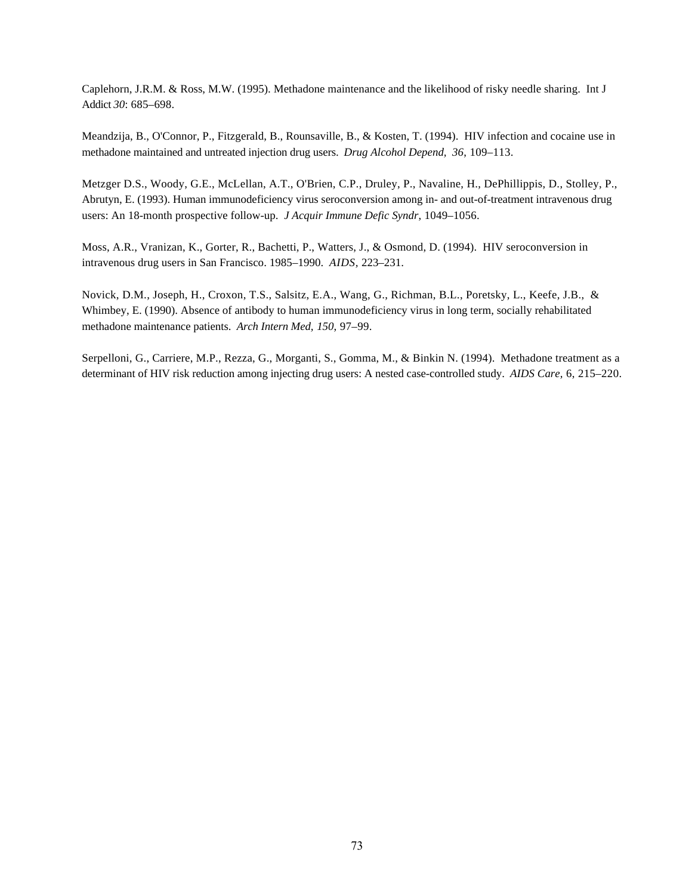Caplehorn, J.R.M. & Ross, M.W. (1995). Methadone maintenance and the likelihood of risky needle sharing. Int J Addict *30*: 685–698.

Meandzija, B., O'Connor, P., Fitzgerald, B., Rounsaville, B., & Kosten, T. (1994). HIV infection and cocaine use in methadone maintained and untreated injection drug users. *Drug Alcohol Depend, 36*, 109–113.

Metzger D.S., Woody, G.E., McLellan, A.T., O'Brien, C.P., Druley, P., Navaline, H., DePhillippis, D., Stolley, P., Abrutyn, E. (1993). Human immunodeficiency virus seroconversion among in- and out-of-treatment intravenous drug users: An 18-month prospective follow-up. *J Acquir Immune Defic Syndr*, 1049–1056.

Moss, A.R., Vranizan, K., Gorter, R., Bachetti, P., Watters, J., & Osmond, D. (1994). HIV seroconversion in intravenous drug users in San Francisco. 1985–1990. *AIDS*, 223–231.

Novick, D.M., Joseph, H., Croxon, T.S., Salsitz, E.A., Wang, G., Richman, B.L., Poretsky, L., Keefe, J.B., & Whimbey, E. (1990). Absence of antibody to human immunodeficiency virus in long term, socially rehabilitated methadone maintenance patients. *Arch Intern Med, 150*, 97–99.

Serpelloni, G., Carriere, M.P., Rezza, G., Morganti, S., Gomma, M., & Binkin N. (1994). Methadone treatment as a determinant of HIV risk reduction among injecting drug users: A nested case-controlled study. *AIDS Care*, 6, 215–220.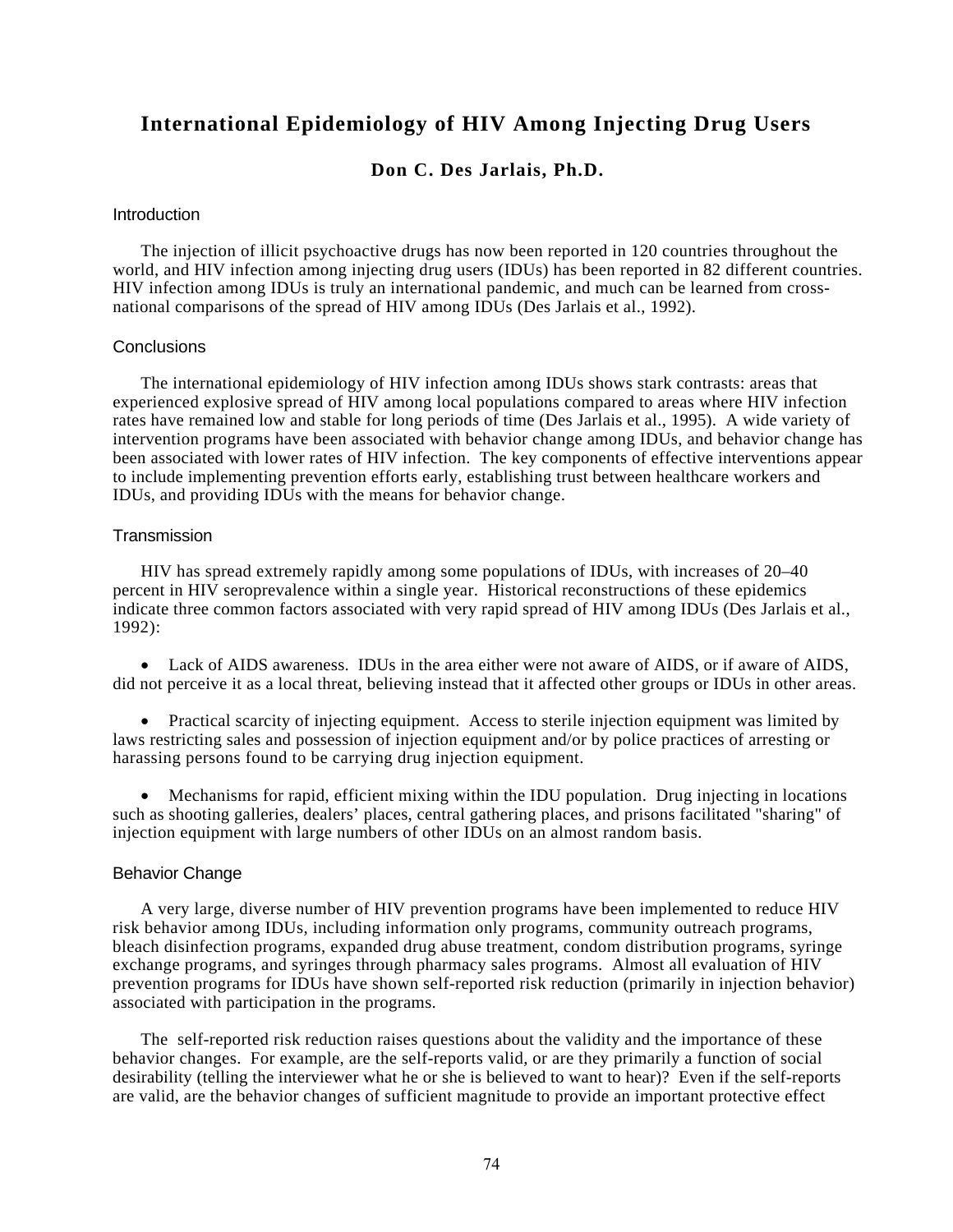# International Epidemiology of HIV Among Injecting Drug Users

**Don C. Des Jarlais, Ph.D.**

## Introduction

The injection of illicit psychoactive drugs has now been reported in 120 countries throughout the world, and HIV infection among injecting drug users (IDUs) has been reported in 82 different countries. HIV infection among IDUs is truly an international pandemic, and much can be learned from cross-national comparisons of the spread of HIV among IDUs (Des Jarlais et al., 1992).

## Conclusions

The international epidemiology of HIV infection among IDUs shows stark contrasts: areas that experienced explosive spread of HIV among local populations compared to areas where HIV infection rates have remained low and stable for long periods of time (Des Jarlais et al., 1995). A wide variety of intervention programs have been associated with behavior change among IDUs, and behavior change has been associated with lower rates of HIV infection. The key components of effective interventions appear to include implementing prevention efforts early, establishing trust between healthcare workers and IDUs, and providing IDUs with the means for behavior change.

## Transmission

HIV has spread extremely rapidly among some populations of IDUs, with increases of 20–40 percent in HIV seroprevalence within a single year. Historical reconstructions of these epidemics indicate three common factors associated with very rapid spread of HIV among IDUs (Des Jarlais et al., 1992):

- Lack of AIDS awareness. IDUs in the area either were not aware of AIDS, or if aware of AIDS, did not perceive it as a local threat, believing instead that it affected other groups or IDUs in other areas.

- Practical scarcity of injecting equipment. Access to sterile injection equipment was limited by laws restricting sales and possession of injection equipment and/or by police practices of arresting or harassing persons found to be carrying drug injection equipment.

- Mechanisms for rapid, efficient mixing within the IDU population. Drug injecting in locations such as shooting galleries, dealers' places, central gathering places, and prisons facilitated "sharing" of injection equipment with large numbers of other IDUs on an almost random basis.

## Behavior Change

A very large, diverse number of HIV prevention programs have been implemented to reduce HIV risk behavior among IDUs, including information only programs, community outreach programs, bleach disinfection programs, expanded drug abuse treatment, condom distribution programs, syringe exchange programs, and syringes through pharmacy sales programs. Almost all evaluation of HIV prevention programs for IDUs have shown self-reported risk reduction (primarily in injection behavior) associated with participation in the programs.

The self-reported risk reduction raises questions about the validity and the importance of these behavior changes. For example, are the self-reports valid, or are they primarily a function of social desirability (telling the interviewer what he or she is believed to want to hear)? Even if the self-reports are valid, are the behavior changes of sufficient magnitude to provide an important protective effect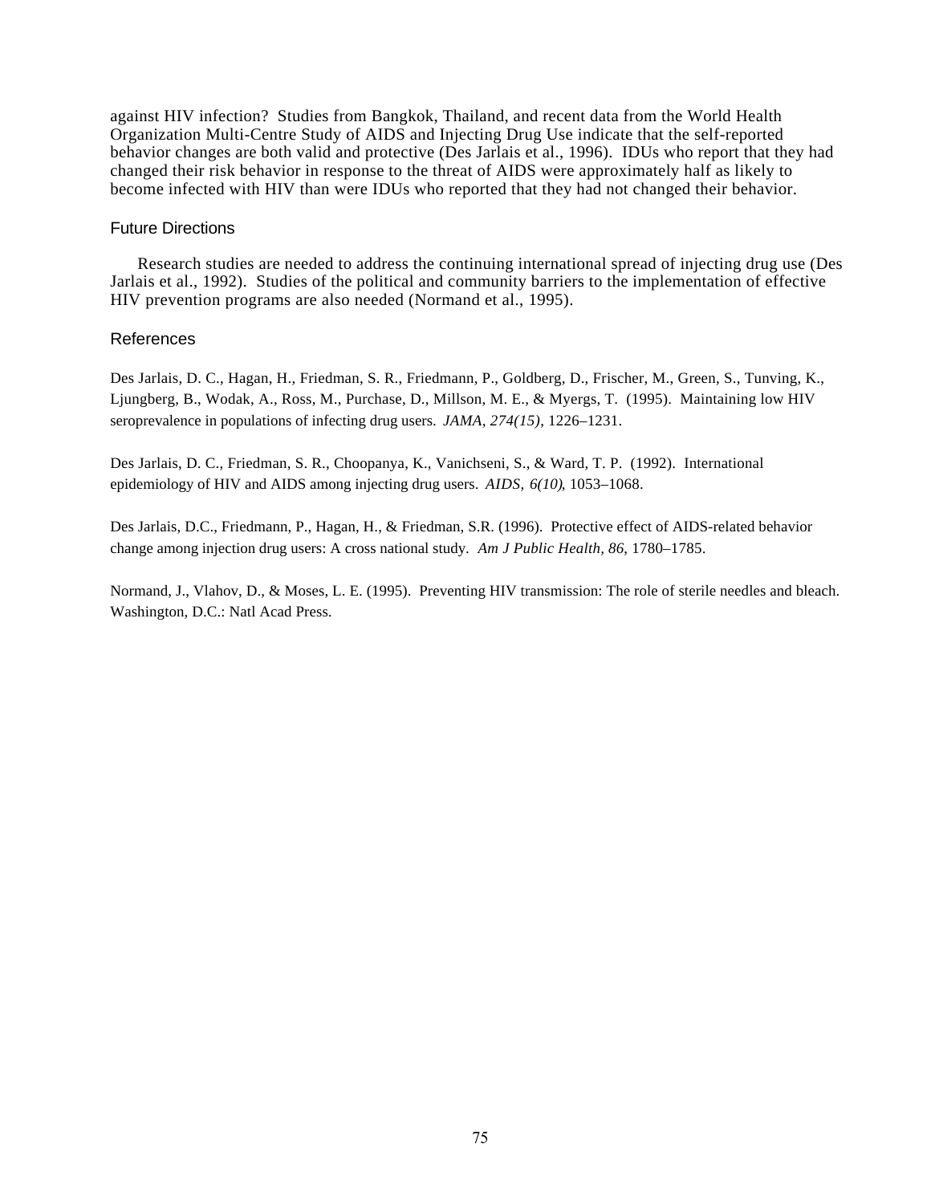against HIV infection? Studies from Bangkok, Thailand, and recent data from the World Health Organization Multi-Centre Study of AIDS and Injecting Drug Use indicate that the self-reported behavior changes are both valid and protective (Des Jarlais et al., 1996). IDUs who report that they had changed their risk behavior in response to the threat of AIDS were approximately half as likely to become infected with HIV than were IDUs who reported that they had not changed their behavior.

## Future Directions

Research studies are needed to address the continuing international spread of injecting drug use (Des Jarlais et al., 1992). Studies of the political and community barriers to the implementation of effective HIV prevention programs are also needed (Normand et al., 1995).

## References

Des Jarlais, D. C., Hagan, H., Friedman, S. R., Friedmann, P., Goldberg, D., Frischer, M., Green, S., Tunving, K., Ljungberg, B., Wodak, A., Ross, M., Purchase, D., Millson, M. E., & Myergs, T. (1995). Maintaining low HIV seroprevalence in populations of infecting drug users. *JAMA, 274(15)*, 1226–1231.

Des Jarlais, D. C., Friedman, S. R., Choopanya, K., Vanichseni, S., & Ward, T. P. (1992). International epidemiology of HIV and AIDS among injecting drug users. *AIDS, 6(10)*, 1053–1068.

Des Jarlais, D.C., Friedmann, P., Hagan, H., & Friedman, S.R. (1996). Protective effect of AIDS-related behavior change among injection drug users: A cross national study. *Am J Public Health, 86*, 1780–1785.

Normand, J., Vlahov, D., & Moses, L. E. (1995). Preventing HIV transmission: The role of sterile needles and bleach. Washington, D.C.: Natl Acad Press.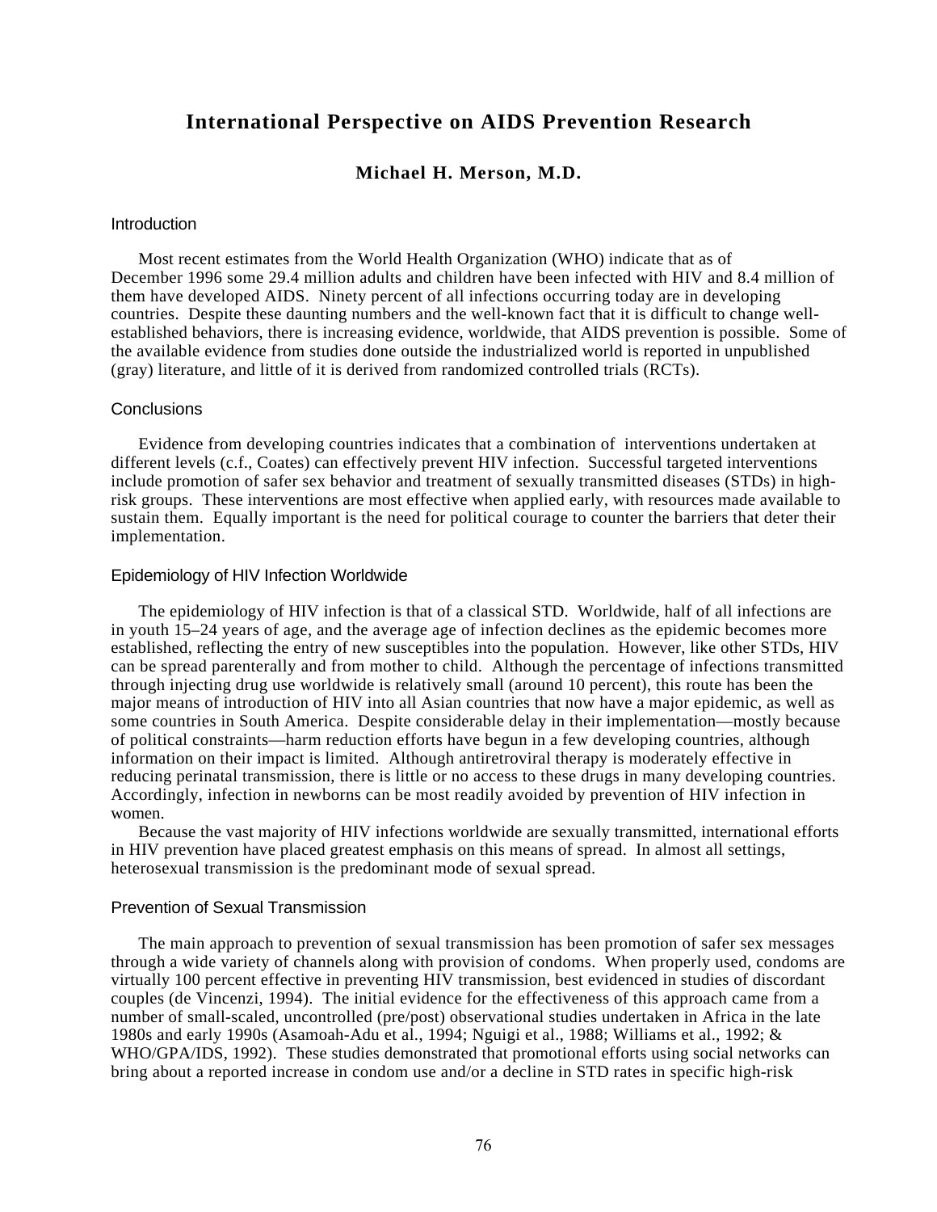# International Perspective on AIDS Prevention Research

### Michael H. Merson, M.D.

## Introduction

Most recent estimates from the World Health Organization (WHO) indicate that as of December 1996 some 29.4 million adults and children have been infected with HIV and 8.4 million of them have developed AIDS. Ninety percent of all infections occurring today are in developing countries. Despite these daunting numbers and the well-known fact that it is difficult to change well-established behaviors, there is increasing evidence, worldwide, that AIDS prevention is possible. Some of the available evidence from studies done outside the industrialized world is reported in unpublished (gray) literature, and little of it is derived from randomized controlled trials (RCTs).

## Conclusions

Evidence from developing countries indicates that a combination of interventions undertaken at different levels (c.f., Coates) can effectively prevent HIV infection. Successful targeted interventions include promotion of safer sex behavior and treatment of sexually transmitted diseases (STDs) in high-risk groups. These interventions are most effective when applied early, with resources made available to sustain them. Equally important is the need for political courage to counter the barriers that deter their implementation.

## Epidemiology of HIV Infection Worldwide

The epidemiology of HIV infection is that of a classical STD. Worldwide, half of all infections are in youth 15–24 years of age, and the average age of infection declines as the epidemic becomes more established, reflecting the entry of new susceptibles into the population. However, like other STDs, HIV can be spread parenterally and from mother to child. Although the percentage of infections transmitted through injecting drug use worldwide is relatively small (around 10 percent), this route has been the major means of introduction of HIV into all Asian countries that now have a major epidemic, as well as some countries in South America. Despite considerable delay in their implementation—mostly because of political constraints—harm reduction efforts have begun in a few developing countries, although information on their impact is limited. Although antiretroviral therapy is moderately effective in reducing perinatal transmission, there is little or no access to these drugs in many developing countries. Accordingly, infection in newborns can be most readily avoided by prevention of HIV infection in women.

Because the vast majority of HIV infections worldwide are sexually transmitted, international efforts in HIV prevention have placed greatest emphasis on this means of spread. In almost all settings, heterosexual transmission is the predominant mode of sexual spread.

## Prevention of Sexual Transmission

The main approach to prevention of sexual transmission has been promotion of safer sex messages through a wide variety of channels along with provision of condoms. When properly used, condoms are virtually 100 percent effective in preventing HIV transmission, best evidenced in studies of discordant couples (de Vincenzi, 1994). The initial evidence for the effectiveness of this approach came from a number of small-scaled, uncontrolled (pre/post) observational studies undertaken in Africa in the late 1980s and early 1990s (Asamoah-Adu et al., 1994; Nguigi et al., 1988; Williams et al., 1992; & WHO/GPA/IDS, 1992). These studies demonstrated that promotional efforts using social networks can bring about a reported increase in condom use and/or a decline in STD rates in specific high-risk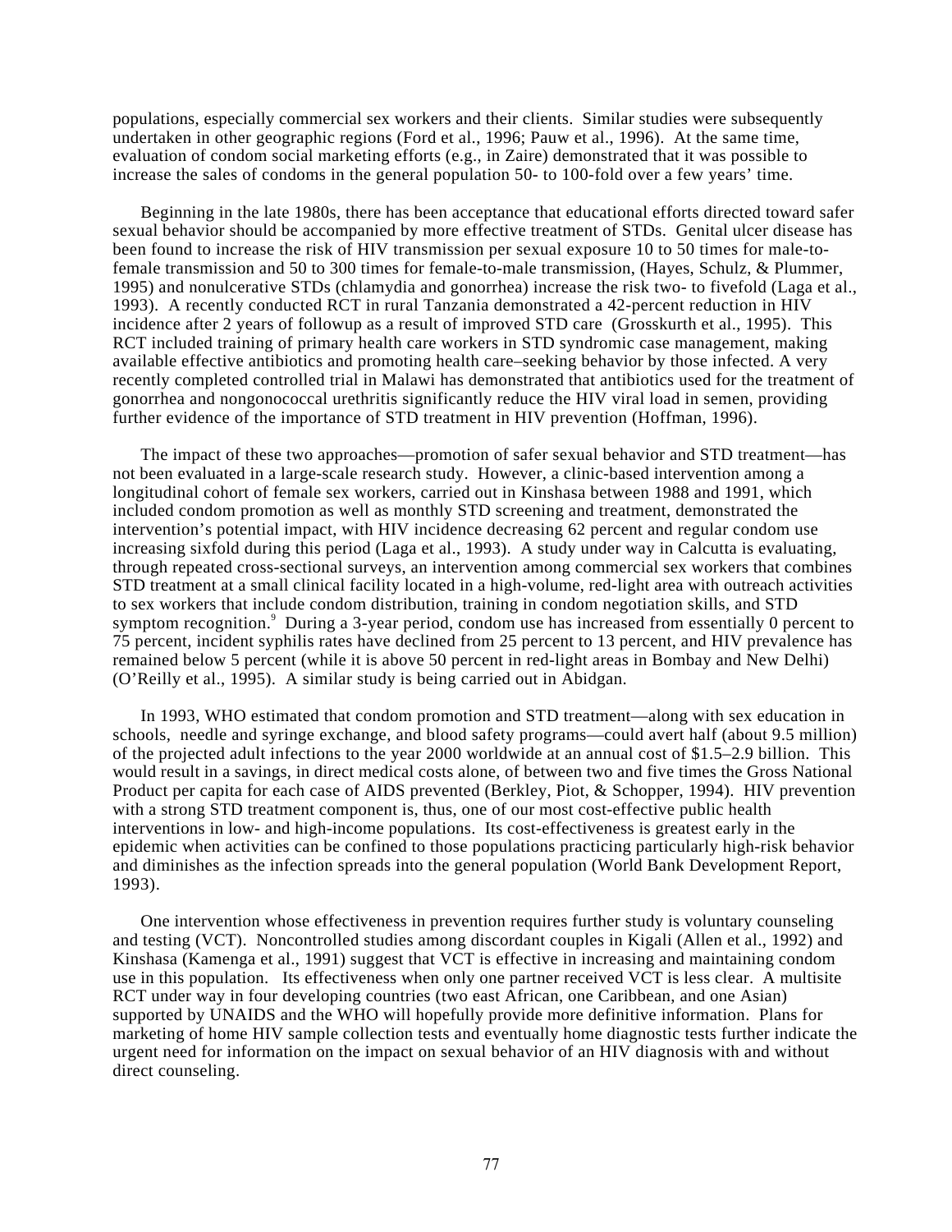populations, especially commercial sex workers and their clients. Similar studies were subsequently undertaken in other geographic regions (Ford et al., 1996; Pauw et al., 1996). At the same time, evaluation of condom social marketing efforts (e.g., in Zaire) demonstrated that it was possible to increase the sales of condoms in the general population 50- to 100-fold over a few years' time.

Beginning in the late 1980s, there has been acceptance that educational efforts directed toward safer sexual behavior should be accompanied by more effective treatment of STDs. Genital ulcer disease has been found to increase the risk of HIV transmission per sexual exposure 10 to 50 times for male-to-female transmission and 50 to 300 times for female-to-male transmission, (Hayes, Schulz, & Plummer, 1995) and nonulcerative STDs (chlamydia and gonorrhea) increase the risk two- to fivefold (Laga et al., 1993). A recently conducted RCT in rural Tanzania demonstrated a 42-percent reduction in HIV incidence after 2 years of followup as a result of improved STD care (Grosskurth et al., 1995). This RCT included training of primary health care workers in STD syndromic case management, making available effective antibiotics and promoting health care–seeking behavior by those infected. A very recently completed controlled trial in Malawi has demonstrated that antibiotics used for the treatment of gonorrhea and nongonococcal urethritis significantly reduce the HIV viral load in semen, providing further evidence of the importance of STD treatment in HIV prevention (Hoffman, 1996).

The impact of these two approaches—promotion of safer sexual behavior and STD treatment—has not been evaluated in a large-scale research study. However, a clinic-based intervention among a longitudinal cohort of female sex workers, carried out in Kinshasa between 1988 and 1991, which included condom promotion as well as monthly STD screening and treatment, demonstrated the intervention's potential impact, with HIV incidence decreasing 62 percent and regular condom use increasing sixfold during this period (Laga et al., 1993). A study under way in Calcutta is evaluating, through repeated cross-sectional surveys, an intervention among commercial sex workers that combines STD treatment at a small clinical facility located in a high-volume, red-light area with outreach activities to sex workers that include condom distribution, training in condom negotiation skills, and STD symptom recognition.[9] During a 3-year period, condom use has increased from essentially 0 percent to 75 percent, incident syphilis rates have declined from 25 percent to 13 percent, and HIV prevalence has remained below 5 percent (while it is above 50 percent in red-light areas in Bombay and New Delhi) (O'Reilly et al., 1995). A similar study is being carried out in Abidgan.

In 1993, WHO estimated that condom promotion and STD treatment—along with sex education in schools, needle and syringe exchange, and blood safety programs—could avert half (about 9.5 million) of the projected adult infections to the year 2000 worldwide at an annual cost of \$1.5–2.9 billion. This would result in a savings, in direct medical costs alone, of between two and five times the Gross National Product per capita for each case of AIDS prevented (Berkley, Piot, & Schopper, 1994). HIV prevention with a strong STD treatment component is, thus, one of our most cost-effective public health interventions in low- and high-income populations. Its cost-effectiveness is greatest early in the epidemic when activities can be confined to those populations practicing particularly high-risk behavior and diminishes as the infection spreads into the general population (World Bank Development Report, 1993).

One intervention whose effectiveness in prevention requires further study is voluntary counseling and testing (VCT). Noncontrolled studies among discordant couples in Kigali (Allen et al., 1992) and Kinshasa (Kamenga et al., 1991) suggest that VCT is effective in increasing and maintaining condom use in this population. Its effectiveness when only one partner received VCT is less clear. A multisite RCT under way in four developing countries (two east African, one Caribbean, and one Asian) supported by UNAIDS and the WHO will hopefully provide more definitive information. Plans for marketing of home HIV sample collection tests and eventually home diagnostic tests further indicate the urgent need for information on the impact on sexual behavior of an HIV diagnosis with and without direct counseling.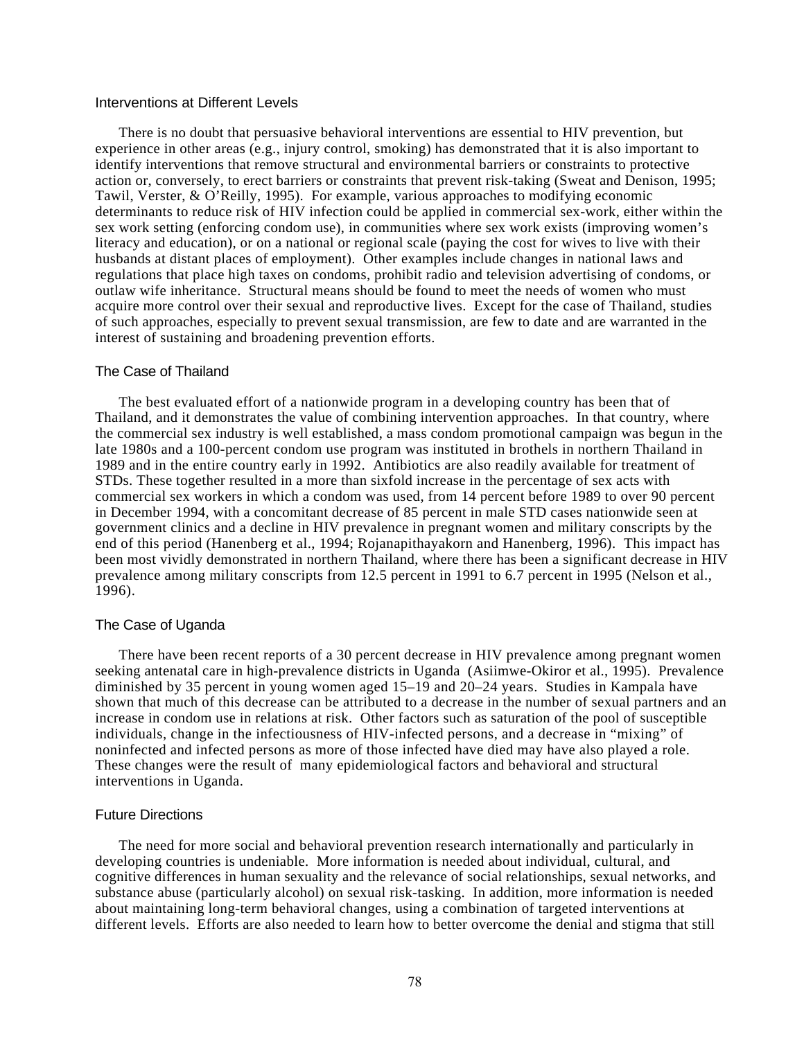### Interventions at Different Levels

There is no doubt that persuasive behavioral interventions are essential to HIV prevention, but experience in other areas (e.g., injury control, smoking) has demonstrated that it is also important to identify interventions that remove structural and environmental barriers or constraints to protective action or, conversely, to erect barriers or constraints that prevent risk-taking (Sweat and Denison, 1995; Tawil, Verster, & O'Reilly, 1995). For example, various approaches to modifying economic determinants to reduce risk of HIV infection could be applied in commercial sex-work, either within the sex work setting (enforcing condom use), in communities where sex work exists (improving women's literacy and education), or on a national or regional scale (paying the cost for wives to live with their husbands at distant places of employment). Other examples include changes in national laws and regulations that place high taxes on condoms, prohibit radio and television advertising of condoms, or outlaw wife inheritance. Structural means should be found to meet the needs of women who must acquire more control over their sexual and reproductive lives. Except for the case of Thailand, studies of such approaches, especially to prevent sexual transmission, are few to date and are warranted in the interest of sustaining and broadening prevention efforts.

### The Case of Thailand

The best evaluated effort of a nationwide program in a developing country has been that of Thailand, and it demonstrates the value of combining intervention approaches. In that country, where the commercial sex industry is well established, a mass condom promotional campaign was begun in the late 1980s and a 100-percent condom use program was instituted in brothels in northern Thailand in 1989 and in the entire country early in 1992. Antibiotics are also readily available for treatment of STDs. These together resulted in a more than sixfold increase in the percentage of sex acts with commercial sex workers in which a condom was used, from 14 percent before 1989 to over 90 percent in December 1994, with a concomitant decrease of 85 percent in male STD cases nationwide seen at government clinics and a decline in HIV prevalence in pregnant women and military conscripts by the end of this period (Hanenberg et al., 1994; Rojanapithayakorn and Hanenberg, 1996). This impact has been most vividly demonstrated in northern Thailand, where there has been a significant decrease in HIV prevalence among military conscripts from 12.5 percent in 1991 to 6.7 percent in 1995 (Nelson et al., 1996).

### The Case of Uganda

There have been recent reports of a 30 percent decrease in HIV prevalence among pregnant women seeking antenatal care in high-prevalence districts in Uganda (Asiimwe-Okiror et al., 1995). Prevalence diminished by 35 percent in young women aged 15–19 and 20–24 years. Studies in Kampala have shown that much of this decrease can be attributed to a decrease in the number of sexual partners and an increase in condom use in relations at risk. Other factors such as saturation of the pool of susceptible individuals, change in the infectiousness of HIV-infected persons, and a decrease in "mixing" of noninfected and infected persons as more of those infected have died may have also played a role. These changes were the result of many epidemiological factors and behavioral and structural interventions in Uganda.

### Future Directions

The need for more social and behavioral prevention research internationally and particularly in developing countries is undeniable. More information is needed about individual, cultural, and cognitive differences in human sexuality and the relevance of social relationships, sexual networks, and substance abuse (particularly alcohol) on sexual risk-tasking. In addition, more information is needed about maintaining long-term behavioral changes, using a combination of targeted interventions at different levels. Efforts are also needed to learn how to better overcome the denial and stigma that still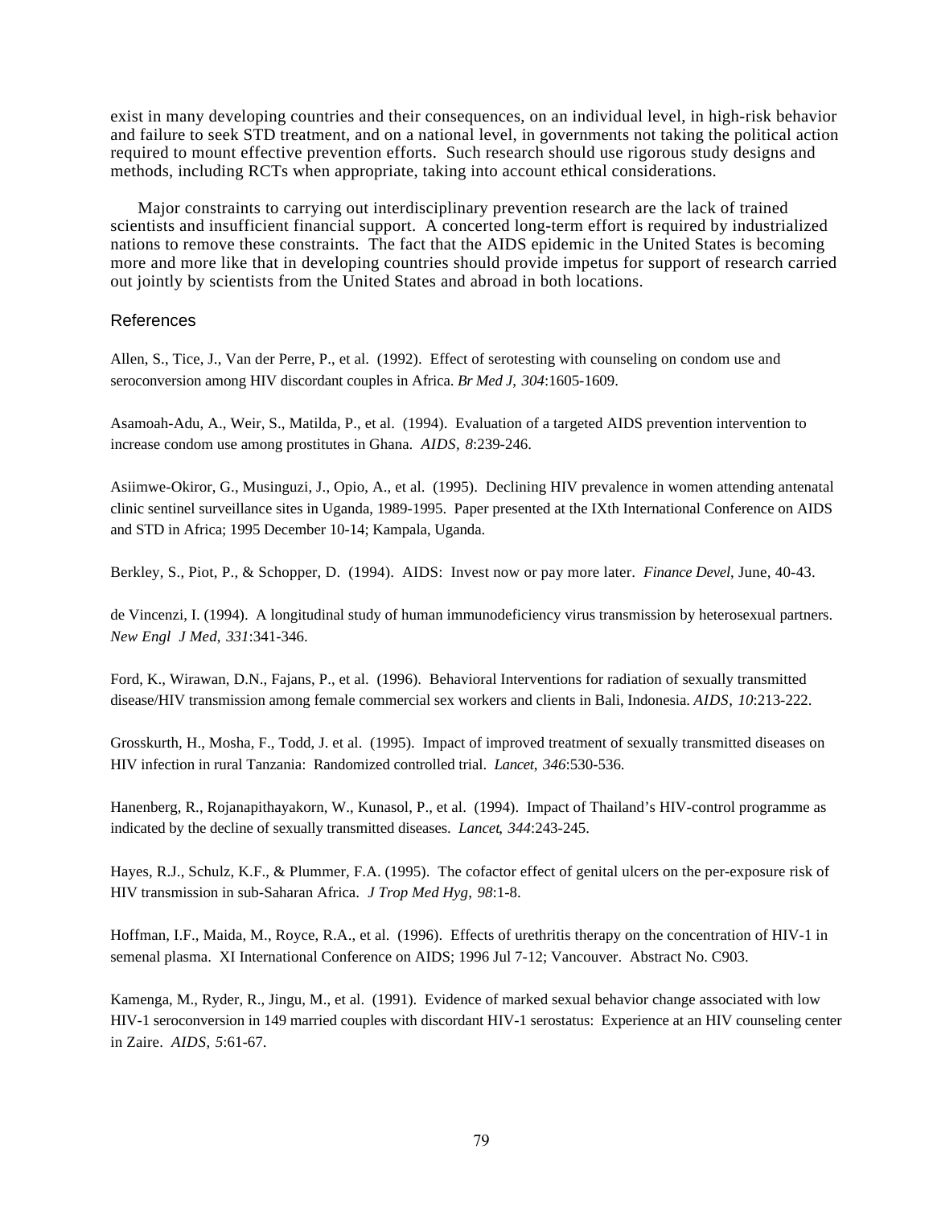exist in many developing countries and their consequences, on an individual level, in high-risk behavior and failure to seek STD treatment, and on a national level, in governments not taking the political action required to mount effective prevention efforts. Such research should use rigorous study designs and methods, including RCTs when appropriate, taking into account ethical considerations.

Major constraints to carrying out interdisciplinary prevention research are the lack of trained scientists and insufficient financial support. A concerted long-term effort is required by industrialized nations to remove these constraints. The fact that the AIDS epidemic in the United States is becoming more and more like that in developing countries should provide impetus for support of research carried out jointly by scientists from the United States and abroad in both locations.

## References

Allen, S., Tice, J., Van der Perre, P., et al. (1992). Effect of serotesting with counseling on condom use and seroconversion among HIV discordant couples in Africa. *Br Med J*, *304*:1605-1609.

Asamoah-Adu, A., Weir, S., Matilda, P., et al. (1994). Evaluation of a targeted AIDS prevention intervention to increase condom use among prostitutes in Ghana. *AIDS*, *8*:239-246.

Asiimwe-Okiror, G., Musinguzi, J., Opio, A., et al. (1995). Declining HIV prevalence in women attending antenatal clinic sentinel surveillance sites in Uganda, 1989-1995. Paper presented at the IXth International Conference on AIDS and STD in Africa; 1995 December 10-14; Kampala, Uganda.

Berkley, S., Piot, P., & Schopper, D. (1994). AIDS: Invest now or pay more later. *Finance Devel*, June, 40-43.

de Vincenzi, I. (1994). A longitudinal study of human immunodeficiency virus transmission by heterosexual partners. *New Engl J Med*, *331*:341-346.

Ford, K., Wirawan, D.N., Fajans, P., et al. (1996). Behavioral Interventions for radiation of sexually transmitted disease/HIV transmission among female commercial sex workers and clients in Bali, Indonesia. *AIDS*, *10*:213-222.

Grosskurth, H., Mosha, F., Todd, J. et al. (1995). Impact of improved treatment of sexually transmitted diseases on HIV infection in rural Tanzania: Randomized controlled trial. *Lancet*, *346*:530-536.

Hanenberg, R., Rojanapithayakorn, W., Kunasol, P., et al. (1994). Impact of Thailand's HIV-control programme as indicated by the decline of sexually transmitted diseases. *Lancet*, *344*:243-245.

Hayes, R.J., Schulz, K.F., & Plummer, F.A. (1995). The cofactor effect of genital ulcers on the per-exposure risk of HIV transmission in sub-Saharan Africa. *J Trop Med Hyg*, *98*:1-8.

Hoffman, I.F., Maida, M., Royce, R.A., et al. (1996). Effects of urethritis therapy on the concentration of HIV-1 in semenal plasma. XI International Conference on AIDS; 1996 Jul 7-12; Vancouver. Abstract No. C903.

Kamenga, M., Ryder, R., Jingu, M., et al. (1991). Evidence of marked sexual behavior change associated with low HIV-1 seroconversion in 149 married couples with discordant HIV-1 serostatus: Experience at an HIV counseling center in Zaire. *AIDS*, *5*:61-67.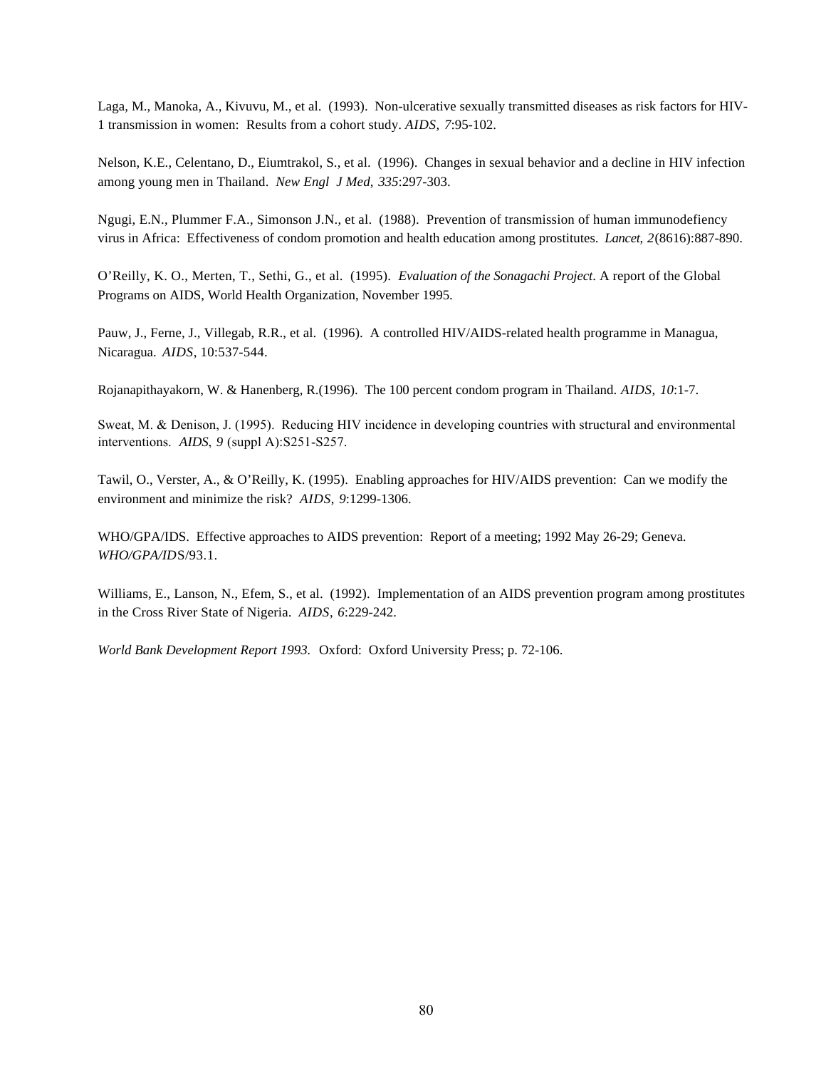Laga, M., Manoka, A., Kivuvu, M., et al. (1993). Non-ulcerative sexually transmitted diseases as risk factors for HIV-1 transmission in women: Results from a cohort study. *AIDS*, *7*:95-102.

Nelson, K.E., Celentano, D., Eiumtrakol, S., et al. (1996). Changes in sexual behavior and a decline in HIV infection among young men in Thailand. *New Engl J Med*, *335*:297-303.

Ngugi, E.N., Plummer F.A., Simonson J.N., et al. (1988). Prevention of transmission of human immunodefiency virus in Africa: Effectiveness of condom promotion and health education among prostitutes. *Lancet*, *2*(8616):887-890.

O'Reilly, K. O., Merten, T., Sethi, G., et al. (1995). *Evaluation of the Sonagachi Project*. A report of the Global Programs on AIDS, World Health Organization, November 1995.

Pauw, J., Ferne, J., Villegab, R.R., et al. (1996). A controlled HIV/AIDS-related health programme in Managua, Nicaragua. *AIDS*, 10:537-544.

Rojanapithayakorn, W. & Hanenberg, R.(1996). The 100 percent condom program in Thailand. *AIDS*, *10*:1-7.

Sweat, M. & Denison, J. (1995). Reducing HIV incidence in developing countries with structural and environmental interventions. *AIDS*, *9* (suppl A):S251-S257.

Tawil, O., Verster, A., & O'Reilly, K. (1995). Enabling approaches for HIV/AIDS prevention: Can we modify the environment and minimize the risk? *AIDS*, *9*:1299-1306.

WHO/GPA/IDS. Effective approaches to AIDS prevention: Report of a meeting; 1992 May 26-29; Geneva. *WHO/GPA/ID*S/93.1.

Williams, E., Lanson, N., Efem, S., et al. (1992). Implementation of an AIDS prevention program among prostitutes in the Cross River State of Nigeria. *AIDS*, *6*:229-242.

*World Bank Development Report 1993.* Oxford: Oxford University Press; p. 72-106.